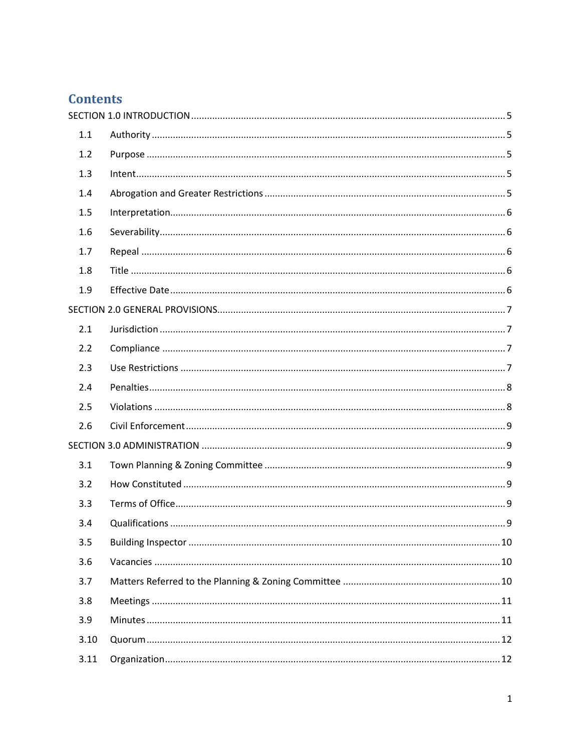# Contents

SECTION 1.0 INTRODUCTION ........................................................ 5

- 1.1 Authority ........................................................ 5
- 1.2 Purpose ........................................................ 5
- 1.3 Intent ........................................................ 5
- 1.4 Abrogation and Greater Restrictions ........................................................ 5
- 1.5 Interpretation ........................................................ 6
- 1.6 Severability ........................................................ 6
- 1.7 Repeal ........................................................ 6
- 1.8 Title ........................................................ 6
- 1.9 Effective Date ........................................................ 6

SECTION 2.0 GENERAL PROVISIONS ........................................................ 7

- 2.1 Jurisdiction ........................................................ 7
- 2.2 Compliance ........................................................ 7
- 2.3 Use Restrictions ........................................................ 7
- 2.4 Penalties ........................................................ 8
- 2.5 Violations ........................................................ 8
- 2.6 Civil Enforcement ........................................................ 9

SECTION 3.0 ADMINISTRATION ........................................................ 9

- 3.1 Town Planning & Zoning Committee ........................................................ 9
- 3.2 How Constituted ........................................................ 9
- 3.3 Terms of Office ........................................................ 9
- 3.4 Qualifications ........................................................ 9
- 3.5 Building Inspector ........................................................ 10
- 3.6 Vacancies ........................................................ 10
- 3.7 Matters Referred to the Planning & Zoning Committee ........................................................ 10
- 3.8 Meetings ........................................................ 11
- 3.9 Minutes ........................................................ 11
- 3.10 Quorum ........................................................ 12
- 3.11 Organization ........................................................ 12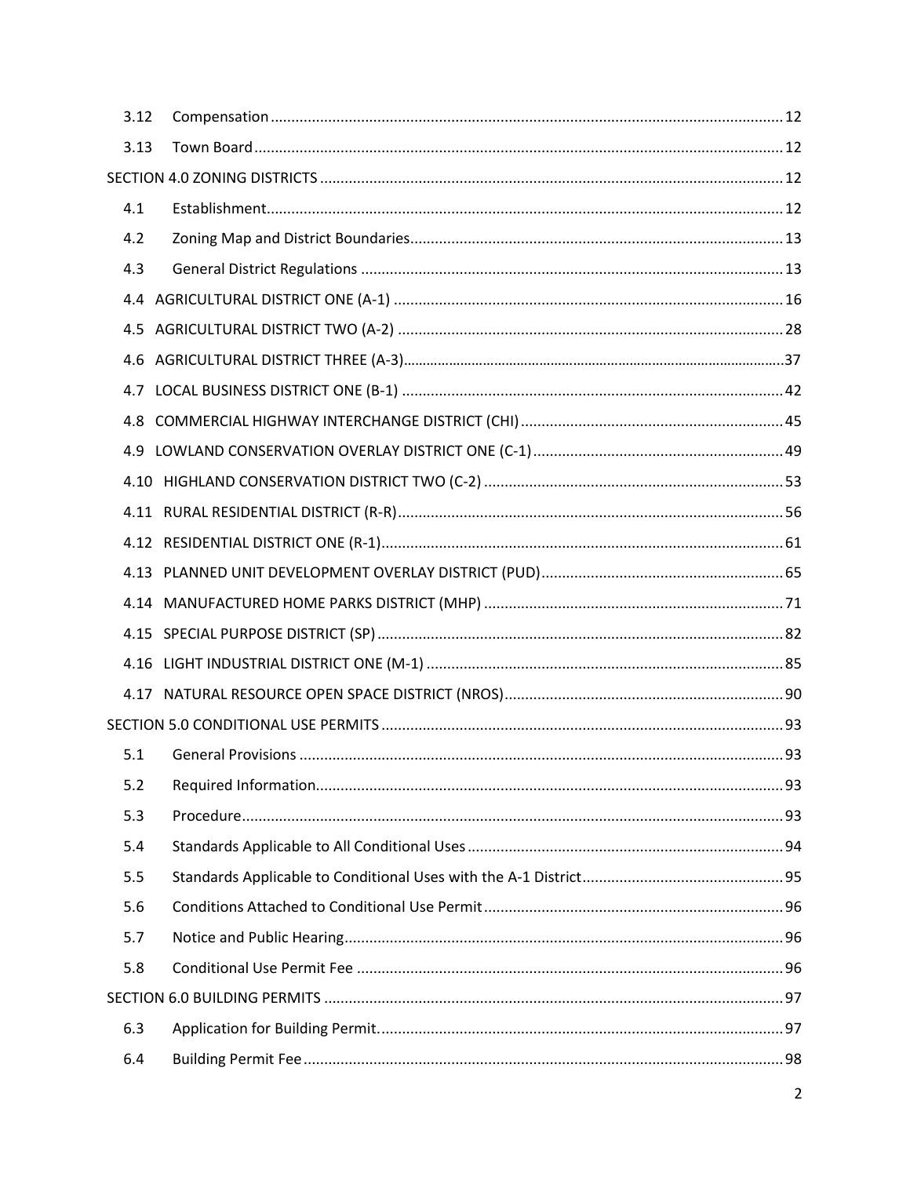3.12 Compensation ........................................................................................................................ 12

3.13 Town Board .......................................................................................................................... 12

SECTION 4.0 ZONING DISTRICTS .................................................................................................. 12

4.1 Establishment........................................................................................................................ 12

4.2 Zoning Map and District Boundaries.................................................................................... 13

4.3 General District Regulations ................................................................................................ 13

4.4 AGRICULTURAL DISTRICT ONE (A-1) ................................................................................ 16

4.5 AGRICULTURAL DISTRICT TWO (A-2) ............................................................................... 28

4.6 AGRICULTURAL DISTRICT THREE (A-3)............................................................................... 37

4.7 LOCAL BUSINESS DISTRICT ONE (B-1) .............................................................................. 42

4.8 COMMERCIAL HIGHWAY INTERCHANGE DISTRICT (CHI) ................................................. 45

4.9 LOWLAND CONSERVATION OVERLAY DISTRICT ONE (C-1) .............................................. 49

4.10 HIGHLAND CONSERVATION DISTRICT TWO (C-2) .......................................................... 53

4.11 RURAL RESIDENTIAL DISTRICT (R-R)............................................................................... 56

4.12 RESIDENTIAL DISTRICT ONE (R-1)................................................................................... 61

4.13 PLANNED UNIT DEVELOPMENT OVERLAY DISTRICT (PUD)............................................ 65

4.14 MANUFACTURED HOME PARKS DISTRICT (MHP) .......................................................... 71

4.15 SPECIAL PURPOSE DISTRICT (SP) .................................................................................... 82

4.16 LIGHT INDUSTRIAL DISTRICT ONE (M-1) ........................................................................ 85

4.17 NATURAL RESOURCE OPEN SPACE DISTRICT (NROS)..................................................... 90

SECTION 5.0 CONDITIONAL USE PERMITS .................................................................................. 93

5.1 General Provisions ................................................................................................................ 93

5.2 Required Information............................................................................................................ 93

5.3 Procedure.............................................................................................................................. 93

5.4 Standards Applicable to All Conditional Uses ...................................................................... 94

5.5 Standards Applicable to Conditional Uses with the A-1 District.......................................... 95

5.6 Conditions Attached to Conditional Use Permit ................................................................... 96

5.7 Notice and Public Hearing..................................................................................................... 96

5.8 Conditional Use Permit Fee .................................................................................................. 96

SECTION 6.0 BUILDING PERMITS ................................................................................................ 97

6.3 Application for Building Permit............................................................................................. 97

6.4 Building Permit Fee ............................................................................................................... 98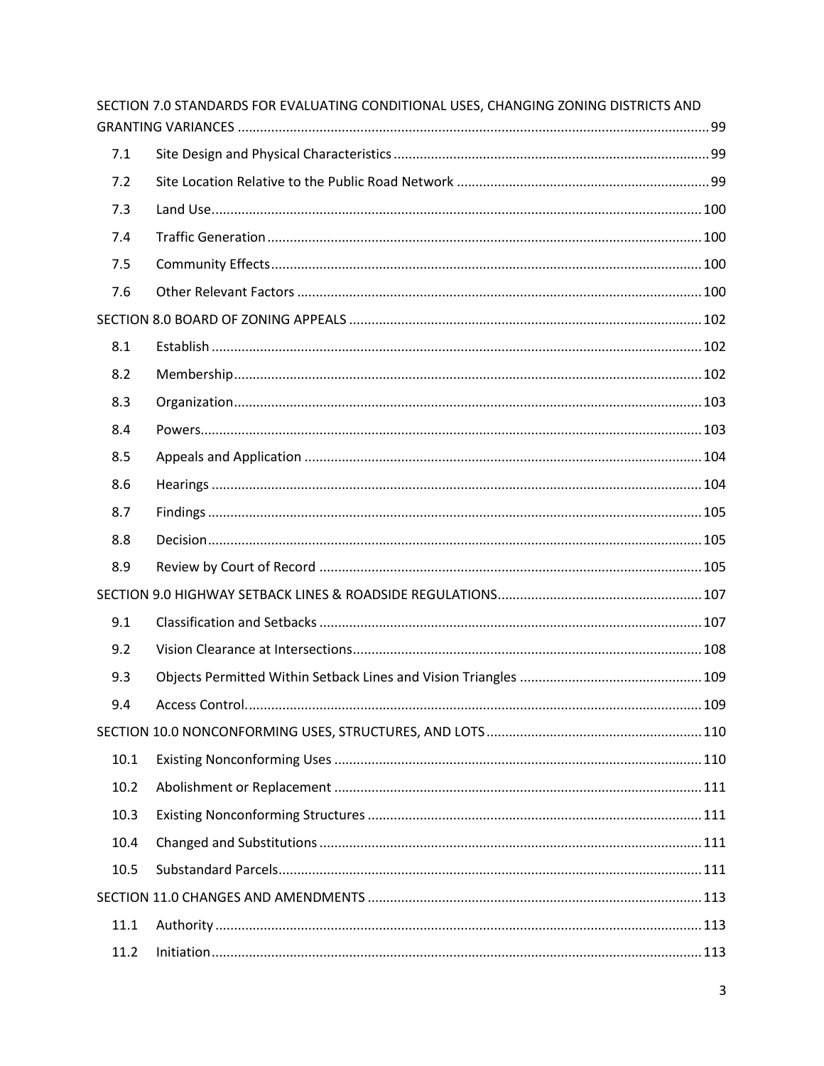SECTION 7.0 STANDARDS FOR EVALUATING CONDITIONAL USES, CHANGING ZONING DISTRICTS AND GRANTING VARIANCES ........ 99

| | | |
|---|---|---|
| 7.1 | Site Design and Physical Characteristics | 99 |
| 7.2 | Site Location Relative to the Public Road Network | 99 |
| 7.3 | Land Use | 100 |
| 7.4 | Traffic Generation | 100 |
| 7.5 | Community Effects | 100 |
| 7.6 | Other Relevant Factors | 100 |

SECTION 8.0 BOARD OF ZONING APPEALS ........ 102

| | | |
|---|---|---|
| 8.1 | Establish | 102 |
| 8.2 | Membership | 102 |
| 8.3 | Organization | 103 |
| 8.4 | Powers | 103 |
| 8.5 | Appeals and Application | 104 |
| 8.6 | Hearings | 104 |
| 8.7 | Findings | 105 |
| 8.8 | Decision | 105 |
| 8.9 | Review by Court of Record | 105 |

SECTION 9.0 HIGHWAY SETBACK LINES & ROADSIDE REGULATIONS ........ 107

| | | |
|---|---|---|
| 9.1 | Classification and Setbacks | 107 |
| 9.2 | Vision Clearance at Intersections | 108 |
| 9.3 | Objects Permitted Within Setback Lines and Vision Triangles | 109 |
| 9.4 | Access Control | 109 |

SECTION 10.0 NONCONFORMING USES, STRUCTURES, AND LOTS ........ 110

| | | |
|---|---|---|
| 10.1 | Existing Nonconforming Uses | 110 |
| 10.2 | Abolishment or Replacement | 111 |
| 10.3 | Existing Nonconforming Structures | 111 |
| 10.4 | Changed and Substitutions | 111 |
| 10.5 | Substandard Parcels | 111 |

SECTION 11.0 CHANGES AND AMENDMENTS ........ 113

| | | |
|---|---|---|
| 11.1 | Authority | 113 |
| 11.2 | Initiation | 113 |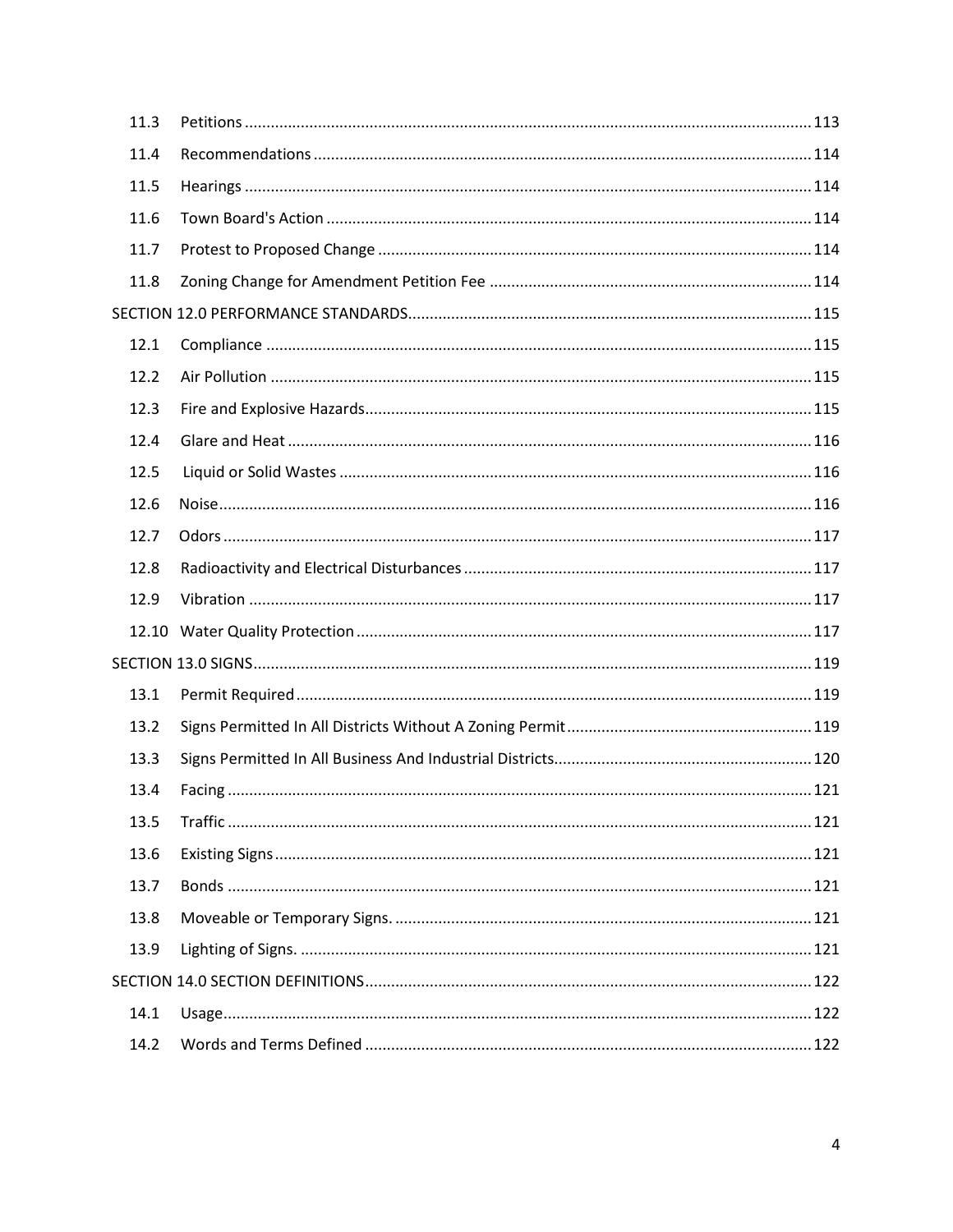11.3 Petitions ... 113

11.4 Recommendations ... 114

11.5 Hearings ... 114

11.6 Town Board's Action ... 114

11.7 Protest to Proposed Change ... 114

11.8 Zoning Change for Amendment Petition Fee ... 114

SECTION 12.0 PERFORMANCE STANDARDS ... 115

12.1 Compliance ... 115

12.2 Air Pollution ... 115

12.3 Fire and Explosive Hazards ... 115

12.4 Glare and Heat ... 116

12.5 Liquid or Solid Wastes ... 116

12.6 Noise ... 116

12.7 Odors ... 117

12.8 Radioactivity and Electrical Disturbances ... 117

12.9 Vibration ... 117

12.10 Water Quality Protection ... 117

SECTION 13.0 SIGNS ... 119

13.1 Permit Required ... 119

13.2 Signs Permitted In All Districts Without A Zoning Permit ... 119

13.3 Signs Permitted In All Business And Industrial Districts ... 120

13.4 Facing ... 121

13.5 Traffic ... 121

13.6 Existing Signs ... 121

13.7 Bonds ... 121

13.8 Moveable or Temporary Signs. ... 121

13.9 Lighting of Signs. ... 121

SECTION 14.0 SECTION DEFINITIONS ... 122

14.1 Usage ... 122

14.2 Words and Terms Defined ... 122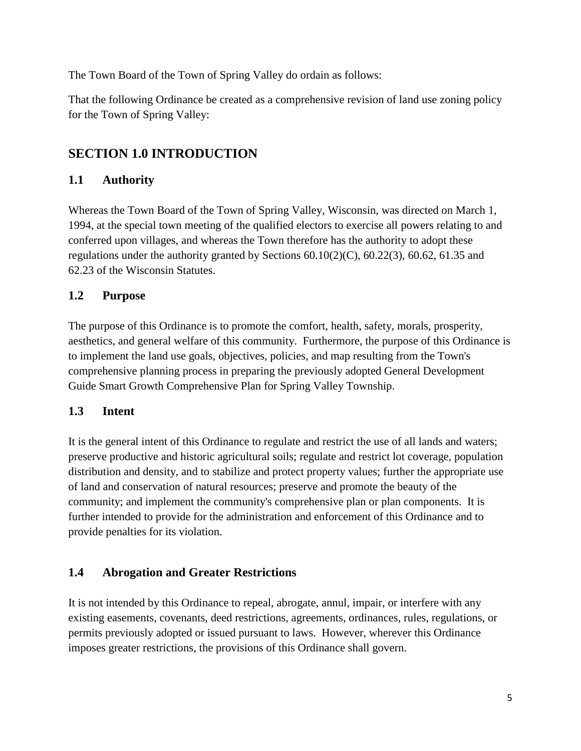The Town Board of the Town of Spring Valley do ordain as follows:

That the following Ordinance be created as a comprehensive revision of land use zoning policy for the Town of Spring Valley:

## SECTION 1.0 INTRODUCTION

### 1.1 Authority

Whereas the Town Board of the Town of Spring Valley, Wisconsin, was directed on March 1, 1994, at the special town meeting of the qualified electors to exercise all powers relating to and conferred upon villages, and whereas the Town therefore has the authority to adopt these regulations under the authority granted by Sections 60.10(2)(C), 60.22(3), 60.62, 61.35 and 62.23 of the Wisconsin Statutes.

### 1.2 Purpose

The purpose of this Ordinance is to promote the comfort, health, safety, morals, prosperity, aesthetics, and general welfare of this community. Furthermore, the purpose of this Ordinance is to implement the land use goals, objectives, policies, and map resulting from the Town's comprehensive planning process in preparing the previously adopted General Development Guide Smart Growth Comprehensive Plan for Spring Valley Township.

### 1.3 Intent

It is the general intent of this Ordinance to regulate and restrict the use of all lands and waters; preserve productive and historic agricultural soils; regulate and restrict lot coverage, population distribution and density, and to stabilize and protect property values; further the appropriate use of land and conservation of natural resources; preserve and promote the beauty of the community; and implement the community's comprehensive plan or plan components. It is further intended to provide for the administration and enforcement of this Ordinance and to provide penalties for its violation.

### 1.4 Abrogation and Greater Restrictions

It is not intended by this Ordinance to repeal, abrogate, annul, impair, or interfere with any existing easements, covenants, deed restrictions, agreements, ordinances, rules, regulations, or permits previously adopted or issued pursuant to laws. However, wherever this Ordinance imposes greater restrictions, the provisions of this Ordinance shall govern.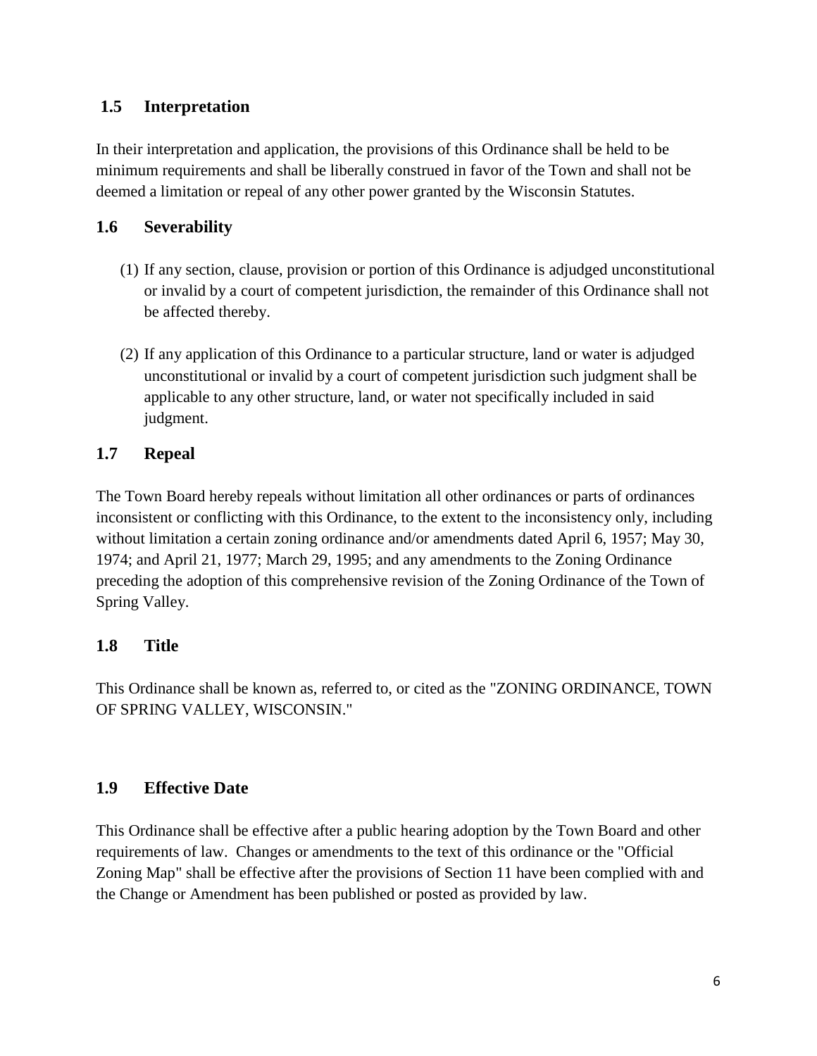## 1.5 Interpretation

In their interpretation and application, the provisions of this Ordinance shall be held to be minimum requirements and shall be liberally construed in favor of the Town and shall not be deemed a limitation or repeal of any other power granted by the Wisconsin Statutes.

## 1.6 Severability

(1) If any section, clause, provision or portion of this Ordinance is adjudged unconstitutional or invalid by a court of competent jurisdiction, the remainder of this Ordinance shall not be affected thereby.

(2) If any application of this Ordinance to a particular structure, land or water is adjudged unconstitutional or invalid by a court of competent jurisdiction such judgment shall be applicable to any other structure, land, or water not specifically included in said judgment.

## 1.7 Repeal

The Town Board hereby repeals without limitation all other ordinances or parts of ordinances inconsistent or conflicting with this Ordinance, to the extent to the inconsistency only, including without limitation a certain zoning ordinance and/or amendments dated April 6, 1957; May 30, 1974; and April 21, 1977; March 29, 1995; and any amendments to the Zoning Ordinance preceding the adoption of this comprehensive revision of the Zoning Ordinance of the Town of Spring Valley.

## 1.8 Title

This Ordinance shall be known as, referred to, or cited as the "ZONING ORDINANCE, TOWN OF SPRING VALLEY, WISCONSIN."

## 1.9 Effective Date

This Ordinance shall be effective after a public hearing adoption by the Town Board and other requirements of law. Changes or amendments to the text of this ordinance or the "Official Zoning Map" shall be effective after the provisions of Section 11 have been complied with and the Change or Amendment has been published or posted as provided by law.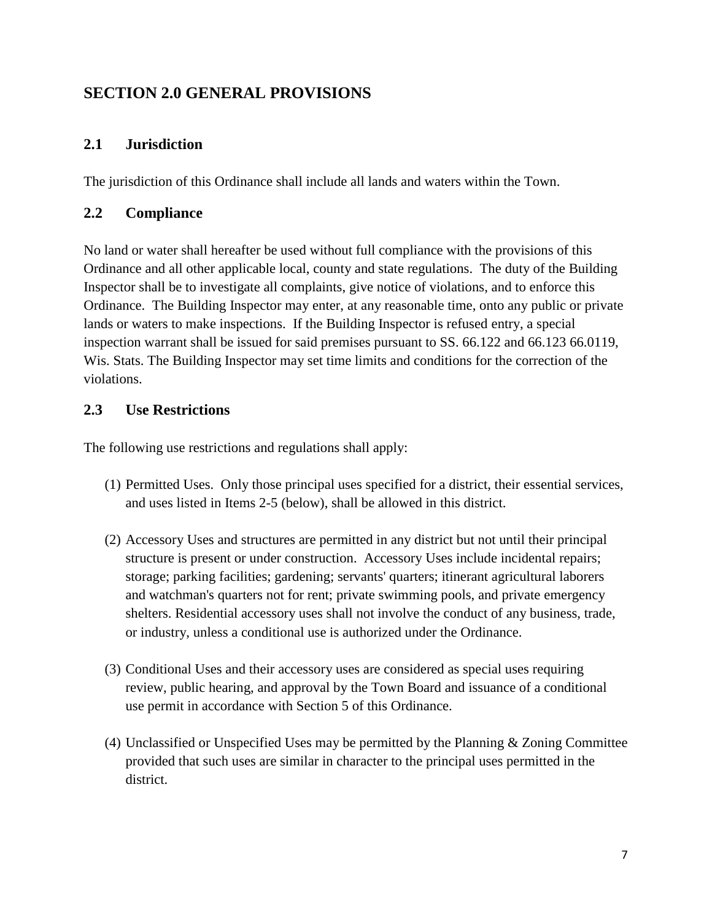## SECTION 2.0 GENERAL PROVISIONS

### 2.1 Jurisdiction

The jurisdiction of this Ordinance shall include all lands and waters within the Town.

### 2.2 Compliance

No land or water shall hereafter be used without full compliance with the provisions of this Ordinance and all other applicable local, county and state regulations. The duty of the Building Inspector shall be to investigate all complaints, give notice of violations, and to enforce this Ordinance. The Building Inspector may enter, at any reasonable time, onto any public or private lands or waters to make inspections. If the Building Inspector is refused entry, a special inspection warrant shall be issued for said premises pursuant to SS. 66.122 and 66.123 66.0119, Wis. Stats. The Building Inspector may set time limits and conditions for the correction of the violations.

### 2.3 Use Restrictions

The following use restrictions and regulations shall apply:

(1) Permitted Uses. Only those principal uses specified for a district, their essential services, and uses listed in Items 2-5 (below), shall be allowed in this district.

(2) Accessory Uses and structures are permitted in any district but not until their principal structure is present or under construction. Accessory Uses include incidental repairs; storage; parking facilities; gardening; servants' quarters; itinerant agricultural laborers and watchman's quarters not for rent; private swimming pools, and private emergency shelters. Residential accessory uses shall not involve the conduct of any business, trade, or industry, unless a conditional use is authorized under the Ordinance.

(3) Conditional Uses and their accessory uses are considered as special uses requiring review, public hearing, and approval by the Town Board and issuance of a conditional use permit in accordance with Section 5 of this Ordinance.

(4) Unclassified or Unspecified Uses may be permitted by the Planning & Zoning Committee provided that such uses are similar in character to the principal uses permitted in the district.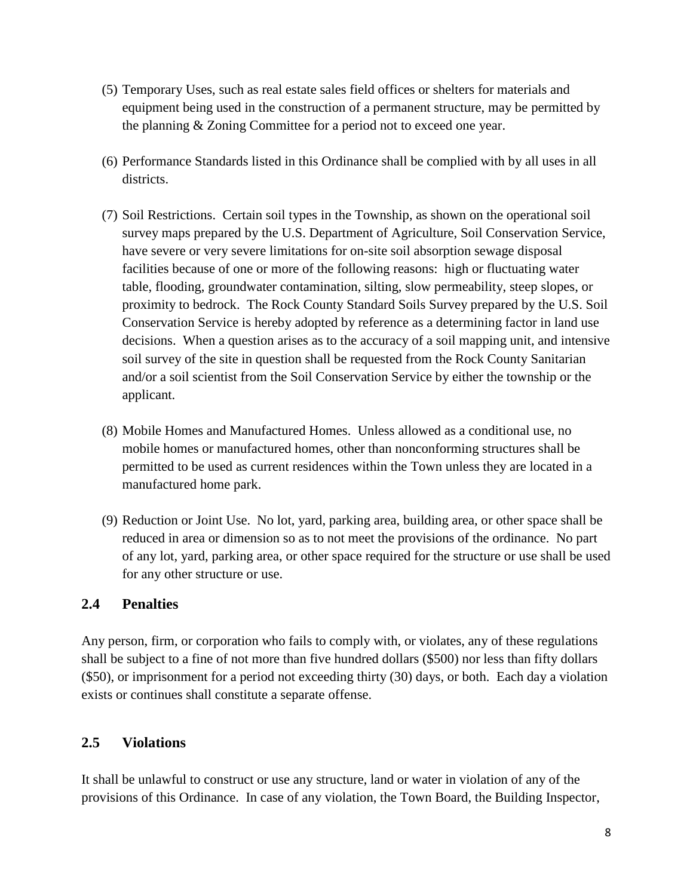(5) Temporary Uses, such as real estate sales field offices or shelters for materials and equipment being used in the construction of a permanent structure, may be permitted by the planning & Zoning Committee for a period not to exceed one year.

(6) Performance Standards listed in this Ordinance shall be complied with by all uses in all districts.

(7) Soil Restrictions. Certain soil types in the Township, as shown on the operational soil survey maps prepared by the U.S. Department of Agriculture, Soil Conservation Service, have severe or very severe limitations for on-site soil absorption sewage disposal facilities because of one or more of the following reasons: high or fluctuating water table, flooding, groundwater contamination, silting, slow permeability, steep slopes, or proximity to bedrock. The Rock County Standard Soils Survey prepared by the U.S. Soil Conservation Service is hereby adopted by reference as a determining factor in land use decisions. When a question arises as to the accuracy of a soil mapping unit, and intensive soil survey of the site in question shall be requested from the Rock County Sanitarian and/or a soil scientist from the Soil Conservation Service by either the township or the applicant.

(8) Mobile Homes and Manufactured Homes. Unless allowed as a conditional use, no mobile homes or manufactured homes, other than nonconforming structures shall be permitted to be used as current residences within the Town unless they are located in a manufactured home park.

(9) Reduction or Joint Use. No lot, yard, parking area, building area, or other space shall be reduced in area or dimension so as to not meet the provisions of the ordinance. No part of any lot, yard, parking area, or other space required for the structure or use shall be used for any other structure or use.

## 2.4 Penalties

Any person, firm, or corporation who fails to comply with, or violates, any of these regulations shall be subject to a fine of not more than five hundred dollars ($500) nor less than fifty dollars ($50), or imprisonment for a period not exceeding thirty (30) days, or both. Each day a violation exists or continues shall constitute a separate offense.

## 2.5 Violations

It shall be unlawful to construct or use any structure, land or water in violation of any of the provisions of this Ordinance. In case of any violation, the Town Board, the Building Inspector,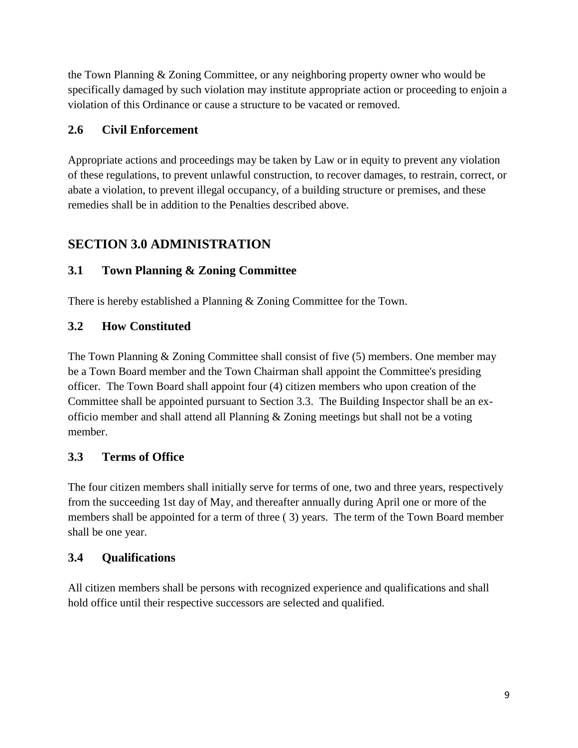the Town Planning & Zoning Committee, or any neighboring property owner who would be specifically damaged by such violation may institute appropriate action or proceeding to enjoin a violation of this Ordinance or cause a structure to be vacated or removed.

### 2.6 Civil Enforcement

Appropriate actions and proceedings may be taken by Law or in equity to prevent any violation of these regulations, to prevent unlawful construction, to recover damages, to restrain, correct, or abate a violation, to prevent illegal occupancy, of a building structure or premises, and these remedies shall be in addition to the Penalties described above.

## SECTION 3.0 ADMINISTRATION

### 3.1 Town Planning & Zoning Committee

There is hereby established a Planning & Zoning Committee for the Town.

### 3.2 How Constituted

The Town Planning & Zoning Committee shall consist of five (5) members. One member may be a Town Board member and the Town Chairman shall appoint the Committee's presiding officer. The Town Board shall appoint four (4) citizen members who upon creation of the Committee shall be appointed pursuant to Section 3.3. The Building Inspector shall be an ex-officio member and shall attend all Planning & Zoning meetings but shall not be a voting member.

### 3.3 Terms of Office

The four citizen members shall initially serve for terms of one, two and three years, respectively from the succeeding 1st day of May, and thereafter annually during April one or more of the members shall be appointed for a term of three ( 3) years. The term of the Town Board member shall be one year.

### 3.4 Qualifications

All citizen members shall be persons with recognized experience and qualifications and shall hold office until their respective successors are selected and qualified.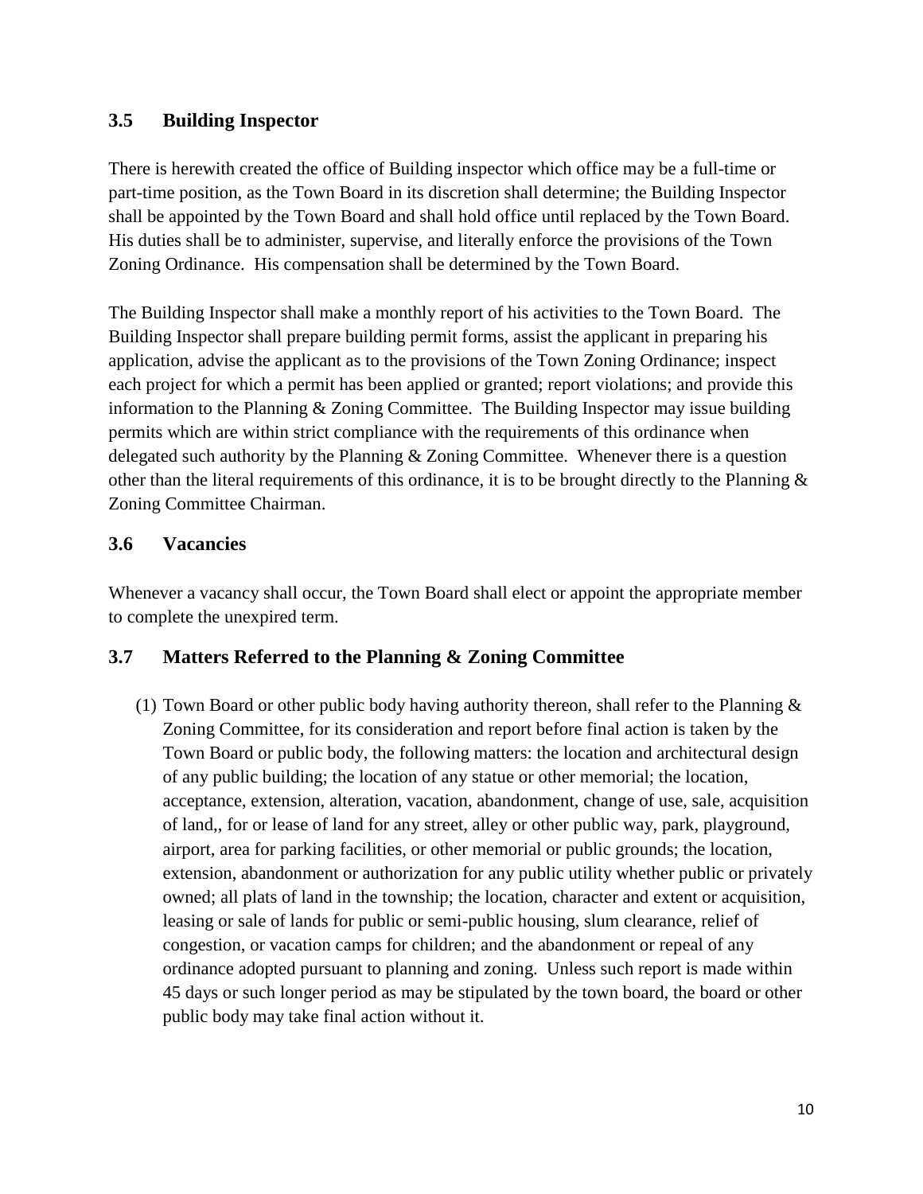### 3.5 Building Inspector

There is herewith created the office of Building inspector which office may be a full-time or part-time position, as the Town Board in its discretion shall determine; the Building Inspector shall be appointed by the Town Board and shall hold office until replaced by the Town Board. His duties shall be to administer, supervise, and literally enforce the provisions of the Town Zoning Ordinance. His compensation shall be determined by the Town Board.

The Building Inspector shall make a monthly report of his activities to the Town Board. The Building Inspector shall prepare building permit forms, assist the applicant in preparing his application, advise the applicant as to the provisions of the Town Zoning Ordinance; inspect each project for which a permit has been applied or granted; report violations; and provide this information to the Planning & Zoning Committee. The Building Inspector may issue building permits which are within strict compliance with the requirements of this ordinance when delegated such authority by the Planning & Zoning Committee. Whenever there is a question other than the literal requirements of this ordinance, it is to be brought directly to the Planning & Zoning Committee Chairman.

### 3.6 Vacancies

Whenever a vacancy shall occur, the Town Board shall elect or appoint the appropriate member to complete the unexpired term.

### 3.7 Matters Referred to the Planning & Zoning Committee

(1) Town Board or other public body having authority thereon, shall refer to the Planning & Zoning Committee, for its consideration and report before final action is taken by the Town Board or public body, the following matters: the location and architectural design of any public building; the location of any statue or other memorial; the location, acceptance, extension, alteration, vacation, abandonment, change of use, sale, acquisition of land,, for or lease of land for any street, alley or other public way, park, playground, airport, area for parking facilities, or other memorial or public grounds; the location, extension, abandonment or authorization for any public utility whether public or privately owned; all plats of land in the township; the location, character and extent or acquisition, leasing or sale of lands for public or semi-public housing, slum clearance, relief of congestion, or vacation camps for children; and the abandonment or repeal of any ordinance adopted pursuant to planning and zoning. Unless such report is made within 45 days or such longer period as may be stipulated by the town board, the board or other public body may take final action without it.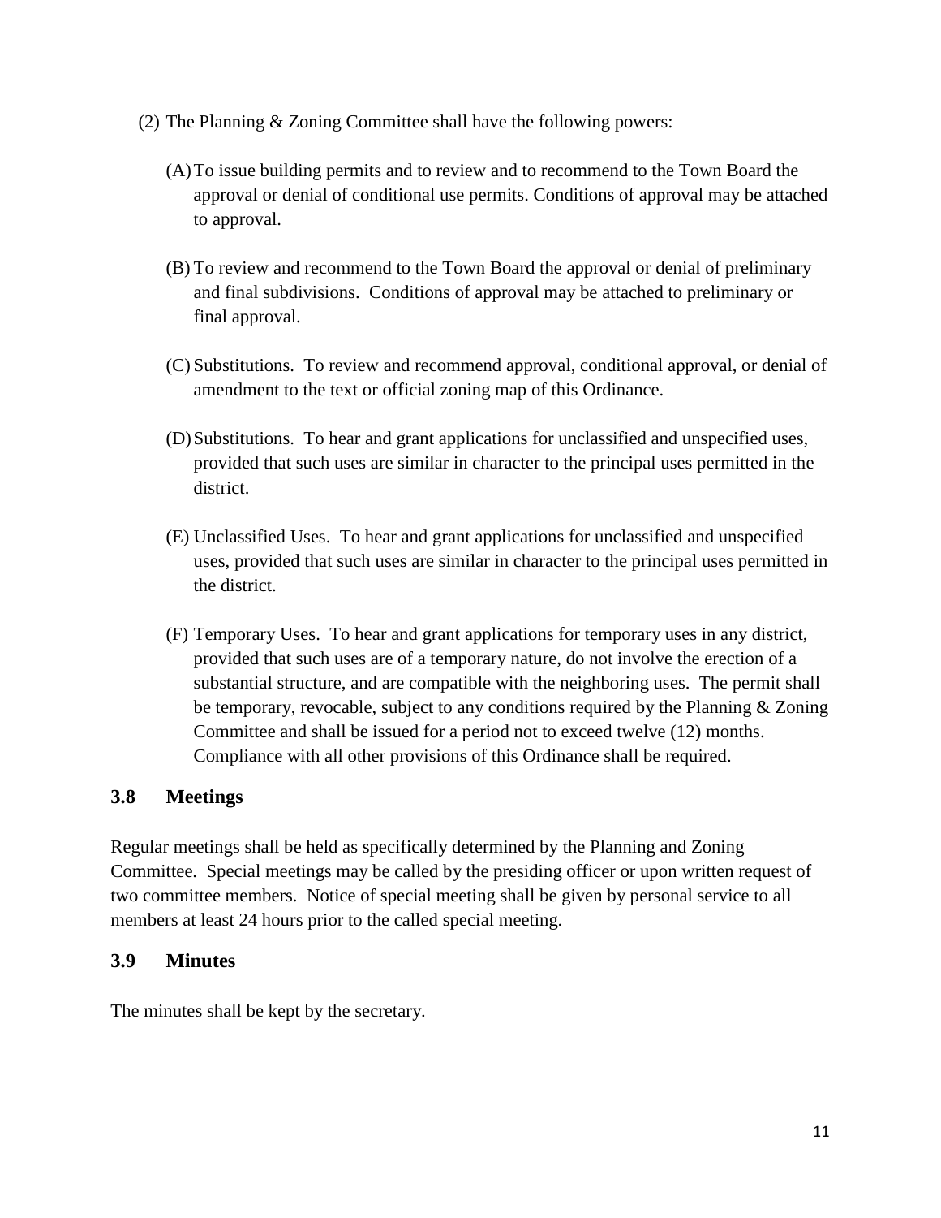(2) The Planning & Zoning Committee shall have the following powers:

(A) To issue building permits and to review and to recommend to the Town Board the approval or denial of conditional use permits. Conditions of approval may be attached to approval.

(B) To review and recommend to the Town Board the approval or denial of preliminary and final subdivisions. Conditions of approval may be attached to preliminary or final approval.

(C) Substitutions. To review and recommend approval, conditional approval, or denial of amendment to the text or official zoning map of this Ordinance.

(D) Substitutions. To hear and grant applications for unclassified and unspecified uses, provided that such uses are similar in character to the principal uses permitted in the district.

(E) Unclassified Uses. To hear and grant applications for unclassified and unspecified uses, provided that such uses are similar in character to the principal uses permitted in the district.

(F) Temporary Uses. To hear and grant applications for temporary uses in any district, provided that such uses are of a temporary nature, do not involve the erection of a substantial structure, and are compatible with the neighboring uses. The permit shall be temporary, revocable, subject to any conditions required by the Planning & Zoning Committee and shall be issued for a period not to exceed twelve (12) months. Compliance with all other provisions of this Ordinance shall be required.

## 3.8 Meetings

Regular meetings shall be held as specifically determined by the Planning and Zoning Committee. Special meetings may be called by the presiding officer or upon written request of two committee members. Notice of special meeting shall be given by personal service to all members at least 24 hours prior to the called special meeting.

## 3.9 Minutes

The minutes shall be kept by the secretary.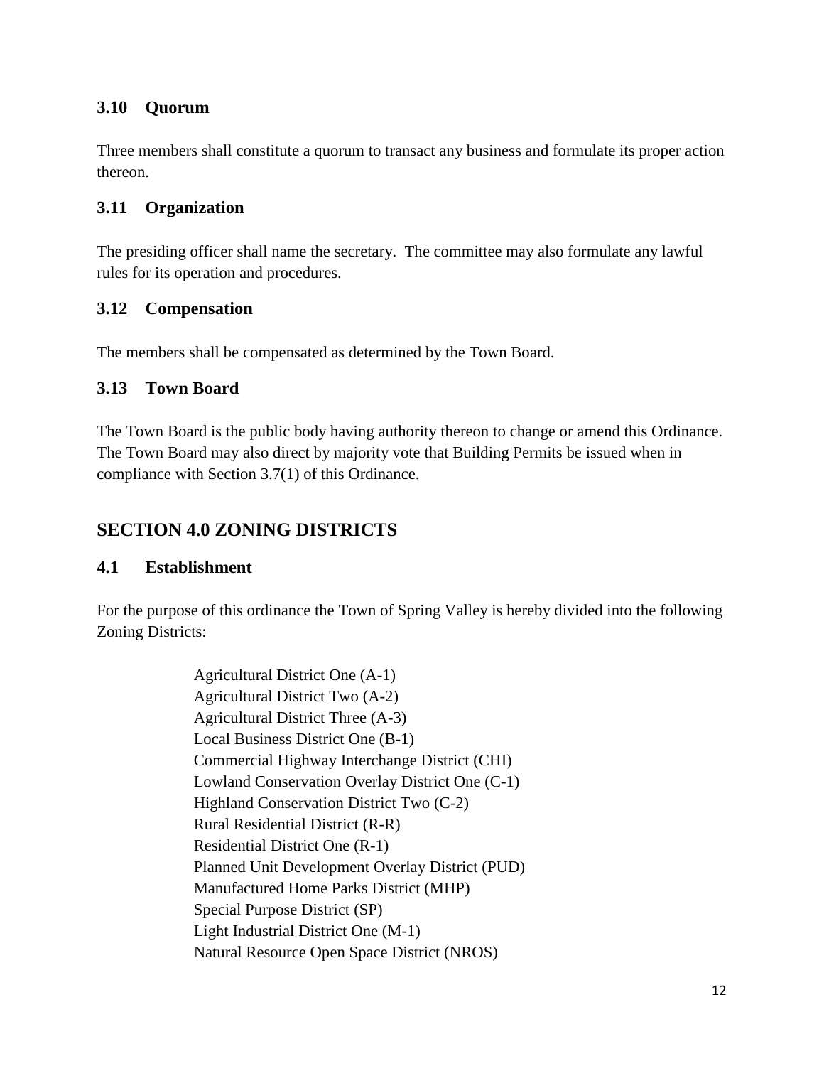### 3.10 Quorum

Three members shall constitute a quorum to transact any business and formulate its proper action thereon.

### 3.11 Organization

The presiding officer shall name the secretary. The committee may also formulate any lawful rules for its operation and procedures.

### 3.12 Compensation

The members shall be compensated as determined by the Town Board.

### 3.13 Town Board

The Town Board is the public body having authority thereon to change or amend this Ordinance. The Town Board may also direct by majority vote that Building Permits be issued when in compliance with Section 3.7(1) of this Ordinance.

## SECTION 4.0 ZONING DISTRICTS

### 4.1 Establishment

For the purpose of this ordinance the Town of Spring Valley is hereby divided into the following Zoning Districts:

Agricultural District One (A-1)
Agricultural District Two (A-2)
Agricultural District Three (A-3)
Local Business District One (B-1)
Commercial Highway Interchange District (CHI)
Lowland Conservation Overlay District One (C-1)
Highland Conservation District Two (C-2)
Rural Residential District (R-R)
Residential District One (R-1)
Planned Unit Development Overlay District (PUD)
Manufactured Home Parks District (MHP)
Special Purpose District (SP)
Light Industrial District One (M-1)
Natural Resource Open Space District (NROS)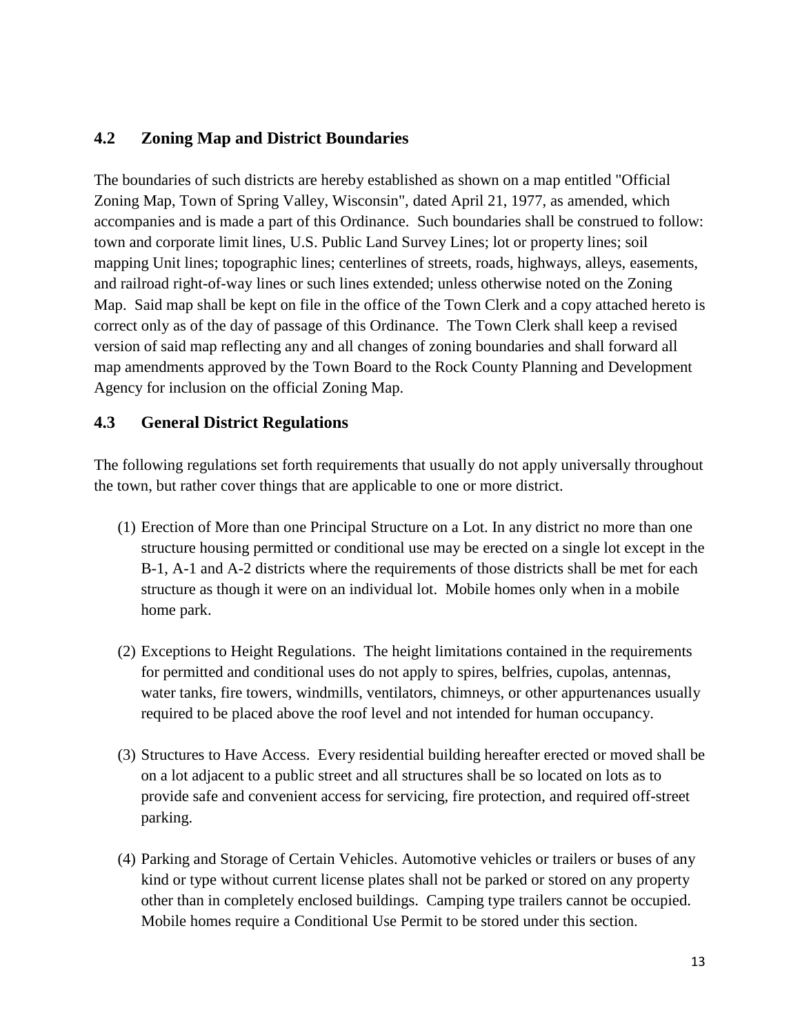## 4.2 Zoning Map and District Boundaries

The boundaries of such districts are hereby established as shown on a map entitled "Official Zoning Map, Town of Spring Valley, Wisconsin", dated April 21, 1977, as amended, which accompanies and is made a part of this Ordinance. Such boundaries shall be construed to follow: town and corporate limit lines, U.S. Public Land Survey Lines; lot or property lines; soil mapping Unit lines; topographic lines; centerlines of streets, roads, highways, alleys, easements, and railroad right-of-way lines or such lines extended; unless otherwise noted on the Zoning Map. Said map shall be kept on file in the office of the Town Clerk and a copy attached hereto is correct only as of the day of passage of this Ordinance. The Town Clerk shall keep a revised version of said map reflecting any and all changes of zoning boundaries and shall forward all map amendments approved by the Town Board to the Rock County Planning and Development Agency for inclusion on the official Zoning Map.

## 4.3 General District Regulations

The following regulations set forth requirements that usually do not apply universally throughout the town, but rather cover things that are applicable to one or more district.

(1) Erection of More than one Principal Structure on a Lot. In any district no more than one structure housing permitted or conditional use may be erected on a single lot except in the B-1, A-1 and A-2 districts where the requirements of those districts shall be met for each structure as though it were on an individual lot. Mobile homes only when in a mobile home park.

(2) Exceptions to Height Regulations. The height limitations contained in the requirements for permitted and conditional uses do not apply to spires, belfries, cupolas, antennas, water tanks, fire towers, windmills, ventilators, chimneys, or other appurtenances usually required to be placed above the roof level and not intended for human occupancy.

(3) Structures to Have Access. Every residential building hereafter erected or moved shall be on a lot adjacent to a public street and all structures shall be so located on lots as to provide safe and convenient access for servicing, fire protection, and required off-street parking.

(4) Parking and Storage of Certain Vehicles. Automotive vehicles or trailers or buses of any kind or type without current license plates shall not be parked or stored on any property other than in completely enclosed buildings. Camping type trailers cannot be occupied. Mobile homes require a Conditional Use Permit to be stored under this section.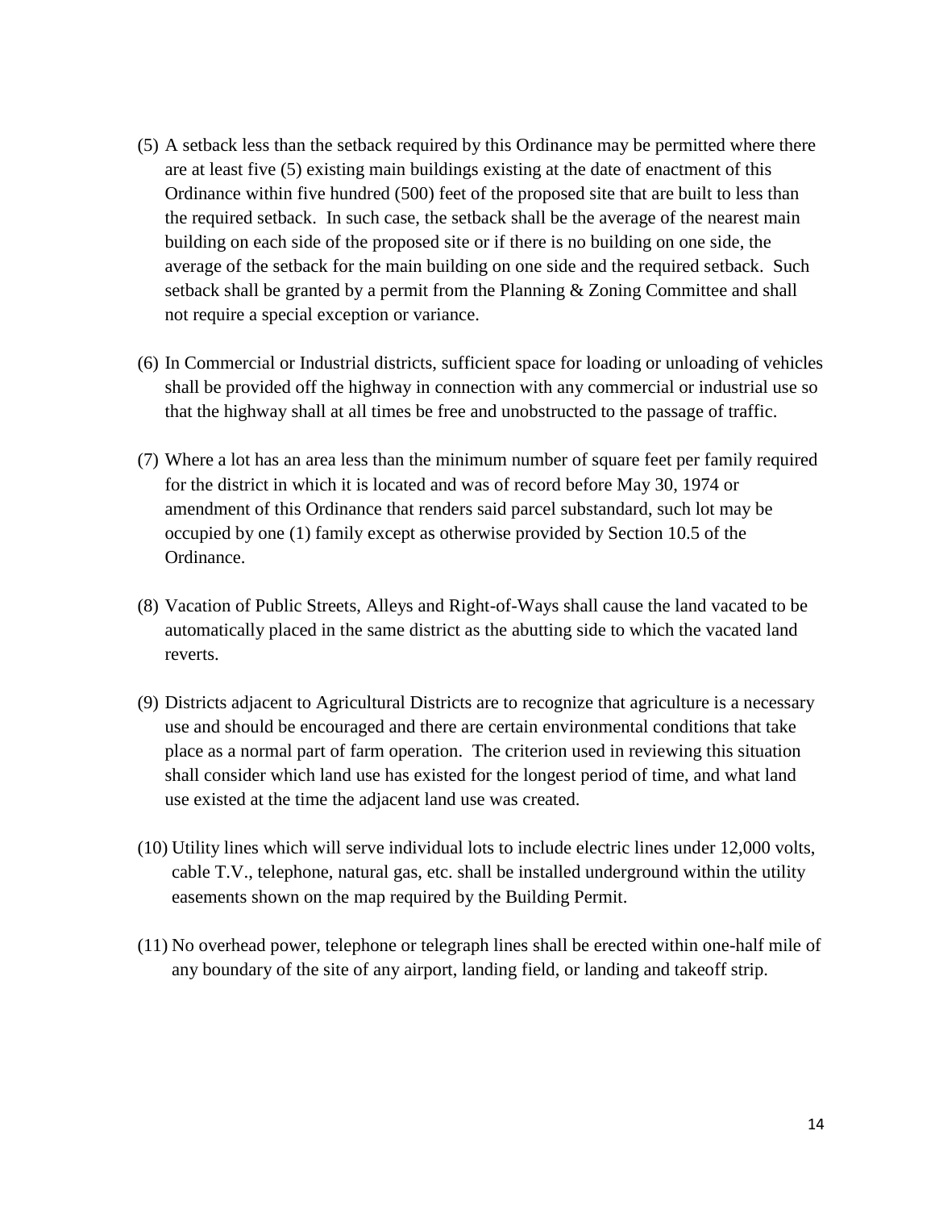(5) A setback less than the setback required by this Ordinance may be permitted where there are at least five (5) existing main buildings existing at the date of enactment of this Ordinance within five hundred (500) feet of the proposed site that are built to less than the required setback. In such case, the setback shall be the average of the nearest main building on each side of the proposed site or if there is no building on one side, the average of the setback for the main building on one side and the required setback. Such setback shall be granted by a permit from the Planning & Zoning Committee and shall not require a special exception or variance.

(6) In Commercial or Industrial districts, sufficient space for loading or unloading of vehicles shall be provided off the highway in connection with any commercial or industrial use so that the highway shall at all times be free and unobstructed to the passage of traffic.

(7) Where a lot has an area less than the minimum number of square feet per family required for the district in which it is located and was of record before May 30, 1974 or amendment of this Ordinance that renders said parcel substandard, such lot may be occupied by one (1) family except as otherwise provided by Section 10.5 of the Ordinance.

(8) Vacation of Public Streets, Alleys and Right-of-Ways shall cause the land vacated to be automatically placed in the same district as the abutting side to which the vacated land reverts.

(9) Districts adjacent to Agricultural Districts are to recognize that agriculture is a necessary use and should be encouraged and there are certain environmental conditions that take place as a normal part of farm operation. The criterion used in reviewing this situation shall consider which land use has existed for the longest period of time, and what land use existed at the time the adjacent land use was created.

(10) Utility lines which will serve individual lots to include electric lines under 12,000 volts, cable T.V., telephone, natural gas, etc. shall be installed underground within the utility easements shown on the map required by the Building Permit.

(11) No overhead power, telephone or telegraph lines shall be erected within one-half mile of any boundary of the site of any airport, landing field, or landing and takeoff strip.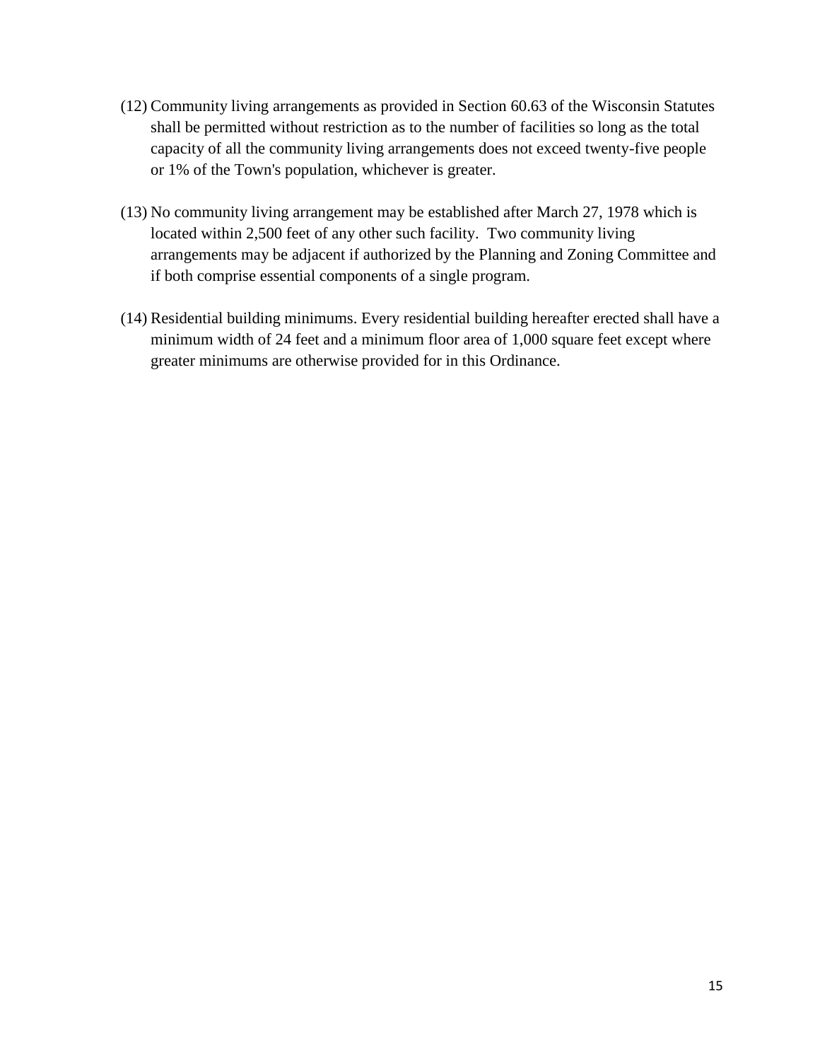(12) Community living arrangements as provided in Section 60.63 of the Wisconsin Statutes shall be permitted without restriction as to the number of facilities so long as the total capacity of all the community living arrangements does not exceed twenty-five people or 1% of the Town's population, whichever is greater.

(13) No community living arrangement may be established after March 27, 1978 which is located within 2,500 feet of any other such facility. Two community living arrangements may be adjacent if authorized by the Planning and Zoning Committee and if both comprise essential components of a single program.

(14) Residential building minimums. Every residential building hereafter erected shall have a minimum width of 24 feet and a minimum floor area of 1,000 square feet except where greater minimums are otherwise provided for in this Ordinance.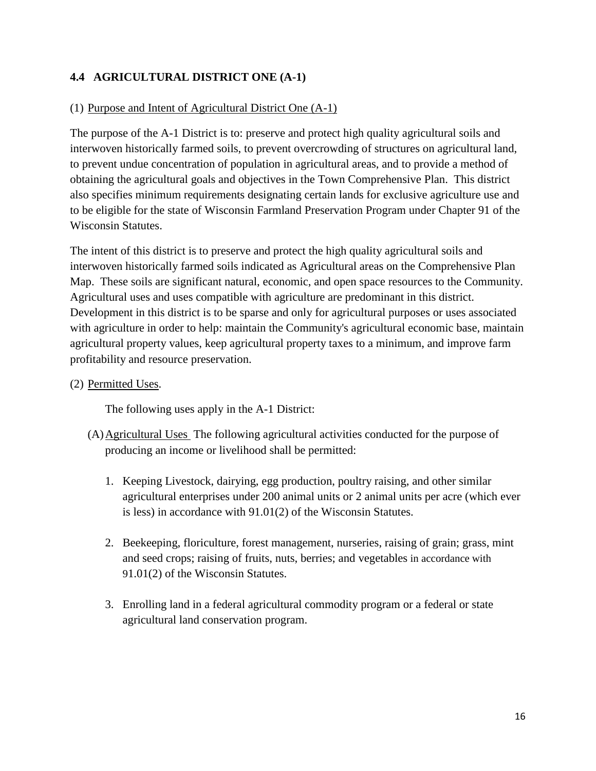## 4.4 AGRICULTURAL DISTRICT ONE (A-1)

(1) Purpose and Intent of Agricultural District One (A-1)

The purpose of the A-1 District is to: preserve and protect high quality agricultural soils and interwoven historically farmed soils, to prevent overcrowding of structures on agricultural land, to prevent undue concentration of population in agricultural areas, and to provide a method of obtaining the agricultural goals and objectives in the Town Comprehensive Plan. This district also specifies minimum requirements designating certain lands for exclusive agriculture use and to be eligible for the state of Wisconsin Farmland Preservation Program under Chapter 91 of the Wisconsin Statutes.

The intent of this district is to preserve and protect the high quality agricultural soils and interwoven historically farmed soils indicated as Agricultural areas on the Comprehensive Plan Map. These soils are significant natural, economic, and open space resources to the Community. Agricultural uses and uses compatible with agriculture are predominant in this district. Development in this district is to be sparse and only for agricultural purposes or uses associated with agriculture in order to help: maintain the Community's agricultural economic base, maintain agricultural property values, keep agricultural property taxes to a minimum, and improve farm profitability and resource preservation.

(2) Permitted Uses.

The following uses apply in the A-1 District:

(A) Agricultural Uses The following agricultural activities conducted for the purpose of producing an income or livelihood shall be permitted:

1. Keeping Livestock, dairying, egg production, poultry raising, and other similar agricultural enterprises under 200 animal units or 2 animal units per acre (which ever is less) in accordance with 91.01(2) of the Wisconsin Statutes.

2. Beekeeping, floriculture, forest management, nurseries, raising of grain; grass, mint and seed crops; raising of fruits, nuts, berries; and vegetables in accordance with 91.01(2) of the Wisconsin Statutes.

3. Enrolling land in a federal agricultural commodity program or a federal or state agricultural land conservation program.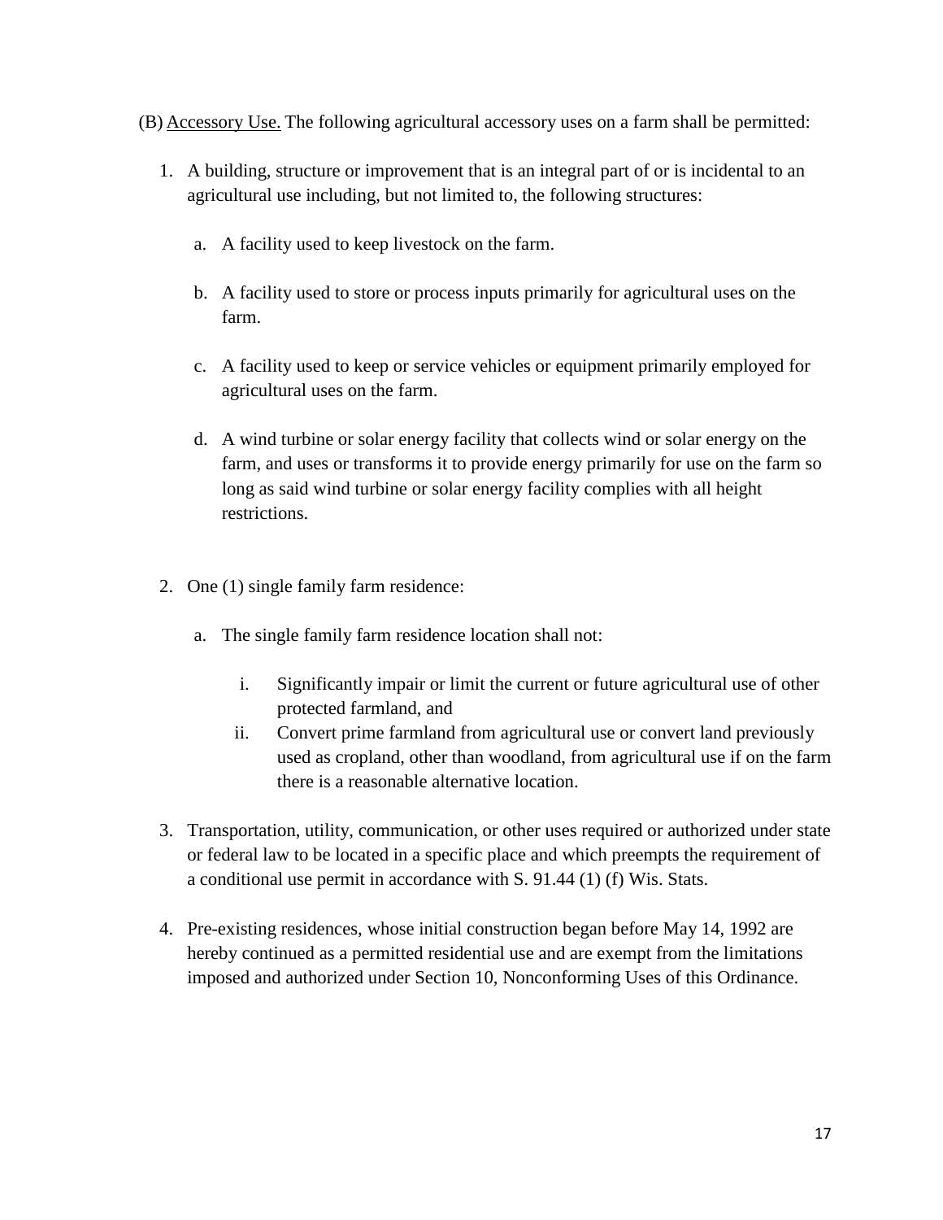(B) Accessory Use. The following agricultural accessory uses on a farm shall be permitted:

1. A building, structure or improvement that is an integral part of or is incidental to an agricultural use including, but not limited to, the following structures:

   a. A facility used to keep livestock on the farm.

   b. A facility used to store or process inputs primarily for agricultural uses on the farm.

   c. A facility used to keep or service vehicles or equipment primarily employed for agricultural uses on the farm.

   d. A wind turbine or solar energy facility that collects wind or solar energy on the farm, and uses or transforms it to provide energy primarily for use on the farm so long as said wind turbine or solar energy facility complies with all height restrictions.

2. One (1) single family farm residence:

   a. The single family farm residence location shall not:

      i. Significantly impair or limit the current or future agricultural use of other protected farmland, and
      ii. Convert prime farmland from agricultural use or convert land previously used as cropland, other than woodland, from agricultural use if on the farm there is a reasonable alternative location.

3. Transportation, utility, communication, or other uses required or authorized under state or federal law to be located in a specific place and which preempts the requirement of a conditional use permit in accordance with S. 91.44 (1) (f) Wis. Stats.

4. Pre-existing residences, whose initial construction began before May 14, 1992 are hereby continued as a permitted residential use and are exempt from the limitations imposed and authorized under Section 10, Nonconforming Uses of this Ordinance.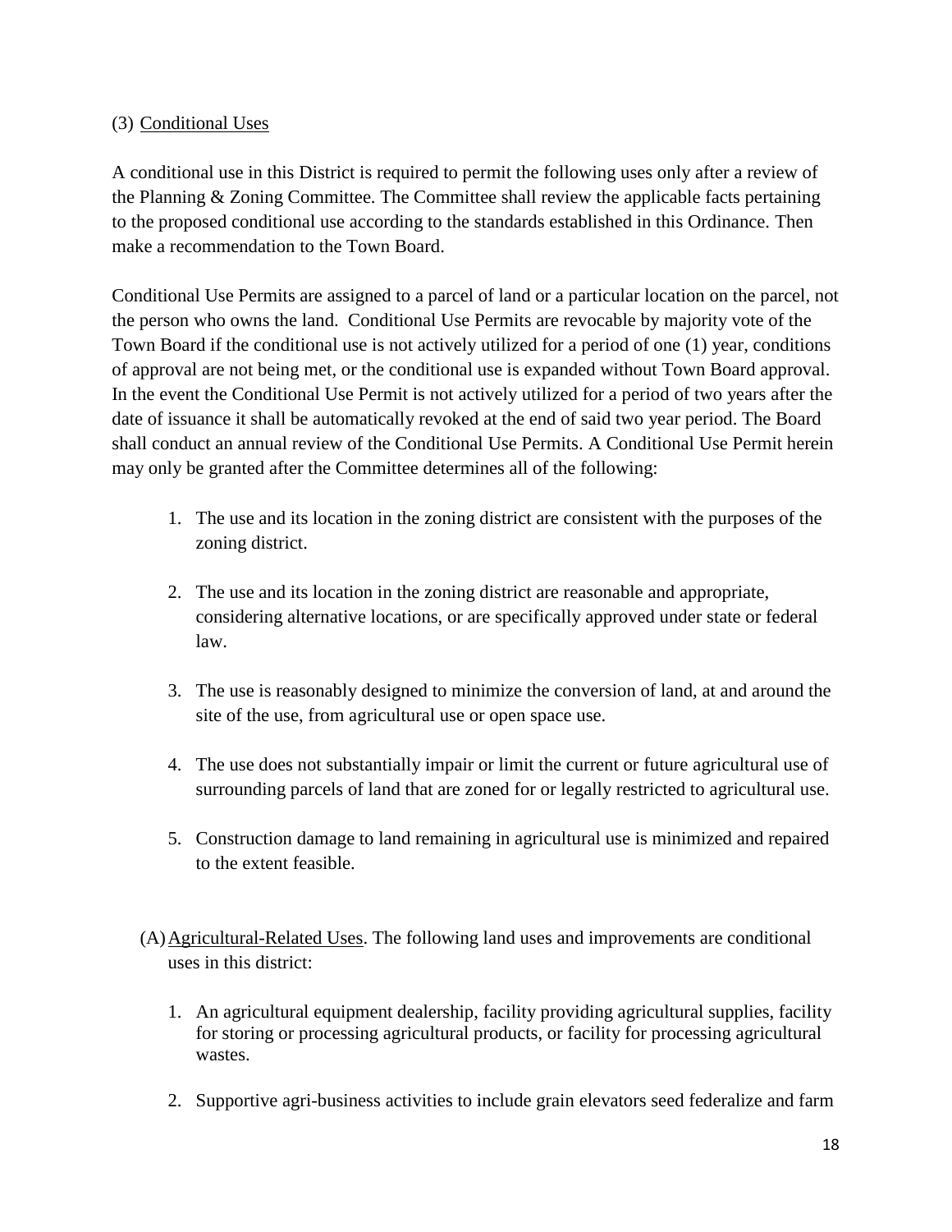(3) Conditional Uses

A conditional use in this District is required to permit the following uses only after a review of the Planning & Zoning Committee. The Committee shall review the applicable facts pertaining to the proposed conditional use according to the standards established in this Ordinance. Then make a recommendation to the Town Board.

Conditional Use Permits are assigned to a parcel of land or a particular location on the parcel, not the person who owns the land. Conditional Use Permits are revocable by majority vote of the Town Board if the conditional use is not actively utilized for a period of one (1) year, conditions of approval are not being met, or the conditional use is expanded without Town Board approval. In the event the Conditional Use Permit is not actively utilized for a period of two years after the date of issuance it shall be automatically revoked at the end of said two year period. The Board shall conduct an annual review of the Conditional Use Permits. A Conditional Use Permit herein may only be granted after the Committee determines all of the following:

1. The use and its location in the zoning district are consistent with the purposes of the zoning district.

2. The use and its location in the zoning district are reasonable and appropriate, considering alternative locations, or are specifically approved under state or federal law.

3. The use is reasonably designed to minimize the conversion of land, at and around the site of the use, from agricultural use or open space use.

4. The use does not substantially impair or limit the current or future agricultural use of surrounding parcels of land that are zoned for or legally restricted to agricultural use.

5. Construction damage to land remaining in agricultural use is minimized and repaired to the extent feasible.

(A) Agricultural-Related Uses. The following land uses and improvements are conditional uses in this district:

1. An agricultural equipment dealership, facility providing agricultural supplies, facility for storing or processing agricultural products, or facility for processing agricultural wastes.

2. Supportive agri-business activities to include grain elevators seed federalize and farm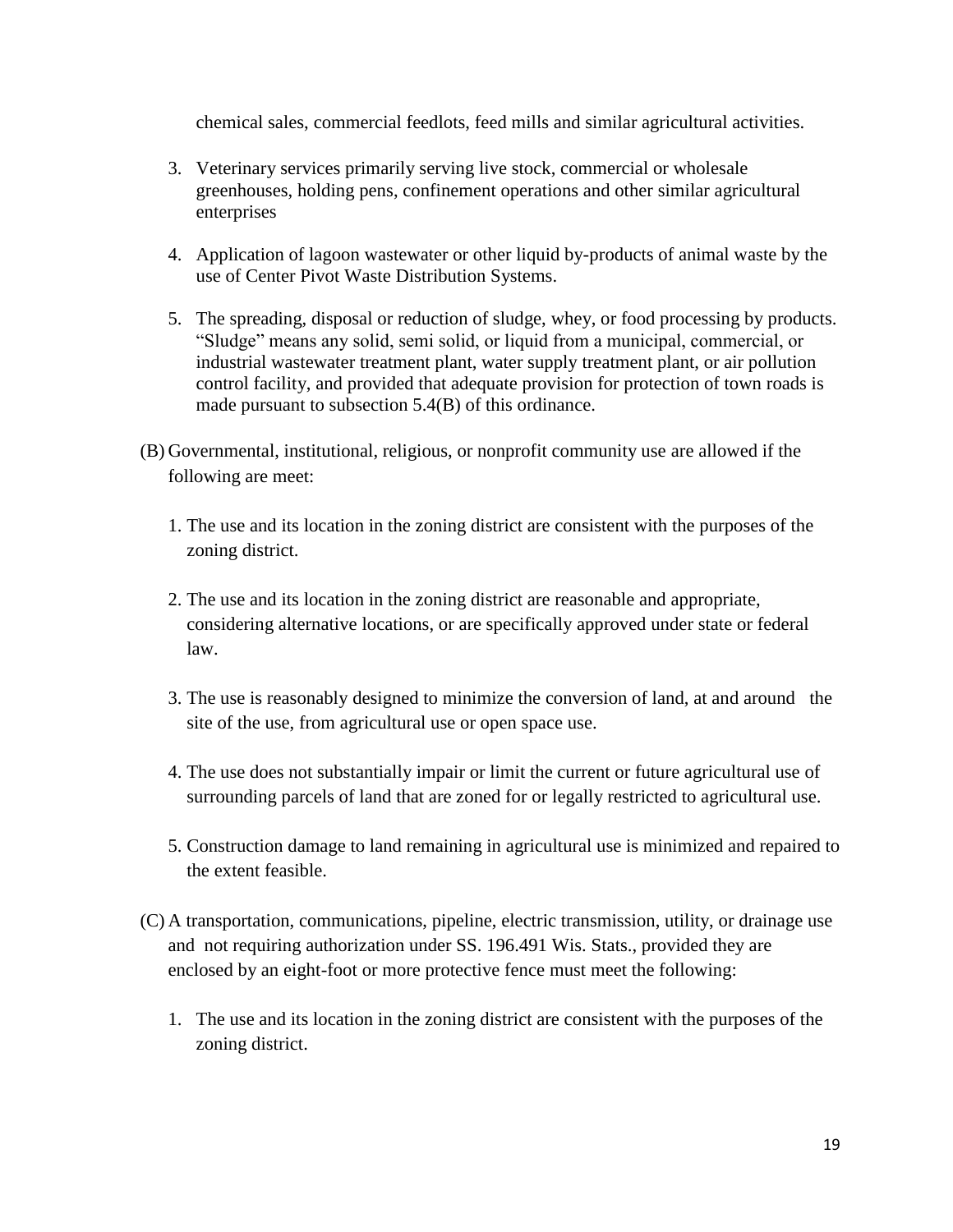chemical sales, commercial feedlots, feed mills and similar agricultural activities.

3. Veterinary services primarily serving live stock, commercial or wholesale greenhouses, holding pens, confinement operations and other similar agricultural enterprises

4. Application of lagoon wastewater or other liquid by-products of animal waste by the use of Center Pivot Waste Distribution Systems.

5. The spreading, disposal or reduction of sludge, whey, or food processing by products. "Sludge" means any solid, semi solid, or liquid from a municipal, commercial, or industrial wastewater treatment plant, water supply treatment plant, or air pollution control facility, and provided that adequate provision for protection of town roads is made pursuant to subsection 5.4(B) of this ordinance.

(B) Governmental, institutional, religious, or nonprofit community use are allowed if the following are meet:

1. The use and its location in the zoning district are consistent with the purposes of the zoning district.

2. The use and its location in the zoning district are reasonable and appropriate, considering alternative locations, or are specifically approved under state or federal law.

3. The use is reasonably designed to minimize the conversion of land, at and around the site of the use, from agricultural use or open space use.

4. The use does not substantially impair or limit the current or future agricultural use of surrounding parcels of land that are zoned for or legally restricted to agricultural use.

5. Construction damage to land remaining in agricultural use is minimized and repaired to the extent feasible.

(C) A transportation, communications, pipeline, electric transmission, utility, or drainage use and not requiring authorization under SS. 196.491 Wis. Stats., provided they are enclosed by an eight-foot or more protective fence must meet the following:

1. The use and its location in the zoning district are consistent with the purposes of the zoning district.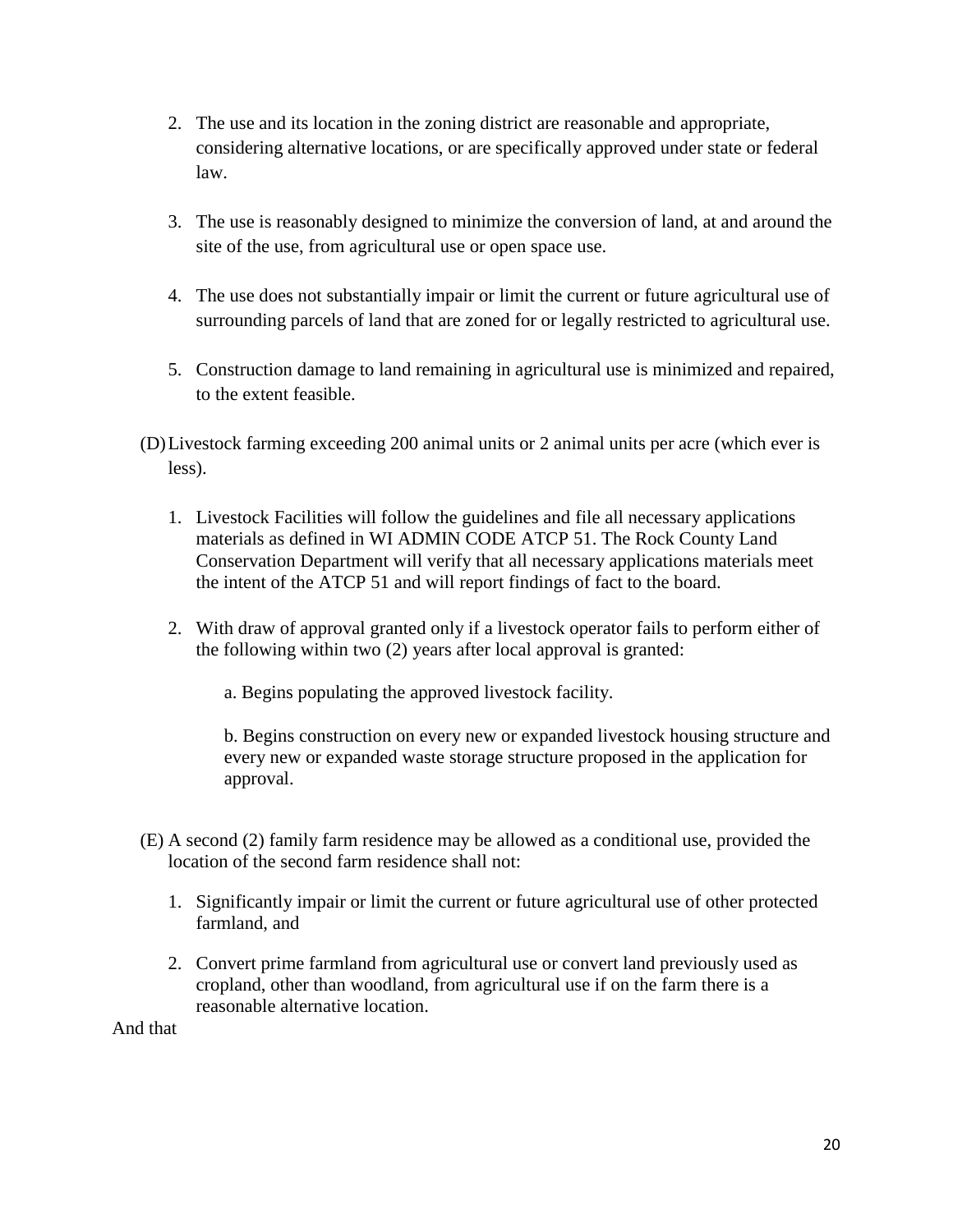2. The use and its location in the zoning district are reasonable and appropriate, considering alternative locations, or are specifically approved under state or federal law.

3. The use is reasonably designed to minimize the conversion of land, at and around the site of the use, from agricultural use or open space use.

4. The use does not substantially impair or limit the current or future agricultural use of surrounding parcels of land that are zoned for or legally restricted to agricultural use.

5. Construction damage to land remaining in agricultural use is minimized and repaired, to the extent feasible.

(D) Livestock farming exceeding 200 animal units or 2 animal units per acre (which ever is less).

1. Livestock Facilities will follow the guidelines and file all necessary applications materials as defined in WI ADMIN CODE ATCP 51. The Rock County Land Conservation Department will verify that all necessary applications materials meet the intent of the ATCP 51 and will report findings of fact to the board.

2. With draw of approval granted only if a livestock operator fails to perform either of the following within two (2) years after local approval is granted:

   a. Begins populating the approved livestock facility.

   b. Begins construction on every new or expanded livestock housing structure and every new or expanded waste storage structure proposed in the application for approval.

(E) A second (2) family farm residence may be allowed as a conditional use, provided the location of the second farm residence shall not:

1. Significantly impair or limit the current or future agricultural use of other protected farmland, and

2. Convert prime farmland from agricultural use or convert land previously used as cropland, other than woodland, from agricultural use if on the farm there is a reasonable alternative location.

And that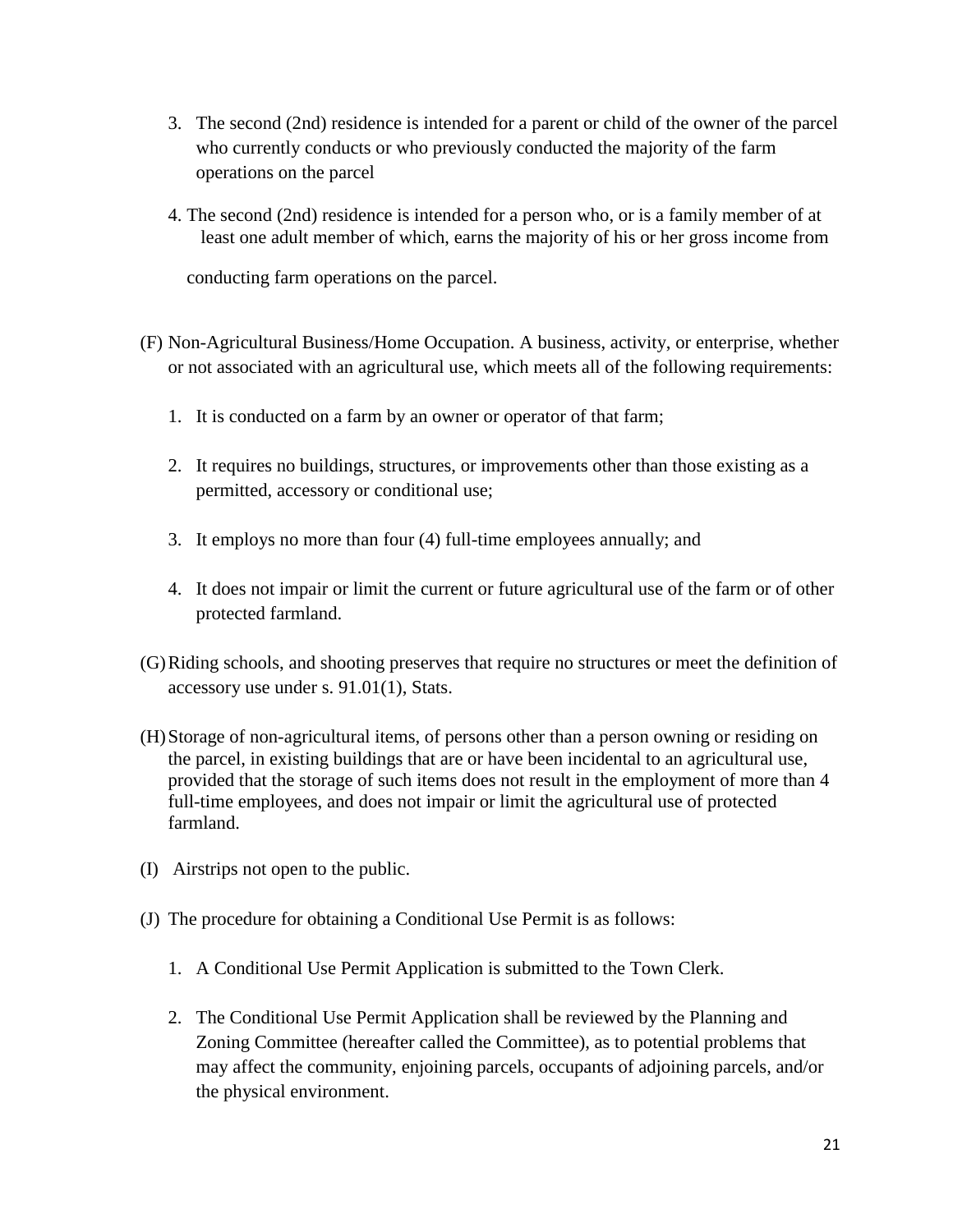3. The second (2nd) residence is intended for a parent or child of the owner of the parcel who currently conducts or who previously conducted the majority of the farm operations on the parcel

4. The second (2nd) residence is intended for a person who, or is a family member of at least one adult member of which, earns the majority of his or her gross income from conducting farm operations on the parcel.

(F) Non-Agricultural Business/Home Occupation. A business, activity, or enterprise, whether or not associated with an agricultural use, which meets all of the following requirements:

1. It is conducted on a farm by an owner or operator of that farm;
2. It requires no buildings, structures, or improvements other than those existing as a permitted, accessory or conditional use;
3. It employs no more than four (4) full-time employees annually; and
4. It does not impair or limit the current or future agricultural use of the farm or of other protected farmland.

(G) Riding schools, and shooting preserves that require no structures or meet the definition of accessory use under s. 91.01(1), Stats.

(H) Storage of non-agricultural items, of persons other than a person owning or residing on the parcel, in existing buildings that are or have been incidental to an agricultural use, provided that the storage of such items does not result in the employment of more than 4 full-time employees, and does not impair or limit the agricultural use of protected farmland.

(I) Airstrips not open to the public.

(J) The procedure for obtaining a Conditional Use Permit is as follows:

1. A Conditional Use Permit Application is submitted to the Town Clerk.
2. The Conditional Use Permit Application shall be reviewed by the Planning and Zoning Committee (hereafter called the Committee), as to potential problems that may affect the community, enjoining parcels, occupants of adjoining parcels, and/or the physical environment.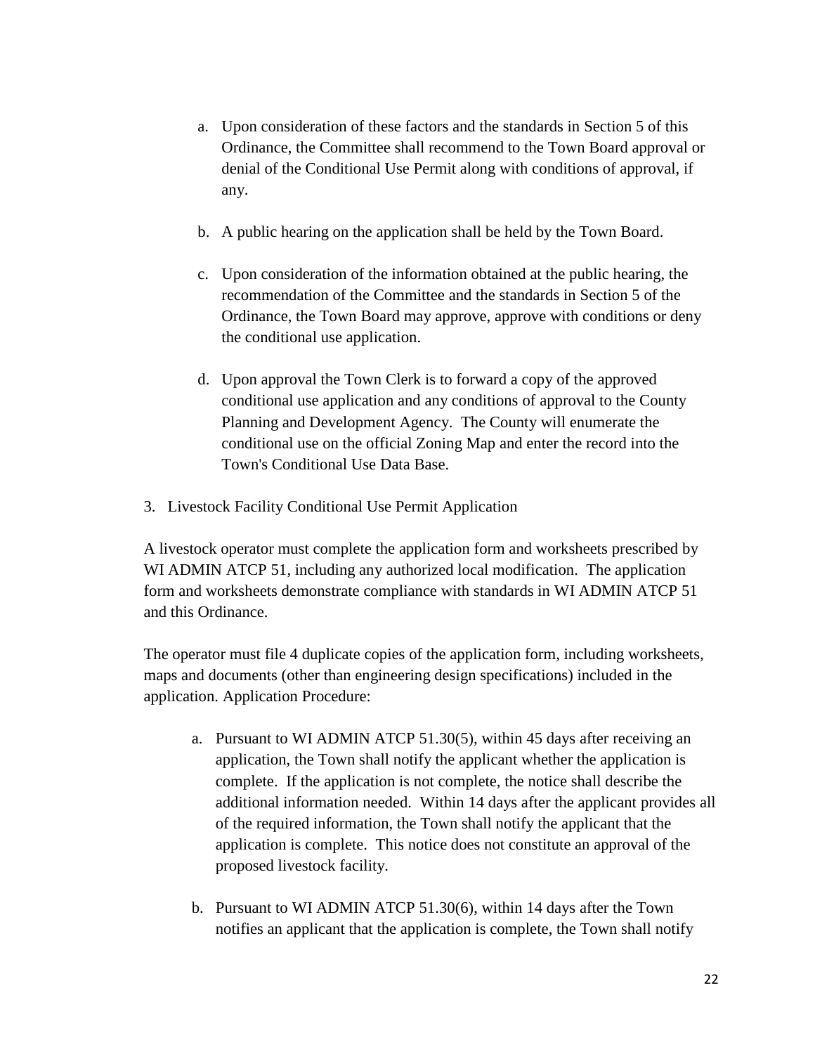a. Upon consideration of these factors and the standards in Section 5 of this Ordinance, the Committee shall recommend to the Town Board approval or denial of the Conditional Use Permit along with conditions of approval, if any.

b. A public hearing on the application shall be held by the Town Board.

c. Upon consideration of the information obtained at the public hearing, the recommendation of the Committee and the standards in Section 5 of the Ordinance, the Town Board may approve, approve with conditions or deny the conditional use application.

d. Upon approval the Town Clerk is to forward a copy of the approved conditional use application and any conditions of approval to the County Planning and Development Agency. The County will enumerate the conditional use on the official Zoning Map and enter the record into the Town's Conditional Use Data Base.

3. Livestock Facility Conditional Use Permit Application

A livestock operator must complete the application form and worksheets prescribed by WI ADMIN ATCP 51, including any authorized local modification. The application form and worksheets demonstrate compliance with standards in WI ADMIN ATCP 51 and this Ordinance.

The operator must file 4 duplicate copies of the application form, including worksheets, maps and documents (other than engineering design specifications) included in the application. Application Procedure:

a. Pursuant to WI ADMIN ATCP 51.30(5), within 45 days after receiving an application, the Town shall notify the applicant whether the application is complete. If the application is not complete, the notice shall describe the additional information needed. Within 14 days after the applicant provides all of the required information, the Town shall notify the applicant that the application is complete. This notice does not constitute an approval of the proposed livestock facility.

b. Pursuant to WI ADMIN ATCP 51.30(6), within 14 days after the Town notifies an applicant that the application is complete, the Town shall notify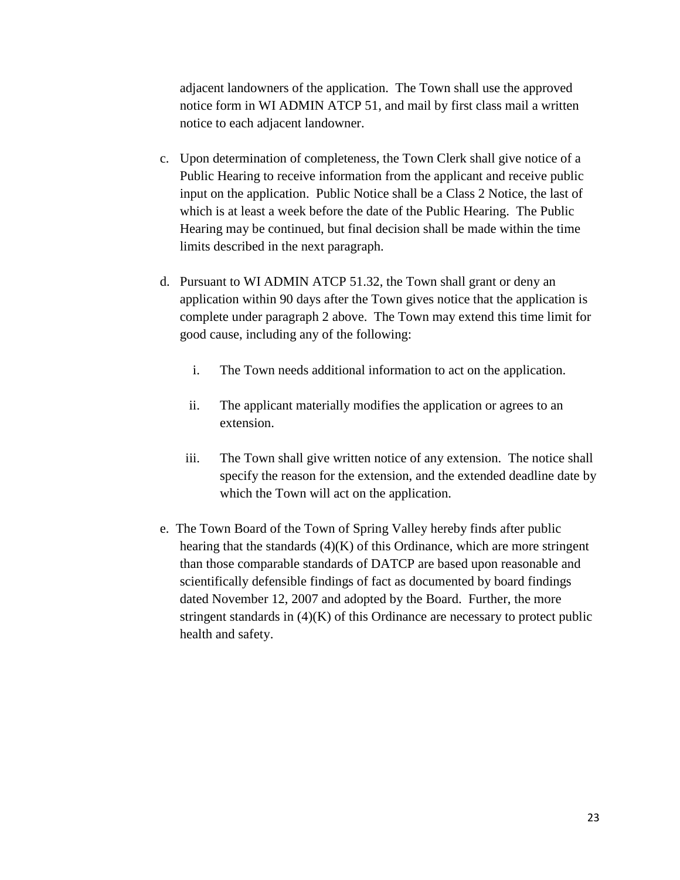adjacent landowners of the application. The Town shall use the approved notice form in WI ADMIN ATCP 51, and mail by first class mail a written notice to each adjacent landowner.

c. Upon determination of completeness, the Town Clerk shall give notice of a Public Hearing to receive information from the applicant and receive public input on the application. Public Notice shall be a Class 2 Notice, the last of which is at least a week before the date of the Public Hearing. The Public Hearing may be continued, but final decision shall be made within the time limits described in the next paragraph.

d. Pursuant to WI ADMIN ATCP 51.32, the Town shall grant or deny an application within 90 days after the Town gives notice that the application is complete under paragraph 2 above. The Town may extend this time limit for good cause, including any of the following:

    i. The Town needs additional information to act on the application.

    ii. The applicant materially modifies the application or agrees to an extension.

    iii. The Town shall give written notice of any extension. The notice shall specify the reason for the extension, and the extended deadline date by which the Town will act on the application.

e. The Town Board of the Town of Spring Valley hereby finds after public hearing that the standards (4)(K) of this Ordinance, which are more stringent than those comparable standards of DATCP are based upon reasonable and scientifically defensible findings of fact as documented by board findings dated November 12, 2007 and adopted by the Board. Further, the more stringent standards in (4)(K) of this Ordinance are necessary to protect public health and safety.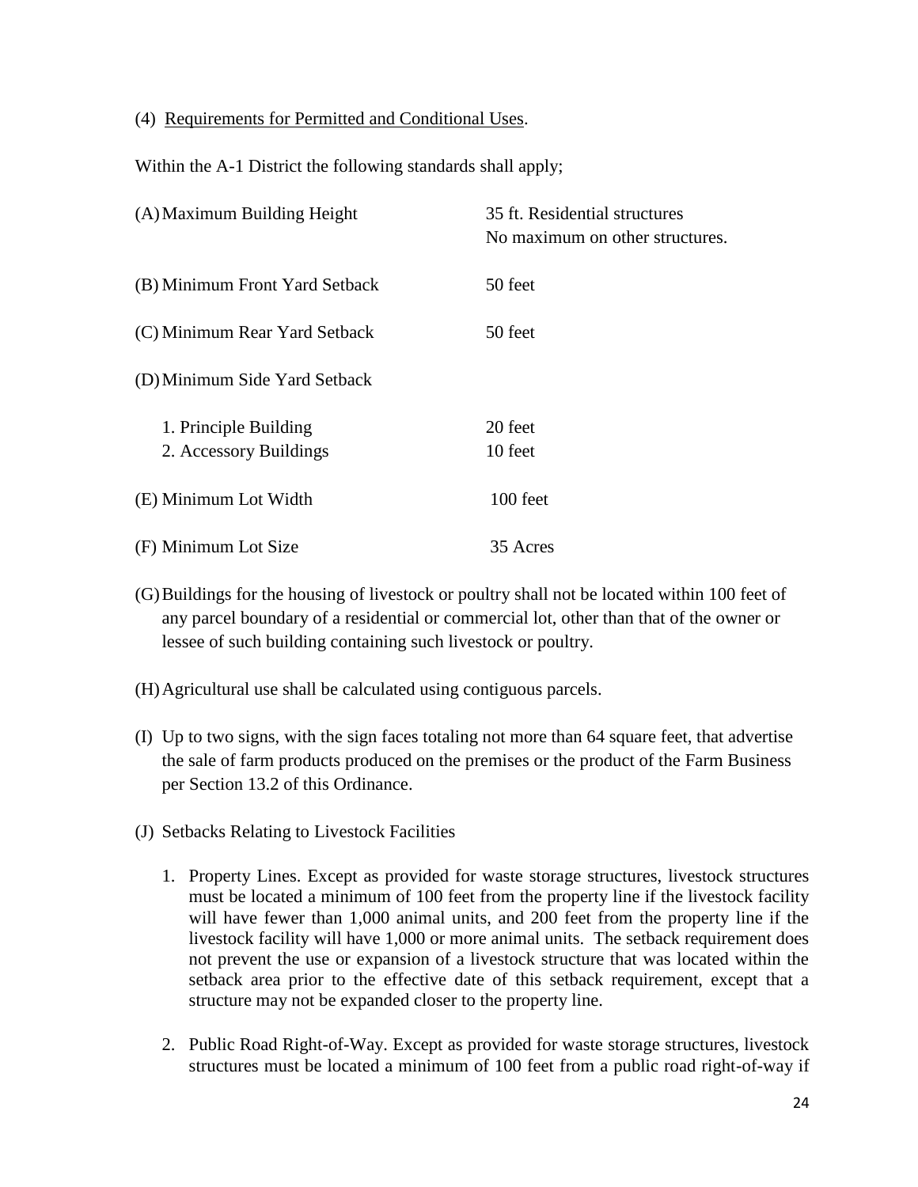(4) <u>Requirements for Permitted and Conditional Uses</u>.

Within the A-1 District the following standards shall apply;

| | |
|---|---|
| (A) Maximum Building Height | 35 ft. Residential structures<br>No maximum on other structures. |
| (B) Minimum Front Yard Setback | 50 feet |
| (C) Minimum Rear Yard Setback | 50 feet |
| (D) Minimum Side Yard Setback | |
| 1. Principle Building | 20 feet |
| 2. Accessory Buildings | 10 feet |
| (E) Minimum Lot Width | 100 feet |
| (F) Minimum Lot Size | 35 Acres |

(G) Buildings for the housing of livestock or poultry shall not be located within 100 feet of any parcel boundary of a residential or commercial lot, other than that of the owner or lessee of such building containing such livestock or poultry.

(H) Agricultural use shall be calculated using contiguous parcels.

(I) Up to two signs, with the sign faces totaling not more than 64 square feet, that advertise the sale of farm products produced on the premises or the product of the Farm Business per Section 13.2 of this Ordinance.

(J) Setbacks Relating to Livestock Facilities

1. Property Lines. Except as provided for waste storage structures, livestock structures must be located a minimum of 100 feet from the property line if the livestock facility will have fewer than 1,000 animal units, and 200 feet from the property line if the livestock facility will have 1,000 or more animal units. The setback requirement does not prevent the use or expansion of a livestock structure that was located within the setback area prior to the effective date of this setback requirement, except that a structure may not be expanded closer to the property line.

2. Public Road Right-of-Way. Except as provided for waste storage structures, livestock structures must be located a minimum of 100 feet from a public road right-of-way if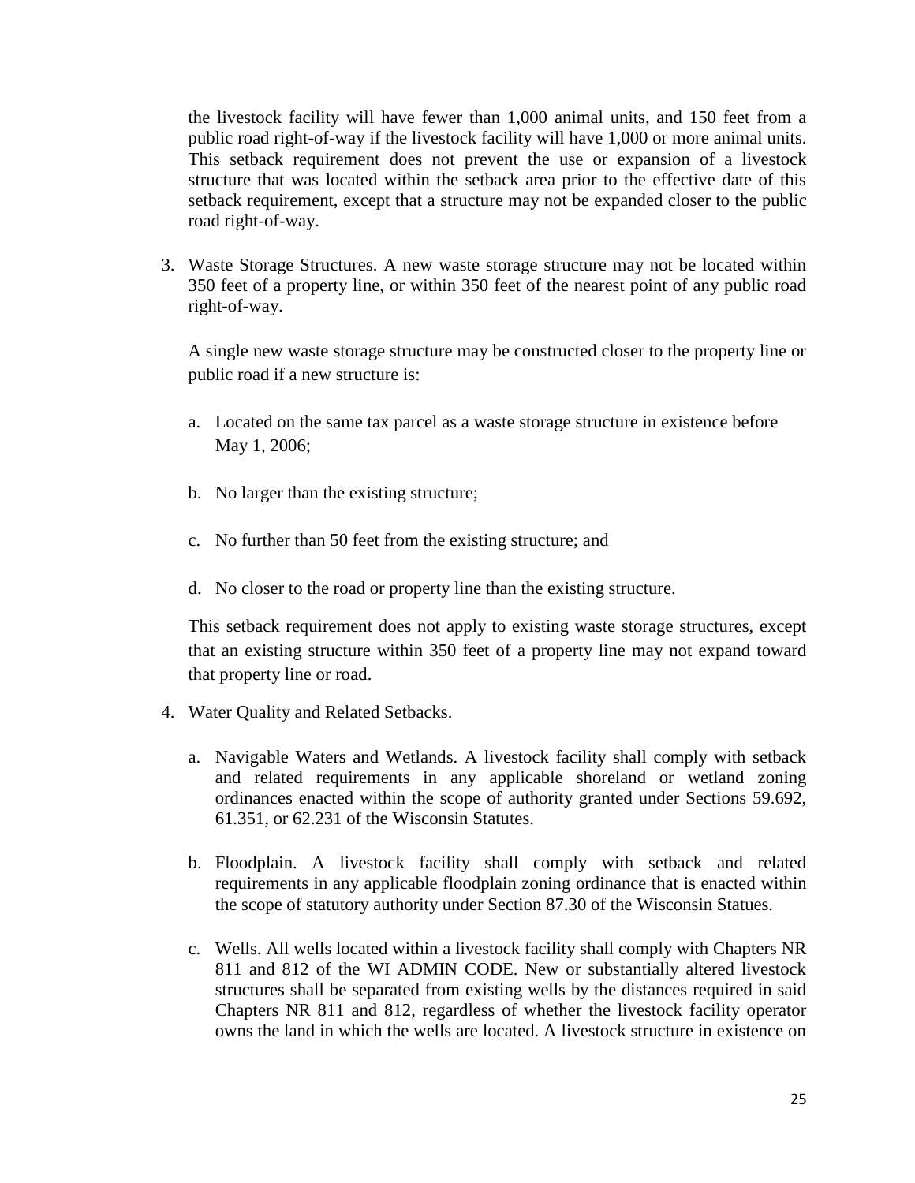the livestock facility will have fewer than 1,000 animal units, and 150 feet from a public road right-of-way if the livestock facility will have 1,000 or more animal units. This setback requirement does not prevent the use or expansion of a livestock structure that was located within the setback area prior to the effective date of this setback requirement, except that a structure may not be expanded closer to the public road right-of-way.

3. Waste Storage Structures. A new waste storage structure may not be located within 350 feet of a property line, or within 350 feet of the nearest point of any public road right-of-way.

   A single new waste storage structure may be constructed closer to the property line or public road if a new structure is:

   a. Located on the same tax parcel as a waste storage structure in existence before May 1, 2006;

   b. No larger than the existing structure;

   c. No further than 50 feet from the existing structure; and

   d. No closer to the road or property line than the existing structure.

   This setback requirement does not apply to existing waste storage structures, except that an existing structure within 350 feet of a property line may not expand toward that property line or road.

4. Water Quality and Related Setbacks.

   a. Navigable Waters and Wetlands. A livestock facility shall comply with setback and related requirements in any applicable shoreland or wetland zoning ordinances enacted within the scope of authority granted under Sections 59.692, 61.351, or 62.231 of the Wisconsin Statutes.

   b. Floodplain. A livestock facility shall comply with setback and related requirements in any applicable floodplain zoning ordinance that is enacted within the scope of statutory authority under Section 87.30 of the Wisconsin Statues.

   c. Wells. All wells located within a livestock facility shall comply with Chapters NR 811 and 812 of the WI ADMIN CODE. New or substantially altered livestock structures shall be separated from existing wells by the distances required in said Chapters NR 811 and 812, regardless of whether the livestock facility operator owns the land in which the wells are located. A livestock structure in existence on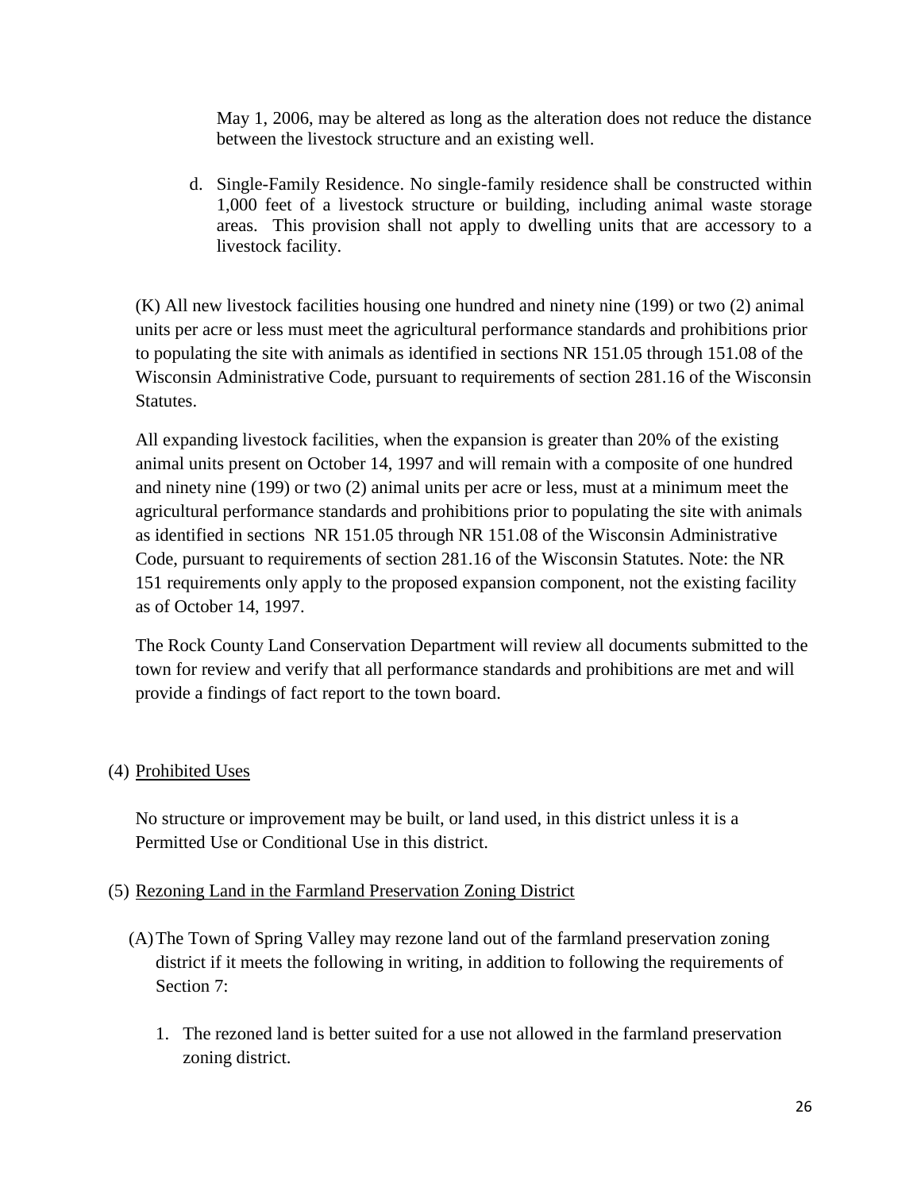May 1, 2006, may be altered as long as the alteration does not reduce the distance between the livestock structure and an existing well.

d. Single-Family Residence. No single-family residence shall be constructed within 1,000 feet of a livestock structure or building, including animal waste storage areas. This provision shall not apply to dwelling units that are accessory to a livestock facility.

(K) All new livestock facilities housing one hundred and ninety nine (199) or two (2) animal units per acre or less must meet the agricultural performance standards and prohibitions prior to populating the site with animals as identified in sections NR 151.05 through 151.08 of the Wisconsin Administrative Code, pursuant to requirements of section 281.16 of the Wisconsin Statutes.

All expanding livestock facilities, when the expansion is greater than 20% of the existing animal units present on October 14, 1997 and will remain with a composite of one hundred and ninety nine (199) or two (2) animal units per acre or less, must at a minimum meet the agricultural performance standards and prohibitions prior to populating the site with animals as identified in sections NR 151.05 through NR 151.08 of the Wisconsin Administrative Code, pursuant to requirements of section 281.16 of the Wisconsin Statutes. Note: the NR 151 requirements only apply to the proposed expansion component, not the existing facility as of October 14, 1997.

The Rock County Land Conservation Department will review all documents submitted to the town for review and verify that all performance standards and prohibitions are met and will provide a findings of fact report to the town board.

(4) <u>Prohibited Uses</u>

No structure or improvement may be built, or land used, in this district unless it is a Permitted Use or Conditional Use in this district.

(5) <u>Rezoning Land in the Farmland Preservation Zoning District</u>

(A) The Town of Spring Valley may rezone land out of the farmland preservation zoning district if it meets the following in writing, in addition to following the requirements of Section 7:

1. The rezoned land is better suited for a use not allowed in the farmland preservation zoning district.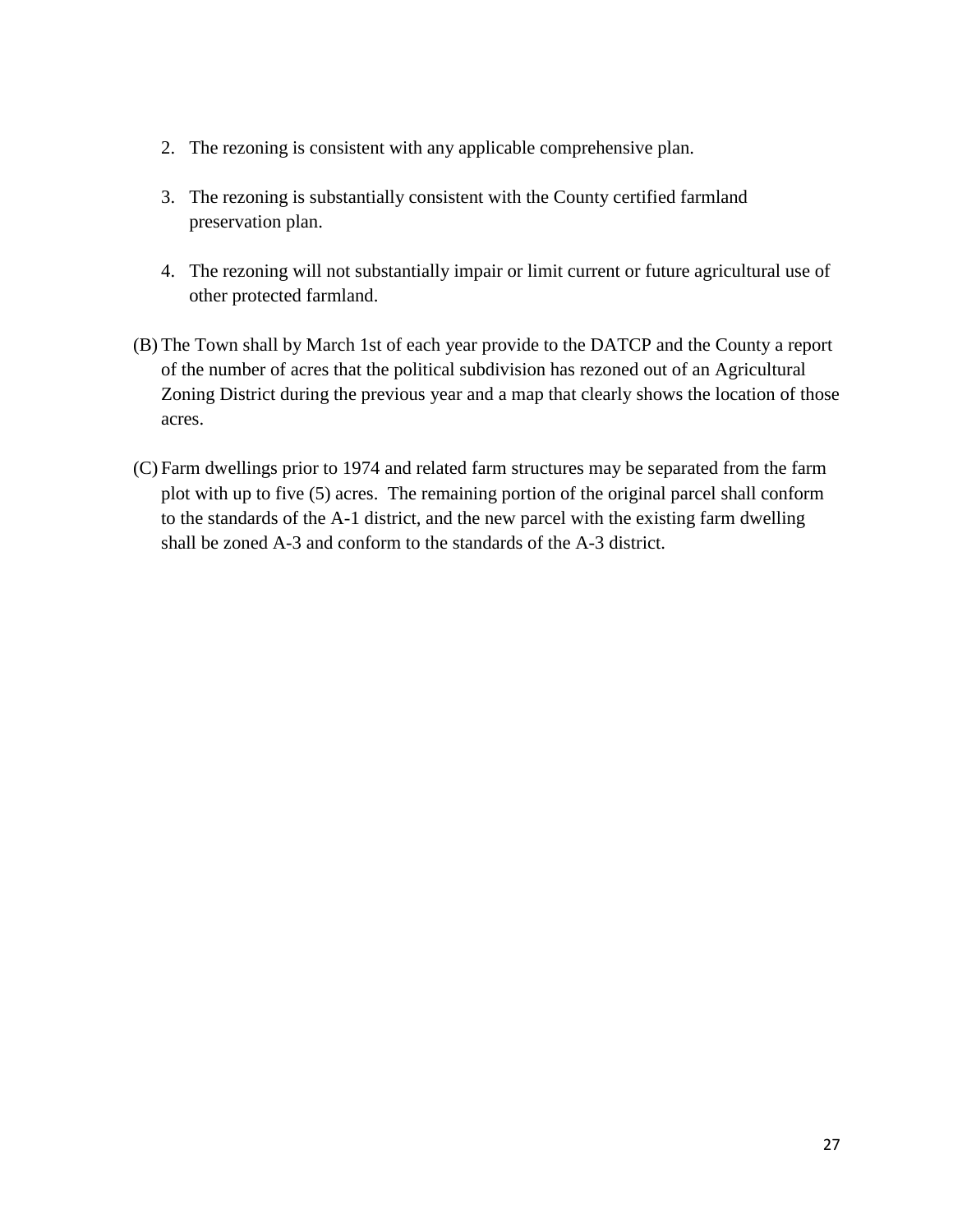2. The rezoning is consistent with any applicable comprehensive plan.

3. The rezoning is substantially consistent with the County certified farmland preservation plan.

4. The rezoning will not substantially impair or limit current or future agricultural use of other protected farmland.

(B) The Town shall by March 1st of each year provide to the DATCP and the County a report of the number of acres that the political subdivision has rezoned out of an Agricultural Zoning District during the previous year and a map that clearly shows the location of those acres.

(C) Farm dwellings prior to 1974 and related farm structures may be separated from the farm plot with up to five (5) acres. The remaining portion of the original parcel shall conform to the standards of the A-1 district, and the new parcel with the existing farm dwelling shall be zoned A-3 and conform to the standards of the A-3 district.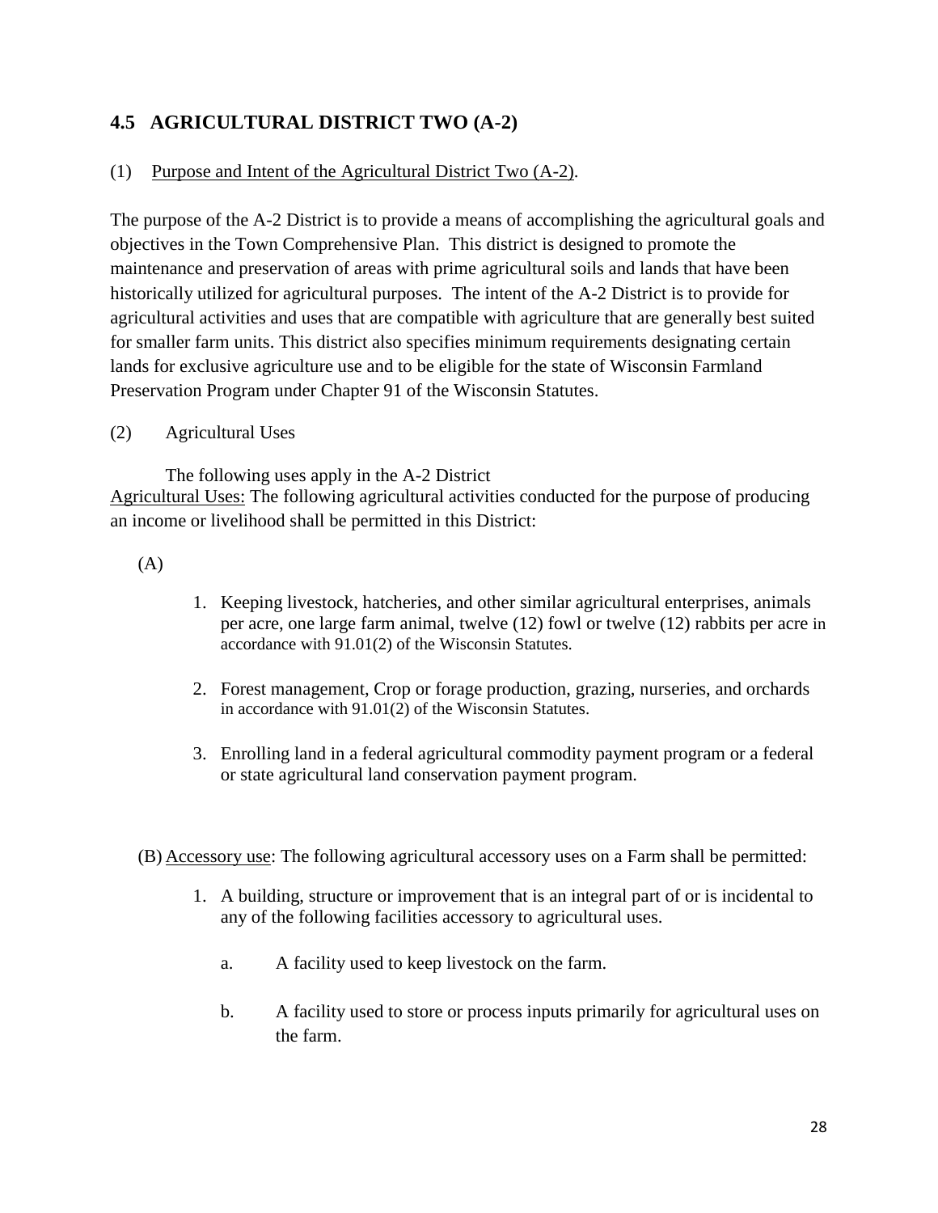## 4.5 AGRICULTURAL DISTRICT TWO (A-2)

(1) Purpose and Intent of the Agricultural District Two (A-2).

The purpose of the A-2 District is to provide a means of accomplishing the agricultural goals and objectives in the Town Comprehensive Plan. This district is designed to promote the maintenance and preservation of areas with prime agricultural soils and lands that have been historically utilized for agricultural purposes. The intent of the A-2 District is to provide for agricultural activities and uses that are compatible with agriculture that are generally best suited for smaller farm units. This district also specifies minimum requirements designating certain lands for exclusive agriculture use and to be eligible for the state of Wisconsin Farmland Preservation Program under Chapter 91 of the Wisconsin Statutes.

(2) Agricultural Uses

The following uses apply in the A-2 District

Agricultural Uses: The following agricultural activities conducted for the purpose of producing an income or livelihood shall be permitted in this District:

(A)

1. Keeping livestock, hatcheries, and other similar agricultural enterprises, animals per acre, one large farm animal, twelve (12) fowl or twelve (12) rabbits per acre in accordance with 91.01(2) of the Wisconsin Statutes.
2. Forest management, Crop or forage production, grazing, nurseries, and orchards in accordance with 91.01(2) of the Wisconsin Statutes.
3. Enrolling land in a federal agricultural commodity payment program or a federal or state agricultural land conservation payment program.

(B) Accessory use: The following agricultural accessory uses on a Farm shall be permitted:

1. A building, structure or improvement that is an integral part of or is incidental to any of the following facilities accessory to agricultural uses.
   a. A facility used to keep livestock on the farm.
   b. A facility used to store or process inputs primarily for agricultural uses on the farm.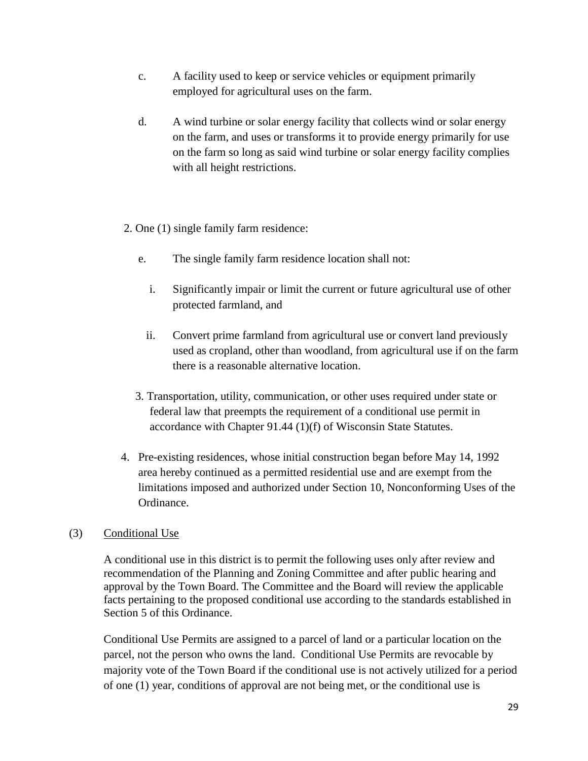c. A facility used to keep or service vehicles or equipment primarily employed for agricultural uses on the farm.

d. A wind turbine or solar energy facility that collects wind or solar energy on the farm, and uses or transforms it to provide energy primarily for use on the farm so long as said wind turbine or solar energy facility complies with all height restrictions.

2. One (1) single family farm residence:

   e. The single family farm residence location shall not:

      i. Significantly impair or limit the current or future agricultural use of other protected farmland, and

      ii. Convert prime farmland from agricultural use or convert land previously used as cropland, other than woodland, from agricultural use if on the farm there is a reasonable alternative location.

3. Transportation, utility, communication, or other uses required under state or federal law that preempts the requirement of a conditional use permit in accordance with Chapter 91.44 (1)(f) of Wisconsin State Statutes.

4. Pre-existing residences, whose initial construction began before May 14, 1992 area hereby continued as a permitted residential use and are exempt from the limitations imposed and authorized under Section 10, Nonconforming Uses of the Ordinance.

(3) Conditional Use

A conditional use in this district is to permit the following uses only after review and recommendation of the Planning and Zoning Committee and after public hearing and approval by the Town Board. The Committee and the Board will review the applicable facts pertaining to the proposed conditional use according to the standards established in Section 5 of this Ordinance.

Conditional Use Permits are assigned to a parcel of land or a particular location on the parcel, not the person who owns the land. Conditional Use Permits are revocable by majority vote of the Town Board if the conditional use is not actively utilized for a period of one (1) year, conditions of approval are not being met, or the conditional use is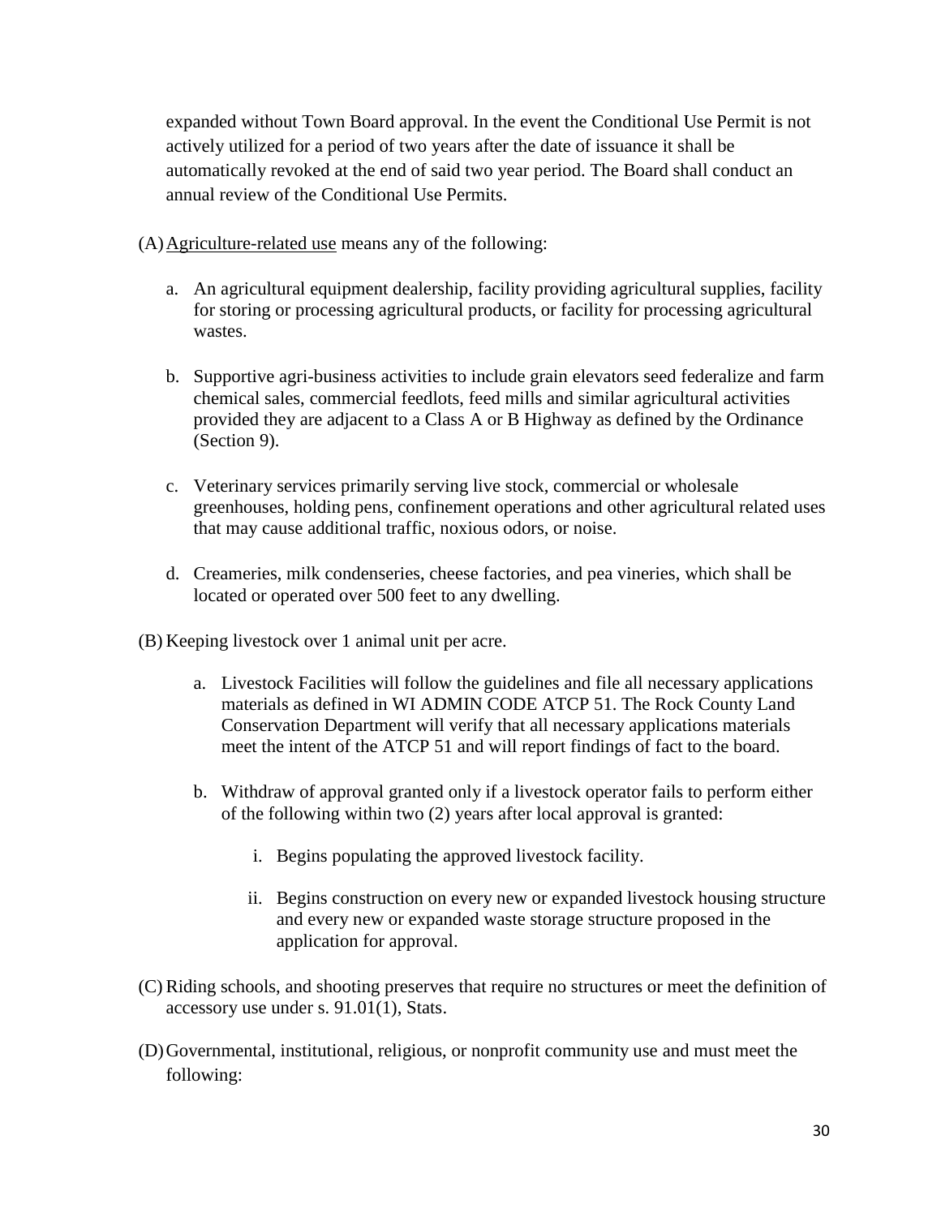expanded without Town Board approval. In the event the Conditional Use Permit is not actively utilized for a period of two years after the date of issuance it shall be automatically revoked at the end of said two year period. The Board shall conduct an annual review of the Conditional Use Permits.

(A) <u>Agriculture-related use</u> means any of the following:

a. An agricultural equipment dealership, facility providing agricultural supplies, facility for storing or processing agricultural products, or facility for processing agricultural wastes.

b. Supportive agri-business activities to include grain elevators seed federalize and farm chemical sales, commercial feedlots, feed mills and similar agricultural activities provided they are adjacent to a Class A or B Highway as defined by the Ordinance (Section 9).

c. Veterinary services primarily serving live stock, commercial or wholesale greenhouses, holding pens, confinement operations and other agricultural related uses that may cause additional traffic, noxious odors, or noise.

d. Creameries, milk condenseries, cheese factories, and pea vineries, which shall be located or operated over 500 feet to any dwelling.

(B) Keeping livestock over 1 animal unit per acre.

a. Livestock Facilities will follow the guidelines and file all necessary applications materials as defined in WI ADMIN CODE ATCP 51. The Rock County Land Conservation Department will verify that all necessary applications materials meet the intent of the ATCP 51 and will report findings of fact to the board.

b. Withdraw of approval granted only if a livestock operator fails to perform either of the following within two (2) years after local approval is granted:

   i. Begins populating the approved livestock facility.

   ii. Begins construction on every new or expanded livestock housing structure and every new or expanded waste storage structure proposed in the application for approval.

(C) Riding schools, and shooting preserves that require no structures or meet the definition of accessory use under s. 91.01(1), Stats.

(D) Governmental, institutional, religious, or nonprofit community use and must meet the following: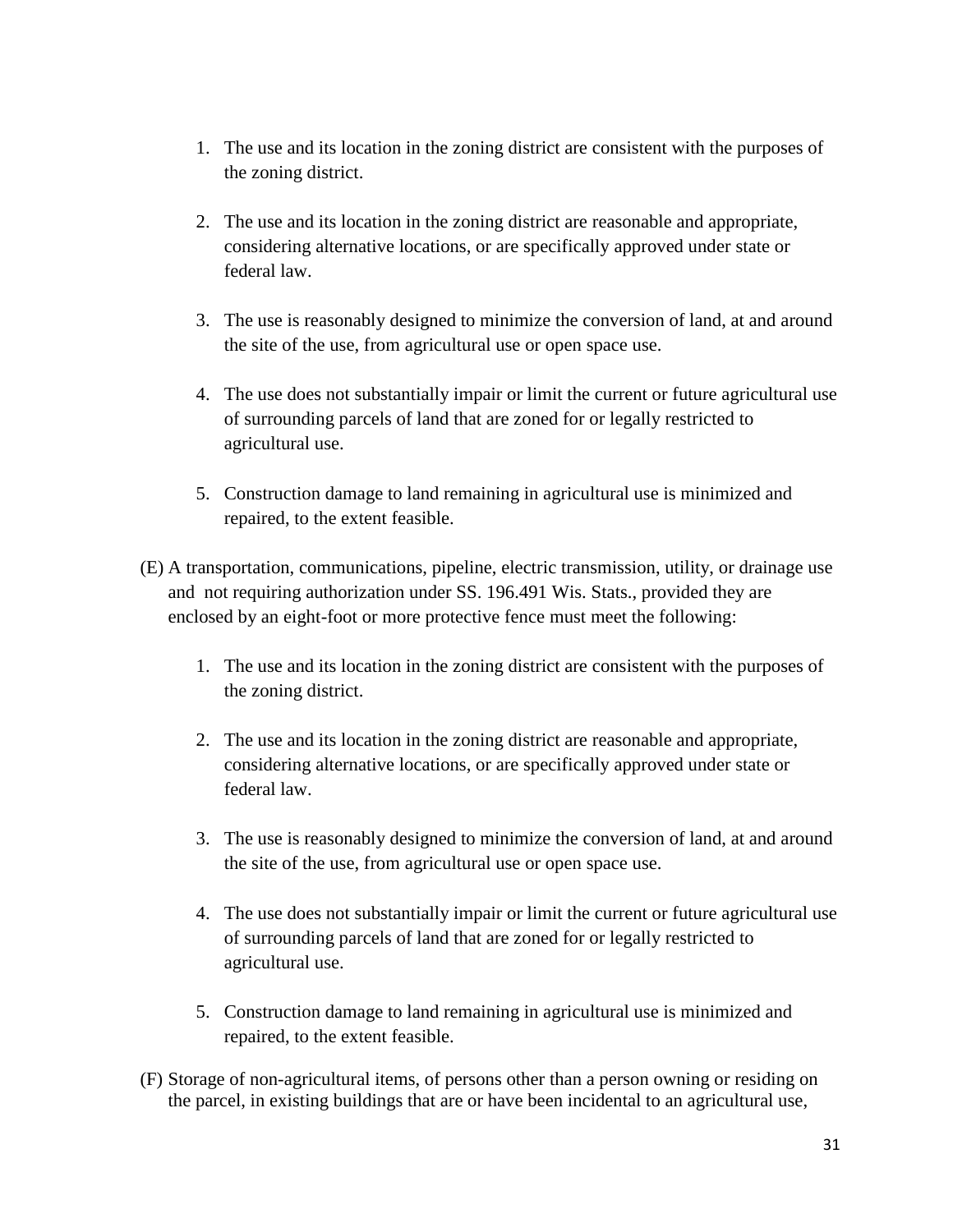1. The use and its location in the zoning district are consistent with the purposes of the zoning district.

2. The use and its location in the zoning district are reasonable and appropriate, considering alternative locations, or are specifically approved under state or federal law.

3. The use is reasonably designed to minimize the conversion of land, at and around the site of the use, from agricultural use or open space use.

4. The use does not substantially impair or limit the current or future agricultural use of surrounding parcels of land that are zoned for or legally restricted to agricultural use.

5. Construction damage to land remaining in agricultural use is minimized and repaired, to the extent feasible.

(E) A transportation, communications, pipeline, electric transmission, utility, or drainage use and not requiring authorization under SS. 196.491 Wis. Stats., provided they are enclosed by an eight-foot or more protective fence must meet the following:

1. The use and its location in the zoning district are consistent with the purposes of the zoning district.

2. The use and its location in the zoning district are reasonable and appropriate, considering alternative locations, or are specifically approved under state or federal law.

3. The use is reasonably designed to minimize the conversion of land, at and around the site of the use, from agricultural use or open space use.

4. The use does not substantially impair or limit the current or future agricultural use of surrounding parcels of land that are zoned for or legally restricted to agricultural use.

5. Construction damage to land remaining in agricultural use is minimized and repaired, to the extent feasible.

(F) Storage of non-agricultural items, of persons other than a person owning or residing on the parcel, in existing buildings that are or have been incidental to an agricultural use,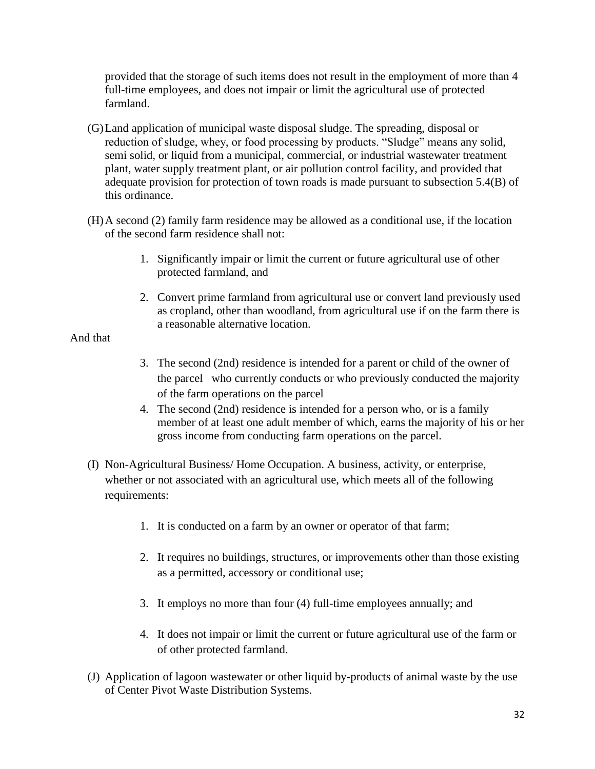provided that the storage of such items does not result in the employment of more than 4 full-time employees, and does not impair or limit the agricultural use of protected farmland.

(G) Land application of municipal waste disposal sludge. The spreading, disposal or reduction of sludge, whey, or food processing by products. "Sludge" means any solid, semi solid, or liquid from a municipal, commercial, or industrial wastewater treatment plant, water supply treatment plant, or air pollution control facility, and provided that adequate provision for protection of town roads is made pursuant to subsection 5.4(B) of this ordinance.

(H) A second (2) family farm residence may be allowed as a conditional use, if the location of the second farm residence shall not:

1. Significantly impair or limit the current or future agricultural use of other protected farmland, and
2. Convert prime farmland from agricultural use or convert land previously used as cropland, other than woodland, from agricultural use if on the farm there is a reasonable alternative location.

And that

3. The second (2nd) residence is intended for a parent or child of the owner of the parcel who currently conducts or who previously conducted the majority of the farm operations on the parcel
4. The second (2nd) residence is intended for a person who, or is a family member of at least one adult member of which, earns the majority of his or her gross income from conducting farm operations on the parcel.

(I) Non-Agricultural Business/ Home Occupation. A business, activity, or enterprise, whether or not associated with an agricultural use, which meets all of the following requirements:

1. It is conducted on a farm by an owner or operator of that farm;
2. It requires no buildings, structures, or improvements other than those existing as a permitted, accessory or conditional use;
3. It employs no more than four (4) full-time employees annually; and
4. It does not impair or limit the current or future agricultural use of the farm or of other protected farmland.

(J) Application of lagoon wastewater or other liquid by-products of animal waste by the use of Center Pivot Waste Distribution Systems.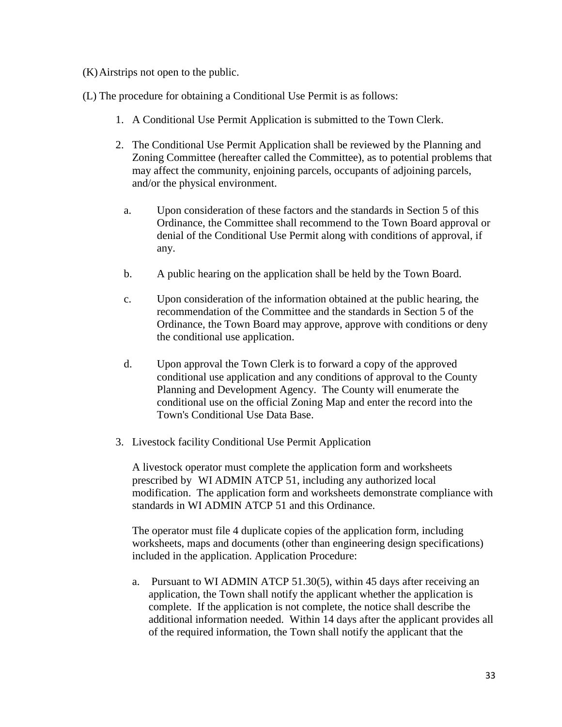(K) Airstrips not open to the public.

(L) The procedure for obtaining a Conditional Use Permit is as follows:

1. A Conditional Use Permit Application is submitted to the Town Clerk.

2. The Conditional Use Permit Application shall be reviewed by the Planning and Zoning Committee (hereafter called the Committee), as to potential problems that may affect the community, enjoining parcels, occupants of adjoining parcels, and/or the physical environment.

   a. Upon consideration of these factors and the standards in Section 5 of this Ordinance, the Committee shall recommend to the Town Board approval or denial of the Conditional Use Permit along with conditions of approval, if any.

   b. A public hearing on the application shall be held by the Town Board.

   c. Upon consideration of the information obtained at the public hearing, the recommendation of the Committee and the standards in Section 5 of the Ordinance, the Town Board may approve, approve with conditions or deny the conditional use application.

   d. Upon approval the Town Clerk is to forward a copy of the approved conditional use application and any conditions of approval to the County Planning and Development Agency. The County will enumerate the conditional use on the official Zoning Map and enter the record into the Town's Conditional Use Data Base.

3. Livestock facility Conditional Use Permit Application

   A livestock operator must complete the application form and worksheets prescribed by WI ADMIN ATCP 51, including any authorized local modification. The application form and worksheets demonstrate compliance with standards in WI ADMIN ATCP 51 and this Ordinance.

   The operator must file 4 duplicate copies of the application form, including worksheets, maps and documents (other than engineering design specifications) included in the application. Application Procedure:

   a. Pursuant to WI ADMIN ATCP 51.30(5), within 45 days after receiving an application, the Town shall notify the applicant whether the application is complete. If the application is not complete, the notice shall describe the additional information needed. Within 14 days after the applicant provides all of the required information, the Town shall notify the applicant that the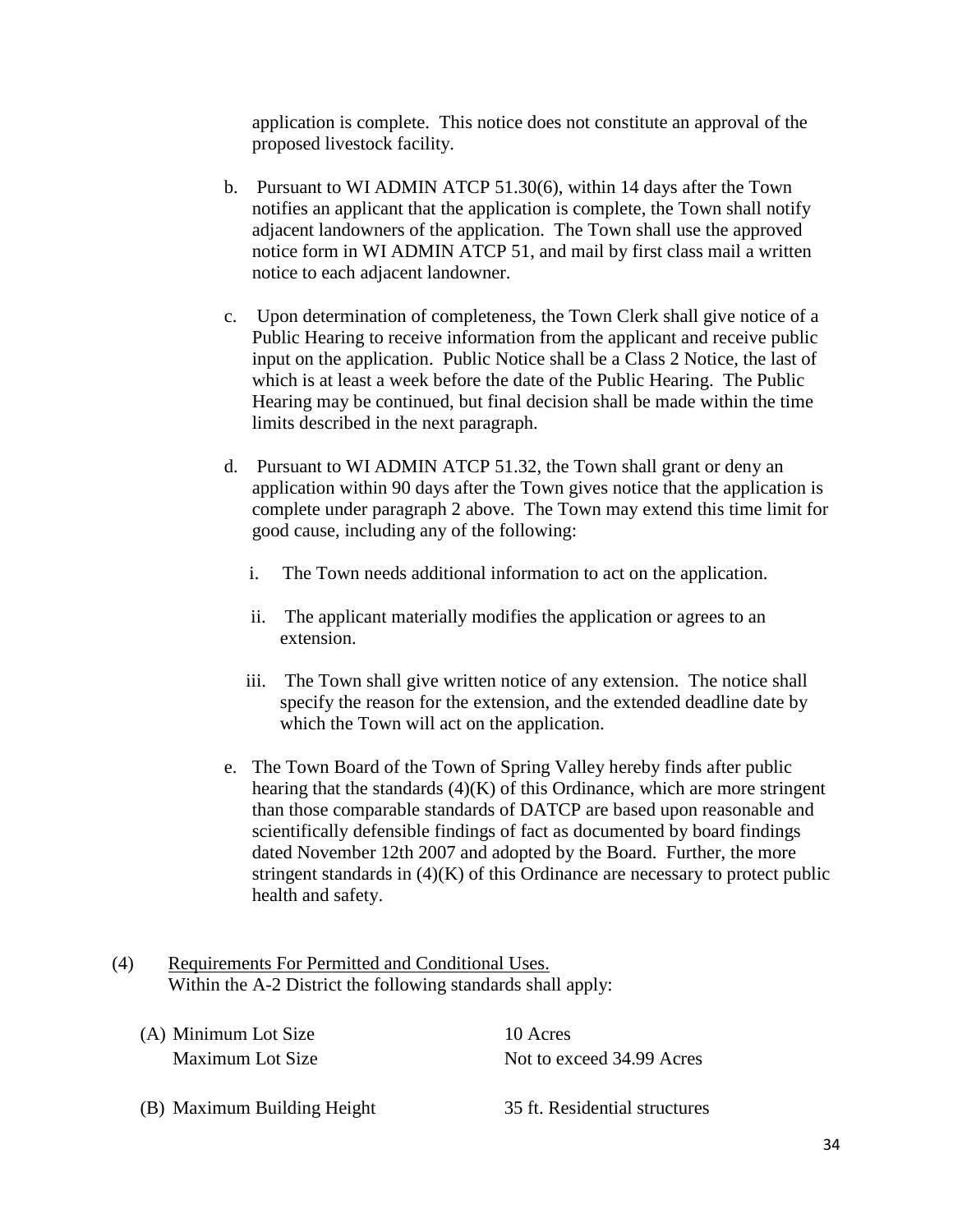application is complete. This notice does not constitute an approval of the proposed livestock facility.

b. Pursuant to WI ADMIN ATCP 51.30(6), within 14 days after the Town notifies an applicant that the application is complete, the Town shall notify adjacent landowners of the application. The Town shall use the approved notice form in WI ADMIN ATCP 51, and mail by first class mail a written notice to each adjacent landowner.

c. Upon determination of completeness, the Town Clerk shall give notice of a Public Hearing to receive information from the applicant and receive public input on the application. Public Notice shall be a Class 2 Notice, the last of which is at least a week before the date of the Public Hearing. The Public Hearing may be continued, but final decision shall be made within the time limits described in the next paragraph.

d. Pursuant to WI ADMIN ATCP 51.32, the Town shall grant or deny an application within 90 days after the Town gives notice that the application is complete under paragraph 2 above. The Town may extend this time limit for good cause, including any of the following:

   i. The Town needs additional information to act on the application.

   ii. The applicant materially modifies the application or agrees to an extension.

   iii. The Town shall give written notice of any extension. The notice shall specify the reason for the extension, and the extended deadline date by which the Town will act on the application.

e. The Town Board of the Town of Spring Valley hereby finds after public hearing that the standards (4)(K) of this Ordinance, which are more stringent than those comparable standards of DATCP are based upon reasonable and scientifically defensible findings of fact as documented by board findings dated November 12th 2007 and adopted by the Board. Further, the more stringent standards in (4)(K) of this Ordinance are necessary to protect public health and safety.

(4) Requirements For Permitted and Conditional Uses.
Within the A-2 District the following standards shall apply:

| | |
|---|---|
| (A) Minimum Lot Size | 10 Acres |
| Maximum Lot Size | Not to exceed 34.99 Acres |
| (B) Maximum Building Height | 35 ft. Residential structures |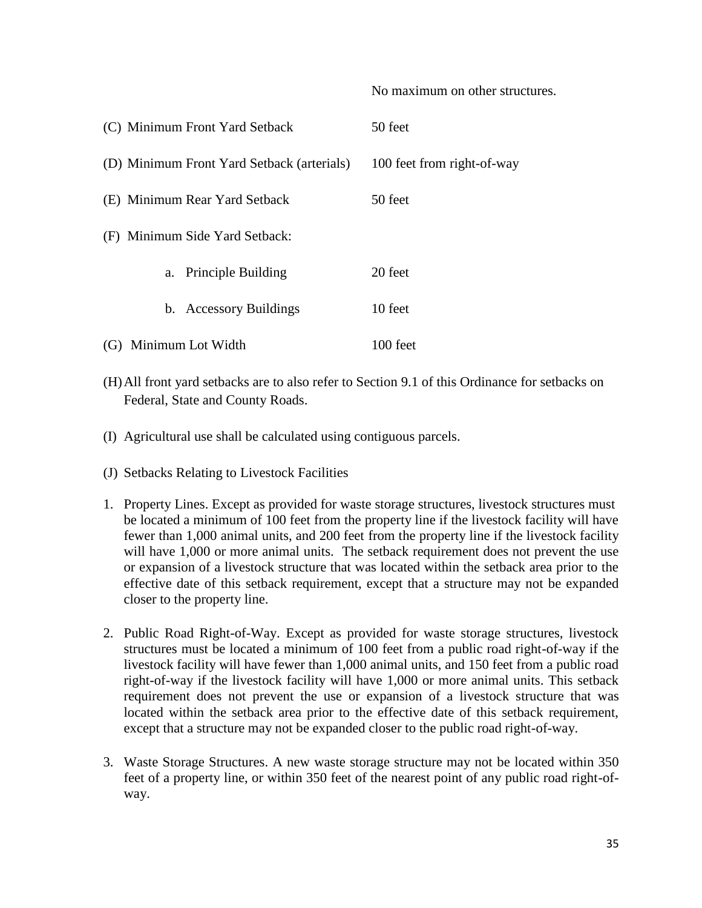No maximum on other structures.

| | |
|---|---|
| (C) Minimum Front Yard Setback | 50 feet |
| (D) Minimum Front Yard Setback (arterials) | 100 feet from right-of-way |
| (E) Minimum Rear Yard Setback | 50 feet |
| (F) Minimum Side Yard Setback: | |
| a. Principle Building | 20 feet |
| b. Accessory Buildings | 10 feet |
| (G) Minimum Lot Width | 100 feet |

(H) All front yard setbacks are to also refer to Section 9.1 of this Ordinance for setbacks on Federal, State and County Roads.

(I) Agricultural use shall be calculated using contiguous parcels.

(J) Setbacks Relating to Livestock Facilities

1. Property Lines. Except as provided for waste storage structures, livestock structures must be located a minimum of 100 feet from the property line if the livestock facility will have fewer than 1,000 animal units, and 200 feet from the property line if the livestock facility will have 1,000 or more animal units. The setback requirement does not prevent the use or expansion of a livestock structure that was located within the setback area prior to the effective date of this setback requirement, except that a structure may not be expanded closer to the property line.

2. Public Road Right-of-Way. Except as provided for waste storage structures, livestock structures must be located a minimum of 100 feet from a public road right-of-way if the livestock facility will have fewer than 1,000 animal units, and 150 feet from a public road right-of-way if the livestock facility will have 1,000 or more animal units. This setback requirement does not prevent the use or expansion of a livestock structure that was located within the setback area prior to the effective date of this setback requirement, except that a structure may not be expanded closer to the public road right-of-way.

3. Waste Storage Structures. A new waste storage structure may not be located within 350 feet of a property line, or within 350 feet of the nearest point of any public road right-of-way.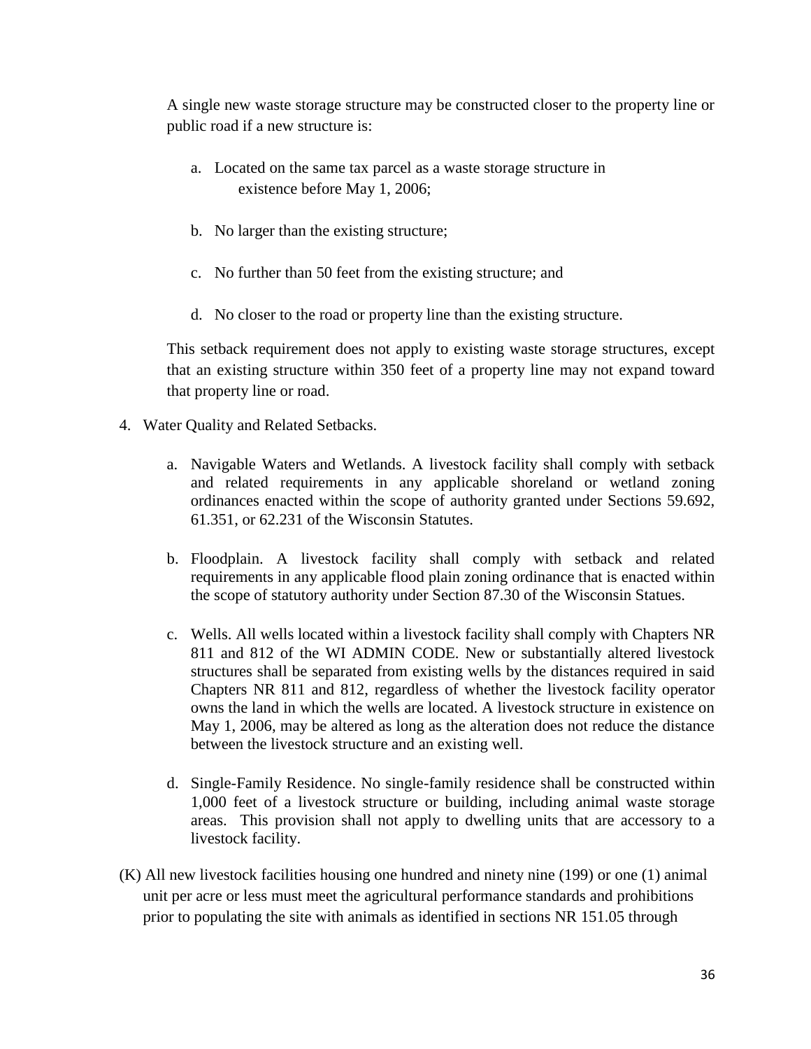A single new waste storage structure may be constructed closer to the property line or public road if a new structure is:

a. Located on the same tax parcel as a waste storage structure in existence before May 1, 2006;

b. No larger than the existing structure;

c. No further than 50 feet from the existing structure; and

d. No closer to the road or property line than the existing structure.

This setback requirement does not apply to existing waste storage structures, except that an existing structure within 350 feet of a property line may not expand toward that property line or road.

4. Water Quality and Related Setbacks.

    a. Navigable Waters and Wetlands. A livestock facility shall comply with setback and related requirements in any applicable shoreland or wetland zoning ordinances enacted within the scope of authority granted under Sections 59.692, 61.351, or 62.231 of the Wisconsin Statutes.

    b. Floodplain. A livestock facility shall comply with setback and related requirements in any applicable flood plain zoning ordinance that is enacted within the scope of statutory authority under Section 87.30 of the Wisconsin Statues.

    c. Wells. All wells located within a livestock facility shall comply with Chapters NR 811 and 812 of the WI ADMIN CODE. New or substantially altered livestock structures shall be separated from existing wells by the distances required in said Chapters NR 811 and 812, regardless of whether the livestock facility operator owns the land in which the wells are located. A livestock structure in existence on May 1, 2006, may be altered as long as the alteration does not reduce the distance between the livestock structure and an existing well.

    d. Single-Family Residence. No single-family residence shall be constructed within 1,000 feet of a livestock structure or building, including animal waste storage areas. This provision shall not apply to dwelling units that are accessory to a livestock facility.

(K) All new livestock facilities housing one hundred and ninety nine (199) or one (1) animal unit per acre or less must meet the agricultural performance standards and prohibitions prior to populating the site with animals as identified in sections NR 151.05 through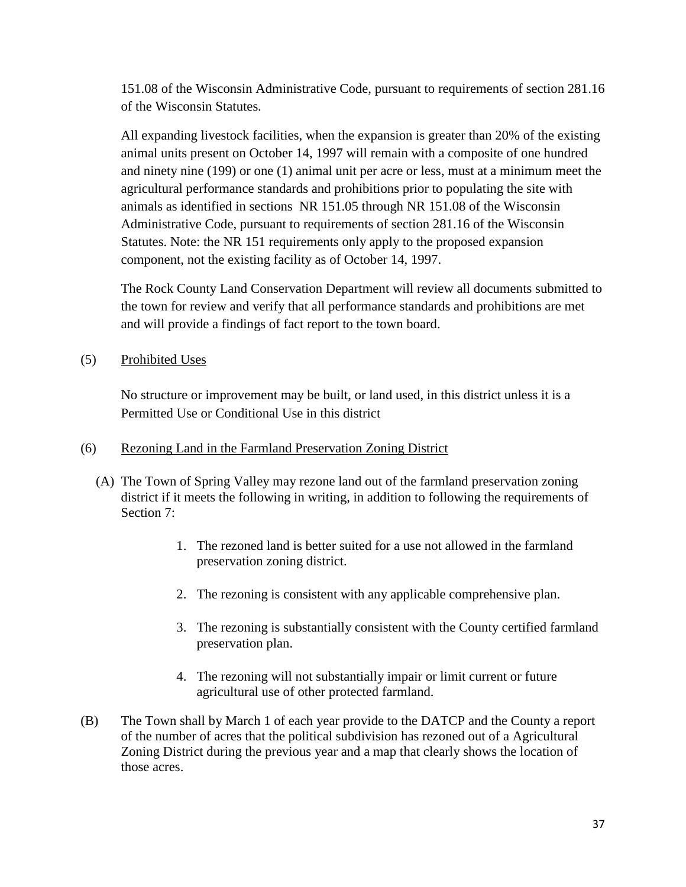151.08 of the Wisconsin Administrative Code, pursuant to requirements of section 281.16 of the Wisconsin Statutes.

All expanding livestock facilities, when the expansion is greater than 20% of the existing animal units present on October 14, 1997 will remain with a composite of one hundred and ninety nine (199) or one (1) animal unit per acre or less, must at a minimum meet the agricultural performance standards and prohibitions prior to populating the site with animals as identified in sections NR 151.05 through NR 151.08 of the Wisconsin Administrative Code, pursuant to requirements of section 281.16 of the Wisconsin Statutes. Note: the NR 151 requirements only apply to the proposed expansion component, not the existing facility as of October 14, 1997.

The Rock County Land Conservation Department will review all documents submitted to the town for review and verify that all performance standards and prohibitions are met and will provide a findings of fact report to the town board.

(5) Prohibited Uses

No structure or improvement may be built, or land used, in this district unless it is a Permitted Use or Conditional Use in this district

(6) Rezoning Land in the Farmland Preservation Zoning District

(A) The Town of Spring Valley may rezone land out of the farmland preservation zoning district if it meets the following in writing, in addition to following the requirements of Section 7:

1. The rezoned land is better suited for a use not allowed in the farmland preservation zoning district.
2. The rezoning is consistent with any applicable comprehensive plan.
3. The rezoning is substantially consistent with the County certified farmland preservation plan.
4. The rezoning will not substantially impair or limit current or future agricultural use of other protected farmland.

(B) The Town shall by March 1 of each year provide to the DATCP and the County a report of the number of acres that the political subdivision has rezoned out of a Agricultural Zoning District during the previous year and a map that clearly shows the location of those acres.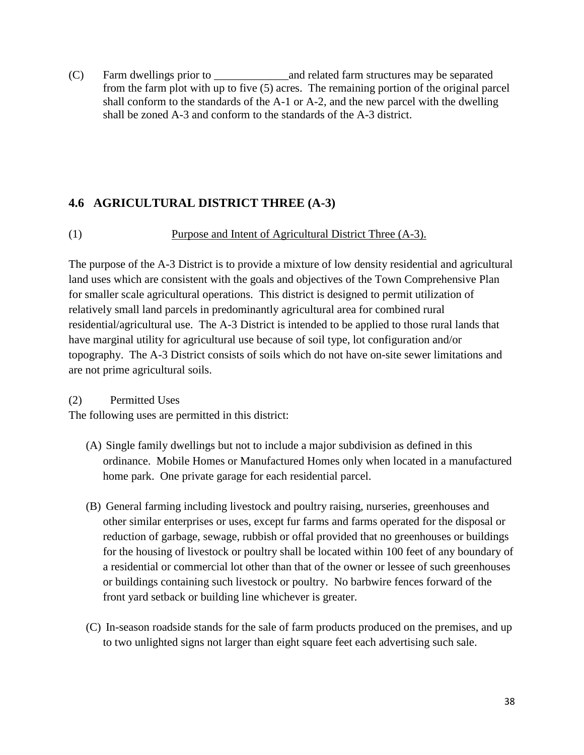(C) Farm dwellings prior to _____________and related farm structures may be separated from the farm plot with up to five (5) acres. The remaining portion of the original parcel shall conform to the standards of the A-1 or A-2, and the new parcel with the dwelling shall be zoned A-3 and conform to the standards of the A-3 district.

## 4.6 AGRICULTURAL DISTRICT THREE (A-3)

(1) <u>Purpose and Intent of Agricultural District Three (A-3).</u>

The purpose of the A-3 District is to provide a mixture of low density residential and agricultural land uses which are consistent with the goals and objectives of the Town Comprehensive Plan for smaller scale agricultural operations. This district is designed to permit utilization of relatively small land parcels in predominantly agricultural area for combined rural residential/agricultural use. The A-3 District is intended to be applied to those rural lands that have marginal utility for agricultural use because of soil type, lot configuration and/or topography. The A-3 District consists of soils which do not have on-site sewer limitations and are not prime agricultural soils.

(2) Permitted Uses

The following uses are permitted in this district:

(A) Single family dwellings but not to include a major subdivision as defined in this ordinance. Mobile Homes or Manufactured Homes only when located in a manufactured home park. One private garage for each residential parcel.

(B) General farming including livestock and poultry raising, nurseries, greenhouses and other similar enterprises or uses, except fur farms and farms operated for the disposal or reduction of garbage, sewage, rubbish or offal provided that no greenhouses or buildings for the housing of livestock or poultry shall be located within 100 feet of any boundary of a residential or commercial lot other than that of the owner or lessee of such greenhouses or buildings containing such livestock or poultry. No barbwire fences forward of the front yard setback or building line whichever is greater.

(C) In-season roadside stands for the sale of farm products produced on the premises, and up to two unlighted signs not larger than eight square feet each advertising such sale.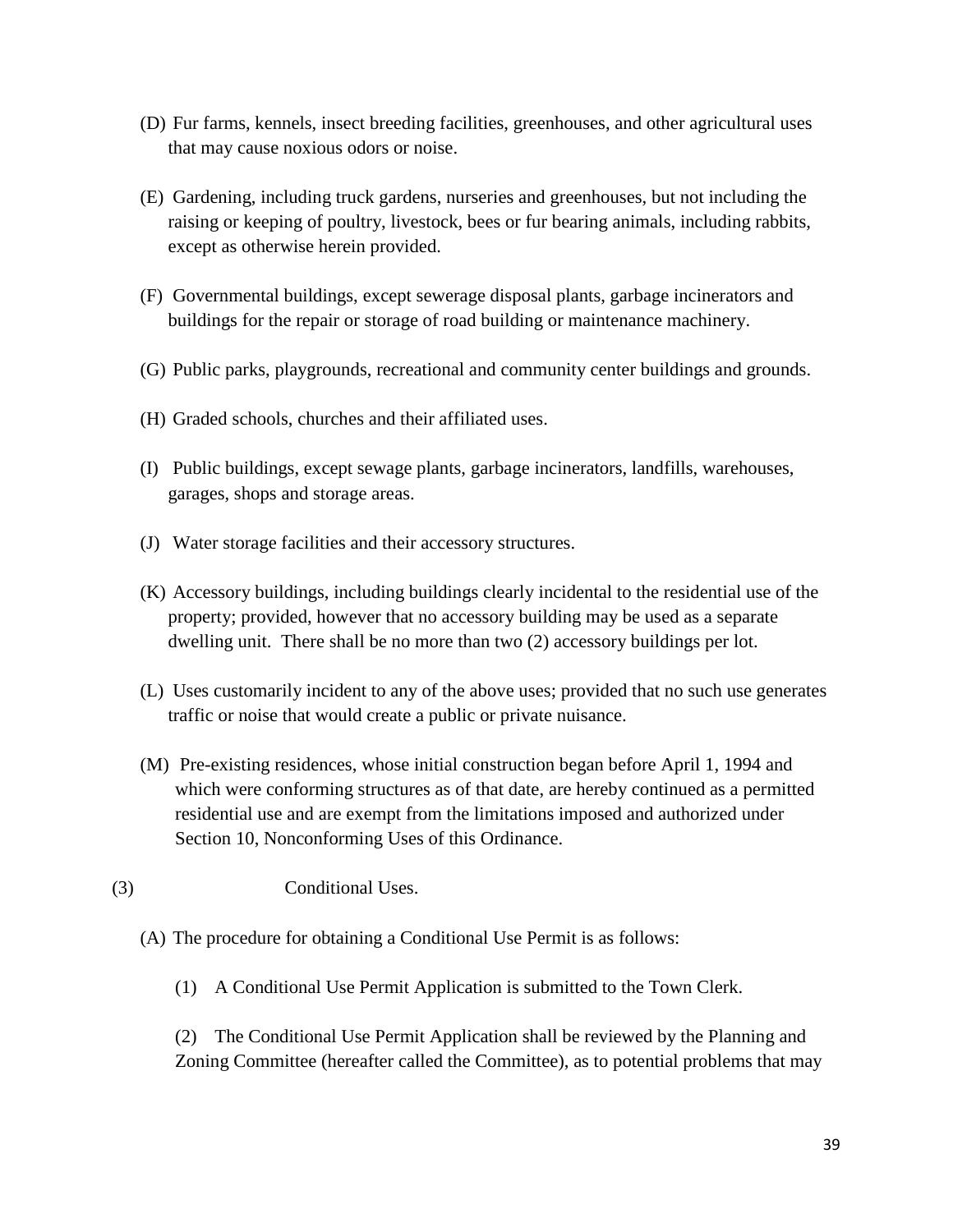(D) Fur farms, kennels, insect breeding facilities, greenhouses, and other agricultural uses that may cause noxious odors or noise.

(E) Gardening, including truck gardens, nurseries and greenhouses, but not including the raising or keeping of poultry, livestock, bees or fur bearing animals, including rabbits, except as otherwise herein provided.

(F) Governmental buildings, except sewerage disposal plants, garbage incinerators and buildings for the repair or storage of road building or maintenance machinery.

(G) Public parks, playgrounds, recreational and community center buildings and grounds.

(H) Graded schools, churches and their affiliated uses.

(I) Public buildings, except sewage plants, garbage incinerators, landfills, warehouses, garages, shops and storage areas.

(J) Water storage facilities and their accessory structures.

(K) Accessory buildings, including buildings clearly incidental to the residential use of the property; provided, however that no accessory building may be used as a separate dwelling unit. There shall be no more than two (2) accessory buildings per lot.

(L) Uses customarily incident to any of the above uses; provided that no such use generates traffic or noise that would create a public or private nuisance.

(M) Pre-existing residences, whose initial construction began before April 1, 1994 and which were conforming structures as of that date, are hereby continued as a permitted residential use and are exempt from the limitations imposed and authorized under Section 10, Nonconforming Uses of this Ordinance.

(3) Conditional Uses.

(A) The procedure for obtaining a Conditional Use Permit is as follows:

(1) A Conditional Use Permit Application is submitted to the Town Clerk.

(2) The Conditional Use Permit Application shall be reviewed by the Planning and Zoning Committee (hereafter called the Committee), as to potential problems that may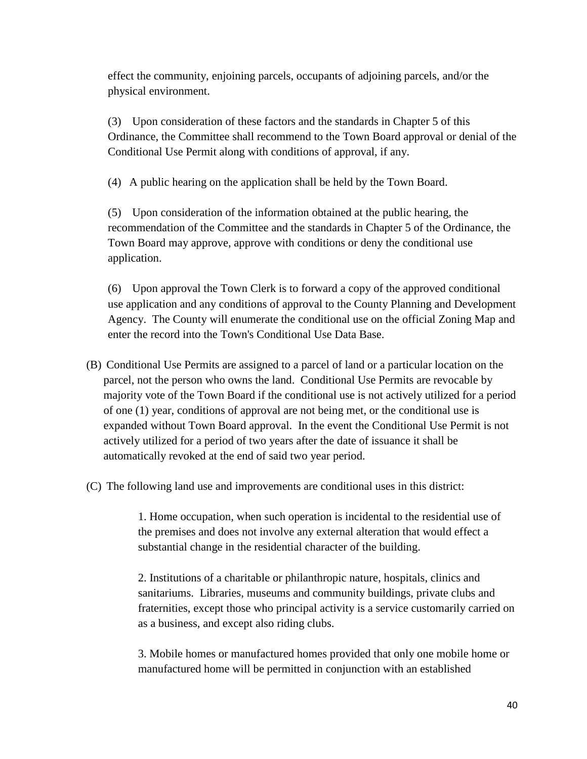effect the community, enjoining parcels, occupants of adjoining parcels, and/or the physical environment.

(3) Upon consideration of these factors and the standards in Chapter 5 of this Ordinance, the Committee shall recommend to the Town Board approval or denial of the Conditional Use Permit along with conditions of approval, if any.

(4) A public hearing on the application shall be held by the Town Board.

(5) Upon consideration of the information obtained at the public hearing, the recommendation of the Committee and the standards in Chapter 5 of the Ordinance, the Town Board may approve, approve with conditions or deny the conditional use application.

(6) Upon approval the Town Clerk is to forward a copy of the approved conditional use application and any conditions of approval to the County Planning and Development Agency. The County will enumerate the conditional use on the official Zoning Map and enter the record into the Town's Conditional Use Data Base.

(B) Conditional Use Permits are assigned to a parcel of land or a particular location on the parcel, not the person who owns the land. Conditional Use Permits are revocable by majority vote of the Town Board if the conditional use is not actively utilized for a period of one (1) year, conditions of approval are not being met, or the conditional use is expanded without Town Board approval. In the event the Conditional Use Permit is not actively utilized for a period of two years after the date of issuance it shall be automatically revoked at the end of said two year period.

(C) The following land use and improvements are conditional uses in this district:

1. Home occupation, when such operation is incidental to the residential use of the premises and does not involve any external alteration that would effect a substantial change in the residential character of the building.

2. Institutions of a charitable or philanthropic nature, hospitals, clinics and sanitariums. Libraries, museums and community buildings, private clubs and fraternities, except those who principal activity is a service customarily carried on as a business, and except also riding clubs.

3. Mobile homes or manufactured homes provided that only one mobile home or manufactured home will be permitted in conjunction with an established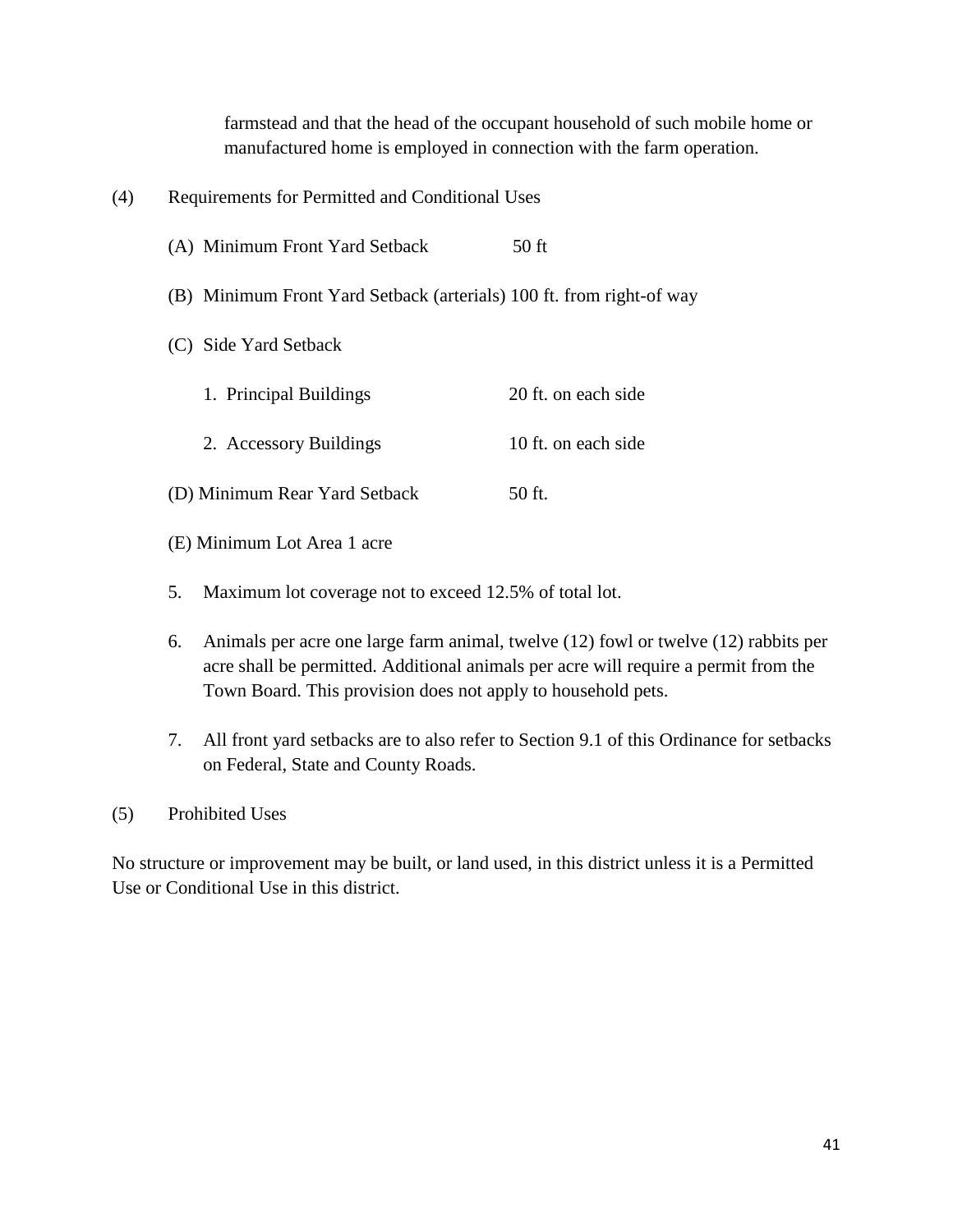farmstead and that the head of the occupant household of such mobile home or manufactured home is employed in connection with the farm operation.

(4) Requirements for Permitted and Conditional Uses

(A) Minimum Front Yard Setback 50 ft

(B) Minimum Front Yard Setback (arterials) 100 ft. from right-of way

(C) Side Yard Setback

1. Principal Buildings 20 ft. on each side

2. Accessory Buildings 10 ft. on each side

(D) Minimum Rear Yard Setback 50 ft.

(E) Minimum Lot Area 1 acre

5. Maximum lot coverage not to exceed 12.5% of total lot.

6. Animals per acre one large farm animal, twelve (12) fowl or twelve (12) rabbits per acre shall be permitted. Additional animals per acre will require a permit from the Town Board. This provision does not apply to household pets.

7. All front yard setbacks are to also refer to Section 9.1 of this Ordinance for setbacks on Federal, State and County Roads.

(5) Prohibited Uses

No structure or improvement may be built, or land used, in this district unless it is a Permitted Use or Conditional Use in this district.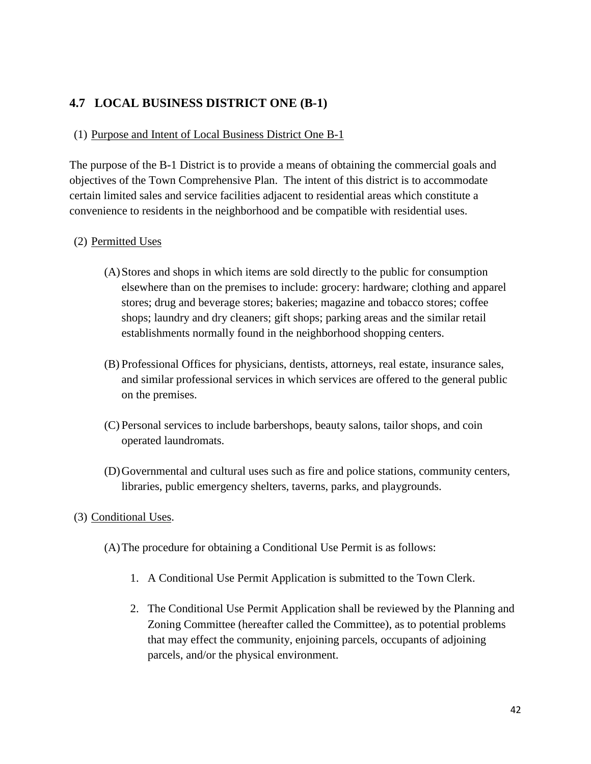## 4.7 LOCAL BUSINESS DISTRICT ONE (B-1)

(1) Purpose and Intent of Local Business District One B-1

The purpose of the B-1 District is to provide a means of obtaining the commercial goals and objectives of the Town Comprehensive Plan. The intent of this district is to accommodate certain limited sales and service facilities adjacent to residential areas which constitute a convenience to residents in the neighborhood and be compatible with residential uses.

(2) Permitted Uses

(A) Stores and shops in which items are sold directly to the public for consumption elsewhere than on the premises to include: grocery: hardware; clothing and apparel stores; drug and beverage stores; bakeries; magazine and tobacco stores; coffee shops; laundry and dry cleaners; gift shops; parking areas and the similar retail establishments normally found in the neighborhood shopping centers.

(B) Professional Offices for physicians, dentists, attorneys, real estate, insurance sales, and similar professional services in which services are offered to the general public on the premises.

(C) Personal services to include barbershops, beauty salons, tailor shops, and coin operated laundromats.

(D) Governmental and cultural uses such as fire and police stations, community centers, libraries, public emergency shelters, taverns, parks, and playgrounds.

(3) Conditional Uses.

(A) The procedure for obtaining a Conditional Use Permit is as follows:

1. A Conditional Use Permit Application is submitted to the Town Clerk.
2. The Conditional Use Permit Application shall be reviewed by the Planning and Zoning Committee (hereafter called the Committee), as to potential problems that may effect the community, enjoining parcels, occupants of adjoining parcels, and/or the physical environment.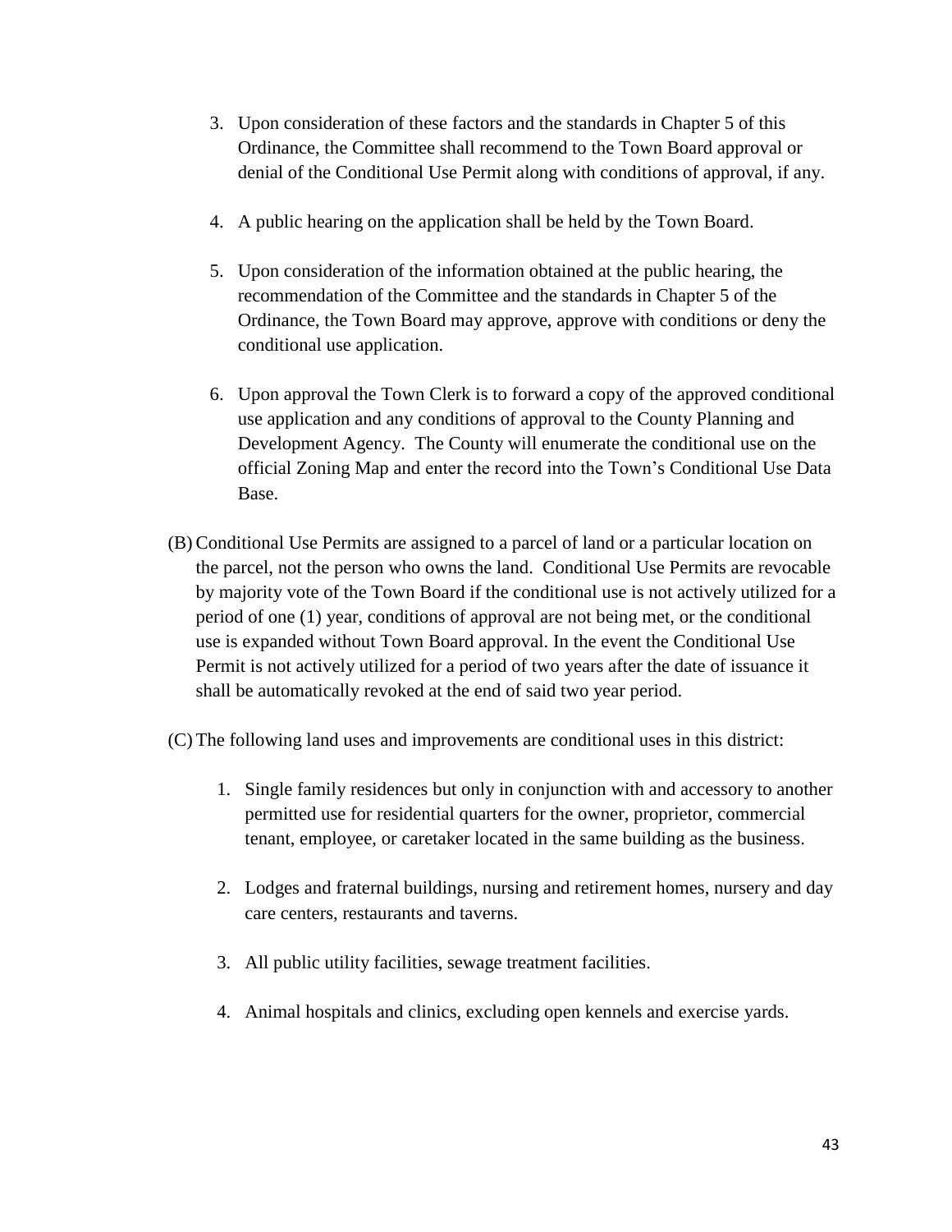3. Upon consideration of these factors and the standards in Chapter 5 of this Ordinance, the Committee shall recommend to the Town Board approval or denial of the Conditional Use Permit along with conditions of approval, if any.

4. A public hearing on the application shall be held by the Town Board.

5. Upon consideration of the information obtained at the public hearing, the recommendation of the Committee and the standards in Chapter 5 of the Ordinance, the Town Board may approve, approve with conditions or deny the conditional use application.

6. Upon approval the Town Clerk is to forward a copy of the approved conditional use application and any conditions of approval to the County Planning and Development Agency. The County will enumerate the conditional use on the official Zoning Map and enter the record into the Town's Conditional Use Data Base.

(B) Conditional Use Permits are assigned to a parcel of land or a particular location on the parcel, not the person who owns the land. Conditional Use Permits are revocable by majority vote of the Town Board if the conditional use is not actively utilized for a period of one (1) year, conditions of approval are not being met, or the conditional use is expanded without Town Board approval. In the event the Conditional Use Permit is not actively utilized for a period of two years after the date of issuance it shall be automatically revoked at the end of said two year period.

(C) The following land uses and improvements are conditional uses in this district:

1. Single family residences but only in conjunction with and accessory to another permitted use for residential quarters for the owner, proprietor, commercial tenant, employee, or caretaker located in the same building as the business.

2. Lodges and fraternal buildings, nursing and retirement homes, nursery and day care centers, restaurants and taverns.

3. All public utility facilities, sewage treatment facilities.

4. Animal hospitals and clinics, excluding open kennels and exercise yards.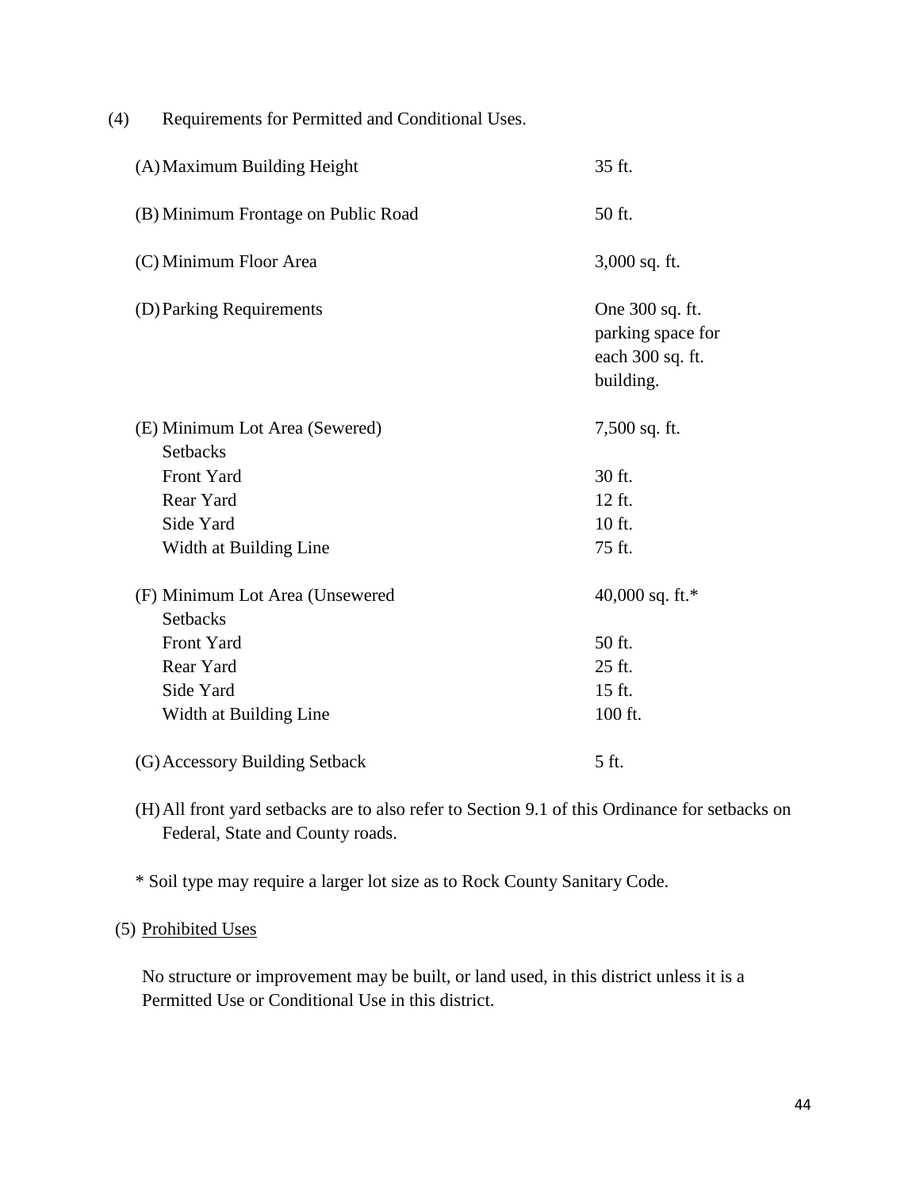(4) Requirements for Permitted and Conditional Uses.

| | |
|---|---|
| (A) Maximum Building Height | 35 ft. |
| (B) Minimum Frontage on Public Road | 50 ft. |
| (C) Minimum Floor Area | 3,000 sq. ft. |
| (D) Parking Requirements | One 300 sq. ft. parking space for each 300 sq. ft. building. |
| (E) Minimum Lot Area (Sewered) | 7,500 sq. ft. |
| Setbacks | |
| Front Yard | 30 ft. |
| Rear Yard | 12 ft. |
| Side Yard | 10 ft. |
| Width at Building Line | 75 ft. |
| (F) Minimum Lot Area (Unsewered | 40,000 sq. ft.* |
| Setbacks | |
| Front Yard | 50 ft. |
| Rear Yard | 25 ft. |
| Side Yard | 15 ft. |
| Width at Building Line | 100 ft. |
| (G) Accessory Building Setback | 5 ft. |

(H) All front yard setbacks are to also refer to Section 9.1 of this Ordinance for setbacks on Federal, State and County roads.

* Soil type may require a larger lot size as to Rock County Sanitary Code.

(5) Prohibited Uses

No structure or improvement may be built, or land used, in this district unless it is a Permitted Use or Conditional Use in this district.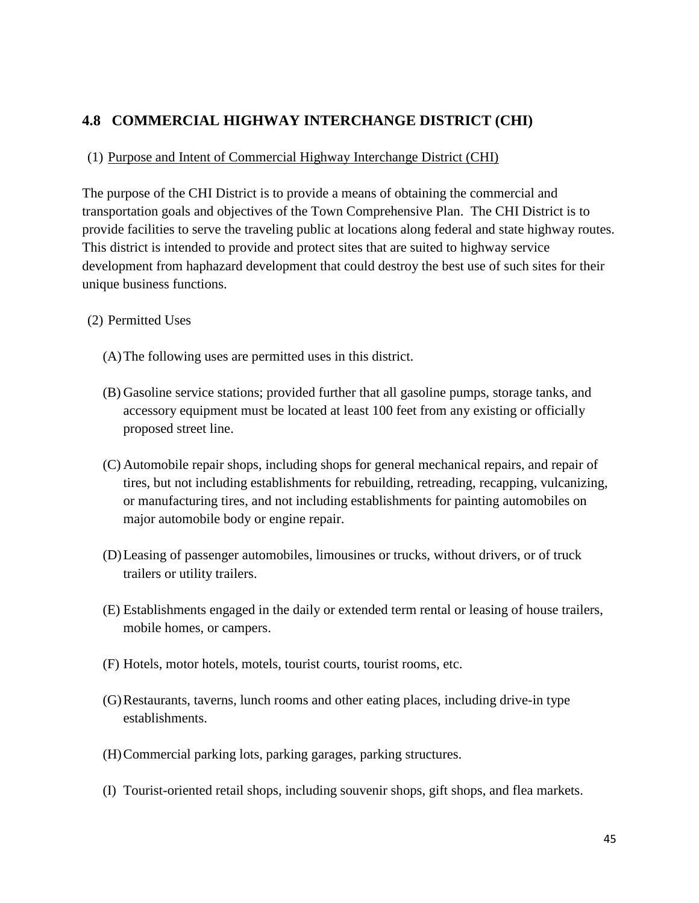## 4.8 COMMERCIAL HIGHWAY INTERCHANGE DISTRICT (CHI)

(1) Purpose and Intent of Commercial Highway Interchange District (CHI)

The purpose of the CHI District is to provide a means of obtaining the commercial and transportation goals and objectives of the Town Comprehensive Plan. The CHI District is to provide facilities to serve the traveling public at locations along federal and state highway routes. This district is intended to provide and protect sites that are suited to highway service development from haphazard development that could destroy the best use of such sites for their unique business functions.

(2) Permitted Uses

(A) The following uses are permitted uses in this district.

(B) Gasoline service stations; provided further that all gasoline pumps, storage tanks, and accessory equipment must be located at least 100 feet from any existing or officially proposed street line.

(C) Automobile repair shops, including shops for general mechanical repairs, and repair of tires, but not including establishments for rebuilding, retreading, recapping, vulcanizing, or manufacturing tires, and not including establishments for painting automobiles on major automobile body or engine repair.

(D) Leasing of passenger automobiles, limousines or trucks, without drivers, or of truck trailers or utility trailers.

(E) Establishments engaged in the daily or extended term rental or leasing of house trailers, mobile homes, or campers.

(F) Hotels, motor hotels, motels, tourist courts, tourist rooms, etc.

(G) Restaurants, taverns, lunch rooms and other eating places, including drive-in type establishments.

(H) Commercial parking lots, parking garages, parking structures.

(I) Tourist-oriented retail shops, including souvenir shops, gift shops, and flea markets.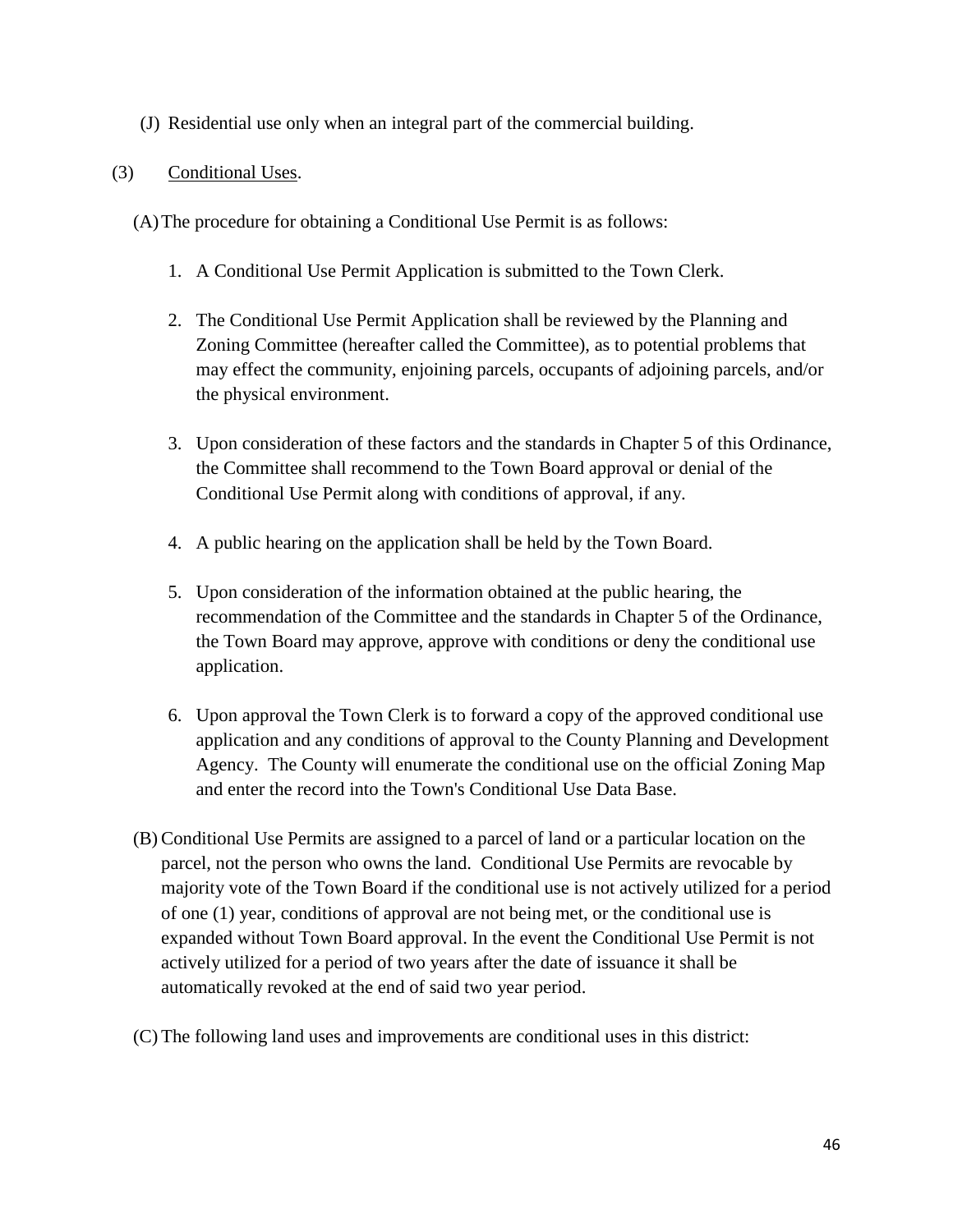(J) Residential use only when an integral part of the commercial building.

(3) <u>Conditional Uses</u>.

(A) The procedure for obtaining a Conditional Use Permit is as follows:

1. A Conditional Use Permit Application is submitted to the Town Clerk.

2. The Conditional Use Permit Application shall be reviewed by the Planning and Zoning Committee (hereafter called the Committee), as to potential problems that may effect the community, enjoining parcels, occupants of adjoining parcels, and/or the physical environment.

3. Upon consideration of these factors and the standards in Chapter 5 of this Ordinance, the Committee shall recommend to the Town Board approval or denial of the Conditional Use Permit along with conditions of approval, if any.

4. A public hearing on the application shall be held by the Town Board.

5. Upon consideration of the information obtained at the public hearing, the recommendation of the Committee and the standards in Chapter 5 of the Ordinance, the Town Board may approve, approve with conditions or deny the conditional use application.

6. Upon approval the Town Clerk is to forward a copy of the approved conditional use application and any conditions of approval to the County Planning and Development Agency. The County will enumerate the conditional use on the official Zoning Map and enter the record into the Town's Conditional Use Data Base.

(B) Conditional Use Permits are assigned to a parcel of land or a particular location on the parcel, not the person who owns the land. Conditional Use Permits are revocable by majority vote of the Town Board if the conditional use is not actively utilized for a period of one (1) year, conditions of approval are not being met, or the conditional use is expanded without Town Board approval. In the event the Conditional Use Permit is not actively utilized for a period of two years after the date of issuance it shall be automatically revoked at the end of said two year period.

(C) The following land uses and improvements are conditional uses in this district: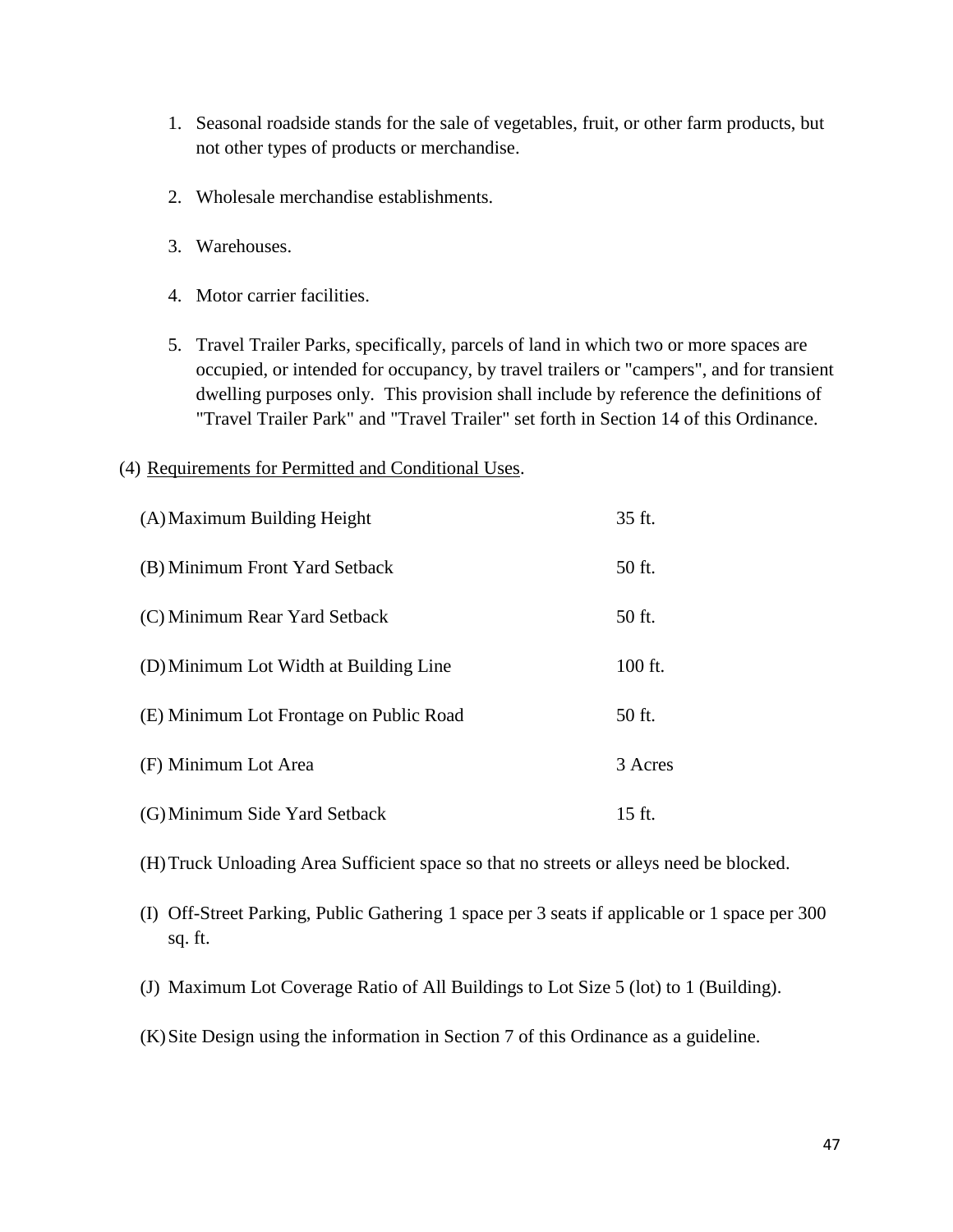1. Seasonal roadside stands for the sale of vegetables, fruit, or other farm products, but not other types of products or merchandise.

2. Wholesale merchandise establishments.

3. Warehouses.

4. Motor carrier facilities.

5. Travel Trailer Parks, specifically, parcels of land in which two or more spaces are occupied, or intended for occupancy, by travel trailers or "campers", and for transient dwelling purposes only. This provision shall include by reference the definitions of "Travel Trailer Park" and "Travel Trailer" set forth in Section 14 of this Ordinance.

(4) Requirements for Permitted and Conditional Uses.

| | |
|---|---|
| (A) Maximum Building Height | 35 ft. |
| (B) Minimum Front Yard Setback | 50 ft. |
| (C) Minimum Rear Yard Setback | 50 ft. |
| (D) Minimum Lot Width at Building Line | 100 ft. |
| (E) Minimum Lot Frontage on Public Road | 50 ft. |
| (F) Minimum Lot Area | 3 Acres |
| (G) Minimum Side Yard Setback | 15 ft. |

(H) Truck Unloading Area Sufficient space so that no streets or alleys need be blocked.

(I) Off-Street Parking, Public Gathering 1 space per 3 seats if applicable or 1 space per 300 sq. ft.

(J) Maximum Lot Coverage Ratio of All Buildings to Lot Size 5 (lot) to 1 (Building).

(K) Site Design using the information in Section 7 of this Ordinance as a guideline.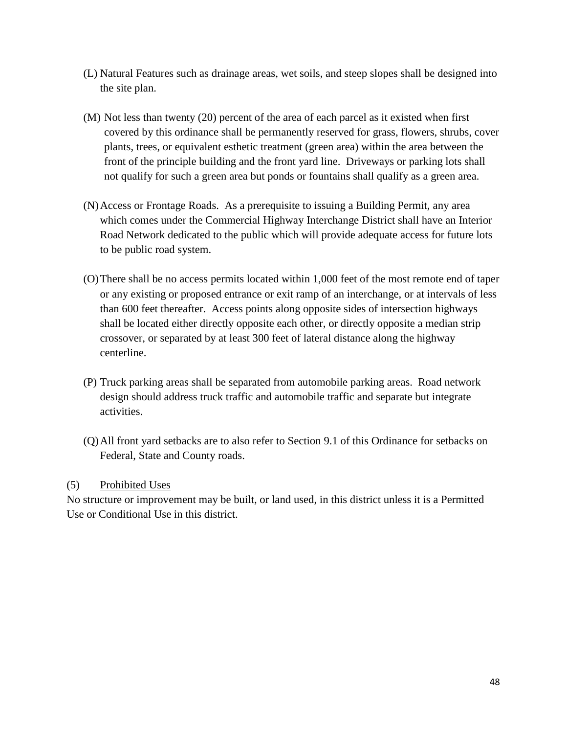(L) Natural Features such as drainage areas, wet soils, and steep slopes shall be designed into the site plan.

(M) Not less than twenty (20) percent of the area of each parcel as it existed when first covered by this ordinance shall be permanently reserved for grass, flowers, shrubs, cover plants, trees, or equivalent esthetic treatment (green area) within the area between the front of the principle building and the front yard line. Driveways or parking lots shall not qualify for such a green area but ponds or fountains shall qualify as a green area.

(N) Access or Frontage Roads. As a prerequisite to issuing a Building Permit, any area which comes under the Commercial Highway Interchange District shall have an Interior Road Network dedicated to the public which will provide adequate access for future lots to be public road system.

(O) There shall be no access permits located within 1,000 feet of the most remote end of taper or any existing or proposed entrance or exit ramp of an interchange, or at intervals of less than 600 feet thereafter. Access points along opposite sides of intersection highways shall be located either directly opposite each other, or directly opposite a median strip crossover, or separated by at least 300 feet of lateral distance along the highway centerline.

(P) Truck parking areas shall be separated from automobile parking areas. Road network design should address truck traffic and automobile traffic and separate but integrate activities.

(Q) All front yard setbacks are to also refer to Section 9.1 of this Ordinance for setbacks on Federal, State and County roads.

(5) Prohibited Uses

No structure or improvement may be built, or land used, in this district unless it is a Permitted Use or Conditional Use in this district.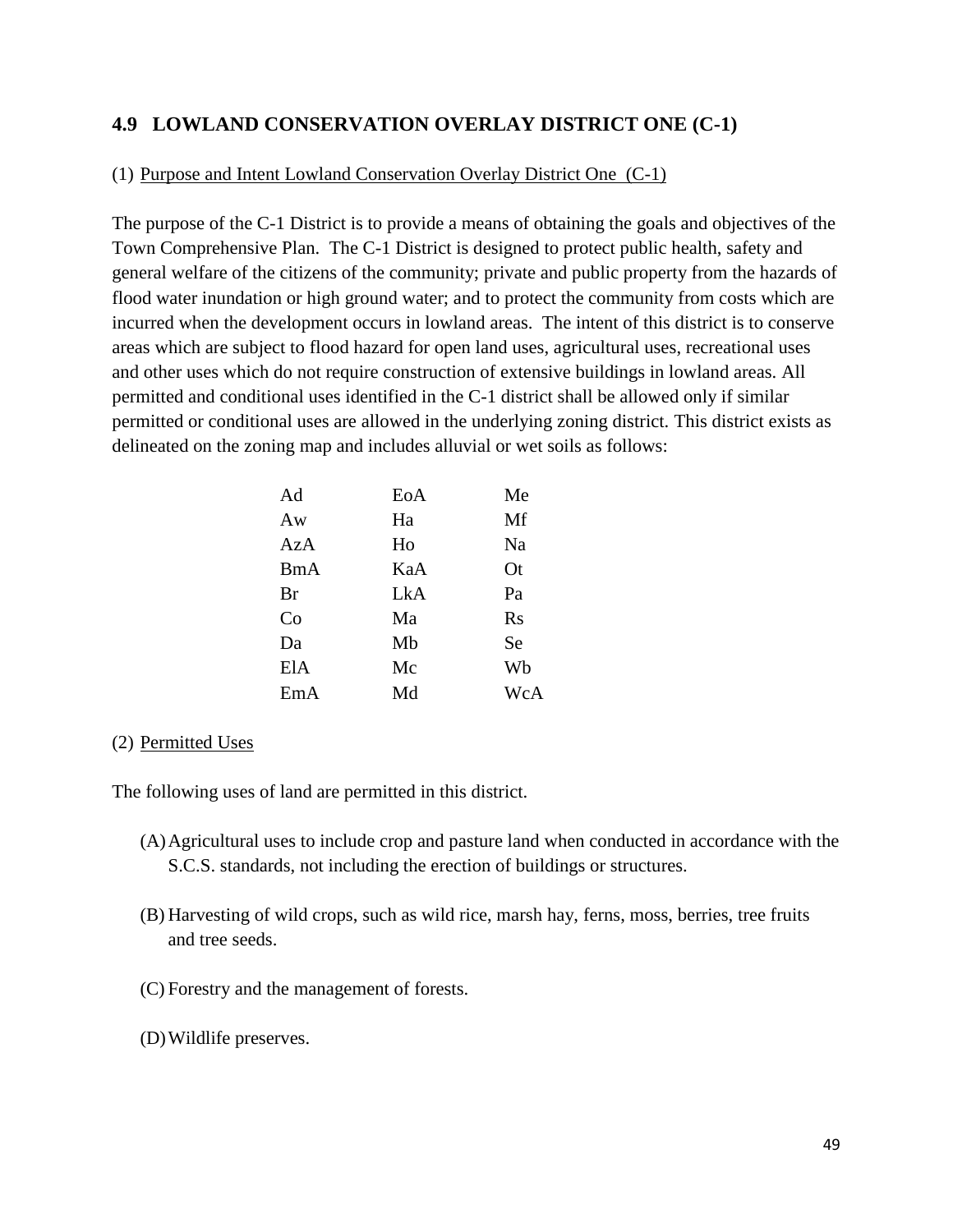## 4.9 LOWLAND CONSERVATION OVERLAY DISTRICT ONE (C-1)

(1) Purpose and Intent Lowland Conservation Overlay District One (C-1)

The purpose of the C-1 District is to provide a means of obtaining the goals and objectives of the Town Comprehensive Plan. The C-1 District is designed to protect public health, safety and general welfare of the citizens of the community; private and public property from the hazards of flood water inundation or high ground water; and to protect the community from costs which are incurred when the development occurs in lowland areas. The intent of this district is to conserve areas which are subject to flood hazard for open land uses, agricultural uses, recreational uses and other uses which do not require construction of extensive buildings in lowland areas. All permitted and conditional uses identified in the C-1 district shall be allowed only if similar permitted or conditional uses are allowed in the underlying zoning district. This district exists as delineated on the zoning map and includes alluvial or wet soils as follows:

| | | |
|---|---|---|
| Ad | EoA | Me |
| Aw | Ha | Mf |
| AzA | Ho | Na |
| BmA | KaA | Ot |
| Br | LkA | Pa |
| Co | Ma | Rs |
| Da | Mb | Se |
| ElA | Mc | Wb |
| EmA | Md | WcA |

(2) Permitted Uses

The following uses of land are permitted in this district.

(A) Agricultural uses to include crop and pasture land when conducted in accordance with the S.C.S. standards, not including the erection of buildings or structures.

(B) Harvesting of wild crops, such as wild rice, marsh hay, ferns, moss, berries, tree fruits and tree seeds.

(C) Forestry and the management of forests.

(D) Wildlife preserves.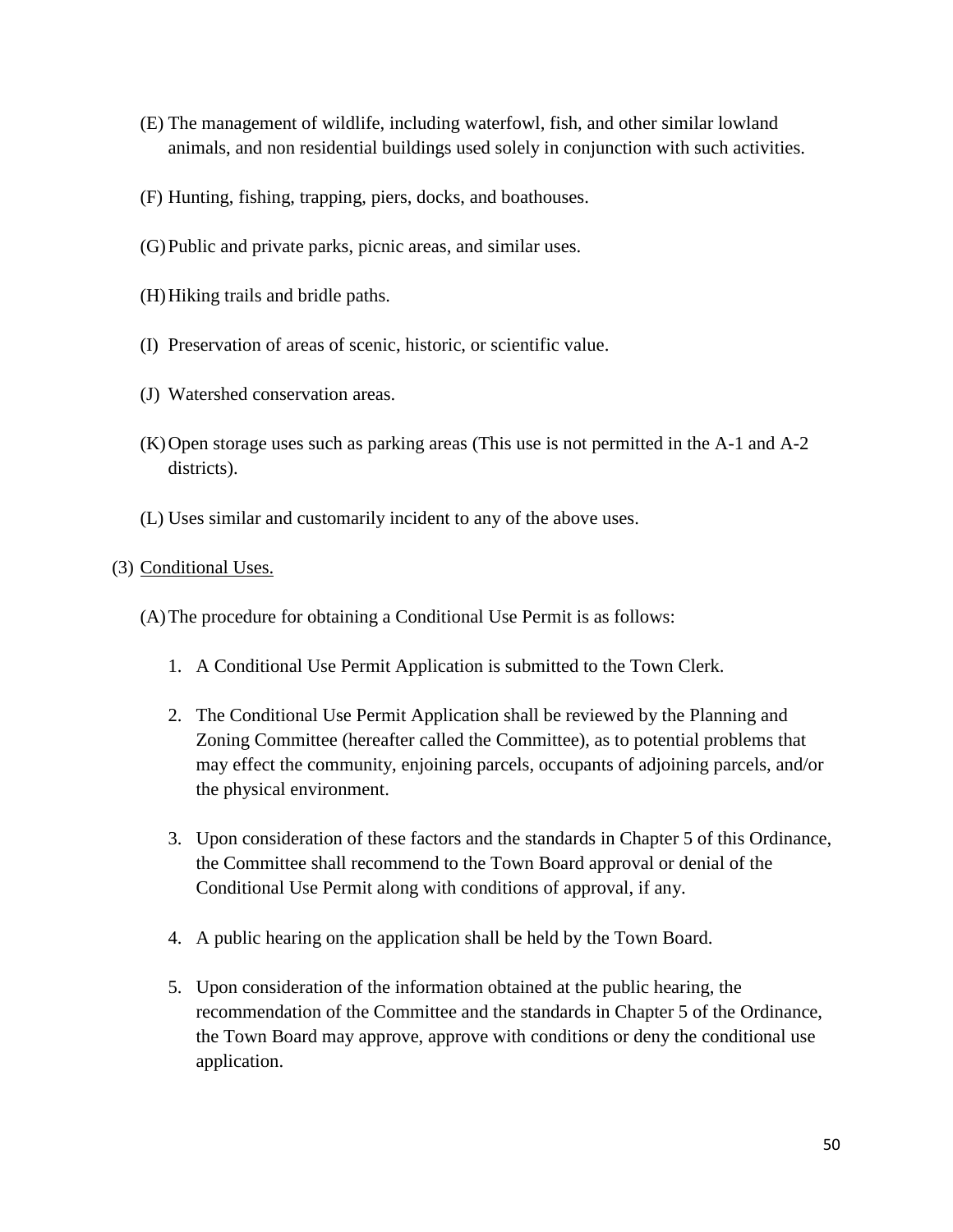(E) The management of wildlife, including waterfowl, fish, and other similar lowland animals, and non residential buildings used solely in conjunction with such activities.

(F) Hunting, fishing, trapping, piers, docks, and boathouses.

(G) Public and private parks, picnic areas, and similar uses.

(H) Hiking trails and bridle paths.

(I) Preservation of areas of scenic, historic, or scientific value.

(J) Watershed conservation areas.

(K) Open storage uses such as parking areas (This use is not permitted in the A-1 and A-2 districts).

(L) Uses similar and customarily incident to any of the above uses.

(3) Conditional Uses.

(A) The procedure for obtaining a Conditional Use Permit is as follows:

1. A Conditional Use Permit Application is submitted to the Town Clerk.
2. The Conditional Use Permit Application shall be reviewed by the Planning and Zoning Committee (hereafter called the Committee), as to potential problems that may effect the community, enjoining parcels, occupants of adjoining parcels, and/or the physical environment.
3. Upon consideration of these factors and the standards in Chapter 5 of this Ordinance, the Committee shall recommend to the Town Board approval or denial of the Conditional Use Permit along with conditions of approval, if any.
4. A public hearing on the application shall be held by the Town Board.
5. Upon consideration of the information obtained at the public hearing, the recommendation of the Committee and the standards in Chapter 5 of the Ordinance, the Town Board may approve, approve with conditions or deny the conditional use application.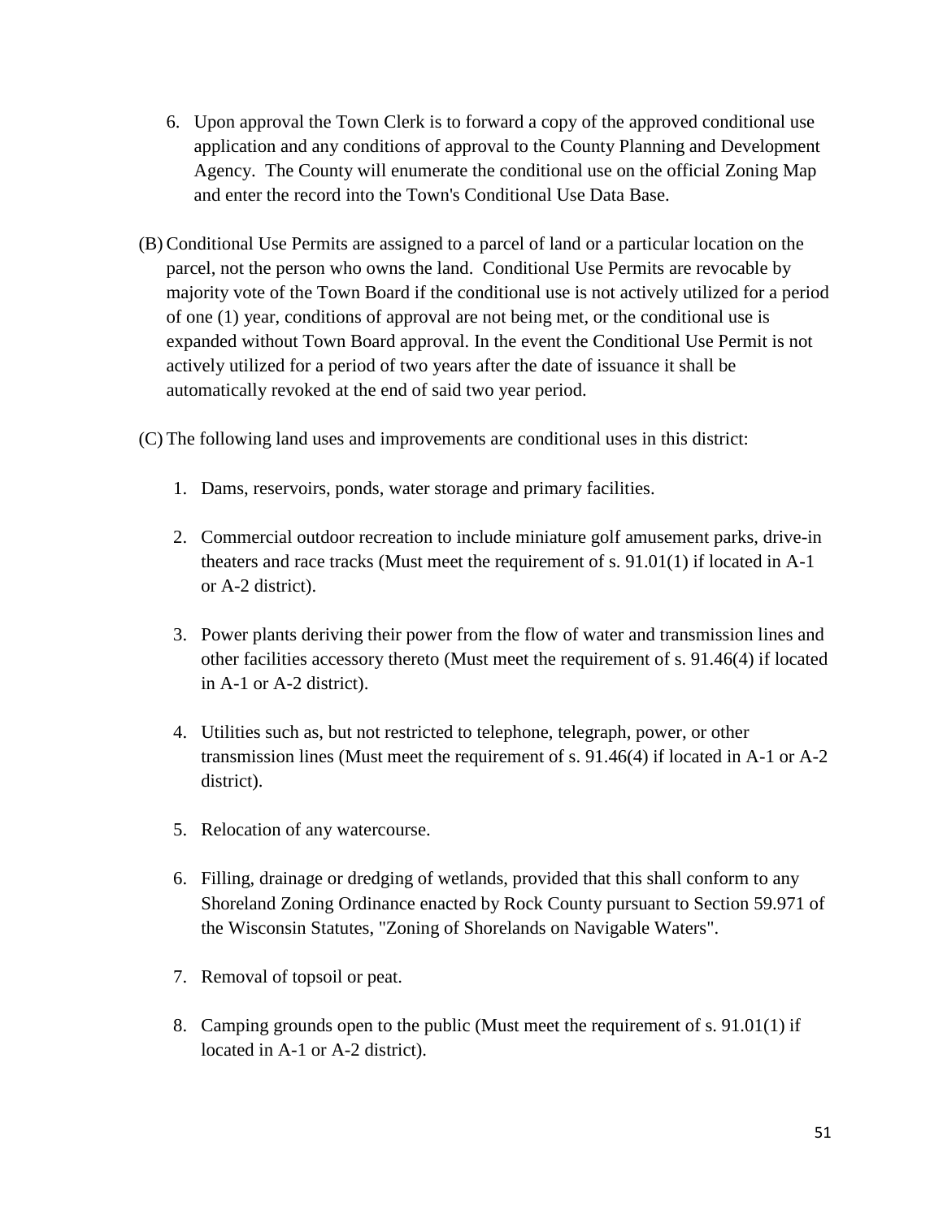6. Upon approval the Town Clerk is to forward a copy of the approved conditional use application and any conditions of approval to the County Planning and Development Agency. The County will enumerate the conditional use on the official Zoning Map and enter the record into the Town's Conditional Use Data Base.

(B) Conditional Use Permits are assigned to a parcel of land or a particular location on the parcel, not the person who owns the land. Conditional Use Permits are revocable by majority vote of the Town Board if the conditional use is not actively utilized for a period of one (1) year, conditions of approval are not being met, or the conditional use is expanded without Town Board approval. In the event the Conditional Use Permit is not actively utilized for a period of two years after the date of issuance it shall be automatically revoked at the end of said two year period.

(C) The following land uses and improvements are conditional uses in this district:

1. Dams, reservoirs, ponds, water storage and primary facilities.

2. Commercial outdoor recreation to include miniature golf amusement parks, drive-in theaters and race tracks (Must meet the requirement of s. 91.01(1) if located in A-1 or A-2 district).

3. Power plants deriving their power from the flow of water and transmission lines and other facilities accessory thereto (Must meet the requirement of s. 91.46(4) if located in A-1 or A-2 district).

4. Utilities such as, but not restricted to telephone, telegraph, power, or other transmission lines (Must meet the requirement of s. 91.46(4) if located in A-1 or A-2 district).

5. Relocation of any watercourse.

6. Filling, drainage or dredging of wetlands, provided that this shall conform to any Shoreland Zoning Ordinance enacted by Rock County pursuant to Section 59.971 of the Wisconsin Statutes, "Zoning of Shorelands on Navigable Waters".

7. Removal of topsoil or peat.

8. Camping grounds open to the public (Must meet the requirement of s. 91.01(1) if located in A-1 or A-2 district).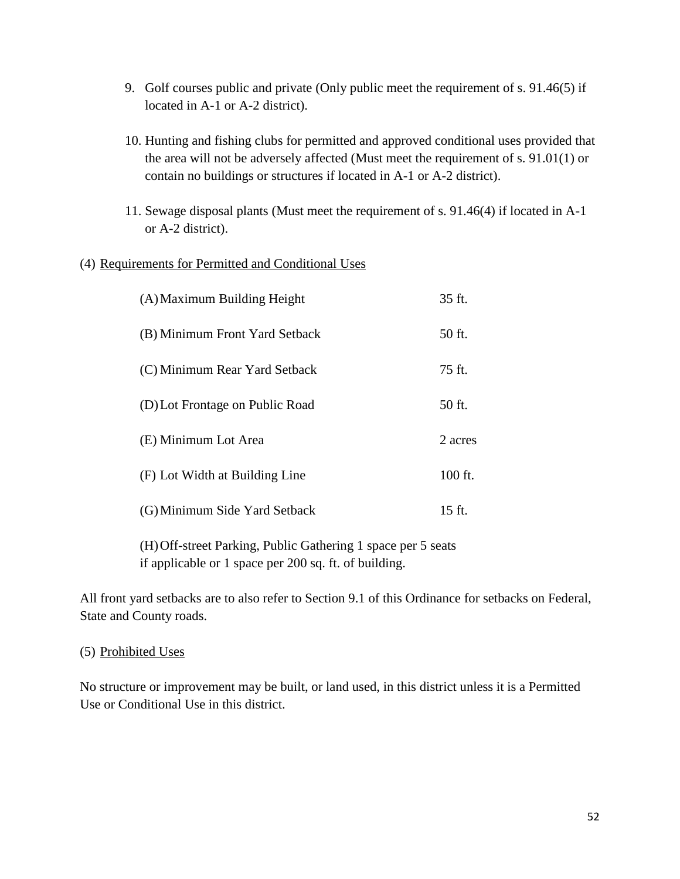9. Golf courses public and private (Only public meet the requirement of s. 91.46(5) if located in A-1 or A-2 district).

10. Hunting and fishing clubs for permitted and approved conditional uses provided that the area will not be adversely affected (Must meet the requirement of s. 91.01(1) or contain no buildings or structures if located in A-1 or A-2 district).

11. Sewage disposal plants (Must meet the requirement of s. 91.46(4) if located in A-1 or A-2 district).

(4) Requirements for Permitted and Conditional Uses

| | |
|---|---|
| (A) Maximum Building Height | 35 ft. |
| (B) Minimum Front Yard Setback | 50 ft. |
| (C) Minimum Rear Yard Setback | 75 ft. |
| (D) Lot Frontage on Public Road | 50 ft. |
| (E) Minimum Lot Area | 2 acres |
| (F) Lot Width at Building Line | 100 ft. |
| (G) Minimum Side Yard Setback | 15 ft. |

(H) Off-street Parking, Public Gathering 1 space per 5 seats if applicable or 1 space per 200 sq. ft. of building.

All front yard setbacks are to also refer to Section 9.1 of this Ordinance for setbacks on Federal, State and County roads.

(5) Prohibited Uses

No structure or improvement may be built, or land used, in this district unless it is a Permitted Use or Conditional Use in this district.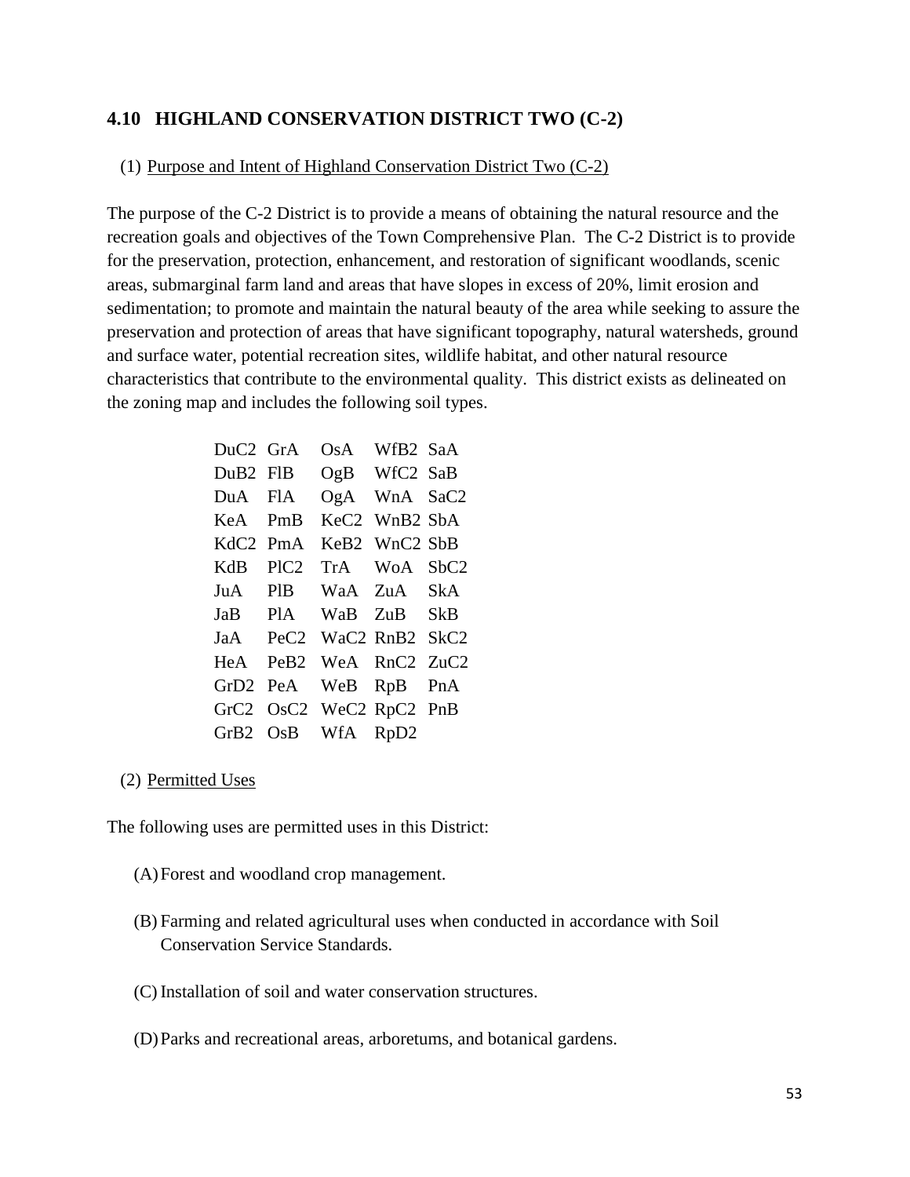## 4.10 HIGHLAND CONSERVATION DISTRICT TWO (C-2)

(1) Purpose and Intent of Highland Conservation District Two (C-2)

The purpose of the C-2 District is to provide a means of obtaining the natural resource and the recreation goals and objectives of the Town Comprehensive Plan. The C-2 District is to provide for the preservation, protection, enhancement, and restoration of significant woodlands, scenic areas, submarginal farm land and areas that have slopes in excess of 20%, limit erosion and sedimentation; to promote and maintain the natural beauty of the area while seeking to assure the preservation and protection of areas that have significant topography, natural watersheds, ground and surface water, potential recreation sites, wildlife habitat, and other natural resource characteristics that contribute to the environmental quality. This district exists as delineated on the zoning map and includes the following soil types.

| | | | | |
|---|---|---|---|---|
| DuC2 | GrA | OsA | WfB2 | SaA |
| DuB2 | FlB | OgB | WfC2 | SaB |
| DuA | FlA | OgA | WnA | SaC2 |
| KeA | PmB | KeC2 | WnB2 | SbA |
| KdC2 | PmA | KeB2 | WnC2 | SbB |
| KdB | PlC2 | TrA | WoA | SbC2 |
| JuA | PlB | WaA | ZuA | SkA |
| JaB | PlA | WaB | ZuB | SkB |
| JaA | PeC2 | WaC2 | RnB2 | SkC2 |
| HeA | PeB2 | WeA | RnC2 | ZuC2 |
| GrD2 | PeA | WeB | RpB | PnA |
| GrC2 | OsC2 | WeC2 | RpC2 | PnB |
| GrB2 | OsB | WfA | RpD2 | |

(2) Permitted Uses

The following uses are permitted uses in this District:

(A) Forest and woodland crop management.

(B) Farming and related agricultural uses when conducted in accordance with Soil Conservation Service Standards.

(C) Installation of soil and water conservation structures.

(D) Parks and recreational areas, arboretums, and botanical gardens.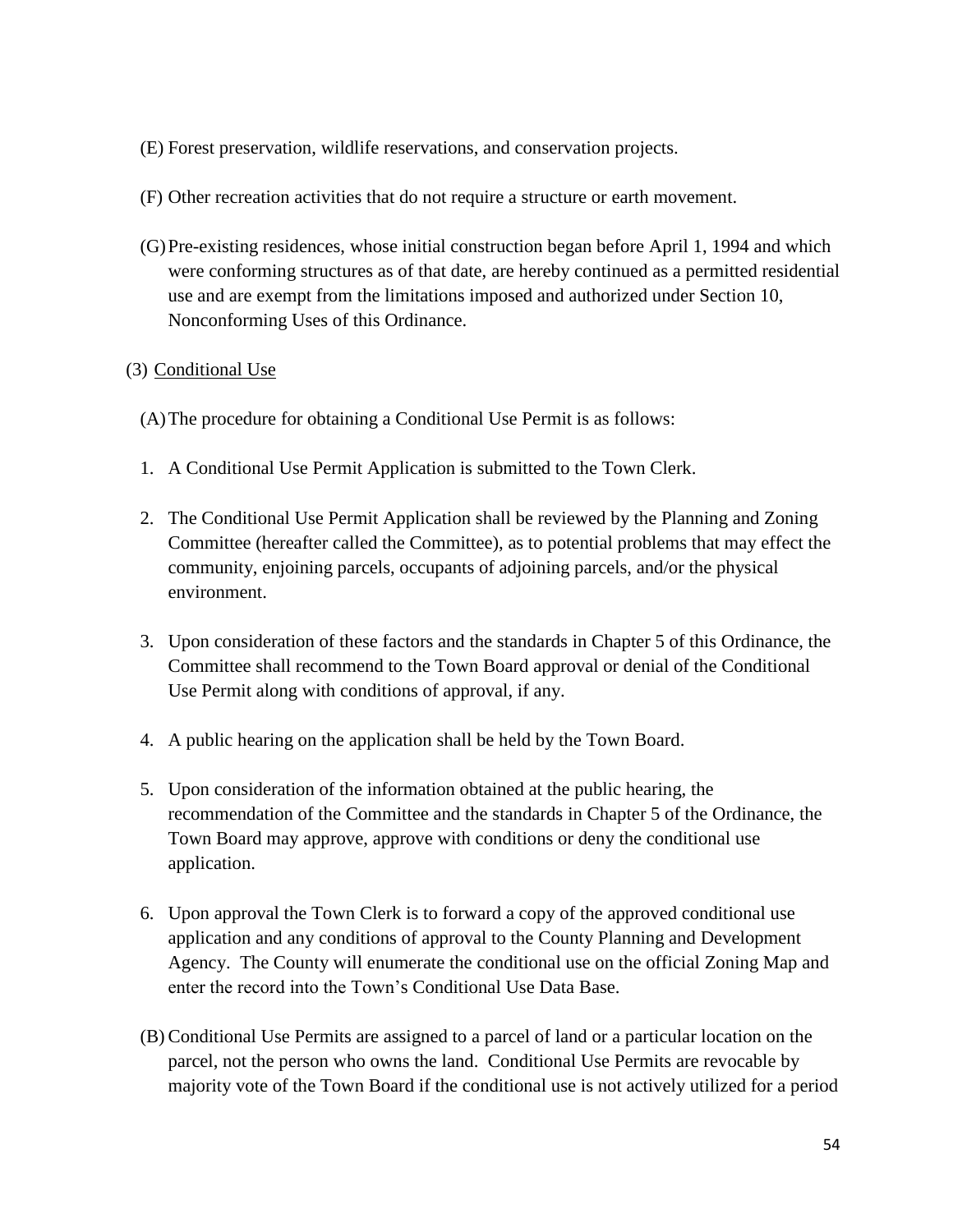(E) Forest preservation, wildlife reservations, and conservation projects.

(F) Other recreation activities that do not require a structure or earth movement.

(G) Pre-existing residences, whose initial construction began before April 1, 1994 and which were conforming structures as of that date, are hereby continued as a permitted residential use and are exempt from the limitations imposed and authorized under Section 10, Nonconforming Uses of this Ordinance.

(3) <u>Conditional Use</u>

(A) The procedure for obtaining a Conditional Use Permit is as follows:

1. A Conditional Use Permit Application is submitted to the Town Clerk.
2. The Conditional Use Permit Application shall be reviewed by the Planning and Zoning Committee (hereafter called the Committee), as to potential problems that may effect the community, enjoining parcels, occupants of adjoining parcels, and/or the physical environment.
3. Upon consideration of these factors and the standards in Chapter 5 of this Ordinance, the Committee shall recommend to the Town Board approval or denial of the Conditional Use Permit along with conditions of approval, if any.
4. A public hearing on the application shall be held by the Town Board.
5. Upon consideration of the information obtained at the public hearing, the recommendation of the Committee and the standards in Chapter 5 of the Ordinance, the Town Board may approve, approve with conditions or deny the conditional use application.
6. Upon approval the Town Clerk is to forward a copy of the approved conditional use application and any conditions of approval to the County Planning and Development Agency. The County will enumerate the conditional use on the official Zoning Map and enter the record into the Town's Conditional Use Data Base.

(B) Conditional Use Permits are assigned to a parcel of land or a particular location on the parcel, not the person who owns the land. Conditional Use Permits are revocable by majority vote of the Town Board if the conditional use is not actively utilized for a period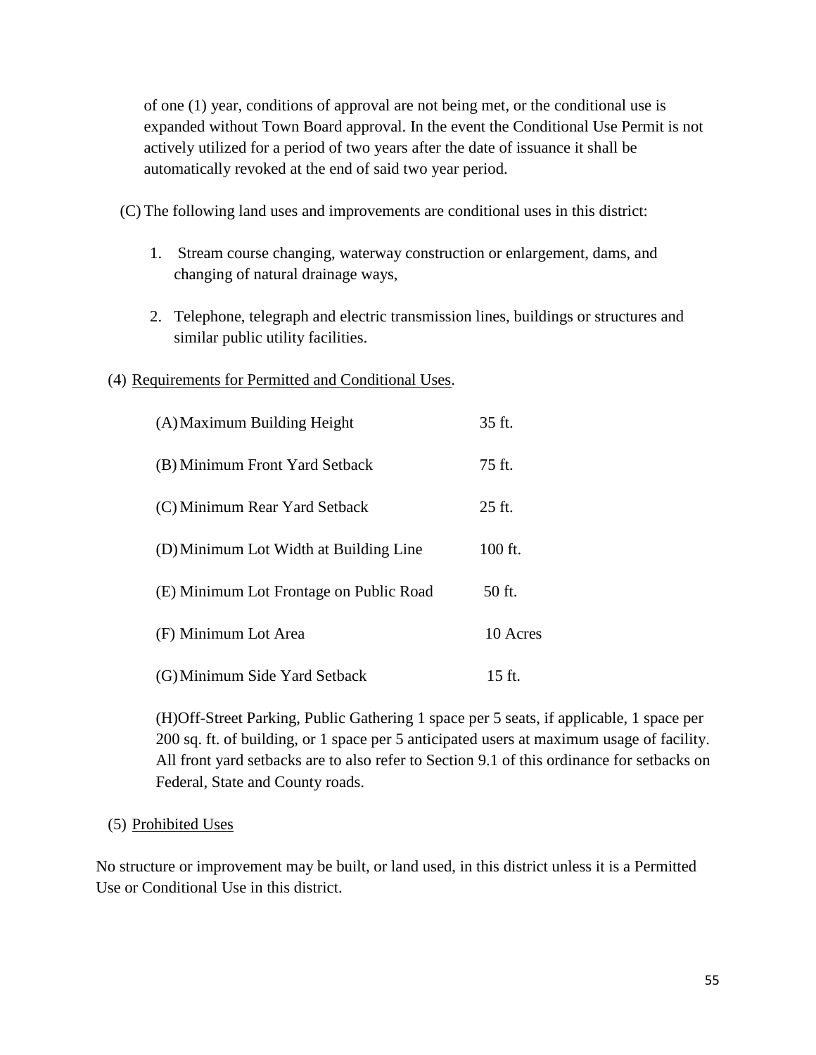of one (1) year, conditions of approval are not being met, or the conditional use is expanded without Town Board approval. In the event the Conditional Use Permit is not actively utilized for a period of two years after the date of issuance it shall be automatically revoked at the end of said two year period.

(C) The following land uses and improvements are conditional uses in this district:

1. Stream course changing, waterway construction or enlargement, dams, and changing of natural drainage ways,
2. Telephone, telegraph and electric transmission lines, buildings or structures and similar public utility facilities.

(4) <u>Requirements for Permitted and Conditional Uses</u>.

| | |
|---|---|
| (A) Maximum Building Height | 35 ft. |
| (B) Minimum Front Yard Setback | 75 ft. |
| (C) Minimum Rear Yard Setback | 25 ft. |
| (D) Minimum Lot Width at Building Line | 100 ft. |
| (E) Minimum Lot Frontage on Public Road | 50 ft. |
| (F) Minimum Lot Area | 10 Acres |
| (G) Minimum Side Yard Setback | 15 ft. |

(H)Off-Street Parking, Public Gathering 1 space per 5 seats, if applicable, 1 space per 200 sq. ft. of building, or 1 space per 5 anticipated users at maximum usage of facility. All front yard setbacks are to also refer to Section 9.1 of this ordinance for setbacks on Federal, State and County roads.

(5) <u>Prohibited Uses</u>

No structure or improvement may be built, or land used, in this district unless it is a Permitted Use or Conditional Use in this district.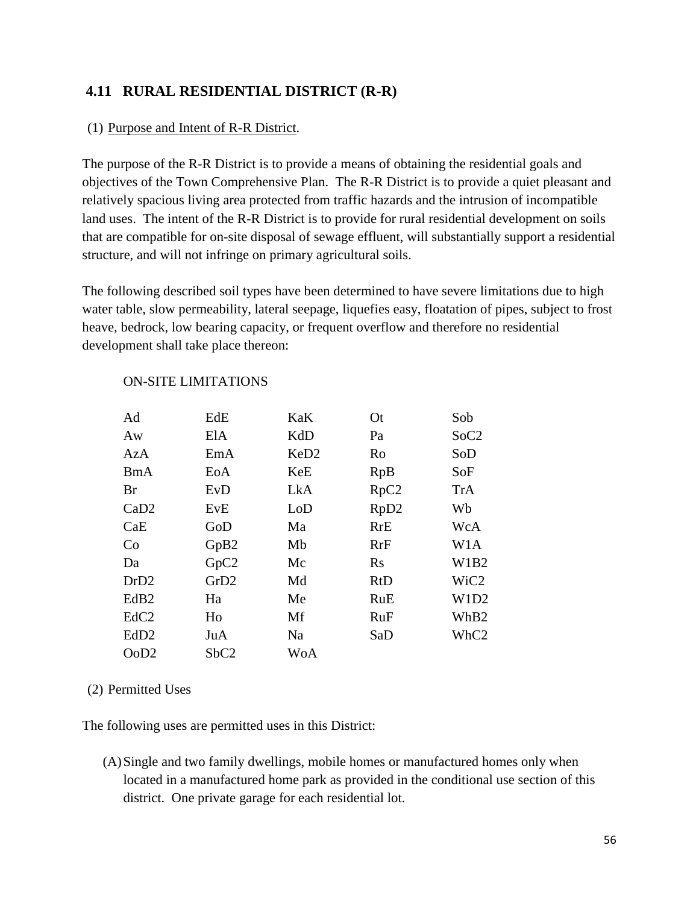## 4.11 RURAL RESIDENTIAL DISTRICT (R-R)

(1) Purpose and Intent of R-R District.

The purpose of the R-R District is to provide a means of obtaining the residential goals and objectives of the Town Comprehensive Plan. The R-R District is to provide a quiet pleasant and relatively spacious living area protected from traffic hazards and the intrusion of incompatible land uses. The intent of the R-R District is to provide for rural residential development on soils that are compatible for on-site disposal of sewage effluent, will substantially support a residential structure, and will not infringe on primary agricultural soils.

The following described soil types have been determined to have severe limitations due to high water table, slow permeability, lateral seepage, liquefies easy, floatation of pipes, subject to frost heave, bedrock, low bearing capacity, or frequent overflow and therefore no residential development shall take place thereon:

ON-SITE LIMITATIONS

| | | | | |
|---|---|---|---|---|
| Ad | EdE | KaK | Ot | Sob |
| Aw | ElA | KdD | Pa | SoC2 |
| AzA | EmA | KeD2 | Ro | SoD |
| BmA | EoA | KeE | RpB | SoF |
| Br | EvD | LkA | RpC2 | TrA |
| CaD2 | EvE | LoD | RpD2 | Wb |
| CaE | GoD | Ma | RrE | WcA |
| Co | GpB2 | Mb | RrF | W1A |
| Da | GpC2 | Mc | Rs | W1B2 |
| DrD2 | GrD2 | Md | RtD | WiC2 |
| EdB2 | Ha | Me | RuE | W1D2 |
| EdC2 | Ho | Mf | RuF | WhB2 |
| EdD2 | JuA | Na | SaD | WhC2 |
| OoD2 | SbC2 | WoA | | |

(2) Permitted Uses

The following uses are permitted uses in this District:

(A) Single and two family dwellings, mobile homes or manufactured homes only when located in a manufactured home park as provided in the conditional use section of this district. One private garage for each residential lot.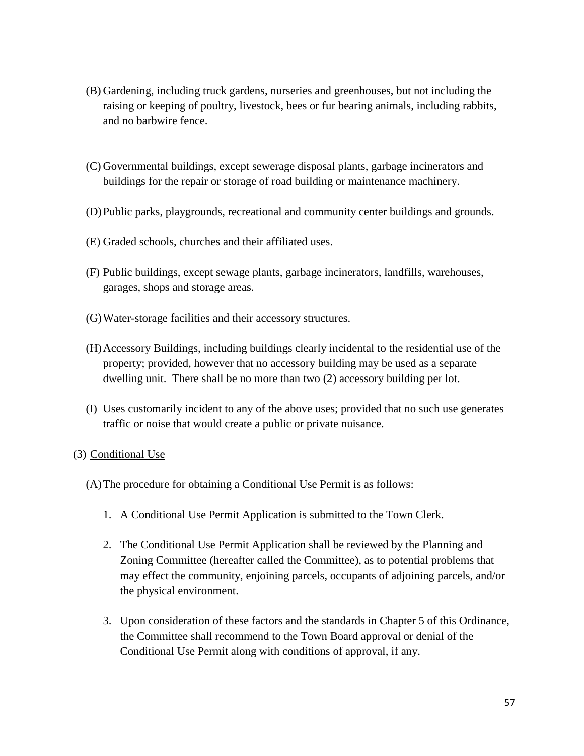(B) Gardening, including truck gardens, nurseries and greenhouses, but not including the raising or keeping of poultry, livestock, bees or fur bearing animals, including rabbits, and no barbwire fence.

(C) Governmental buildings, except sewerage disposal plants, garbage incinerators and buildings for the repair or storage of road building or maintenance machinery.

(D) Public parks, playgrounds, recreational and community center buildings and grounds.

(E) Graded schools, churches and their affiliated uses.

(F) Public buildings, except sewage plants, garbage incinerators, landfills, warehouses, garages, shops and storage areas.

(G) Water-storage facilities and their accessory structures.

(H) Accessory Buildings, including buildings clearly incidental to the residential use of the property; provided, however that no accessory building may be used as a separate dwelling unit. There shall be no more than two (2) accessory building per lot.

(I) Uses customarily incident to any of the above uses; provided that no such use generates traffic or noise that would create a public or private nuisance.

(3) <u>Conditional Use</u>

(A) The procedure for obtaining a Conditional Use Permit is as follows:

1. A Conditional Use Permit Application is submitted to the Town Clerk.

2. The Conditional Use Permit Application shall be reviewed by the Planning and Zoning Committee (hereafter called the Committee), as to potential problems that may effect the community, enjoining parcels, occupants of adjoining parcels, and/or the physical environment.

3. Upon consideration of these factors and the standards in Chapter 5 of this Ordinance, the Committee shall recommend to the Town Board approval or denial of the Conditional Use Permit along with conditions of approval, if any.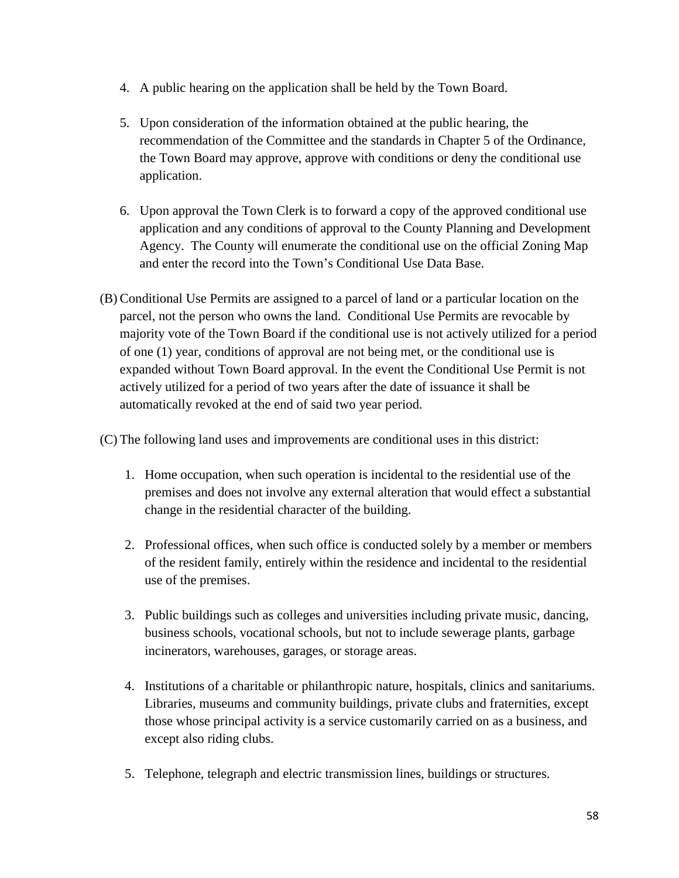4. A public hearing on the application shall be held by the Town Board.

5. Upon consideration of the information obtained at the public hearing, the recommendation of the Committee and the standards in Chapter 5 of the Ordinance, the Town Board may approve, approve with conditions or deny the conditional use application.

6. Upon approval the Town Clerk is to forward a copy of the approved conditional use application and any conditions of approval to the County Planning and Development Agency. The County will enumerate the conditional use on the official Zoning Map and enter the record into the Town's Conditional Use Data Base.

(B) Conditional Use Permits are assigned to a parcel of land or a particular location on the parcel, not the person who owns the land. Conditional Use Permits are revocable by majority vote of the Town Board if the conditional use is not actively utilized for a period of one (1) year, conditions of approval are not being met, or the conditional use is expanded without Town Board approval. In the event the Conditional Use Permit is not actively utilized for a period of two years after the date of issuance it shall be automatically revoked at the end of said two year period.

(C) The following land uses and improvements are conditional uses in this district:

1. Home occupation, when such operation is incidental to the residential use of the premises and does not involve any external alteration that would effect a substantial change in the residential character of the building.

2. Professional offices, when such office is conducted solely by a member or members of the resident family, entirely within the residence and incidental to the residential use of the premises.

3. Public buildings such as colleges and universities including private music, dancing, business schools, vocational schools, but not to include sewerage plants, garbage incinerators, warehouses, garages, or storage areas.

4. Institutions of a charitable or philanthropic nature, hospitals, clinics and sanitariums. Libraries, museums and community buildings, private clubs and fraternities, except those whose principal activity is a service customarily carried on as a business, and except also riding clubs.

5. Telephone, telegraph and electric transmission lines, buildings or structures.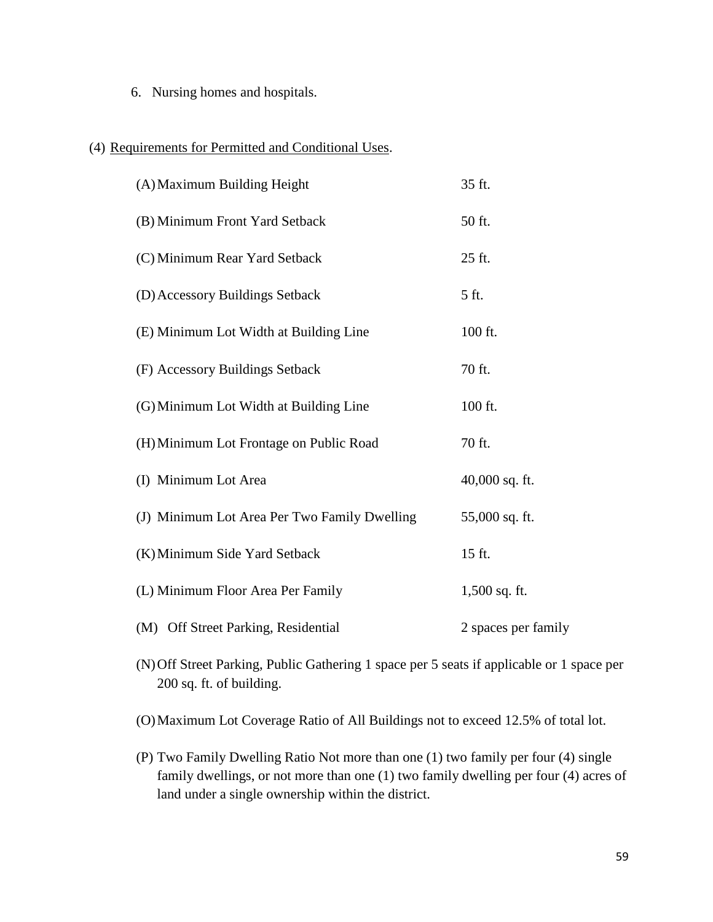6. Nursing homes and hospitals.

(4) Requirements for Permitted and Conditional Uses.

| | |
|---|---|
| (A) Maximum Building Height | 35 ft. |
| (B) Minimum Front Yard Setback | 50 ft. |
| (C) Minimum Rear Yard Setback | 25 ft. |
| (D) Accessory Buildings Setback | 5 ft. |
| (E) Minimum Lot Width at Building Line | 100 ft. |
| (F) Accessory Buildings Setback | 70 ft. |
| (G) Minimum Lot Width at Building Line | 100 ft. |
| (H) Minimum Lot Frontage on Public Road | 70 ft. |
| (I) Minimum Lot Area | 40,000 sq. ft. |
| (J) Minimum Lot Area Per Two Family Dwelling | 55,000 sq. ft. |
| (K) Minimum Side Yard Setback | 15 ft. |
| (L) Minimum Floor Area Per Family | 1,500 sq. ft. |
| (M) Off Street Parking, Residential | 2 spaces per family |

(N) Off Street Parking, Public Gathering 1 space per 5 seats if applicable or 1 space per 200 sq. ft. of building.

(O) Maximum Lot Coverage Ratio of All Buildings not to exceed 12.5% of total lot.

(P) Two Family Dwelling Ratio Not more than one (1) two family per four (4) single family dwellings, or not more than one (1) two family dwelling per four (4) acres of land under a single ownership within the district.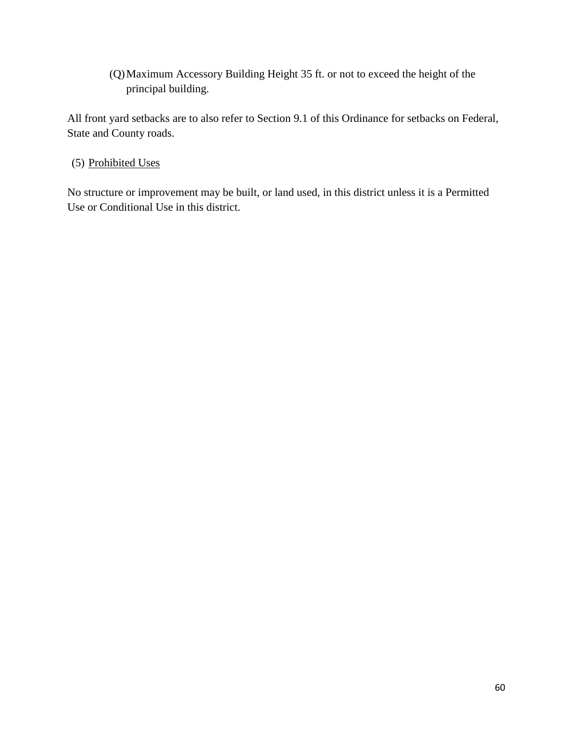(Q) Maximum Accessory Building Height 35 ft. or not to exceed the height of the principal building.

All front yard setbacks are to also refer to Section 9.1 of this Ordinance for setbacks on Federal, State and County roads.

(5) <u>Prohibited Uses</u>

No structure or improvement may be built, or land used, in this district unless it is a Permitted Use or Conditional Use in this district.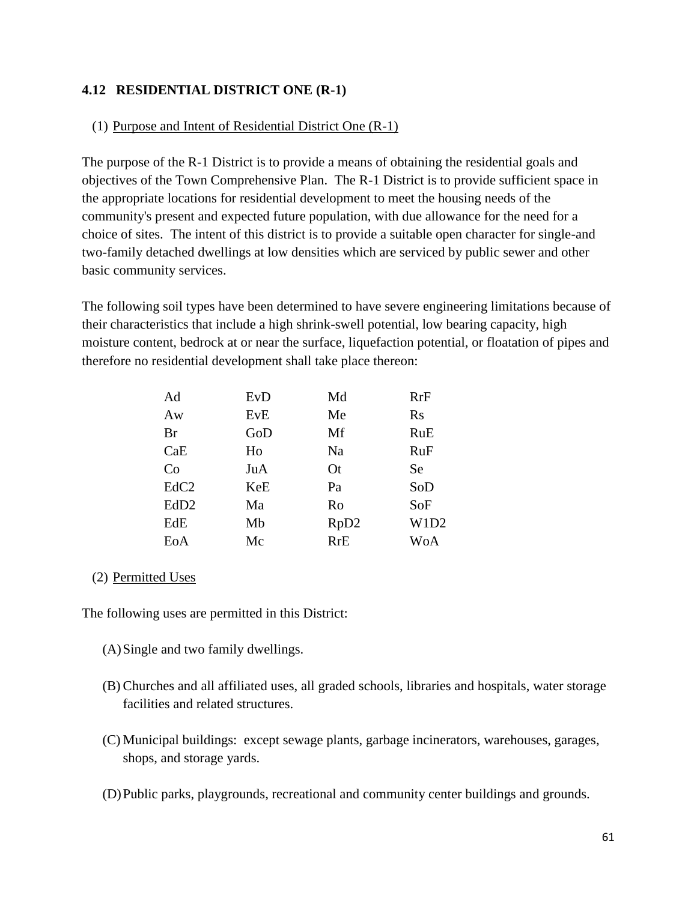## 4.12 RESIDENTIAL DISTRICT ONE (R-1)

(1) Purpose and Intent of Residential District One (R-1)

The purpose of the R-1 District is to provide a means of obtaining the residential goals and objectives of the Town Comprehensive Plan. The R-1 District is to provide sufficient space in the appropriate locations for residential development to meet the housing needs of the community's present and expected future population, with due allowance for the need for a choice of sites. The intent of this district is to provide a suitable open character for single-and two-family detached dwellings at low densities which are serviced by public sewer and other basic community services.

The following soil types have been determined to have severe engineering limitations because of their characteristics that include a high shrink-swell potential, low bearing capacity, high moisture content, bedrock at or near the surface, liquefaction potential, or floatation of pipes and therefore no residential development shall take place thereon:

| | | | |
|---|---|---|---|
| Ad | EvD | Md | RrF |
| Aw | EvE | Me | Rs |
| Br | GoD | Mf | RuE |
| CaE | Ho | Na | RuF |
| Co | JuA | Ot | Se |
| EdC2 | KeE | Pa | SoD |
| EdD2 | Ma | Ro | SoF |
| EdE | Mb | RpD2 | W1D2 |
| EoA | Mc | RrE | WoA |

(2) Permitted Uses

The following uses are permitted in this District:

(A) Single and two family dwellings.

(B) Churches and all affiliated uses, all graded schools, libraries and hospitals, water storage facilities and related structures.

(C) Municipal buildings: except sewage plants, garbage incinerators, warehouses, garages, shops, and storage yards.

(D) Public parks, playgrounds, recreational and community center buildings and grounds.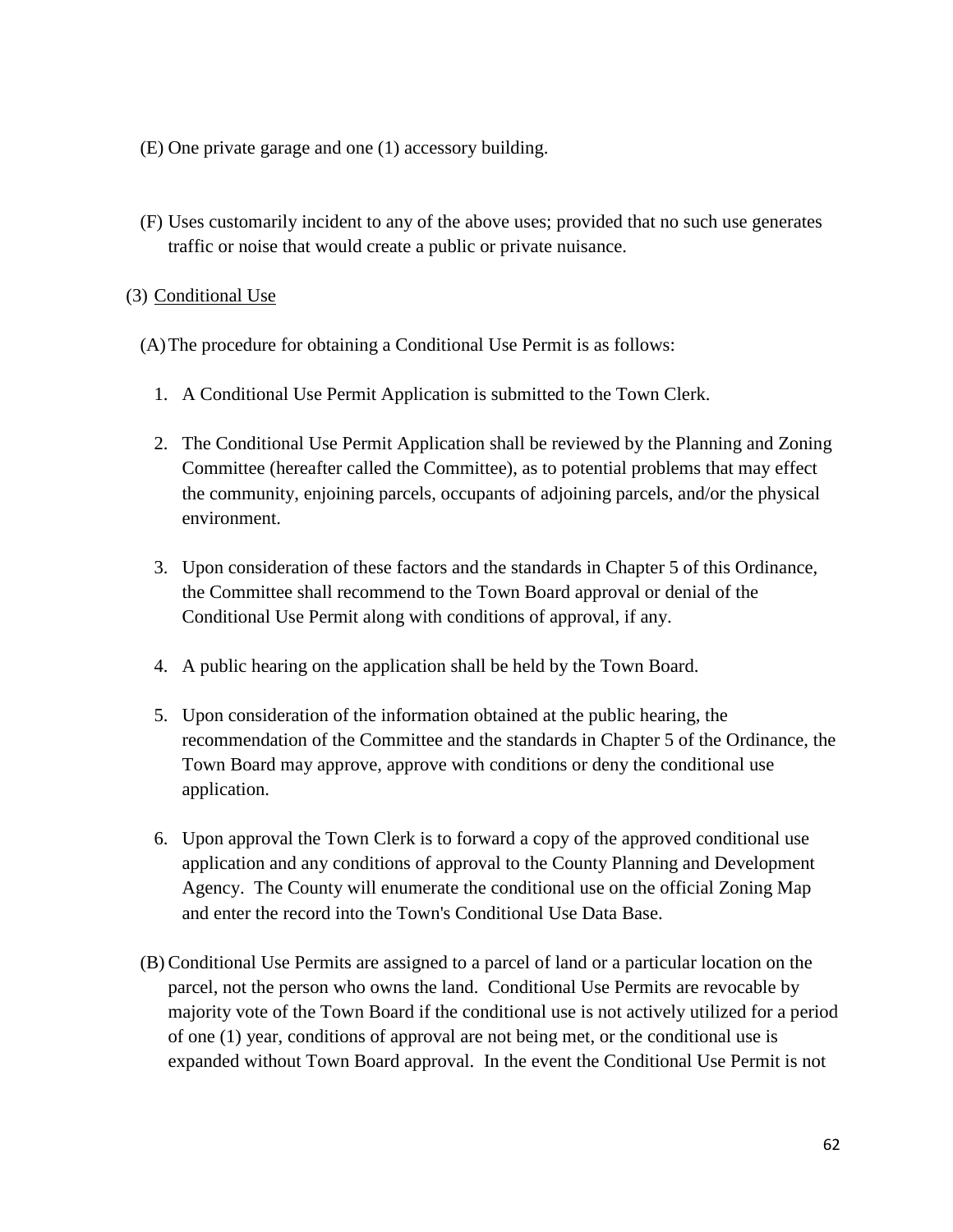(E) One private garage and one (1) accessory building.

(F) Uses customarily incident to any of the above uses; provided that no such use generates traffic or noise that would create a public or private nuisance.

(3) Conditional Use

(A) The procedure for obtaining a Conditional Use Permit is as follows:

1. A Conditional Use Permit Application is submitted to the Town Clerk.

2. The Conditional Use Permit Application shall be reviewed by the Planning and Zoning Committee (hereafter called the Committee), as to potential problems that may effect the community, enjoining parcels, occupants of adjoining parcels, and/or the physical environment.

3. Upon consideration of these factors and the standards in Chapter 5 of this Ordinance, the Committee shall recommend to the Town Board approval or denial of the Conditional Use Permit along with conditions of approval, if any.

4. A public hearing on the application shall be held by the Town Board.

5. Upon consideration of the information obtained at the public hearing, the recommendation of the Committee and the standards in Chapter 5 of the Ordinance, the Town Board may approve, approve with conditions or deny the conditional use application.

6. Upon approval the Town Clerk is to forward a copy of the approved conditional use application and any conditions of approval to the County Planning and Development Agency. The County will enumerate the conditional use on the official Zoning Map and enter the record into the Town's Conditional Use Data Base.

(B) Conditional Use Permits are assigned to a parcel of land or a particular location on the parcel, not the person who owns the land. Conditional Use Permits are revocable by majority vote of the Town Board if the conditional use is not actively utilized for a period of one (1) year, conditions of approval are not being met, or the conditional use is expanded without Town Board approval. In the event the Conditional Use Permit is not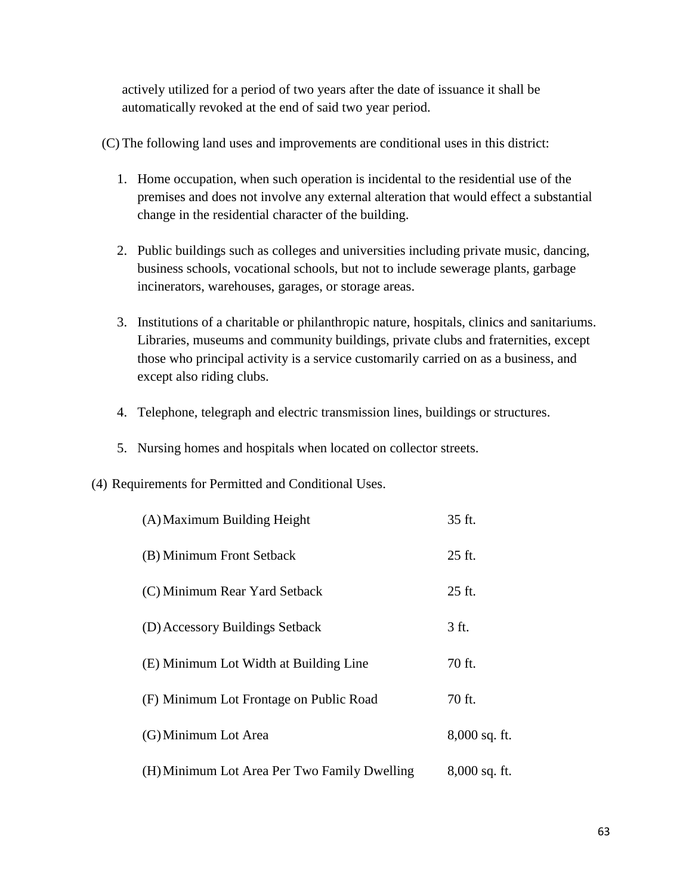actively utilized for a period of two years after the date of issuance it shall be automatically revoked at the end of said two year period.

(C) The following land uses and improvements are conditional uses in this district:

1. Home occupation, when such operation is incidental to the residential use of the premises and does not involve any external alteration that would effect a substantial change in the residential character of the building.

2. Public buildings such as colleges and universities including private music, dancing, business schools, vocational schools, but not to include sewerage plants, garbage incinerators, warehouses, garages, or storage areas.

3. Institutions of a charitable or philanthropic nature, hospitals, clinics and sanitariums. Libraries, museums and community buildings, private clubs and fraternities, except those who principal activity is a service customarily carried on as a business, and except also riding clubs.

4. Telephone, telegraph and electric transmission lines, buildings or structures.

5. Nursing homes and hospitals when located on collector streets.

(4) Requirements for Permitted and Conditional Uses.

| Requirement | Value |
|---|---|
| (A) Maximum Building Height | 35 ft. |
| (B) Minimum Front Setback | 25 ft. |
| (C) Minimum Rear Yard Setback | 25 ft. |
| (D) Accessory Buildings Setback | 3 ft. |
| (E) Minimum Lot Width at Building Line | 70 ft. |
| (F) Minimum Lot Frontage on Public Road | 70 ft. |
| (G) Minimum Lot Area | 8,000 sq. ft. |
| (H) Minimum Lot Area Per Two Family Dwelling | 8,000 sq. ft. |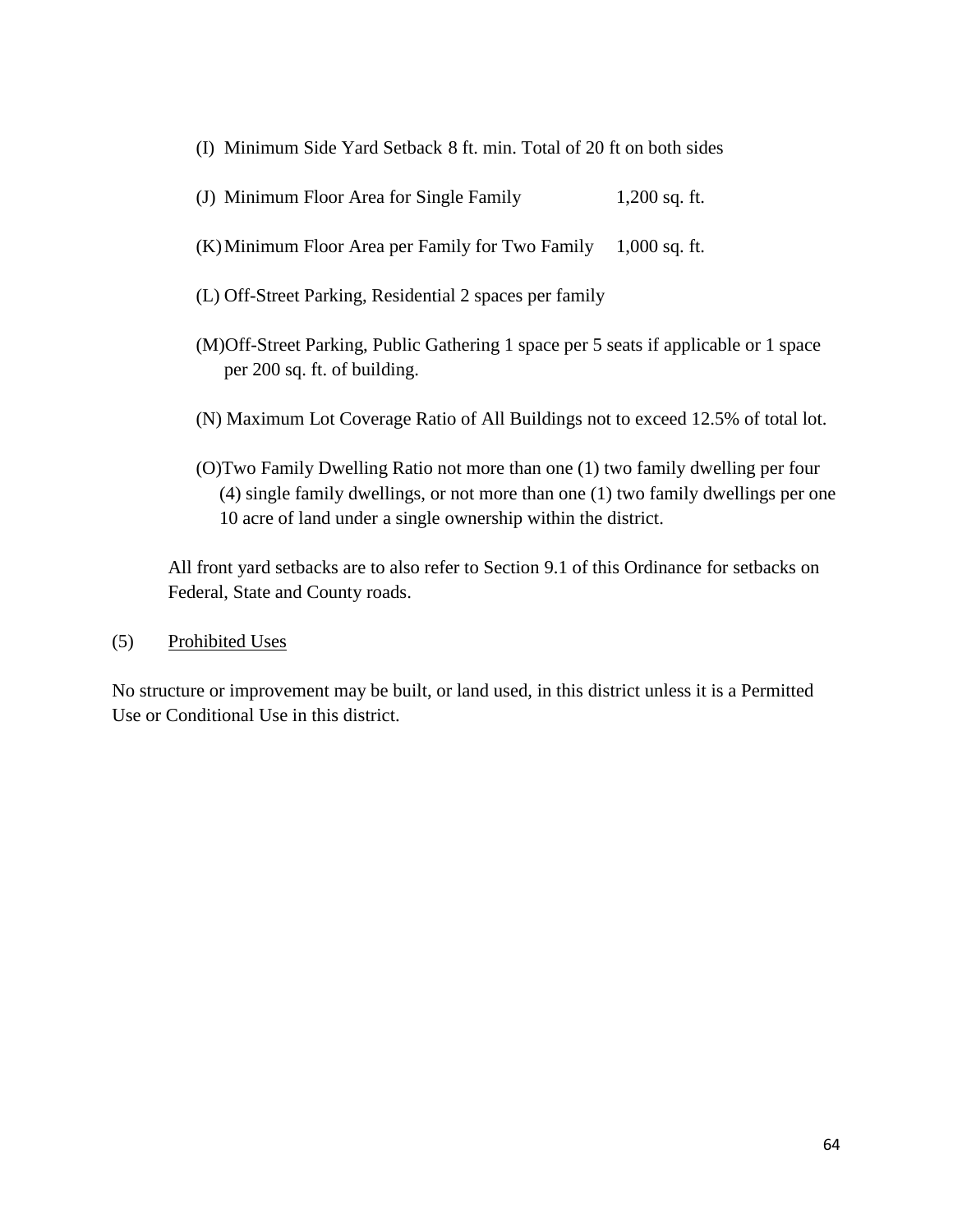(I) Minimum Side Yard Setback 8 ft. min. Total of 20 ft on both sides

(J) Minimum Floor Area for Single Family 1,200 sq. ft.

(K) Minimum Floor Area per Family for Two Family 1,000 sq. ft.

(L) Off-Street Parking, Residential 2 spaces per family

(M) Off-Street Parking, Public Gathering 1 space per 5 seats if applicable or 1 space per 200 sq. ft. of building.

(N) Maximum Lot Coverage Ratio of All Buildings not to exceed 12.5% of total lot.

(O) Two Family Dwelling Ratio not more than one (1) two family dwelling per four (4) single family dwellings, or not more than one (1) two family dwellings per one 10 acre of land under a single ownership within the district.

All front yard setbacks are to also refer to Section 9.1 of this Ordinance for setbacks on Federal, State and County roads.

(5) <u>Prohibited Uses</u>

No structure or improvement may be built, or land used, in this district unless it is a Permitted Use or Conditional Use in this district.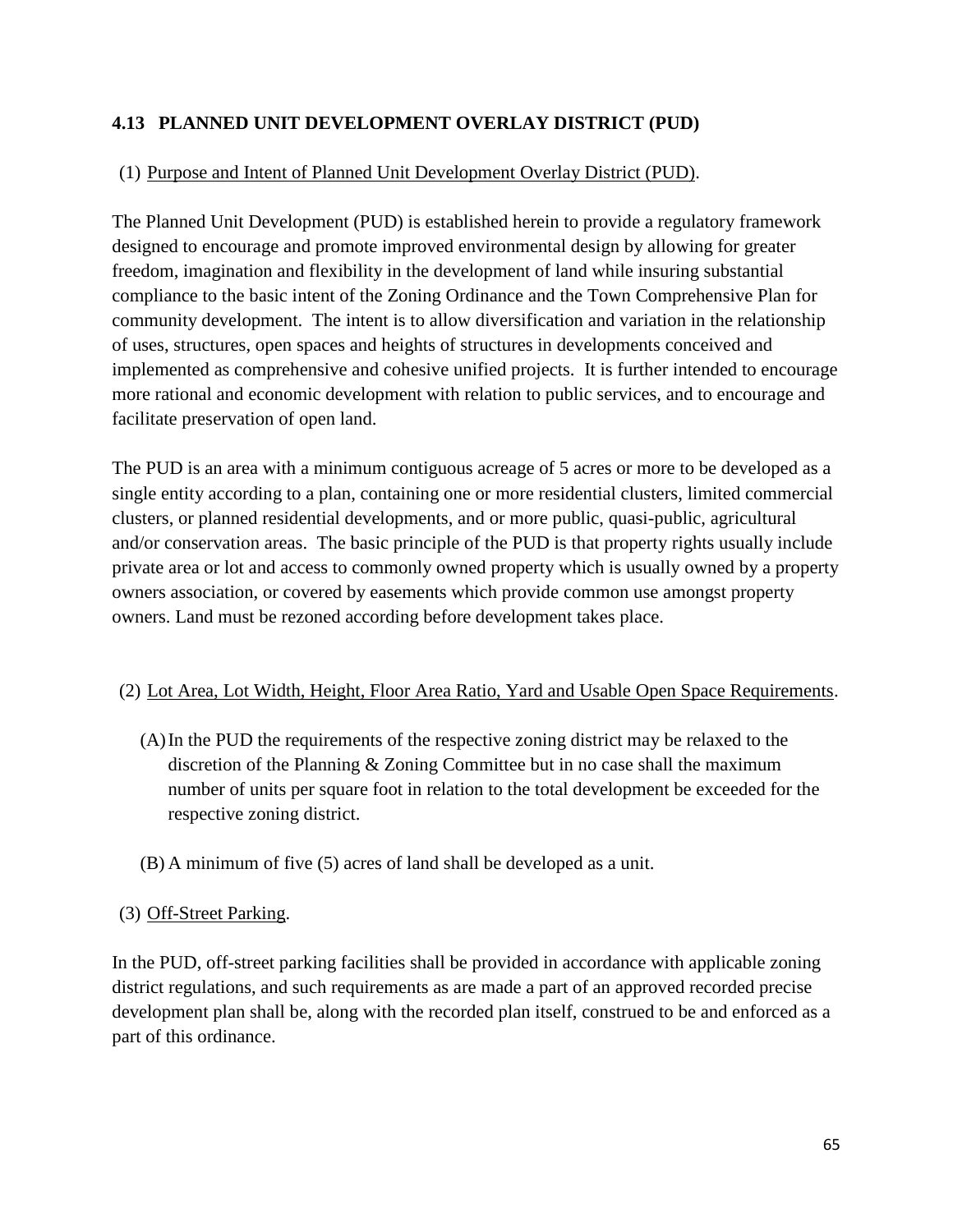## 4.13 PLANNED UNIT DEVELOPMENT OVERLAY DISTRICT (PUD)

(1) Purpose and Intent of Planned Unit Development Overlay District (PUD).

The Planned Unit Development (PUD) is established herein to provide a regulatory framework designed to encourage and promote improved environmental design by allowing for greater freedom, imagination and flexibility in the development of land while insuring substantial compliance to the basic intent of the Zoning Ordinance and the Town Comprehensive Plan for community development. The intent is to allow diversification and variation in the relationship of uses, structures, open spaces and heights of structures in developments conceived and implemented as comprehensive and cohesive unified projects. It is further intended to encourage more rational and economic development with relation to public services, and to encourage and facilitate preservation of open land.

The PUD is an area with a minimum contiguous acreage of 5 acres or more to be developed as a single entity according to a plan, containing one or more residential clusters, limited commercial clusters, or planned residential developments, and or more public, quasi-public, agricultural and/or conservation areas. The basic principle of the PUD is that property rights usually include private area or lot and access to commonly owned property which is usually owned by a property owners association, or covered by easements which provide common use amongst property owners. Land must be rezoned according before development takes place.

(2) Lot Area, Lot Width, Height, Floor Area Ratio, Yard and Usable Open Space Requirements.

(A) In the PUD the requirements of the respective zoning district may be relaxed to the discretion of the Planning & Zoning Committee but in no case shall the maximum number of units per square foot in relation to the total development be exceeded for the respective zoning district.

(B) A minimum of five (5) acres of land shall be developed as a unit.

(3) Off-Street Parking.

In the PUD, off-street parking facilities shall be provided in accordance with applicable zoning district regulations, and such requirements as are made a part of an approved recorded precise development plan shall be, along with the recorded plan itself, construed to be and enforced as a part of this ordinance.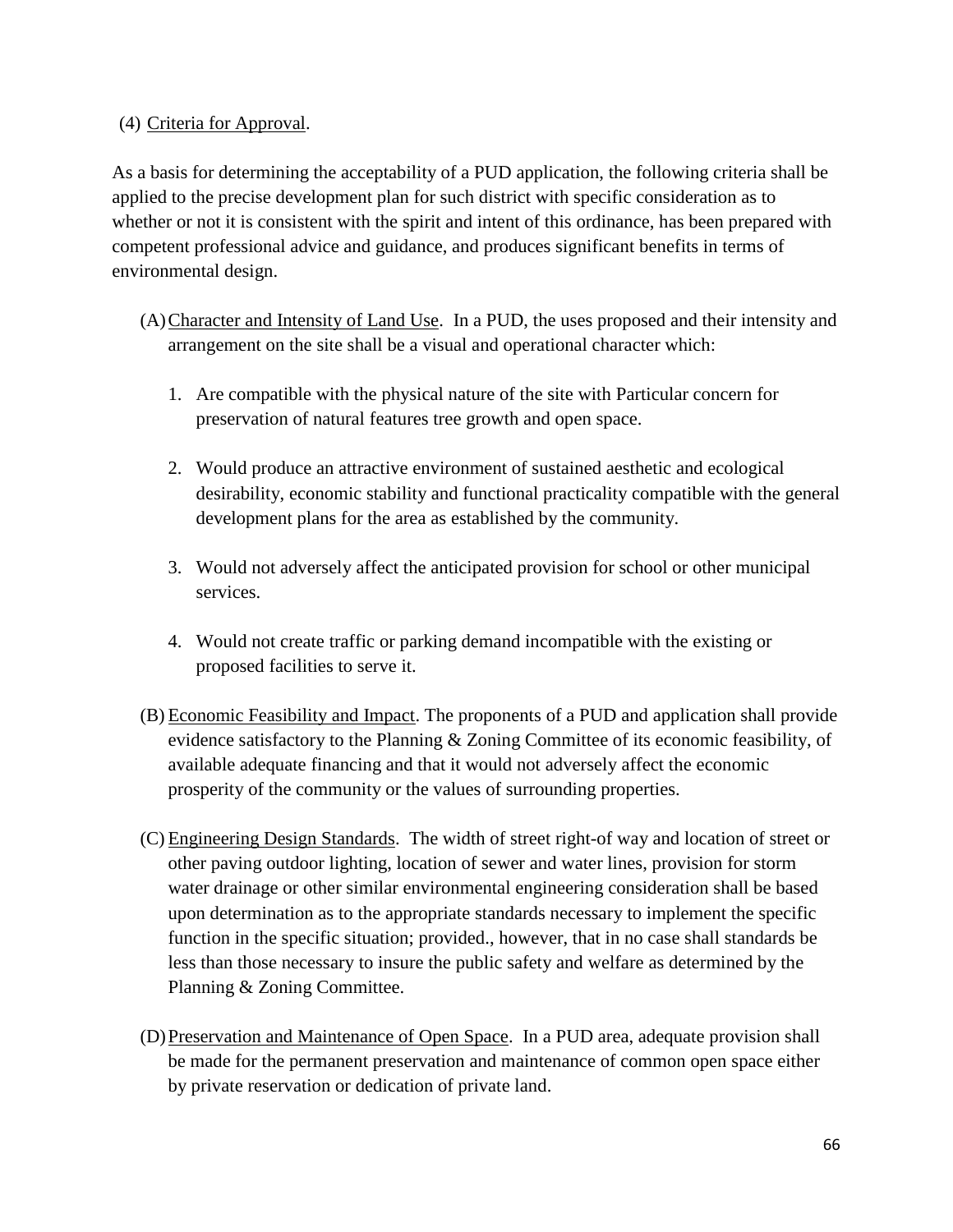(4) <u>Criteria for Approval</u>.

As a basis for determining the acceptability of a PUD application, the following criteria shall be applied to the precise development plan for such district with specific consideration as to whether or not it is consistent with the spirit and intent of this ordinance, has been prepared with competent professional advice and guidance, and produces significant benefits in terms of environmental design.

(A) <u>Character and Intensity of Land Use</u>. In a PUD, the uses proposed and their intensity and arrangement on the site shall be a visual and operational character which:

1. Are compatible with the physical nature of the site with Particular concern for preservation of natural features tree growth and open space.

2. Would produce an attractive environment of sustained aesthetic and ecological desirability, economic stability and functional practicality compatible with the general development plans for the area as established by the community.

3. Would not adversely affect the anticipated provision for school or other municipal services.

4. Would not create traffic or parking demand incompatible with the existing or proposed facilities to serve it.

(B) <u>Economic Feasibility and Impact</u>. The proponents of a PUD and application shall provide evidence satisfactory to the Planning & Zoning Committee of its economic feasibility, of available adequate financing and that it would not adversely affect the economic prosperity of the community or the values of surrounding properties.

(C) <u>Engineering Design Standards</u>. The width of street right-of way and location of street or other paving outdoor lighting, location of sewer and water lines, provision for storm water drainage or other similar environmental engineering consideration shall be based upon determination as to the appropriate standards necessary to implement the specific function in the specific situation; provided., however, that in no case shall standards be less than those necessary to insure the public safety and welfare as determined by the Planning & Zoning Committee.

(D) <u>Preservation and Maintenance of Open Space</u>. In a PUD area, adequate provision shall be made for the permanent preservation and maintenance of common open space either by private reservation or dedication of private land.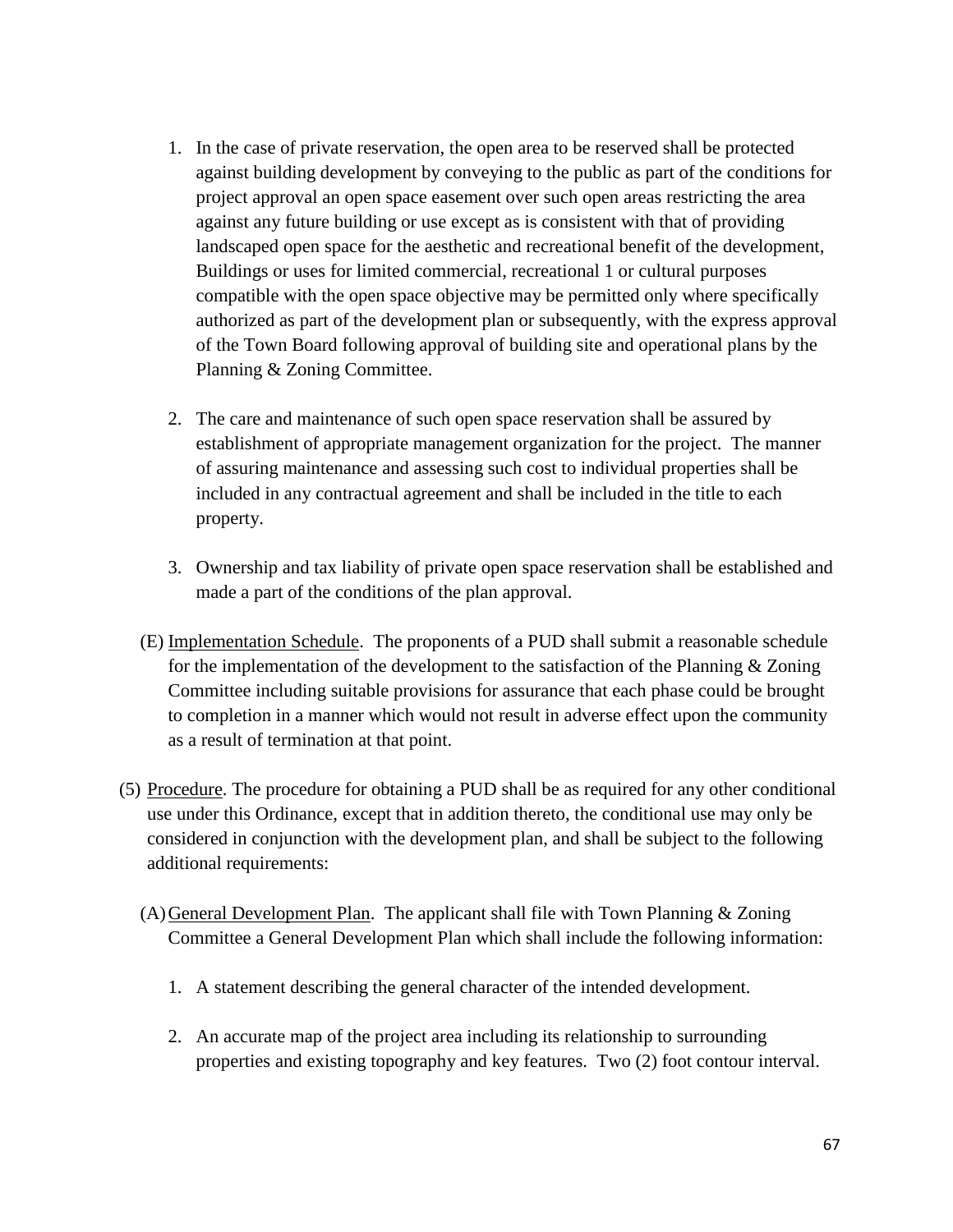1. In the case of private reservation, the open area to be reserved shall be protected against building development by conveying to the public as part of the conditions for project approval an open space easement over such open areas restricting the area against any future building or use except as is consistent with that of providing landscaped open space for the aesthetic and recreational benefit of the development, Buildings or uses for limited commercial, recreational 1 or cultural purposes compatible with the open space objective may be permitted only where specifically authorized as part of the development plan or subsequently, with the express approval of the Town Board following approval of building site and operational plans by the Planning & Zoning Committee.

2. The care and maintenance of such open space reservation shall be assured by establishment of appropriate management organization for the project. The manner of assuring maintenance and assessing such cost to individual properties shall be included in any contractual agreement and shall be included in the title to each property.

3. Ownership and tax liability of private open space reservation shall be established and made a part of the conditions of the plan approval.

(E) Implementation Schedule. The proponents of a PUD shall submit a reasonable schedule for the implementation of the development to the satisfaction of the Planning & Zoning Committee including suitable provisions for assurance that each phase could be brought to completion in a manner which would not result in adverse effect upon the community as a result of termination at that point.

(5) Procedure. The procedure for obtaining a PUD shall be as required for any other conditional use under this Ordinance, except that in addition thereto, the conditional use may only be considered in conjunction with the development plan, and shall be subject to the following additional requirements:

(A) General Development Plan. The applicant shall file with Town Planning & Zoning Committee a General Development Plan which shall include the following information:

1. A statement describing the general character of the intended development.

2. An accurate map of the project area including its relationship to surrounding properties and existing topography and key features. Two (2) foot contour interval.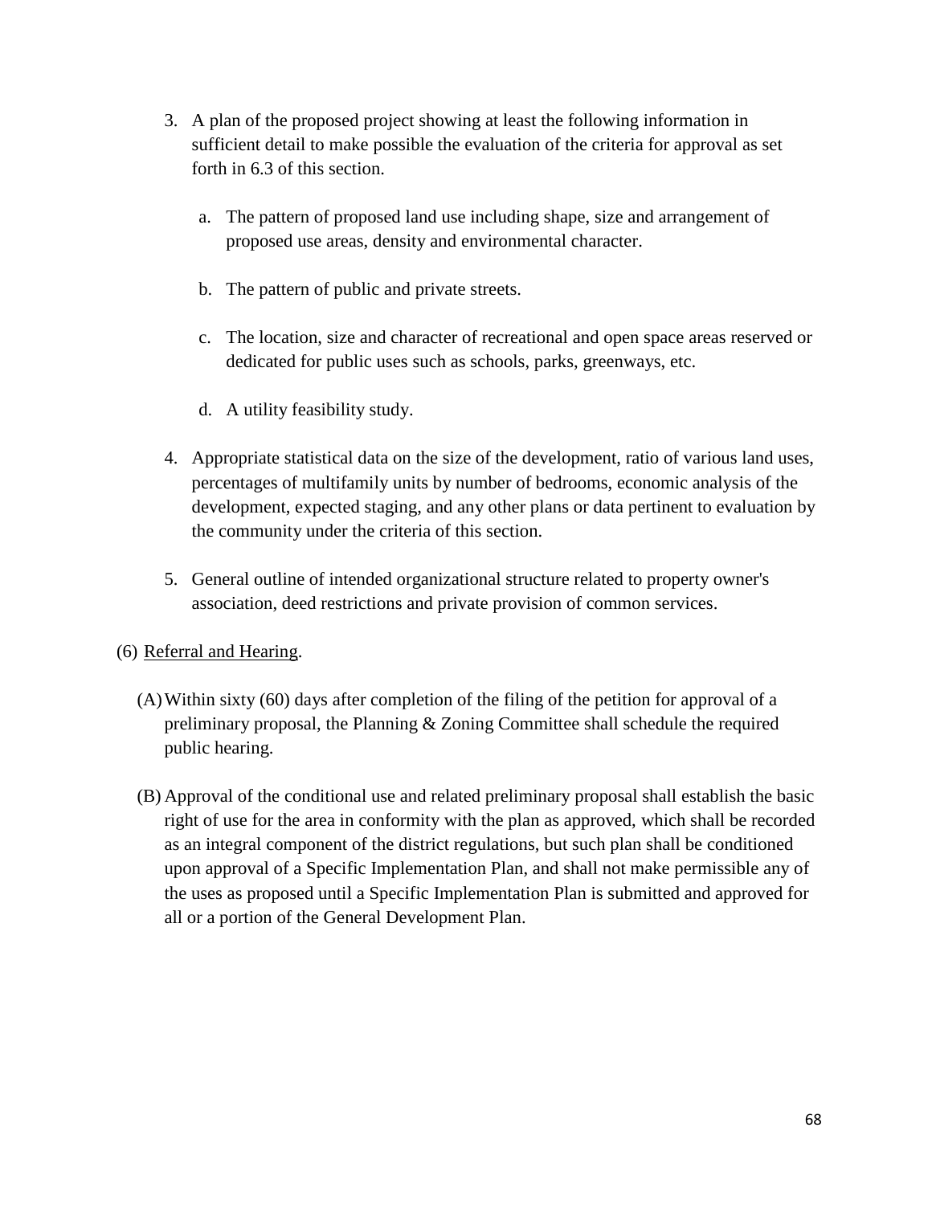3. A plan of the proposed project showing at least the following information in sufficient detail to make possible the evaluation of the criteria for approval as set forth in 6.3 of this section.

   a. The pattern of proposed land use including shape, size and arrangement of proposed use areas, density and environmental character.

   b. The pattern of public and private streets.

   c. The location, size and character of recreational and open space areas reserved or dedicated for public uses such as schools, parks, greenways, etc.

   d. A utility feasibility study.

4. Appropriate statistical data on the size of the development, ratio of various land uses, percentages of multifamily units by number of bedrooms, economic analysis of the development, expected staging, and any other plans or data pertinent to evaluation by the community under the criteria of this section.

5. General outline of intended organizational structure related to property owner's association, deed restrictions and private provision of common services.

(6) <u>Referral and Hearing</u>.

(A) Within sixty (60) days after completion of the filing of the petition for approval of a preliminary proposal, the Planning & Zoning Committee shall schedule the required public hearing.

(B) Approval of the conditional use and related preliminary proposal shall establish the basic right of use for the area in conformity with the plan as approved, which shall be recorded as an integral component of the district regulations, but such plan shall be conditioned upon approval of a Specific Implementation Plan, and shall not make permissible any of the uses as proposed until a Specific Implementation Plan is submitted and approved for all or a portion of the General Development Plan.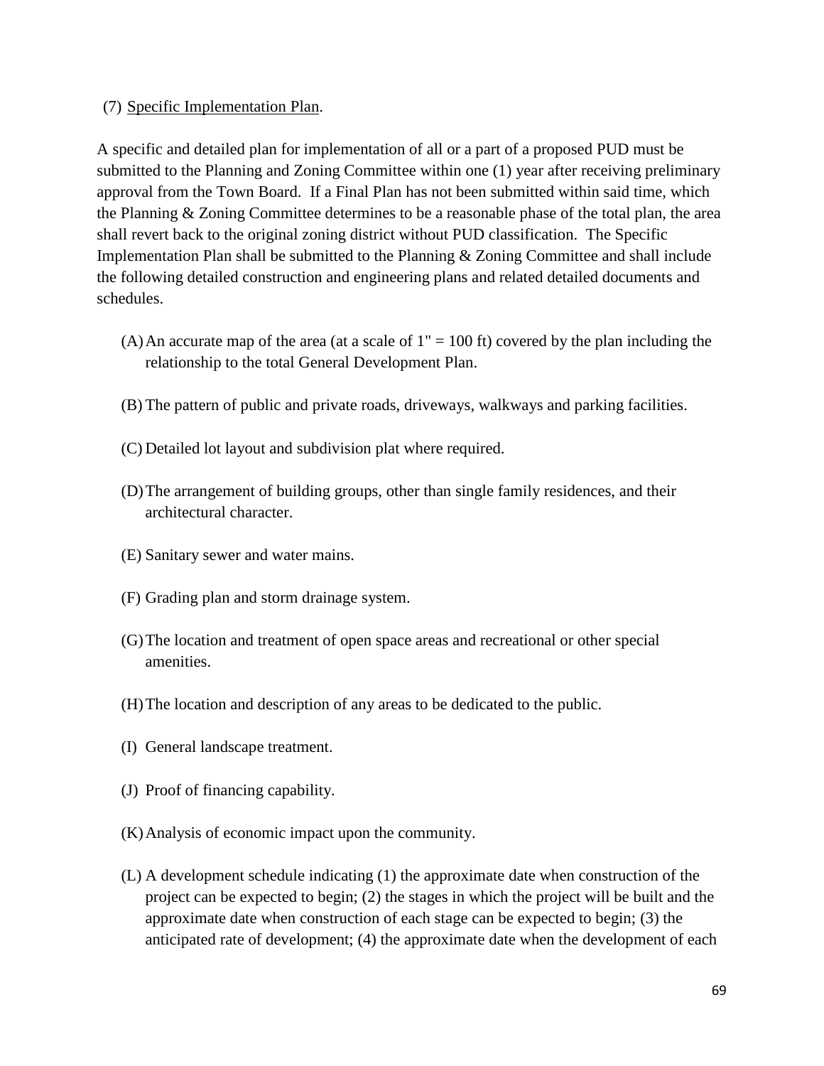(7) <u>Specific Implementation Plan</u>.

A specific and detailed plan for implementation of all or a part of a proposed PUD must be submitted to the Planning and Zoning Committee within one (1) year after receiving preliminary approval from the Town Board. If a Final Plan has not been submitted within said time, which the Planning & Zoning Committee determines to be a reasonable phase of the total plan, the area shall revert back to the original zoning district without PUD classification. The Specific Implementation Plan shall be submitted to the Planning & Zoning Committee and shall include the following detailed construction and engineering plans and related detailed documents and schedules.

(A) An accurate map of the area (at a scale of 1" = 100 ft) covered by the plan including the relationship to the total General Development Plan.

(B) The pattern of public and private roads, driveways, walkways and parking facilities.

(C) Detailed lot layout and subdivision plat where required.

(D) The arrangement of building groups, other than single family residences, and their architectural character.

(E) Sanitary sewer and water mains.

(F) Grading plan and storm drainage system.

(G) The location and treatment of open space areas and recreational or other special amenities.

(H) The location and description of any areas to be dedicated to the public.

(I) General landscape treatment.

(J) Proof of financing capability.

(K) Analysis of economic impact upon the community.

(L) A development schedule indicating (1) the approximate date when construction of the project can be expected to begin; (2) the stages in which the project will be built and the approximate date when construction of each stage can be expected to begin; (3) the anticipated rate of development; (4) the approximate date when the development of each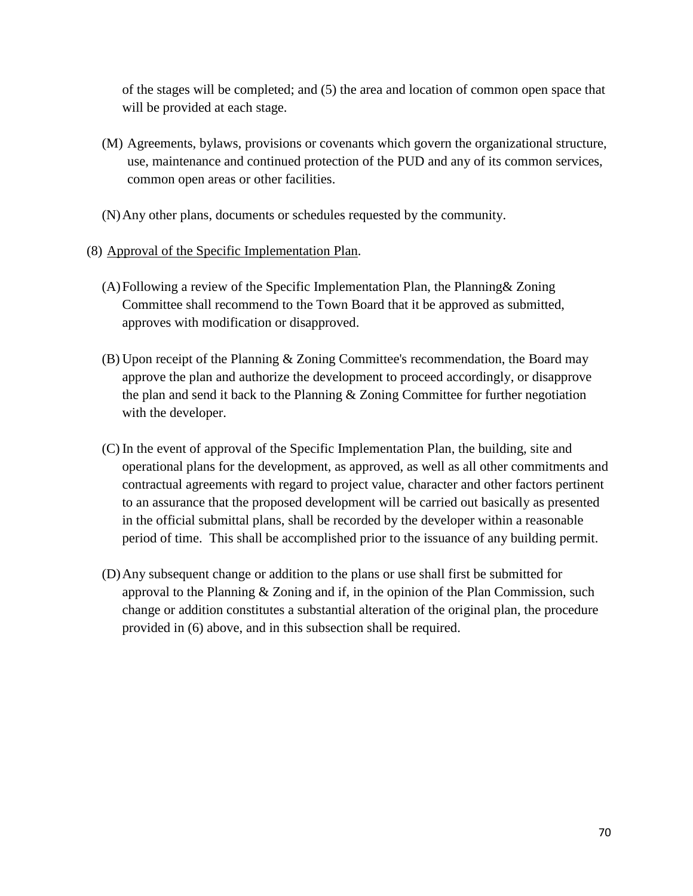of the stages will be completed; and (5) the area and location of common open space that will be provided at each stage.

(M) Agreements, bylaws, provisions or covenants which govern the organizational structure, use, maintenance and continued protection of the PUD and any of its common services, common open areas or other facilities.

(N) Any other plans, documents or schedules requested by the community.

(8) <u>Approval of the Specific Implementation Plan</u>.

(A) Following a review of the Specific Implementation Plan, the Planning& Zoning Committee shall recommend to the Town Board that it be approved as submitted, approves with modification or disapproved.

(B) Upon receipt of the Planning & Zoning Committee's recommendation, the Board may approve the plan and authorize the development to proceed accordingly, or disapprove the plan and send it back to the Planning & Zoning Committee for further negotiation with the developer.

(C) In the event of approval of the Specific Implementation Plan, the building, site and operational plans for the development, as approved, as well as all other commitments and contractual agreements with regard to project value, character and other factors pertinent to an assurance that the proposed development will be carried out basically as presented in the official submittal plans, shall be recorded by the developer within a reasonable period of time. This shall be accomplished prior to the issuance of any building permit.

(D) Any subsequent change or addition to the plans or use shall first be submitted for approval to the Planning & Zoning and if, in the opinion of the Plan Commission, such change or addition constitutes a substantial alteration of the original plan, the procedure provided in (6) above, and in this subsection shall be required.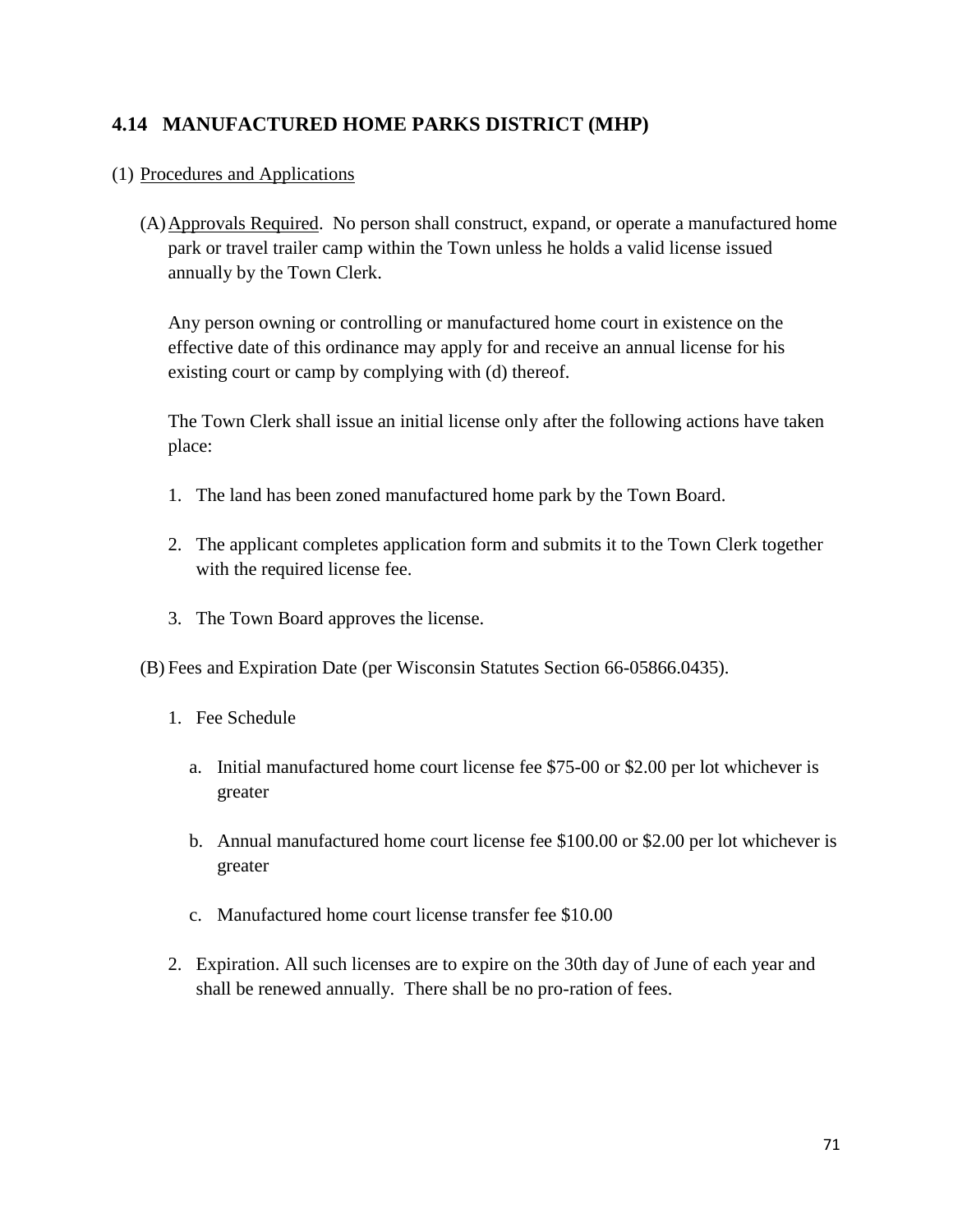## 4.14 MANUFACTURED HOME PARKS DISTRICT (MHP)

(1) Procedures and Applications

(A) Approvals Required. No person shall construct, expand, or operate a manufactured home park or travel trailer camp within the Town unless he holds a valid license issued annually by the Town Clerk.

Any person owning or controlling or manufactured home court in existence on the effective date of this ordinance may apply for and receive an annual license for his existing court or camp by complying with (d) thereof.

The Town Clerk shall issue an initial license only after the following actions have taken place:

1. The land has been zoned manufactured home park by the Town Board.

2. The applicant completes application form and submits it to the Town Clerk together with the required license fee.

3. The Town Board approves the license.

(B) Fees and Expiration Date (per Wisconsin Statutes Section 66-05866.0435).

1. Fee Schedule

   a. Initial manufactured home court license fee $75-00 or $2.00 per lot whichever is greater

   b. Annual manufactured home court license fee $100.00 or $2.00 per lot whichever is greater

   c. Manufactured home court license transfer fee $10.00

2. Expiration. All such licenses are to expire on the 30th day of June of each year and shall be renewed annually. There shall be no pro-ration of fees.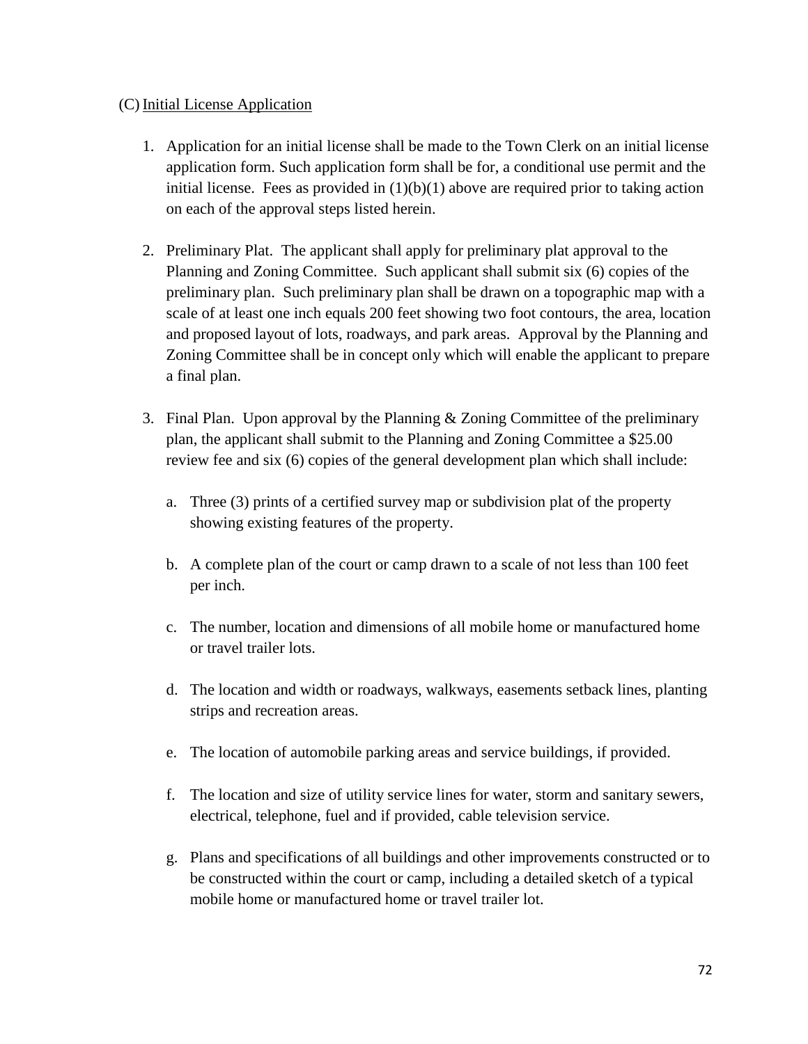(C) <u>Initial License Application</u>

1. Application for an initial license shall be made to the Town Clerk on an initial license application form. Such application form shall be for, a conditional use permit and the initial license. Fees as provided in (1)(b)(1) above are required prior to taking action on each of the approval steps listed herein.

2. Preliminary Plat. The applicant shall apply for preliminary plat approval to the Planning and Zoning Committee. Such applicant shall submit six (6) copies of the preliminary plan. Such preliminary plan shall be drawn on a topographic map with a scale of at least one inch equals 200 feet showing two foot contours, the area, location and proposed layout of lots, roadways, and park areas. Approval by the Planning and Zoning Committee shall be in concept only which will enable the applicant to prepare a final plan.

3. Final Plan. Upon approval by the Planning & Zoning Committee of the preliminary plan, the applicant shall submit to the Planning and Zoning Committee a $25.00 review fee and six (6) copies of the general development plan which shall include:

   a. Three (3) prints of a certified survey map or subdivision plat of the property showing existing features of the property.

   b. A complete plan of the court or camp drawn to a scale of not less than 100 feet per inch.

   c. The number, location and dimensions of all mobile home or manufactured home or travel trailer lots.

   d. The location and width or roadways, walkways, easements setback lines, planting strips and recreation areas.

   e. The location of automobile parking areas and service buildings, if provided.

   f. The location and size of utility service lines for water, storm and sanitary sewers, electrical, telephone, fuel and if provided, cable television service.

   g. Plans and specifications of all buildings and other improvements constructed or to be constructed within the court or camp, including a detailed sketch of a typical mobile home or manufactured home or travel trailer lot.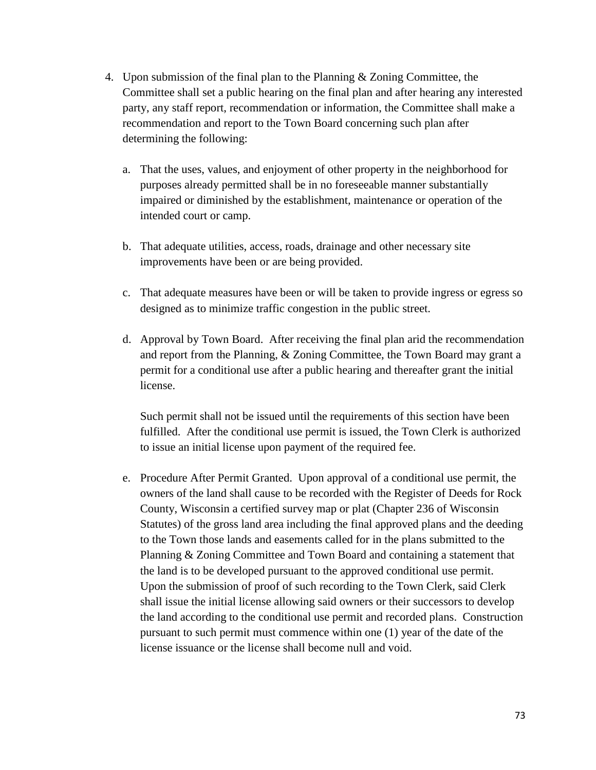4. Upon submission of the final plan to the Planning & Zoning Committee, the Committee shall set a public hearing on the final plan and after hearing any interested party, any staff report, recommendation or information, the Committee shall make a recommendation and report to the Town Board concerning such plan after determining the following:

   a. That the uses, values, and enjoyment of other property in the neighborhood for purposes already permitted shall be in no foreseeable manner substantially impaired or diminished by the establishment, maintenance or operation of the intended court or camp.

   b. That adequate utilities, access, roads, drainage and other necessary site improvements have been or are being provided.

   c. That adequate measures have been or will be taken to provide ingress or egress so designed as to minimize traffic congestion in the public street.

   d. Approval by Town Board. After receiving the final plan arid the recommendation and report from the Planning, & Zoning Committee, the Town Board may grant a permit for a conditional use after a public hearing and thereafter grant the initial license.

      Such permit shall not be issued until the requirements of this section have been fulfilled. After the conditional use permit is issued, the Town Clerk is authorized to issue an initial license upon payment of the required fee.

   e. Procedure After Permit Granted. Upon approval of a conditional use permit, the owners of the land shall cause to be recorded with the Register of Deeds for Rock County, Wisconsin a certified survey map or plat (Chapter 236 of Wisconsin Statutes) of the gross land area including the final approved plans and the deeding to the Town those lands and easements called for in the plans submitted to the Planning & Zoning Committee and Town Board and containing a statement that the land is to be developed pursuant to the approved conditional use permit. Upon the submission of proof of such recording to the Town Clerk, said Clerk shall issue the initial license allowing said owners or their successors to develop the land according to the conditional use permit and recorded plans. Construction pursuant to such permit must commence within one (1) year of the date of the license issuance or the license shall become null and void.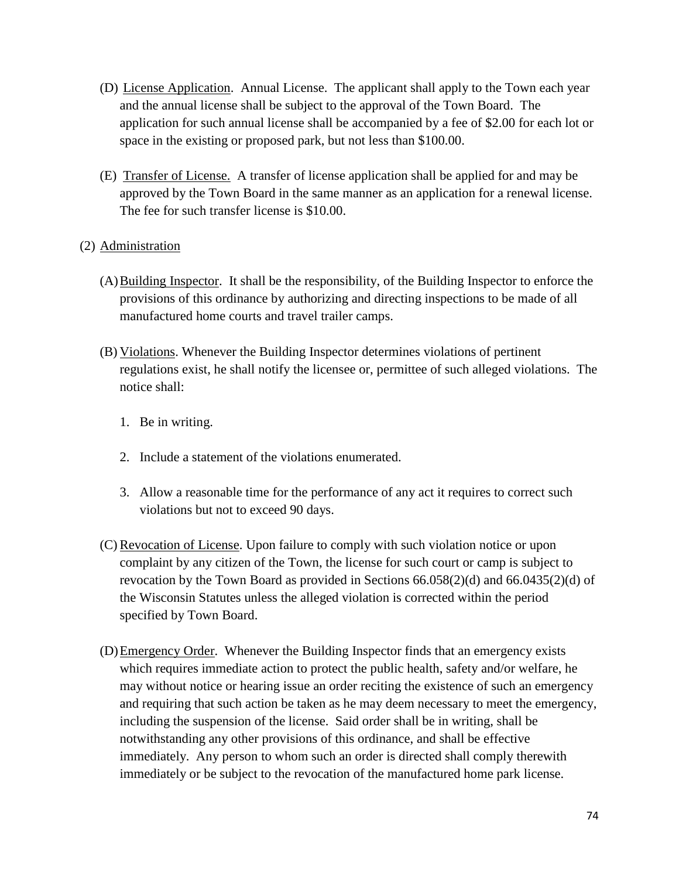(D) License Application. Annual License. The applicant shall apply to the Town each year and the annual license shall be subject to the approval of the Town Board. The application for such annual license shall be accompanied by a fee of $2.00 for each lot or space in the existing or proposed park, but not less than $100.00.

(E) Transfer of License. A transfer of license application shall be applied for and may be approved by the Town Board in the same manner as an application for a renewal license. The fee for such transfer license is $10.00.

(2) Administration

(A) Building Inspector. It shall be the responsibility, of the Building Inspector to enforce the provisions of this ordinance by authorizing and directing inspections to be made of all manufactured home courts and travel trailer camps.

(B) Violations. Whenever the Building Inspector determines violations of pertinent regulations exist, he shall notify the licensee or, permittee of such alleged violations. The notice shall:

1. Be in writing.

2. Include a statement of the violations enumerated.

3. Allow a reasonable time for the performance of any act it requires to correct such violations but not to exceed 90 days.

(C) Revocation of License. Upon failure to comply with such violation notice or upon complaint by any citizen of the Town, the license for such court or camp is subject to revocation by the Town Board as provided in Sections 66.058(2)(d) and 66.0435(2)(d) of the Wisconsin Statutes unless the alleged violation is corrected within the period specified by Town Board.

(D) Emergency Order. Whenever the Building Inspector finds that an emergency exists which requires immediate action to protect the public health, safety and/or welfare, he may without notice or hearing issue an order reciting the existence of such an emergency and requiring that such action be taken as he may deem necessary to meet the emergency, including the suspension of the license. Said order shall be in writing, shall be notwithstanding any other provisions of this ordinance, and shall be effective immediately. Any person to whom such an order is directed shall comply therewith immediately or be subject to the revocation of the manufactured home park license.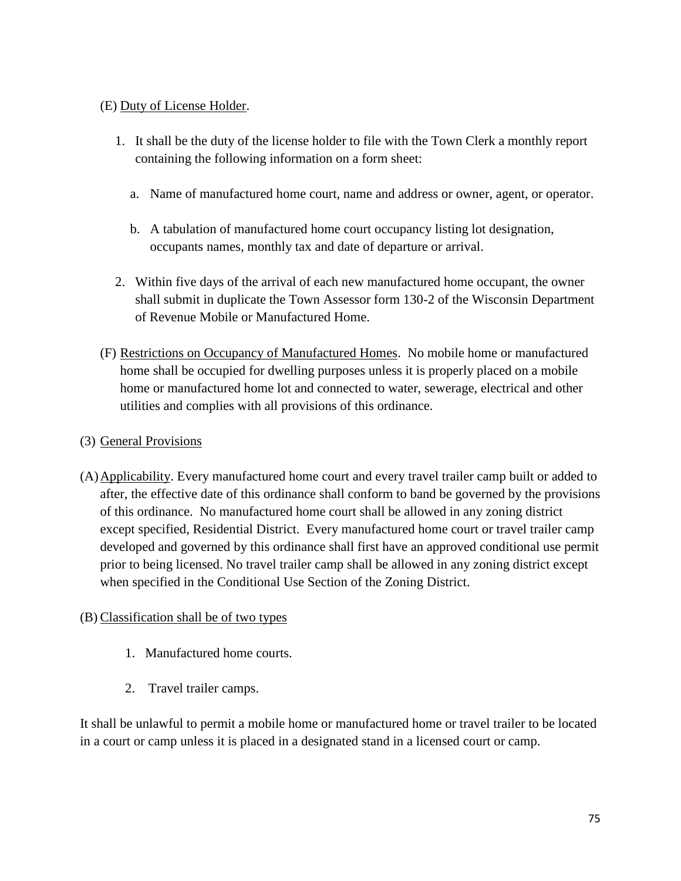(E) Duty of License Holder.

1. It shall be the duty of the license holder to file with the Town Clerk a monthly report containing the following information on a form sheet:

   a. Name of manufactured home court, name and address or owner, agent, or operator.

   b. A tabulation of manufactured home court occupancy listing lot designation, occupants names, monthly tax and date of departure or arrival.

2. Within five days of the arrival of each new manufactured home occupant, the owner shall submit in duplicate the Town Assessor form 130-2 of the Wisconsin Department of Revenue Mobile or Manufactured Home.

(F) Restrictions on Occupancy of Manufactured Homes. No mobile home or manufactured home shall be occupied for dwelling purposes unless it is properly placed on a mobile home or manufactured home lot and connected to water, sewerage, electrical and other utilities and complies with all provisions of this ordinance.

(3) General Provisions

(A) Applicability. Every manufactured home court and every travel trailer camp built or added to after, the effective date of this ordinance shall conform to band be governed by the provisions of this ordinance. No manufactured home court shall be allowed in any zoning district except specified, Residential District. Every manufactured home court or travel trailer camp developed and governed by this ordinance shall first have an approved conditional use permit prior to being licensed. No travel trailer camp shall be allowed in any zoning district except when specified in the Conditional Use Section of the Zoning District.

(B) Classification shall be of two types

1. Manufactured home courts.

2. Travel trailer camps.

It shall be unlawful to permit a mobile home or manufactured home or travel trailer to be located in a court or camp unless it is placed in a designated stand in a licensed court or camp.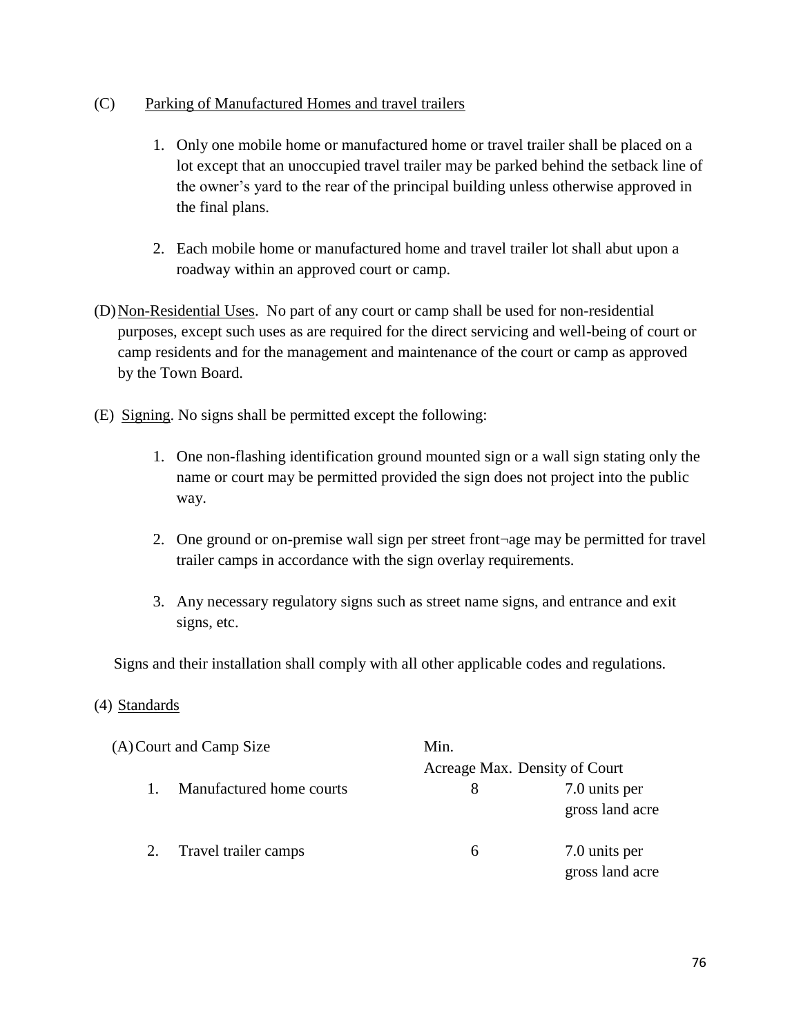(C) Parking of Manufactured Homes and travel trailers

1. Only one mobile home or manufactured home or travel trailer shall be placed on a lot except that an unoccupied travel trailer may be parked behind the setback line of the owner's yard to the rear of the principal building unless otherwise approved in the final plans.

2. Each mobile home or manufactured home and travel trailer lot shall abut upon a roadway within an approved court or camp.

(D) Non-Residential Uses. No part of any court or camp shall be used for non-residential purposes, except such uses as are required for the direct servicing and well-being of court or camp residents and for the management and maintenance of the court or camp as approved by the Town Board.

(E) Signing. No signs shall be permitted except the following:

1. One non-flashing identification ground mounted sign or a wall sign stating only the name or court may be permitted provided the sign does not project into the public way.

2. One ground or on-premise wall sign per street front¬age may be permitted for travel trailer camps in accordance with the sign overlay requirements.

3. Any necessary regulatory signs such as street name signs, and entrance and exit signs, etc.

Signs and their installation shall comply with all other applicable codes and regulations.

(4) Standards

| (A) Court and Camp Size | Min. Acreage | Max. Density of Court |
|---|---|---|
| 1. Manufactured home courts | 8 | 7.0 units per gross land acre |
| 2. Travel trailer camps | 6 | 7.0 units per gross land acre |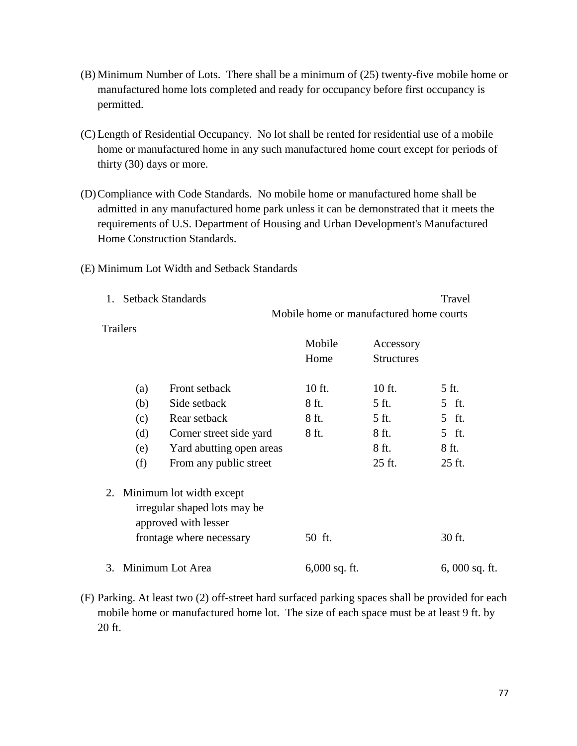(B) Minimum Number of Lots. There shall be a minimum of (25) twenty-five mobile home or manufactured home lots completed and ready for occupancy before first occupancy is permitted.

(C) Length of Residential Occupancy. No lot shall be rented for residential use of a mobile home or manufactured home in any such manufactured home court except for periods of thirty (30) days or more.

(D) Compliance with Code Standards. No mobile home or manufactured home shall be admitted in any manufactured home park unless it can be demonstrated that it meets the requirements of U.S. Department of Housing and Urban Development's Manufactured Home Construction Standards.

(E) Minimum Lot Width and Setback Standards

| | Mobile home or manufactured home courts | | Travel Trailers |
|---|---|---|---|
| 1. Setback Standards | Mobile Home | Accessory Structures | |
| (a) Front setback | 10 ft. | 10 ft. | 5 ft. |
| (b) Side setback | 8 ft. | 5 ft. | 5 ft. |
| (c) Rear setback | 8 ft. | 5 ft. | 5 ft. |
| (d) Corner street side yard | 8 ft. | 8 ft. | 5 ft. |
| (e) Yard abutting open areas | | 8 ft. | 8 ft. |
| (f) From any public street | | 25 ft. | 25 ft. |
| 2. Minimum lot width except irregular shaped lots may be approved with lesser frontage where necessary | 50 ft. | | 30 ft. |
| 3. Minimum Lot Area | 6,000 sq. ft. | | 6, 000 sq. ft. |

(F) Parking. At least two (2) off-street hard surfaced parking spaces shall be provided for each mobile home or manufactured home lot. The size of each space must be at least 9 ft. by 20 ft.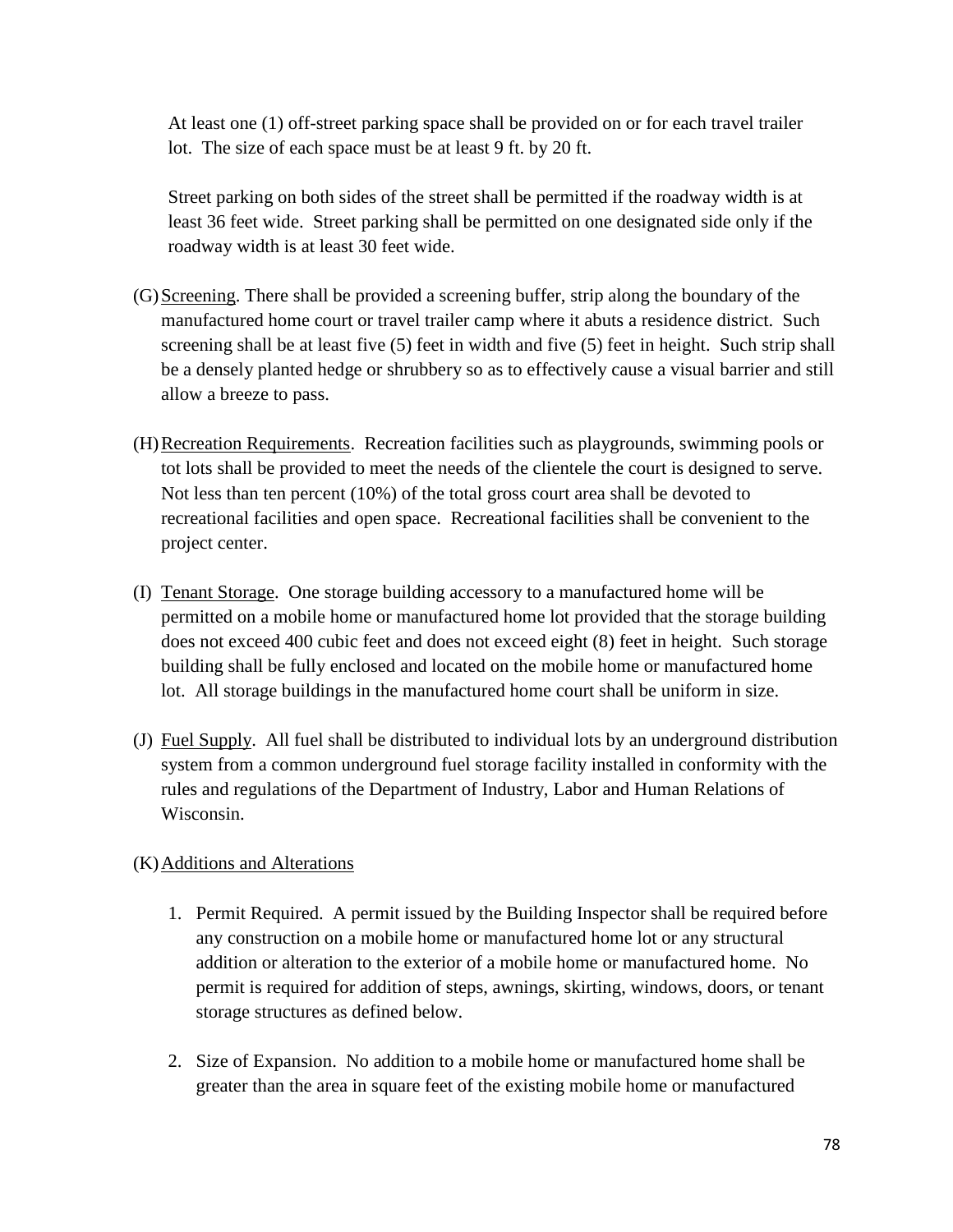At least one (1) off-street parking space shall be provided on or for each travel trailer lot. The size of each space must be at least 9 ft. by 20 ft.

Street parking on both sides of the street shall be permitted if the roadway width is at least 36 feet wide. Street parking shall be permitted on one designated side only if the roadway width is at least 30 feet wide.

(G) Screening. There shall be provided a screening buffer, strip along the boundary of the manufactured home court or travel trailer camp where it abuts a residence district. Such screening shall be at least five (5) feet in width and five (5) feet in height. Such strip shall be a densely planted hedge or shrubbery so as to effectively cause a visual barrier and still allow a breeze to pass.

(H) Recreation Requirements. Recreation facilities such as playgrounds, swimming pools or tot lots shall be provided to meet the needs of the clientele the court is designed to serve. Not less than ten percent (10%) of the total gross court area shall be devoted to recreational facilities and open space. Recreational facilities shall be convenient to the project center.

(I) Tenant Storage. One storage building accessory to a manufactured home will be permitted on a mobile home or manufactured home lot provided that the storage building does not exceed 400 cubic feet and does not exceed eight (8) feet in height. Such storage building shall be fully enclosed and located on the mobile home or manufactured home lot. All storage buildings in the manufactured home court shall be uniform in size.

(J) Fuel Supply. All fuel shall be distributed to individual lots by an underground distribution system from a common underground fuel storage facility installed in conformity with the rules and regulations of the Department of Industry, Labor and Human Relations of Wisconsin.

(K) Additions and Alterations

1. Permit Required. A permit issued by the Building Inspector shall be required before any construction on a mobile home or manufactured home lot or any structural addition or alteration to the exterior of a mobile home or manufactured home. No permit is required for addition of steps, awnings, skirting, windows, doors, or tenant storage structures as defined below.

2. Size of Expansion. No addition to a mobile home or manufactured home shall be greater than the area in square feet of the existing mobile home or manufactured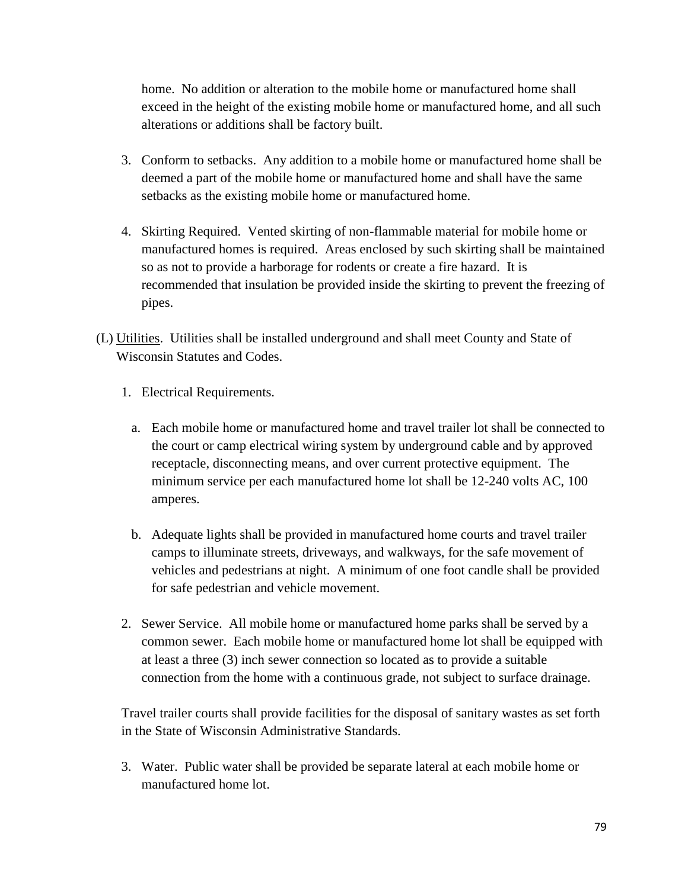home. No addition or alteration to the mobile home or manufactured home shall exceed in the height of the existing mobile home or manufactured home, and all such alterations or additions shall be factory built.

3. Conform to setbacks. Any addition to a mobile home or manufactured home shall be deemed a part of the mobile home or manufactured home and shall have the same setbacks as the existing mobile home or manufactured home.

4. Skirting Required. Vented skirting of non-flammable material for mobile home or manufactured homes is required. Areas enclosed by such skirting shall be maintained so as not to provide a harborage for rodents or create a fire hazard. It is recommended that insulation be provided inside the skirting to prevent the freezing of pipes.

(L) <u>Utilities</u>. Utilities shall be installed underground and shall meet County and State of Wisconsin Statutes and Codes.

1. Electrical Requirements.

   a. Each mobile home or manufactured home and travel trailer lot shall be connected to the court or camp electrical wiring system by underground cable and by approved receptacle, disconnecting means, and over current protective equipment. The minimum service per each manufactured home lot shall be 12-240 volts AC, 100 amperes.

   b. Adequate lights shall be provided in manufactured home courts and travel trailer camps to illuminate streets, driveways, and walkways, for the safe movement of vehicles and pedestrians at night. A minimum of one foot candle shall be provided for safe pedestrian and vehicle movement.

2. Sewer Service. All mobile home or manufactured home parks shall be served by a common sewer. Each mobile home or manufactured home lot shall be equipped with at least a three (3) inch sewer connection so located as to provide a suitable connection from the home with a continuous grade, not subject to surface drainage.

   Travel trailer courts shall provide facilities for the disposal of sanitary wastes as set forth in the State of Wisconsin Administrative Standards.

3. Water. Public water shall be provided be separate lateral at each mobile home or manufactured home lot.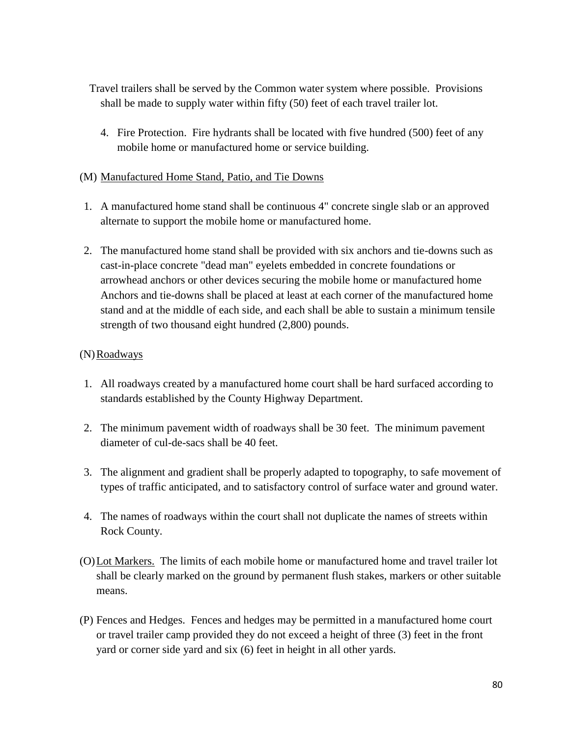Travel trailers shall be served by the Common water system where possible. Provisions shall be made to supply water within fifty (50) feet of each travel trailer lot.

4. Fire Protection. Fire hydrants shall be located with five hundred (500) feet of any mobile home or manufactured home or service building.

(M) <u>Manufactured Home Stand, Patio, and Tie Downs</u>

1. A manufactured home stand shall be continuous 4" concrete single slab or an approved alternate to support the mobile home or manufactured home.

2. The manufactured home stand shall be provided with six anchors and tie-downs such as cast-in-place concrete "dead man" eyelets embedded in concrete foundations or arrowhead anchors or other devices securing the mobile home or manufactured home Anchors and tie-downs shall be placed at least at each corner of the manufactured home stand and at the middle of each side, and each shall be able to sustain a minimum tensile strength of two thousand eight hundred (2,800) pounds.

(N) <u>Roadways</u>

1. All roadways created by a manufactured home court shall be hard surfaced according to standards established by the County Highway Department.

2. The minimum pavement width of roadways shall be 30 feet. The minimum pavement diameter of cul-de-sacs shall be 40 feet.

3. The alignment and gradient shall be properly adapted to topography, to safe movement of types of traffic anticipated, and to satisfactory control of surface water and ground water.

4. The names of roadways within the court shall not duplicate the names of streets within Rock County.

(O) <u>Lot Markers.</u> The limits of each mobile home or manufactured home and travel trailer lot shall be clearly marked on the ground by permanent flush stakes, markers or other suitable means.

(P) Fences and Hedges. Fences and hedges may be permitted in a manufactured home court or travel trailer camp provided they do not exceed a height of three (3) feet in the front yard or corner side yard and six (6) feet in height in all other yards.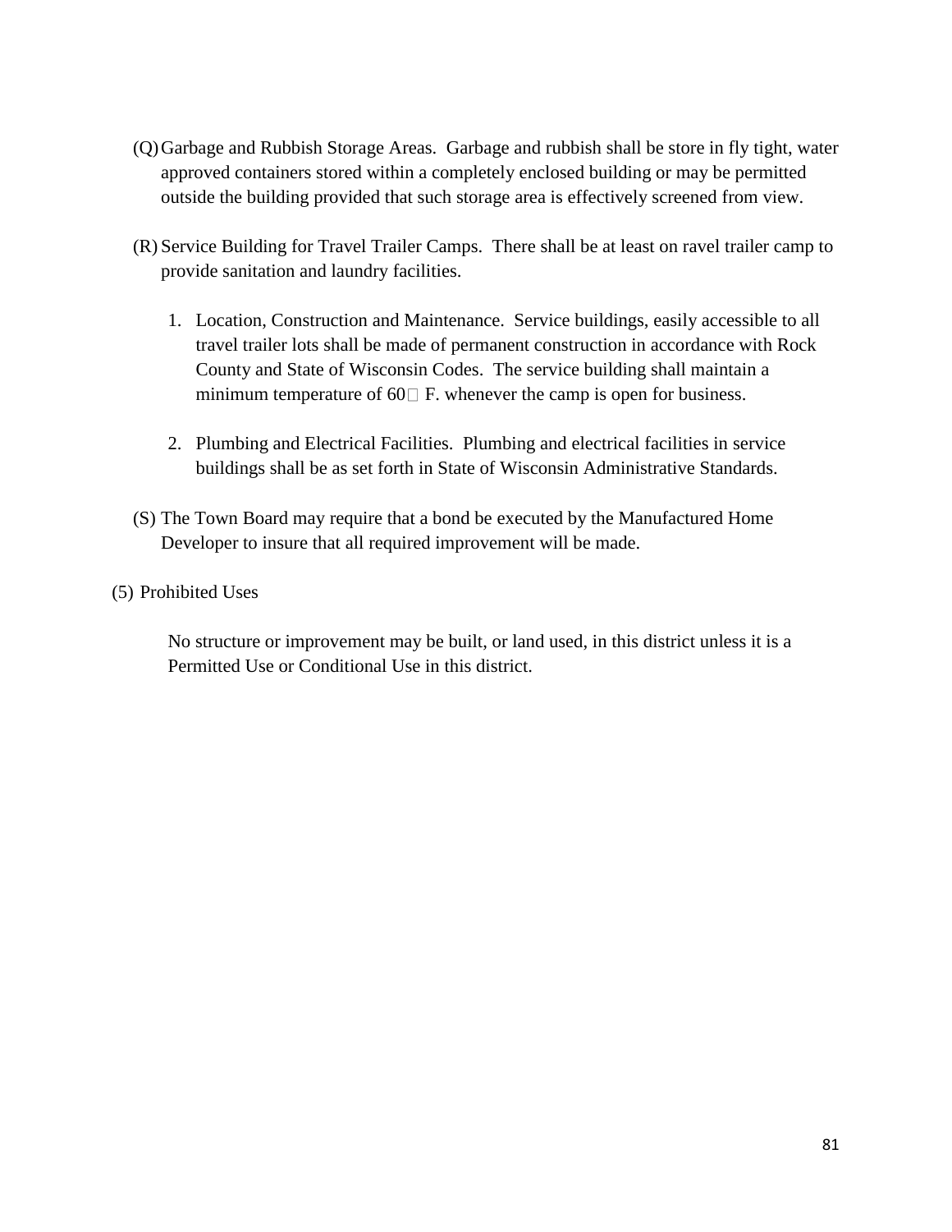(Q) Garbage and Rubbish Storage Areas. Garbage and rubbish shall be store in fly tight, water approved containers stored within a completely enclosed building or may be permitted outside the building provided that such storage area is effectively screened from view.

(R) Service Building for Travel Trailer Camps. There shall be at least on ravel trailer camp to provide sanitation and laundry facilities.

1. Location, Construction and Maintenance. Service buildings, easily accessible to all travel trailer lots shall be made of permanent construction in accordance with Rock County and State of Wisconsin Codes. The service building shall maintain a minimum temperature of 60° F. whenever the camp is open for business.

2. Plumbing and Electrical Facilities. Plumbing and electrical facilities in service buildings shall be as set forth in State of Wisconsin Administrative Standards.

(S) The Town Board may require that a bond be executed by the Manufactured Home Developer to insure that all required improvement will be made.

(5) Prohibited Uses

No structure or improvement may be built, or land used, in this district unless it is a Permitted Use or Conditional Use in this district.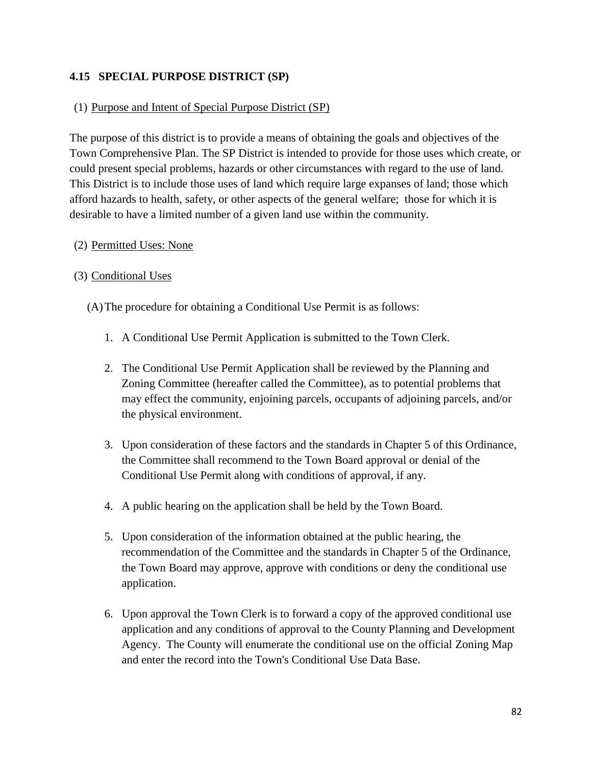## 4.15 SPECIAL PURPOSE DISTRICT (SP)

(1) Purpose and Intent of Special Purpose District (SP)

The purpose of this district is to provide a means of obtaining the goals and objectives of the Town Comprehensive Plan. The SP District is intended to provide for those uses which create, or could present special problems, hazards or other circumstances with regard to the use of land. This District is to include those uses of land which require large expanses of land; those which afford hazards to health, safety, or other aspects of the general welfare; those for which it is desirable to have a limited number of a given land use within the community.

(2) Permitted Uses: None

(3) Conditional Uses

(A) The procedure for obtaining a Conditional Use Permit is as follows:

1. A Conditional Use Permit Application is submitted to the Town Clerk.

2. The Conditional Use Permit Application shall be reviewed by the Planning and Zoning Committee (hereafter called the Committee), as to potential problems that may effect the community, enjoining parcels, occupants of adjoining parcels, and/or the physical environment.

3. Upon consideration of these factors and the standards in Chapter 5 of this Ordinance, the Committee shall recommend to the Town Board approval or denial of the Conditional Use Permit along with conditions of approval, if any.

4. A public hearing on the application shall be held by the Town Board.

5. Upon consideration of the information obtained at the public hearing, the recommendation of the Committee and the standards in Chapter 5 of the Ordinance, the Town Board may approve, approve with conditions or deny the conditional use application.

6. Upon approval the Town Clerk is to forward a copy of the approved conditional use application and any conditions of approval to the County Planning and Development Agency. The County will enumerate the conditional use on the official Zoning Map and enter the record into the Town's Conditional Use Data Base.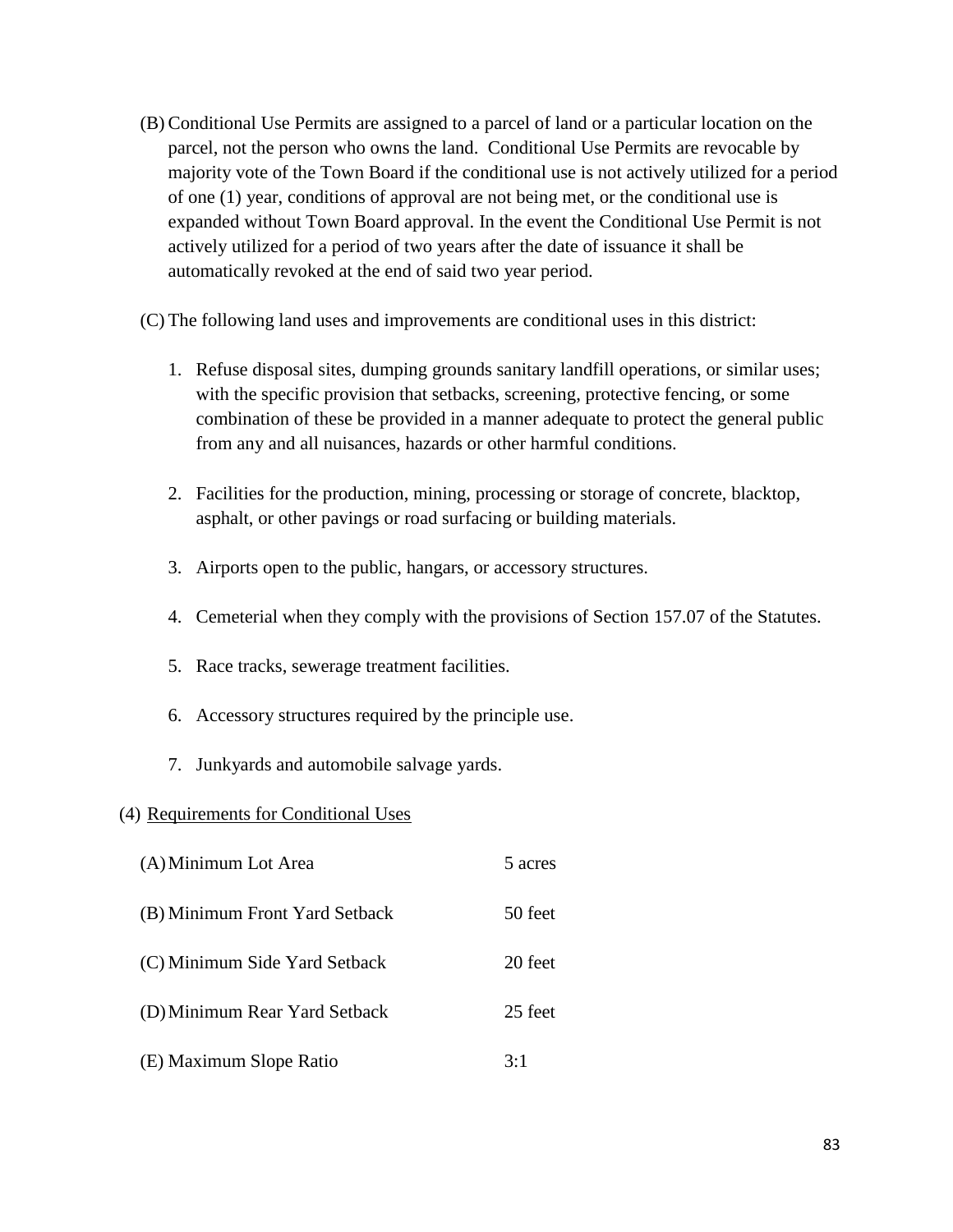(B) Conditional Use Permits are assigned to a parcel of land or a particular location on the parcel, not the person who owns the land. Conditional Use Permits are revocable by majority vote of the Town Board if the conditional use is not actively utilized for a period of one (1) year, conditions of approval are not being met, or the conditional use is expanded without Town Board approval. In the event the Conditional Use Permit is not actively utilized for a period of two years after the date of issuance it shall be automatically revoked at the end of said two year period.

(C) The following land uses and improvements are conditional uses in this district:

1. Refuse disposal sites, dumping grounds sanitary landfill operations, or similar uses; with the specific provision that setbacks, screening, protective fencing, or some combination of these be provided in a manner adequate to protect the general public from any and all nuisances, hazards or other harmful conditions.

2. Facilities for the production, mining, processing or storage of concrete, blacktop, asphalt, or other pavings or road surfacing or building materials.

3. Airports open to the public, hangars, or accessory structures.

4. Cemeterial when they comply with the provisions of Section 157.07 of the Statutes.

5. Race tracks, sewerage treatment facilities.

6. Accessory structures required by the principle use.

7. Junkyards and automobile salvage yards.

(4) <u>Requirements for Conditional Uses</u>

| | |
|---|---|
| (A) Minimum Lot Area | 5 acres |
| (B) Minimum Front Yard Setback | 50 feet |
| (C) Minimum Side Yard Setback | 20 feet |
| (D) Minimum Rear Yard Setback | 25 feet |
| (E) Maximum Slope Ratio | 3:1 |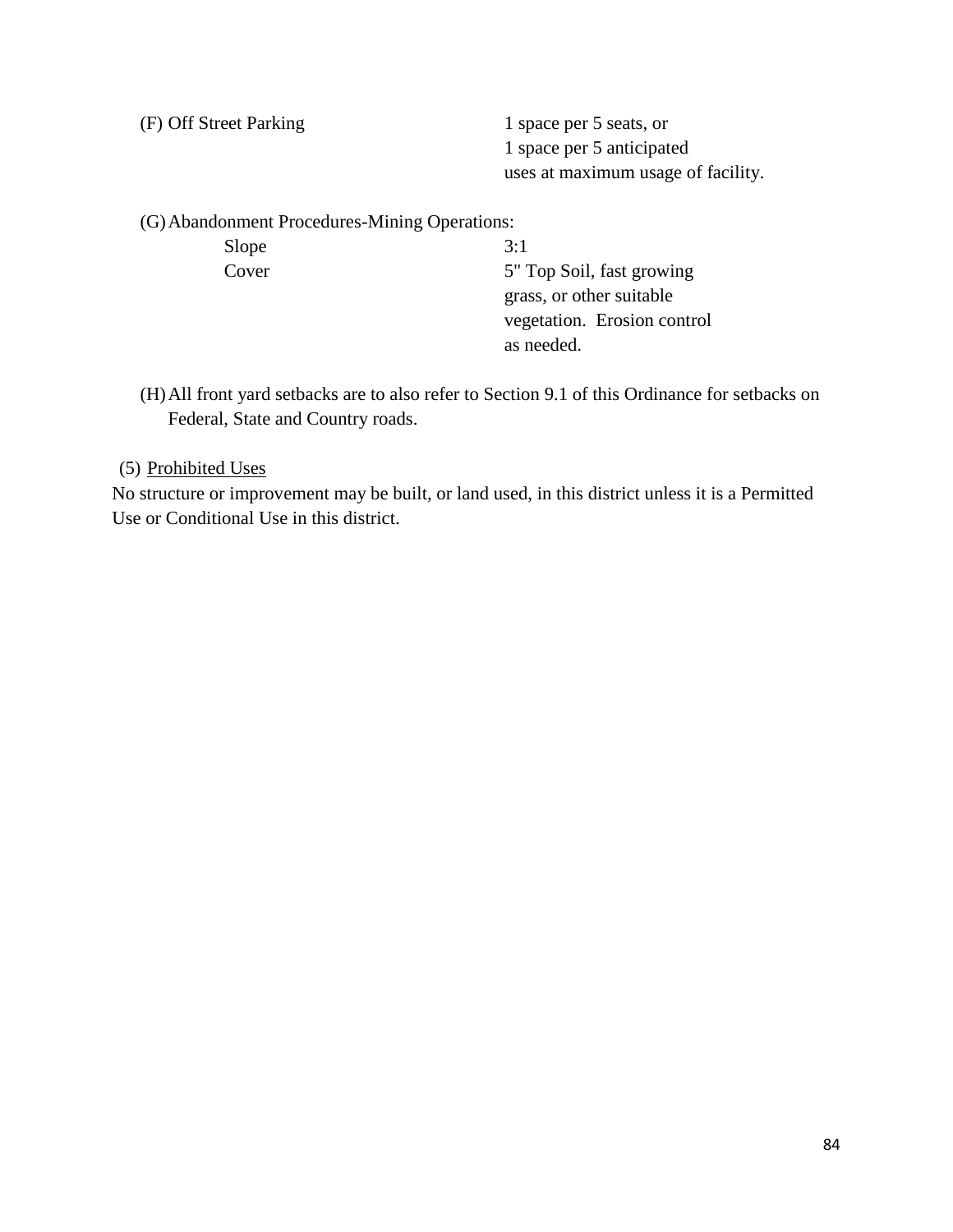(F) Off Street Parking — 1 space per 5 seats, or 1 space per 5 anticipated uses at maximum usage of facility.

(G) Abandonment Procedures-Mining Operations:

| | |
|---|---|
| Slope | 3:1 |
| Cover | 5" Top Soil, fast growing grass, or other suitable vegetation. Erosion control as needed. |

(H) All front yard setbacks are to also refer to Section 9.1 of this Ordinance for setbacks on Federal, State and Country roads.

(5) Prohibited Uses

No structure or improvement may be built, or land used, in this district unless it is a Permitted Use or Conditional Use in this district.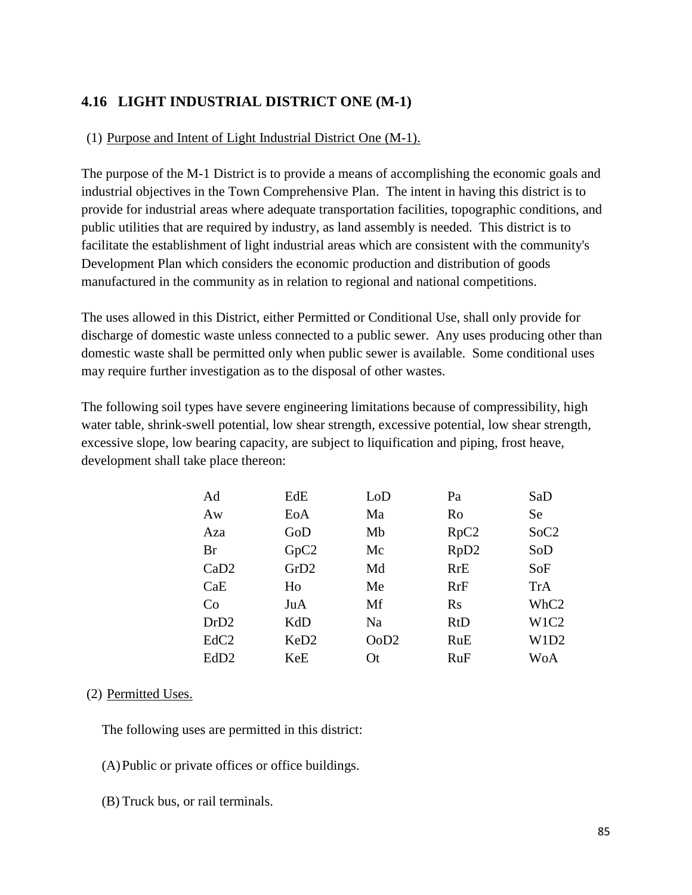## 4.16 LIGHT INDUSTRIAL DISTRICT ONE (M-1)

(1) Purpose and Intent of Light Industrial District One (M-1).

The purpose of the M-1 District is to provide a means of accomplishing the economic goals and industrial objectives in the Town Comprehensive Plan. The intent in having this district is to provide for industrial areas where adequate transportation facilities, topographic conditions, and public utilities that are required by industry, as land assembly is needed. This district is to facilitate the establishment of light industrial areas which are consistent with the community's Development Plan which considers the economic production and distribution of goods manufactured in the community as in relation to regional and national competitions.

The uses allowed in this District, either Permitted or Conditional Use, shall only provide for discharge of domestic waste unless connected to a public sewer. Any uses producing other than domestic waste shall be permitted only when public sewer is available. Some conditional uses may require further investigation as to the disposal of other wastes.

The following soil types have severe engineering limitations because of compressibility, high water table, shrink-swell potential, low shear strength, excessive potential, low shear strength, excessive slope, low bearing capacity, are subject to liquification and piping, frost heave, development shall take place thereon:

| | | | | |
|---|---|---|---|---|
| Ad | EdE | LoD | Pa | SaD |
| Aw | EoA | Ma | Ro | Se |
| Aza | GoD | Mb | RpC2 | SoC2 |
| Br | GpC2 | Mc | RpD2 | SoD |
| CaD2 | GrD2 | Md | RrE | SoF |
| CaE | Ho | Me | RrF | TrA |
| Co | JuA | Mf | Rs | WhC2 |
| DrD2 | KdD | Na | RtD | W1C2 |
| EdC2 | KeD2 | OoD2 | RuE | W1D2 |
| EdD2 | KeE | Ot | RuF | WoA |

(2) Permitted Uses.

The following uses are permitted in this district:

(A) Public or private offices or office buildings.

(B) Truck bus, or rail terminals.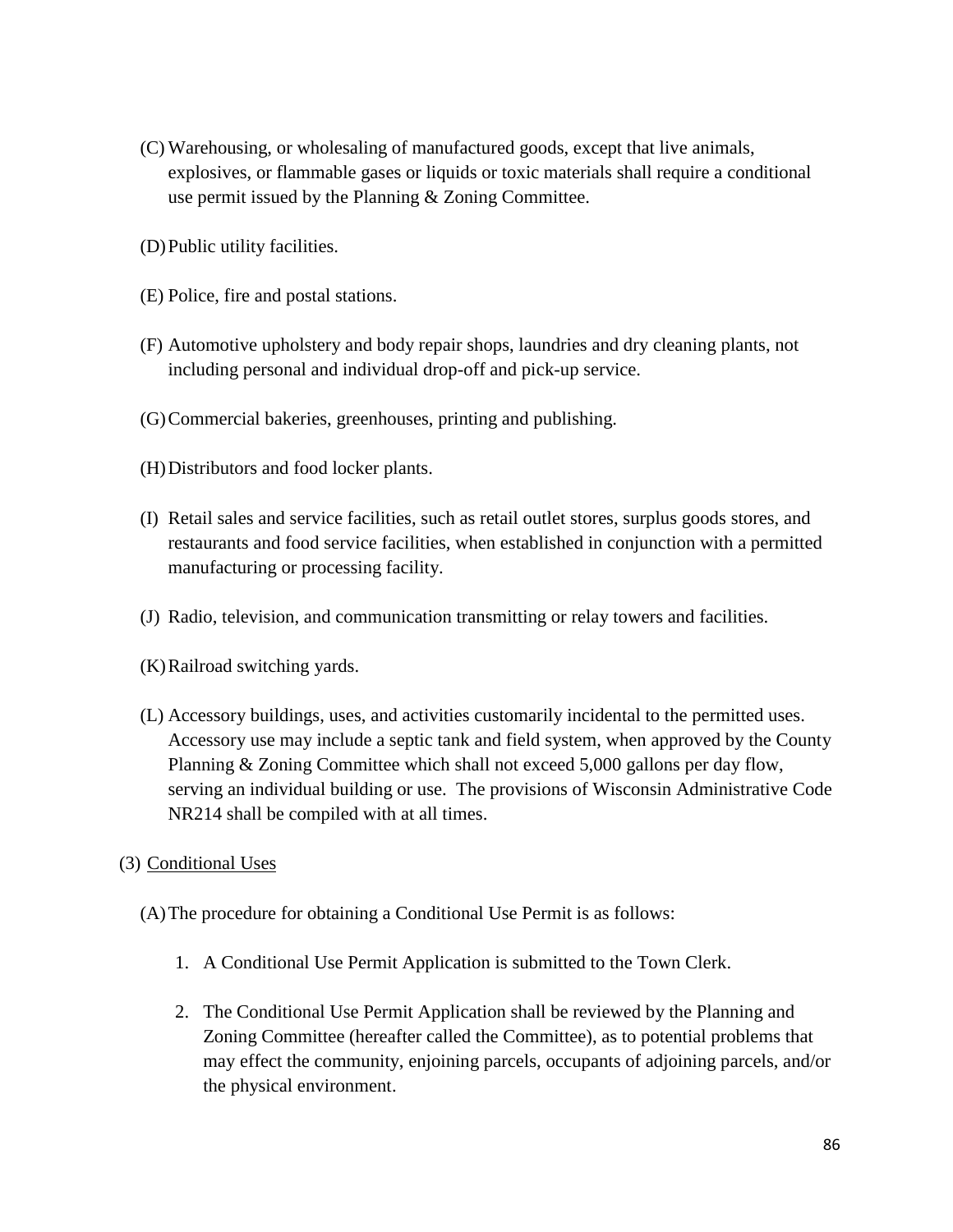(C) Warehousing, or wholesaling of manufactured goods, except that live animals, explosives, or flammable gases or liquids or toxic materials shall require a conditional use permit issued by the Planning & Zoning Committee.

(D) Public utility facilities.

(E) Police, fire and postal stations.

(F) Automotive upholstery and body repair shops, laundries and dry cleaning plants, not including personal and individual drop-off and pick-up service.

(G) Commercial bakeries, greenhouses, printing and publishing.

(H) Distributors and food locker plants.

(I) Retail sales and service facilities, such as retail outlet stores, surplus goods stores, and restaurants and food service facilities, when established in conjunction with a permitted manufacturing or processing facility.

(J) Radio, television, and communication transmitting or relay towers and facilities.

(K) Railroad switching yards.

(L) Accessory buildings, uses, and activities customarily incidental to the permitted uses. Accessory use may include a septic tank and field system, when approved by the County Planning & Zoning Committee which shall not exceed 5,000 gallons per day flow, serving an individual building or use. The provisions of Wisconsin Administrative Code NR214 shall be compiled with at all times.

(3) <u>Conditional Uses</u>

(A) The procedure for obtaining a Conditional Use Permit is as follows:

1. A Conditional Use Permit Application is submitted to the Town Clerk.

2. The Conditional Use Permit Application shall be reviewed by the Planning and Zoning Committee (hereafter called the Committee), as to potential problems that may effect the community, enjoining parcels, occupants of adjoining parcels, and/or the physical environment.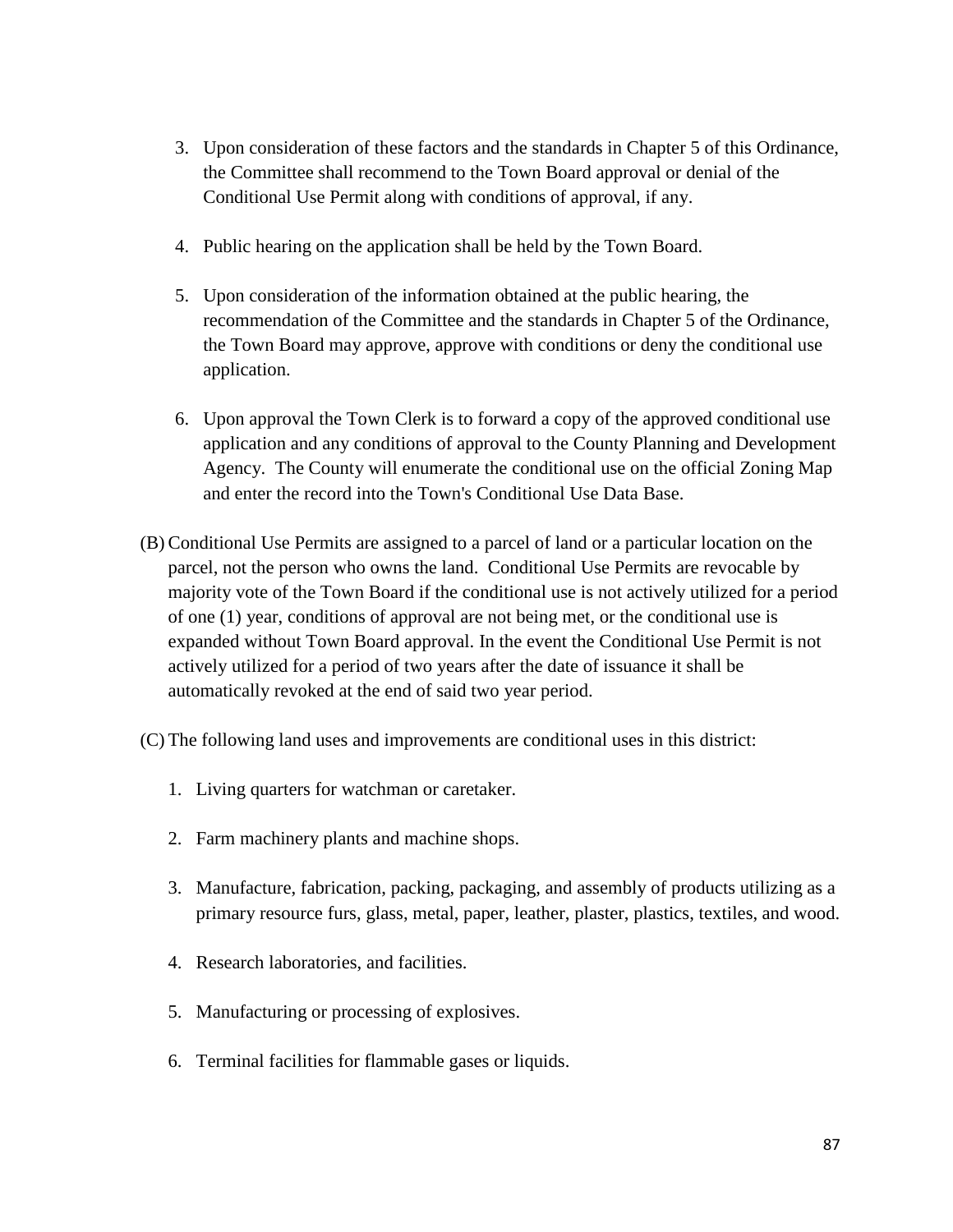3. Upon consideration of these factors and the standards in Chapter 5 of this Ordinance, the Committee shall recommend to the Town Board approval or denial of the Conditional Use Permit along with conditions of approval, if any.

4. Public hearing on the application shall be held by the Town Board.

5. Upon consideration of the information obtained at the public hearing, the recommendation of the Committee and the standards in Chapter 5 of the Ordinance, the Town Board may approve, approve with conditions or deny the conditional use application.

6. Upon approval the Town Clerk is to forward a copy of the approved conditional use application and any conditions of approval to the County Planning and Development Agency. The County will enumerate the conditional use on the official Zoning Map and enter the record into the Town's Conditional Use Data Base.

(B) Conditional Use Permits are assigned to a parcel of land or a particular location on the parcel, not the person who owns the land. Conditional Use Permits are revocable by majority vote of the Town Board if the conditional use is not actively utilized for a period of one (1) year, conditions of approval are not being met, or the conditional use is expanded without Town Board approval. In the event the Conditional Use Permit is not actively utilized for a period of two years after the date of issuance it shall be automatically revoked at the end of said two year period.

(C) The following land uses and improvements are conditional uses in this district:

1. Living quarters for watchman or caretaker.

2. Farm machinery plants and machine shops.

3. Manufacture, fabrication, packing, packaging, and assembly of products utilizing as a primary resource furs, glass, metal, paper, leather, plaster, plastics, textiles, and wood.

4. Research laboratories, and facilities.

5. Manufacturing or processing of explosives.

6. Terminal facilities for flammable gases or liquids.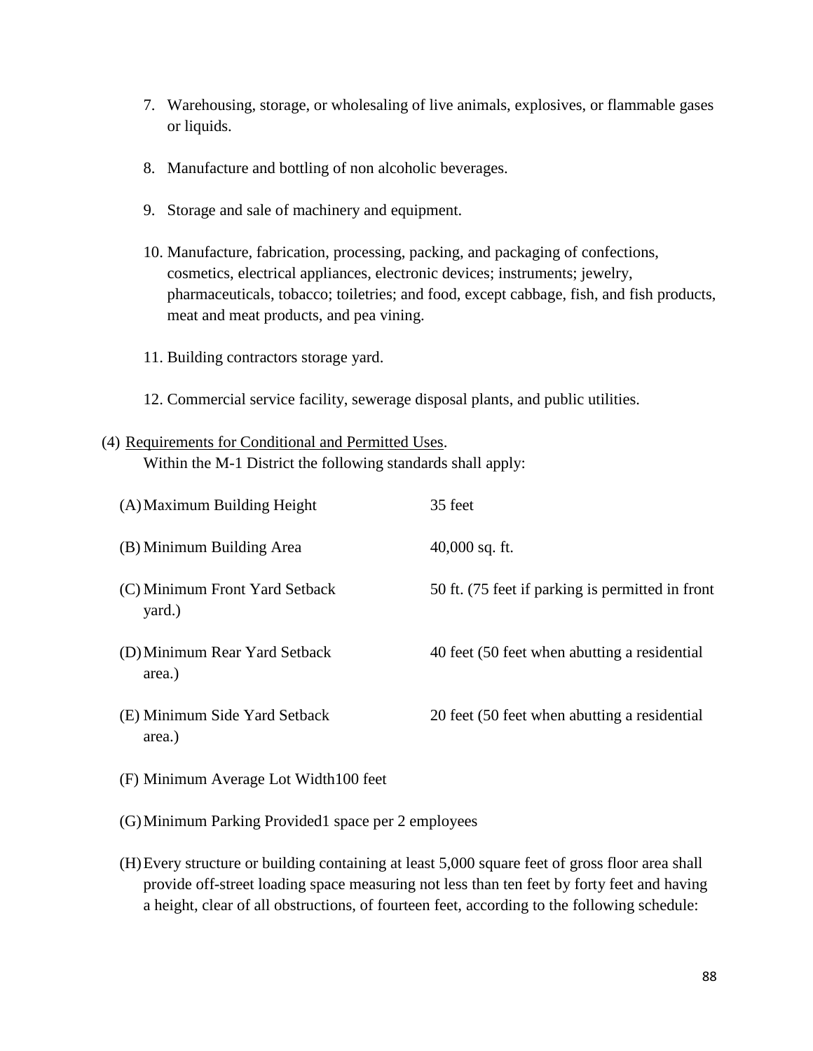7. Warehousing, storage, or wholesaling of live animals, explosives, or flammable gases or liquids.

8. Manufacture and bottling of non alcoholic beverages.

9. Storage and sale of machinery and equipment.

10. Manufacture, fabrication, processing, packing, and packaging of confections, cosmetics, electrical appliances, electronic devices; instruments; jewelry, pharmaceuticals, tobacco; toiletries; and food, except cabbage, fish, and fish products, meat and meat products, and pea vining.

11. Building contractors storage yard.

12. Commercial service facility, sewerage disposal plants, and public utilities.

(4) Requirements for Conditional and Permitted Uses.
Within the M-1 District the following standards shall apply:

(A) Maximum Building Height — 35 feet

(B) Minimum Building Area — 40,000 sq. ft.

(C) Minimum Front Yard Setback — 50 ft. (75 feet if parking is permitted in front yard.)

(D) Minimum Rear Yard Setback — 40 feet (50 feet when abutting a residential area.)

(E) Minimum Side Yard Setback — 20 feet (50 feet when abutting a residential area.)

(F) Minimum Average Lot Width100 feet

(G) Minimum Parking Provided1 space per 2 employees

(H) Every structure or building containing at least 5,000 square feet of gross floor area shall provide off-street loading space measuring not less than ten feet by forty feet and having a height, clear of all obstructions, of fourteen feet, according to the following schedule: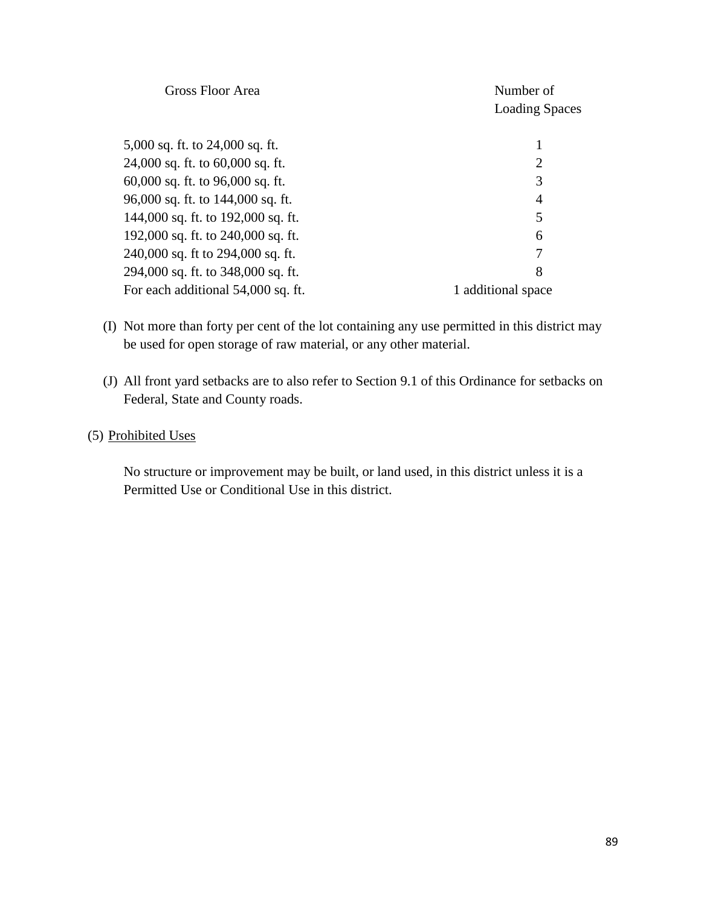| Gross Floor Area | Number of Loading Spaces |
|---|---|
| 5,000 sq. ft. to 24,000 sq. ft. | 1 |
| 24,000 sq. ft. to 60,000 sq. ft. | 2 |
| 60,000 sq. ft. to 96,000 sq. ft. | 3 |
| 96,000 sq. ft. to 144,000 sq. ft. | 4 |
| 144,000 sq. ft. to 192,000 sq. ft. | 5 |
| 192,000 sq. ft. to 240,000 sq. ft. | 6 |
| 240,000 sq. ft to 294,000 sq. ft. | 7 |
| 294,000 sq. ft. to 348,000 sq. ft. | 8 |
| For each additional 54,000 sq. ft. | 1 additional space |

(I) Not more than forty per cent of the lot containing any use permitted in this district may be used for open storage of raw material, or any other material.

(J) All front yard setbacks are to also refer to Section 9.1 of this Ordinance for setbacks on Federal, State and County roads.

(5) <u>Prohibited Uses</u>

No structure or improvement may be built, or land used, in this district unless it is a Permitted Use or Conditional Use in this district.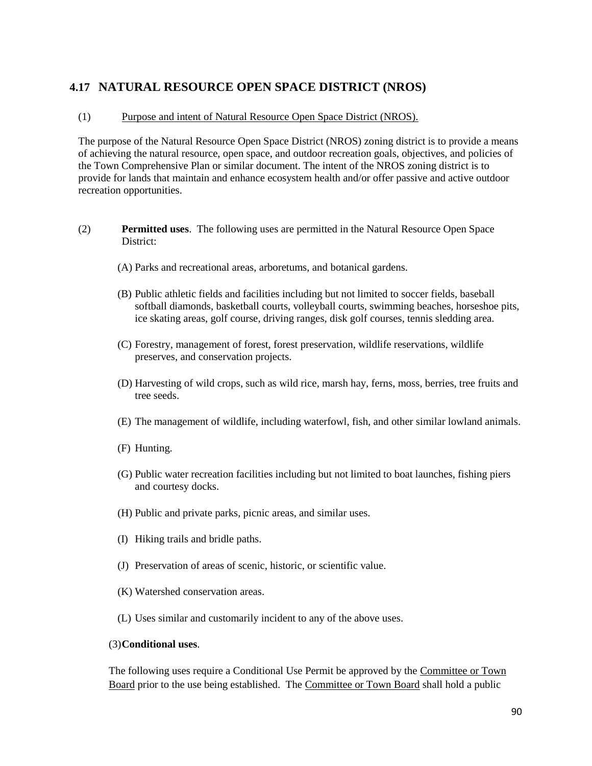## 4.17 NATURAL RESOURCE OPEN SPACE DISTRICT (NROS)

(1) Purpose and intent of Natural Resource Open Space District (NROS).

The purpose of the Natural Resource Open Space District (NROS) zoning district is to provide a means of achieving the natural resource, open space, and outdoor recreation goals, objectives, and policies of the Town Comprehensive Plan or similar document. The intent of the NROS zoning district is to provide for lands that maintain and enhance ecosystem health and/or offer passive and active outdoor recreation opportunities.

(2) **Permitted uses**. The following uses are permitted in the Natural Resource Open Space District:

(A) Parks and recreational areas, arboretums, and botanical gardens.

(B) Public athletic fields and facilities including but not limited to soccer fields, baseball softball diamonds, basketball courts, volleyball courts, swimming beaches, horseshoe pits, ice skating areas, golf course, driving ranges, disk golf courses, tennis sledding area.

(C) Forestry, management of forest, forest preservation, wildlife reservations, wildlife preserves, and conservation projects.

(D) Harvesting of wild crops, such as wild rice, marsh hay, ferns, moss, berries, tree fruits and tree seeds.

(E) The management of wildlife, including waterfowl, fish, and other similar lowland animals.

(F) Hunting.

(G) Public water recreation facilities including but not limited to boat launches, fishing piers and courtesy docks.

(H) Public and private parks, picnic areas, and similar uses.

(I) Hiking trails and bridle paths.

(J) Preservation of areas of scenic, historic, or scientific value.

(K) Watershed conservation areas.

(L) Uses similar and customarily incident to any of the above uses.

(3) **Conditional uses**.

The following uses require a Conditional Use Permit be approved by the Committee or Town Board prior to the use being established. The Committee or Town Board shall hold a public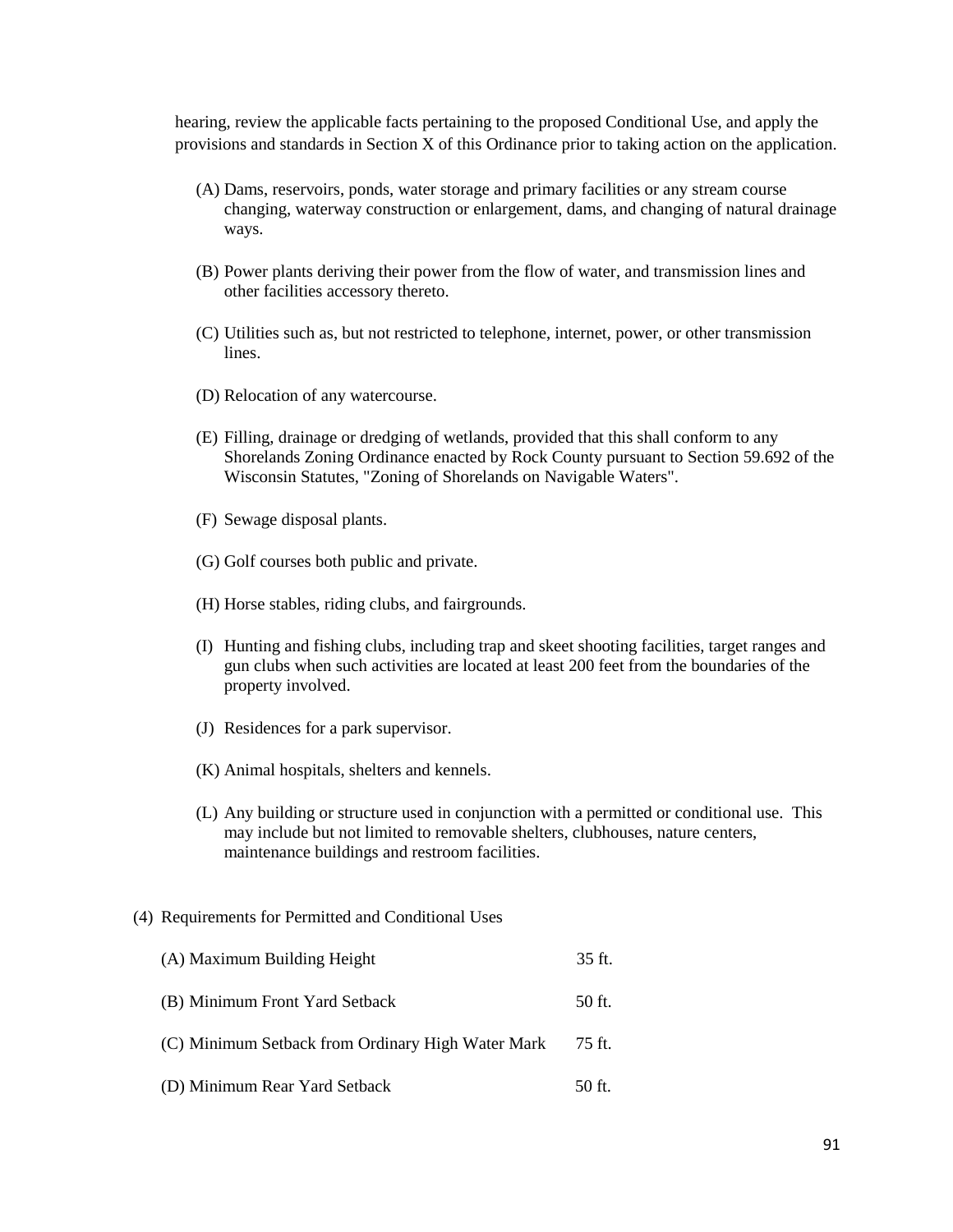hearing, review the applicable facts pertaining to the proposed Conditional Use, and apply the provisions and standards in Section X of this Ordinance prior to taking action on the application.

(A) Dams, reservoirs, ponds, water storage and primary facilities or any stream course changing, waterway construction or enlargement, dams, and changing of natural drainage ways.

(B) Power plants deriving their power from the flow of water, and transmission lines and other facilities accessory thereto.

(C) Utilities such as, but not restricted to telephone, internet, power, or other transmission lines.

(D) Relocation of any watercourse.

(E) Filling, drainage or dredging of wetlands, provided that this shall conform to any Shorelands Zoning Ordinance enacted by Rock County pursuant to Section 59.692 of the Wisconsin Statutes, "Zoning of Shorelands on Navigable Waters".

(F) Sewage disposal plants.

(G) Golf courses both public and private.

(H) Horse stables, riding clubs, and fairgrounds.

(I) Hunting and fishing clubs, including trap and skeet shooting facilities, target ranges and gun clubs when such activities are located at least 200 feet from the boundaries of the property involved.

(J) Residences for a park supervisor.

(K) Animal hospitals, shelters and kennels.

(L) Any building or structure used in conjunction with a permitted or conditional use. This may include but not limited to removable shelters, clubhouses, nature centers, maintenance buildings and restroom facilities.

(4) Requirements for Permitted and Conditional Uses

(A) Maximum Building Height 35 ft.

(B) Minimum Front Yard Setback 50 ft.

(C) Minimum Setback from Ordinary High Water Mark 75 ft.

(D) Minimum Rear Yard Setback 50 ft.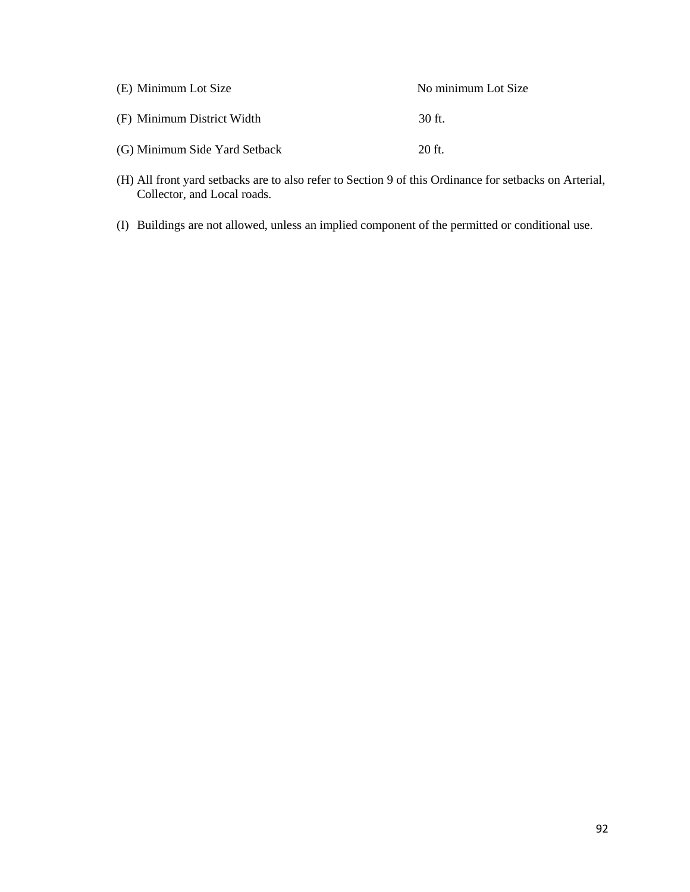(E) Minimum Lot Size No minimum Lot Size

(F) Minimum District Width 30 ft.

(G) Minimum Side Yard Setback 20 ft.

(H) All front yard setbacks are to also refer to Section 9 of this Ordinance for setbacks on Arterial, Collector, and Local roads.

(I) Buildings are not allowed, unless an implied component of the permitted or conditional use.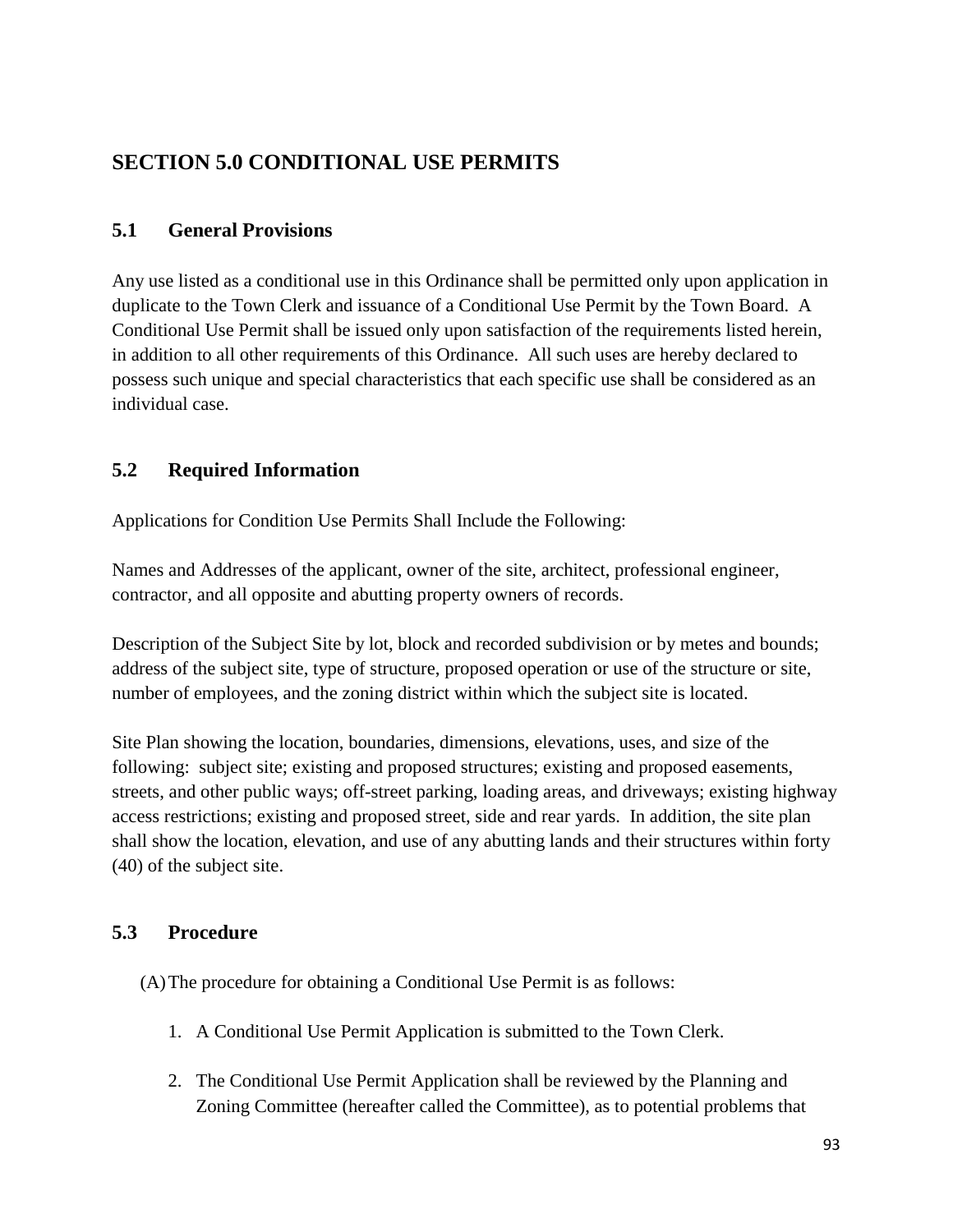## SECTION 5.0 CONDITIONAL USE PERMITS

### 5.1 General Provisions

Any use listed as a conditional use in this Ordinance shall be permitted only upon application in duplicate to the Town Clerk and issuance of a Conditional Use Permit by the Town Board. A Conditional Use Permit shall be issued only upon satisfaction of the requirements listed herein, in addition to all other requirements of this Ordinance. All such uses are hereby declared to possess such unique and special characteristics that each specific use shall be considered as an individual case.

### 5.2 Required Information

Applications for Condition Use Permits Shall Include the Following:

Names and Addresses of the applicant, owner of the site, architect, professional engineer, contractor, and all opposite and abutting property owners of records.

Description of the Subject Site by lot, block and recorded subdivision or by metes and bounds; address of the subject site, type of structure, proposed operation or use of the structure or site, number of employees, and the zoning district within which the subject site is located.

Site Plan showing the location, boundaries, dimensions, elevations, uses, and size of the following: subject site; existing and proposed structures; existing and proposed easements, streets, and other public ways; off-street parking, loading areas, and driveways; existing highway access restrictions; existing and proposed street, side and rear yards. In addition, the site plan shall show the location, elevation, and use of any abutting lands and their structures within forty (40) of the subject site.

### 5.3 Procedure

(A) The procedure for obtaining a Conditional Use Permit is as follows:

1. A Conditional Use Permit Application is submitted to the Town Clerk.

2. The Conditional Use Permit Application shall be reviewed by the Planning and Zoning Committee (hereafter called the Committee), as to potential problems that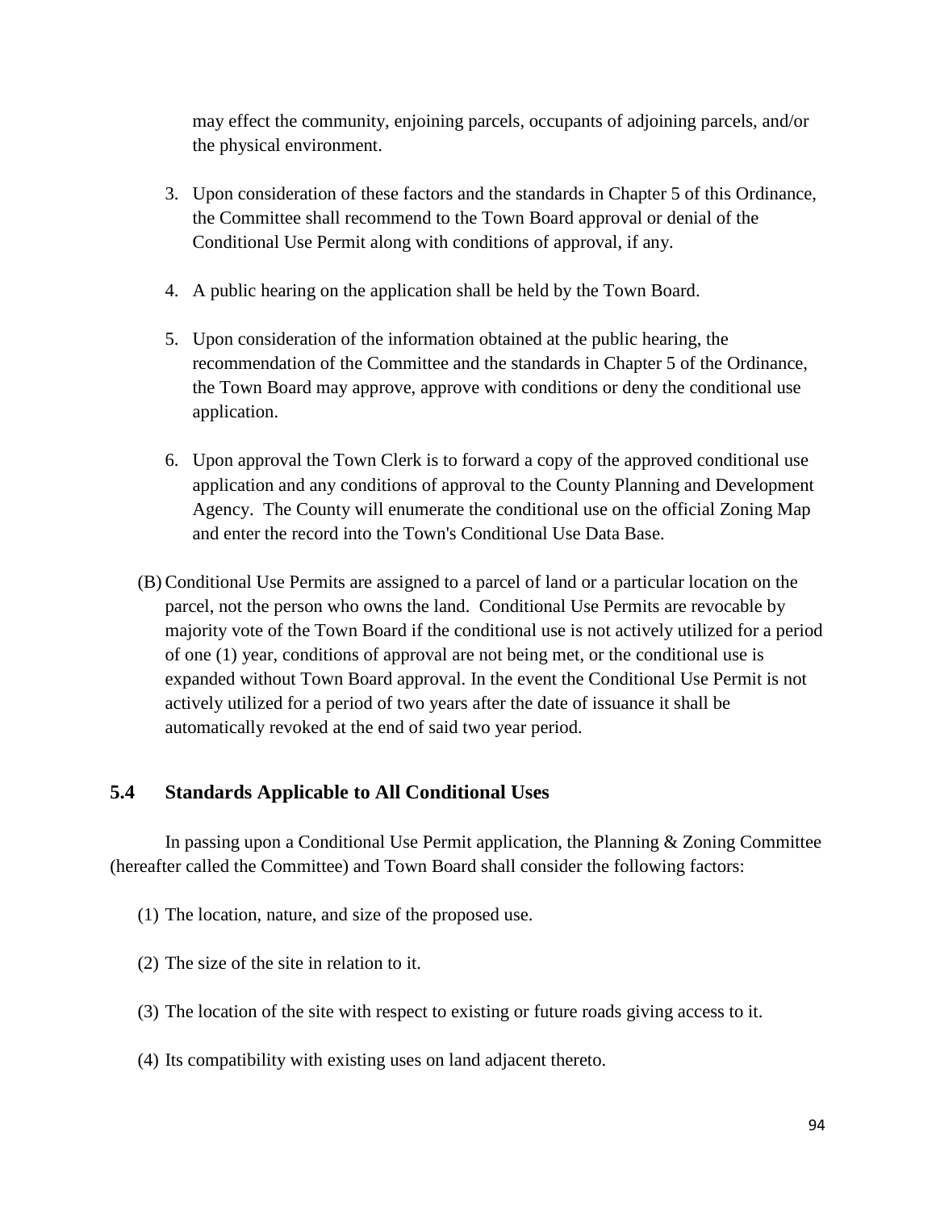may effect the community, enjoining parcels, occupants of adjoining parcels, and/or the physical environment.

3. Upon consideration of these factors and the standards in Chapter 5 of this Ordinance, the Committee shall recommend to the Town Board approval or denial of the Conditional Use Permit along with conditions of approval, if any.

4. A public hearing on the application shall be held by the Town Board.

5. Upon consideration of the information obtained at the public hearing, the recommendation of the Committee and the standards in Chapter 5 of the Ordinance, the Town Board may approve, approve with conditions or deny the conditional use application.

6. Upon approval the Town Clerk is to forward a copy of the approved conditional use application and any conditions of approval to the County Planning and Development Agency. The County will enumerate the conditional use on the official Zoning Map and enter the record into the Town's Conditional Use Data Base.

(B) Conditional Use Permits are assigned to a parcel of land or a particular location on the parcel, not the person who owns the land. Conditional Use Permits are revocable by majority vote of the Town Board if the conditional use is not actively utilized for a period of one (1) year, conditions of approval are not being met, or the conditional use is expanded without Town Board approval. In the event the Conditional Use Permit is not actively utilized for a period of two years after the date of issuance it shall be automatically revoked at the end of said two year period.

## 5.4 Standards Applicable to All Conditional Uses

In passing upon a Conditional Use Permit application, the Planning & Zoning Committee (hereafter called the Committee) and Town Board shall consider the following factors:

(1) The location, nature, and size of the proposed use.

(2) The size of the site in relation to it.

(3) The location of the site with respect to existing or future roads giving access to it.

(4) Its compatibility with existing uses on land adjacent thereto.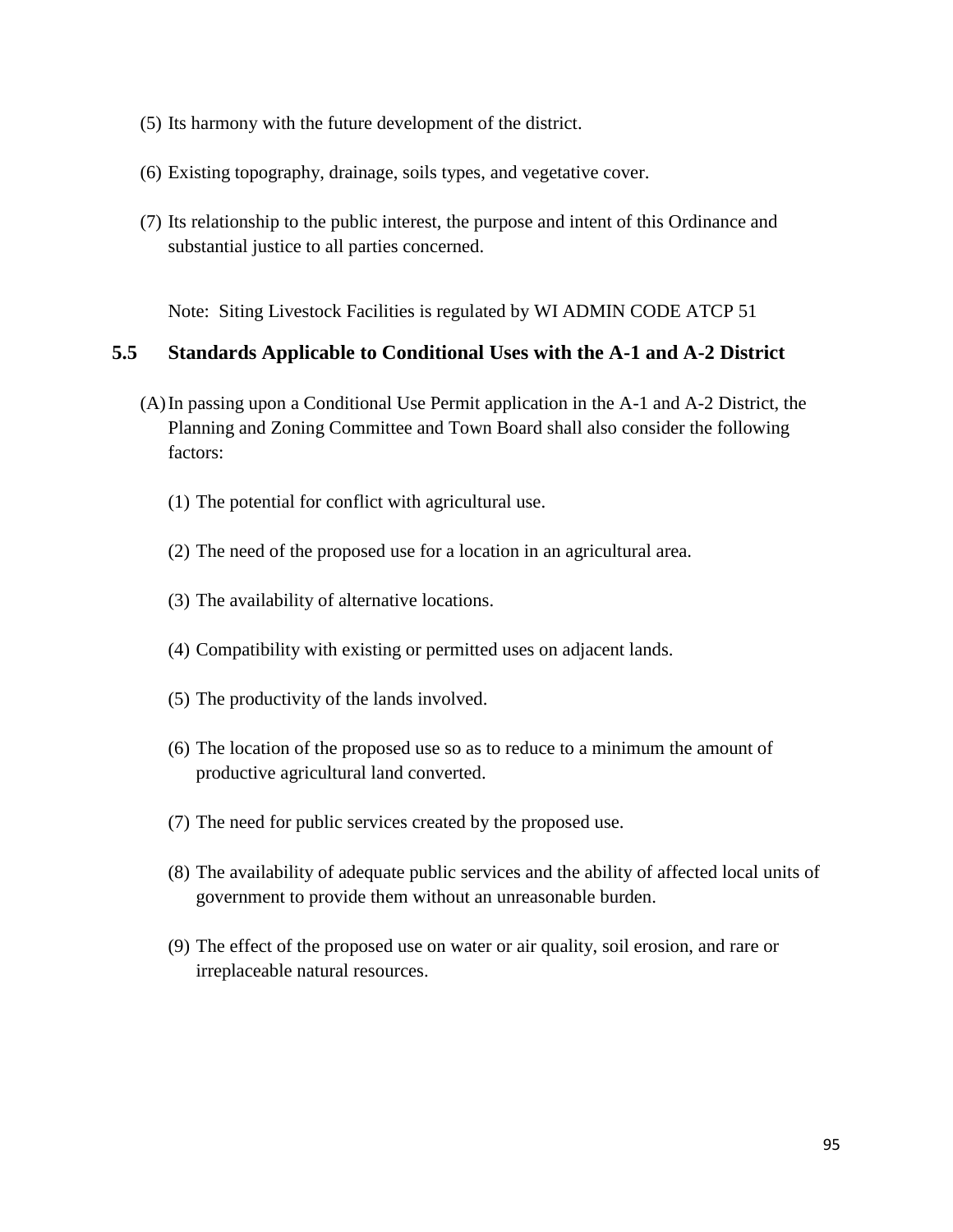(5) Its harmony with the future development of the district.

(6) Existing topography, drainage, soils types, and vegetative cover.

(7) Its relationship to the public interest, the purpose and intent of this Ordinance and substantial justice to all parties concerned.

Note: Siting Livestock Facilities is regulated by WI ADMIN CODE ATCP 51

## 5.5 Standards Applicable to Conditional Uses with the A-1 and A-2 District

(A) In passing upon a Conditional Use Permit application in the A-1 and A-2 District, the Planning and Zoning Committee and Town Board shall also consider the following factors:

(1) The potential for conflict with agricultural use.

(2) The need of the proposed use for a location in an agricultural area.

(3) The availability of alternative locations.

(4) Compatibility with existing or permitted uses on adjacent lands.

(5) The productivity of the lands involved.

(6) The location of the proposed use so as to reduce to a minimum the amount of productive agricultural land converted.

(7) The need for public services created by the proposed use.

(8) The availability of adequate public services and the ability of affected local units of government to provide them without an unreasonable burden.

(9) The effect of the proposed use on water or air quality, soil erosion, and rare or irreplaceable natural resources.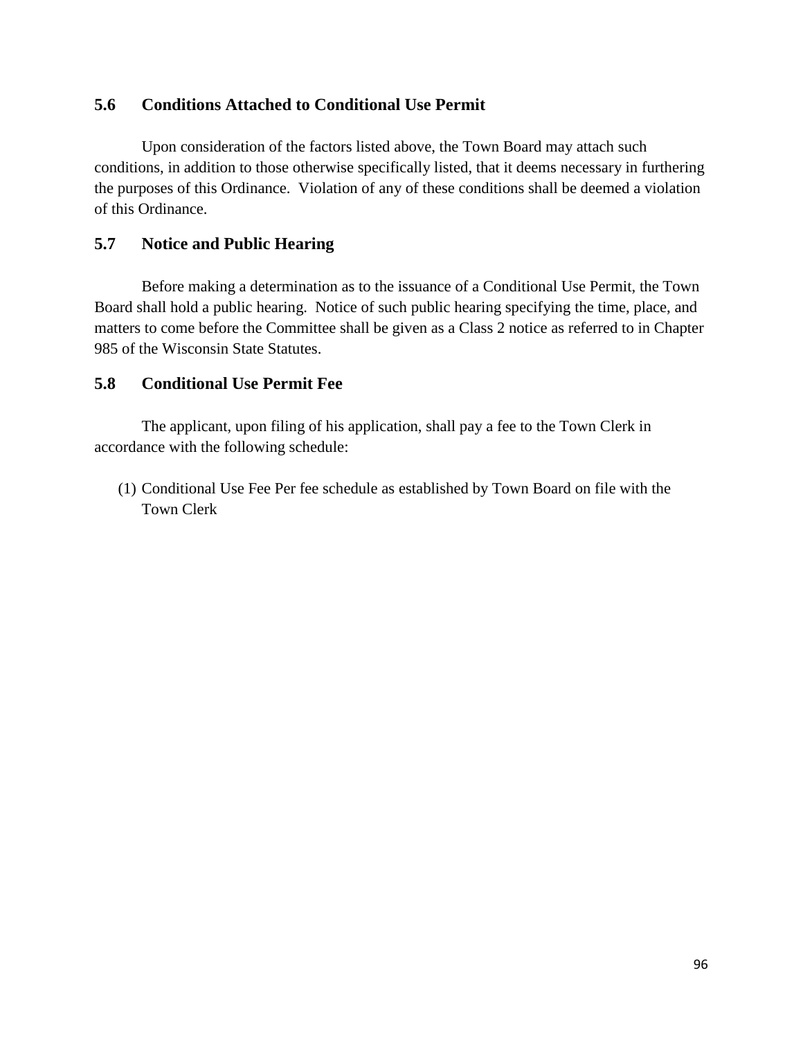## 5.6 Conditions Attached to Conditional Use Permit

Upon consideration of the factors listed above, the Town Board may attach such conditions, in addition to those otherwise specifically listed, that it deems necessary in furthering the purposes of this Ordinance. Violation of any of these conditions shall be deemed a violation of this Ordinance.

## 5.7 Notice and Public Hearing

Before making a determination as to the issuance of a Conditional Use Permit, the Town Board shall hold a public hearing. Notice of such public hearing specifying the time, place, and matters to come before the Committee shall be given as a Class 2 notice as referred to in Chapter 985 of the Wisconsin State Statutes.

## 5.8 Conditional Use Permit Fee

The applicant, upon filing of his application, shall pay a fee to the Town Clerk in accordance with the following schedule:

(1) Conditional Use Fee Per fee schedule as established by Town Board on file with the Town Clerk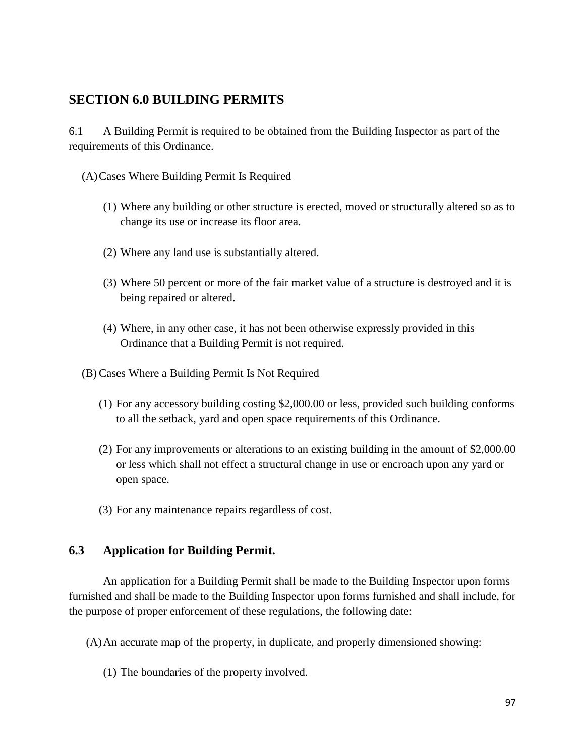## SECTION 6.0 BUILDING PERMITS

6.1 A Building Permit is required to be obtained from the Building Inspector as part of the requirements of this Ordinance.

(A) Cases Where Building Permit Is Required

(1) Where any building or other structure is erected, moved or structurally altered so as to change its use or increase its floor area.

(2) Where any land use is substantially altered.

(3) Where 50 percent or more of the fair market value of a structure is destroyed and it is being repaired or altered.

(4) Where, in any other case, it has not been otherwise expressly provided in this Ordinance that a Building Permit is not required.

(B) Cases Where a Building Permit Is Not Required

(1) For any accessory building costing $2,000.00 or less, provided such building conforms to all the setback, yard and open space requirements of this Ordinance.

(2) For any improvements or alterations to an existing building in the amount of $2,000.00 or less which shall not effect a structural change in use or encroach upon any yard or open space.

(3) For any maintenance repairs regardless of cost.

### 6.3 Application for Building Permit.

An application for a Building Permit shall be made to the Building Inspector upon forms furnished and shall be made to the Building Inspector upon forms furnished and shall include, for the purpose of proper enforcement of these regulations, the following date:

(A) An accurate map of the property, in duplicate, and properly dimensioned showing:

(1) The boundaries of the property involved.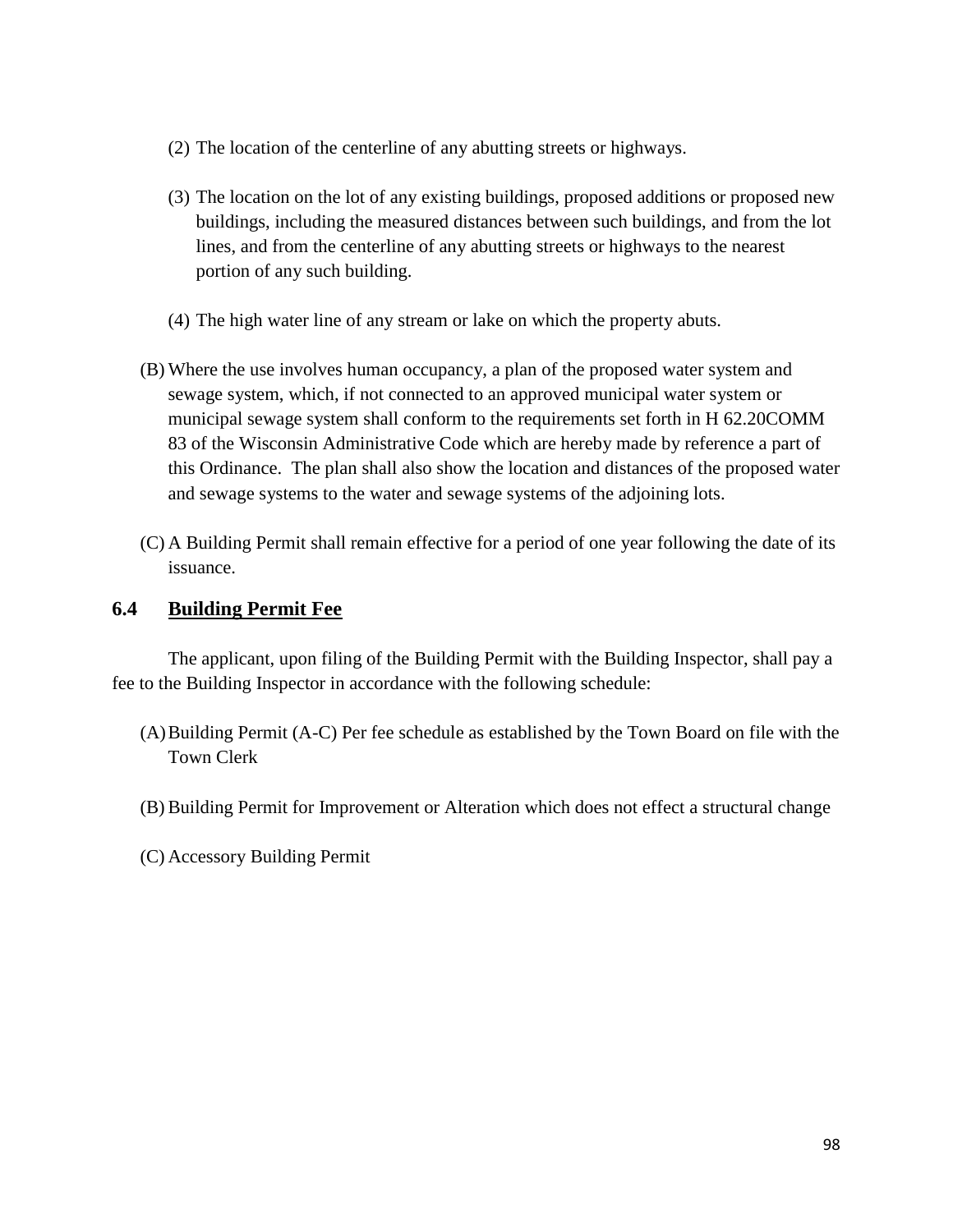(2) The location of the centerline of any abutting streets or highways.

(3) The location on the lot of any existing buildings, proposed additions or proposed new buildings, including the measured distances between such buildings, and from the lot lines, and from the centerline of any abutting streets or highways to the nearest portion of any such building.

(4) The high water line of any stream or lake on which the property abuts.

(B) Where the use involves human occupancy, a plan of the proposed water system and sewage system, which, if not connected to an approved municipal water system or municipal sewage system shall conform to the requirements set forth in H 62.20COMM 83 of the Wisconsin Administrative Code which are hereby made by reference a part of this Ordinance. The plan shall also show the location and distances of the proposed water and sewage systems to the water and sewage systems of the adjoining lots.

(C) A Building Permit shall remain effective for a period of one year following the date of its issuance.

### 6.4 Building Permit Fee

The applicant, upon filing of the Building Permit with the Building Inspector, shall pay a fee to the Building Inspector in accordance with the following schedule:

(A) Building Permit (A-C) Per fee schedule as established by the Town Board on file with the Town Clerk

(B) Building Permit for Improvement or Alteration which does not effect a structural change

(C) Accessory Building Permit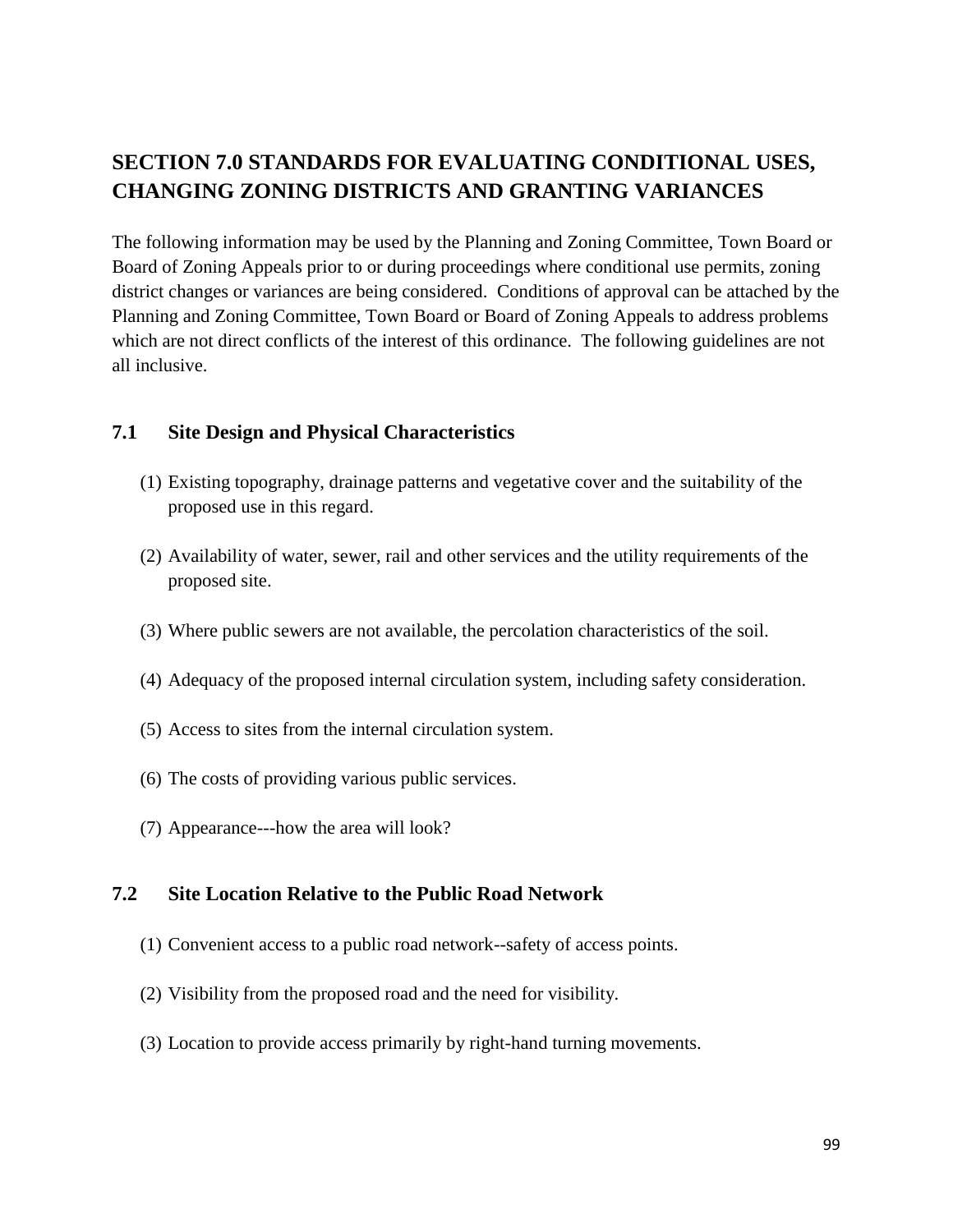## SECTION 7.0 STANDARDS FOR EVALUATING CONDITIONAL USES, CHANGING ZONING DISTRICTS AND GRANTING VARIANCES

The following information may be used by the Planning and Zoning Committee, Town Board or Board of Zoning Appeals prior to or during proceedings where conditional use permits, zoning district changes or variances are being considered. Conditions of approval can be attached by the Planning and Zoning Committee, Town Board or Board of Zoning Appeals to address problems which are not direct conflicts of the interest of this ordinance. The following guidelines are not all inclusive.

### 7.1 Site Design and Physical Characteristics

(1) Existing topography, drainage patterns and vegetative cover and the suitability of the proposed use in this regard.

(2) Availability of water, sewer, rail and other services and the utility requirements of the proposed site.

(3) Where public sewers are not available, the percolation characteristics of the soil.

(4) Adequacy of the proposed internal circulation system, including safety consideration.

(5) Access to sites from the internal circulation system.

(6) The costs of providing various public services.

(7) Appearance---how the area will look?

### 7.2 Site Location Relative to the Public Road Network

(1) Convenient access to a public road network--safety of access points.

(2) Visibility from the proposed road and the need for visibility.

(3) Location to provide access primarily by right-hand turning movements.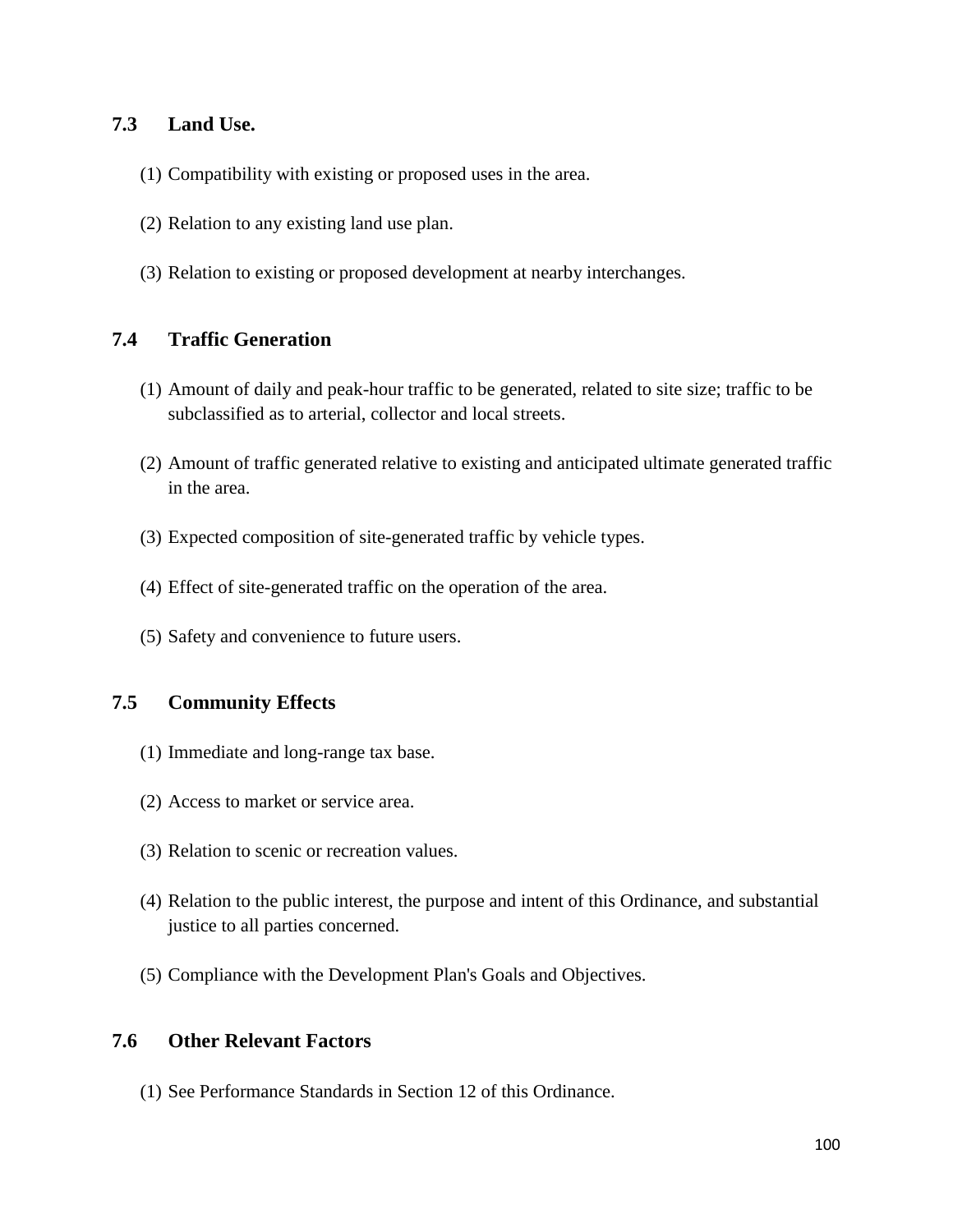### 7.3 Land Use.

(1) Compatibility with existing or proposed uses in the area.

(2) Relation to any existing land use plan.

(3) Relation to existing or proposed development at nearby interchanges.

### 7.4 Traffic Generation

(1) Amount of daily and peak-hour traffic to be generated, related to site size; traffic to be subclassified as to arterial, collector and local streets.

(2) Amount of traffic generated relative to existing and anticipated ultimate generated traffic in the area.

(3) Expected composition of site-generated traffic by vehicle types.

(4) Effect of site-generated traffic on the operation of the area.

(5) Safety and convenience to future users.

### 7.5 Community Effects

(1) Immediate and long-range tax base.

(2) Access to market or service area.

(3) Relation to scenic or recreation values.

(4) Relation to the public interest, the purpose and intent of this Ordinance, and substantial justice to all parties concerned.

(5) Compliance with the Development Plan's Goals and Objectives.

### 7.6 Other Relevant Factors

(1) See Performance Standards in Section 12 of this Ordinance.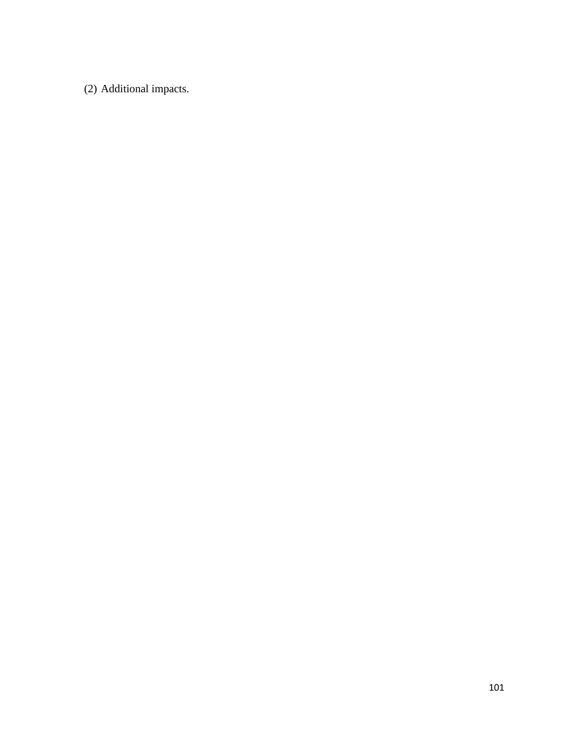(2) Additional impacts.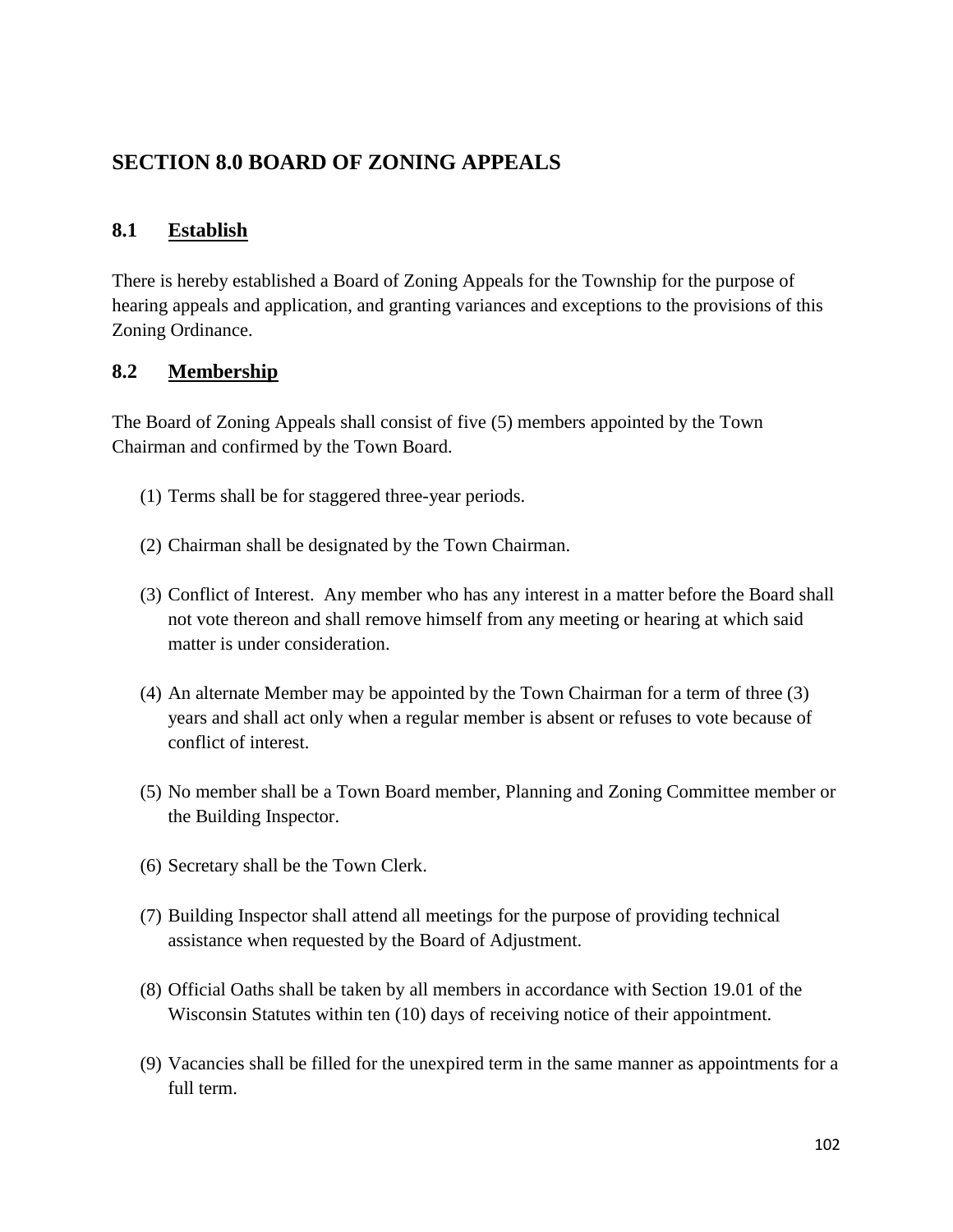# SECTION 8.0 BOARD OF ZONING APPEALS

## 8.1 <u>Establish</u>

There is hereby established a Board of Zoning Appeals for the Township for the purpose of hearing appeals and application, and granting variances and exceptions to the provisions of this Zoning Ordinance.

## 8.2 <u>Membership</u>

The Board of Zoning Appeals shall consist of five (5) members appointed by the Town Chairman and confirmed by the Town Board.

(1) Terms shall be for staggered three-year periods.

(2) Chairman shall be designated by the Town Chairman.

(3) Conflict of Interest. Any member who has any interest in a matter before the Board shall not vote thereon and shall remove himself from any meeting or hearing at which said matter is under consideration.

(4) An alternate Member may be appointed by the Town Chairman for a term of three (3) years and shall act only when a regular member is absent or refuses to vote because of conflict of interest.

(5) No member shall be a Town Board member, Planning and Zoning Committee member or the Building Inspector.

(6) Secretary shall be the Town Clerk.

(7) Building Inspector shall attend all meetings for the purpose of providing technical assistance when requested by the Board of Adjustment.

(8) Official Oaths shall be taken by all members in accordance with Section 19.01 of the Wisconsin Statutes within ten (10) days of receiving notice of their appointment.

(9) Vacancies shall be filled for the unexpired term in the same manner as appointments for a full term.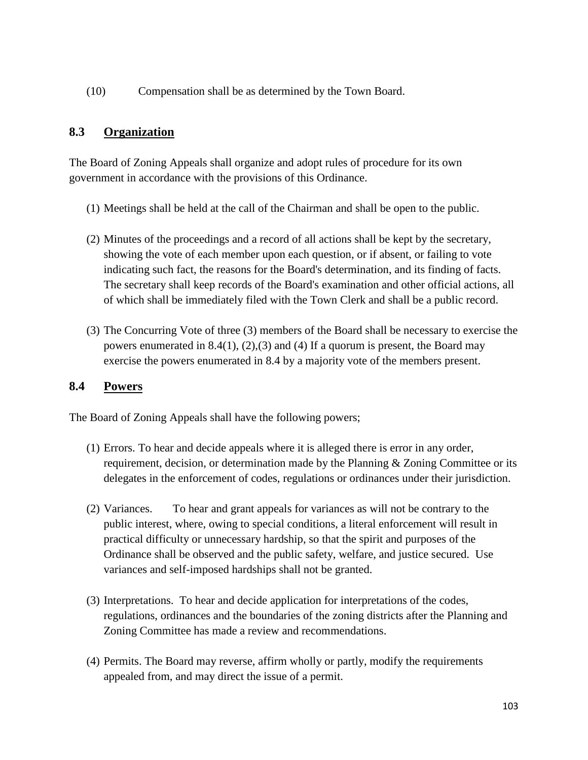(10) Compensation shall be as determined by the Town Board.

## 8.3 Organization

The Board of Zoning Appeals shall organize and adopt rules of procedure for its own government in accordance with the provisions of this Ordinance.

(1) Meetings shall be held at the call of the Chairman and shall be open to the public.

(2) Minutes of the proceedings and a record of all actions shall be kept by the secretary, showing the vote of each member upon each question, or if absent, or failing to vote indicating such fact, the reasons for the Board's determination, and its finding of facts. The secretary shall keep records of the Board's examination and other official actions, all of which shall be immediately filed with the Town Clerk and shall be a public record.

(3) The Concurring Vote of three (3) members of the Board shall be necessary to exercise the powers enumerated in 8.4(1), (2),(3) and (4) If a quorum is present, the Board may exercise the powers enumerated in 8.4 by a majority vote of the members present.

## 8.4 Powers

The Board of Zoning Appeals shall have the following powers;

(1) Errors. To hear and decide appeals where it is alleged there is error in any order, requirement, decision, or determination made by the Planning & Zoning Committee or its delegates in the enforcement of codes, regulations or ordinances under their jurisdiction.

(2) Variances. To hear and grant appeals for variances as will not be contrary to the public interest, where, owing to special conditions, a literal enforcement will result in practical difficulty or unnecessary hardship, so that the spirit and purposes of the Ordinance shall be observed and the public safety, welfare, and justice secured. Use variances and self-imposed hardships shall not be granted.

(3) Interpretations. To hear and decide application for interpretations of the codes, regulations, ordinances and the boundaries of the zoning districts after the Planning and Zoning Committee has made a review and recommendations.

(4) Permits. The Board may reverse, affirm wholly or partly, modify the requirements appealed from, and may direct the issue of a permit.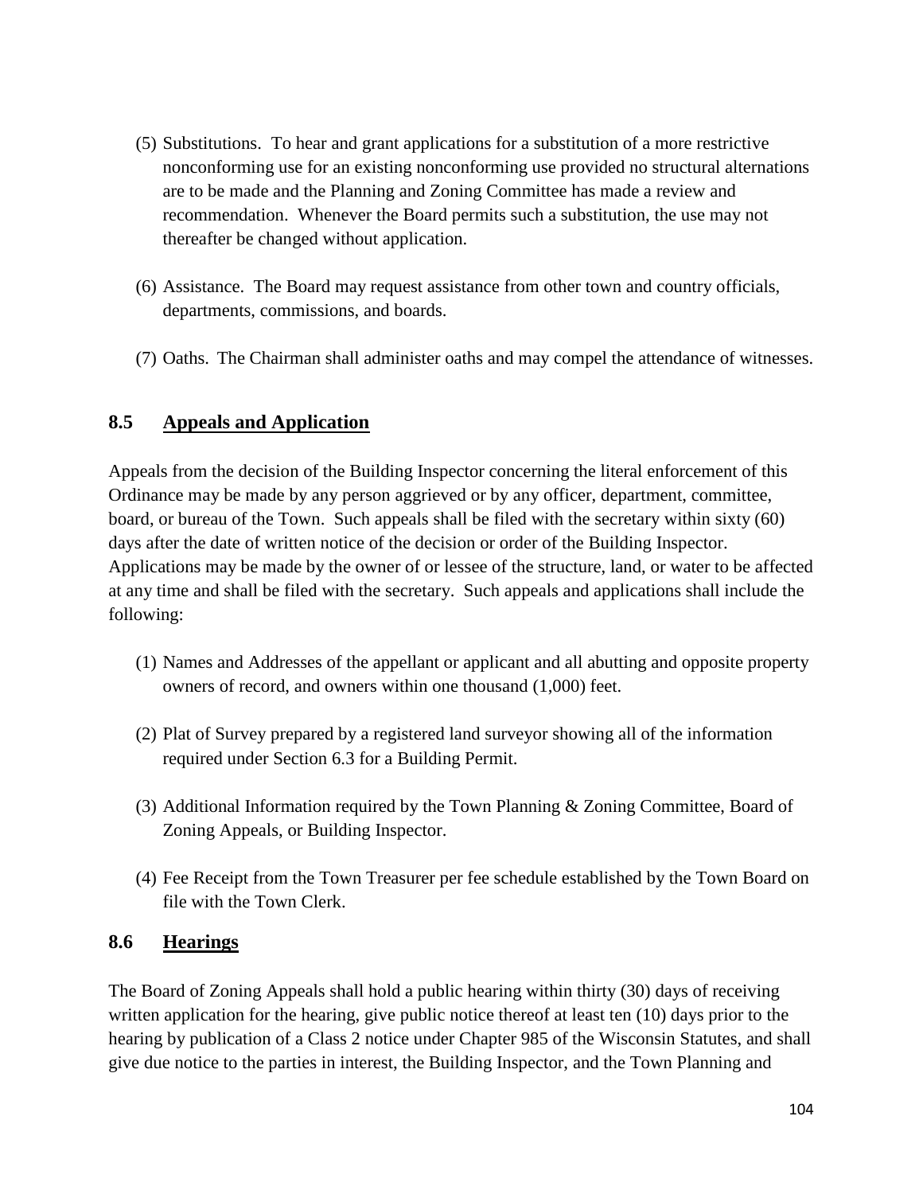(5) Substitutions. To hear and grant applications for a substitution of a more restrictive nonconforming use for an existing nonconforming use provided no structural alternations are to be made and the Planning and Zoning Committee has made a review and recommendation. Whenever the Board permits such a substitution, the use may not thereafter be changed without application.

(6) Assistance. The Board may request assistance from other town and country officials, departments, commissions, and boards.

(7) Oaths. The Chairman shall administer oaths and may compel the attendance of witnesses.

## 8.5 Appeals and Application

Appeals from the decision of the Building Inspector concerning the literal enforcement of this Ordinance may be made by any person aggrieved or by any officer, department, committee, board, or bureau of the Town. Such appeals shall be filed with the secretary within sixty (60) days after the date of written notice of the decision or order of the Building Inspector. Applications may be made by the owner of or lessee of the structure, land, or water to be affected at any time and shall be filed with the secretary. Such appeals and applications shall include the following:

(1) Names and Addresses of the appellant or applicant and all abutting and opposite property owners of record, and owners within one thousand (1,000) feet.

(2) Plat of Survey prepared by a registered land surveyor showing all of the information required under Section 6.3 for a Building Permit.

(3) Additional Information required by the Town Planning & Zoning Committee, Board of Zoning Appeals, or Building Inspector.

(4) Fee Receipt from the Town Treasurer per fee schedule established by the Town Board on file with the Town Clerk.

## 8.6 Hearings

The Board of Zoning Appeals shall hold a public hearing within thirty (30) days of receiving written application for the hearing, give public notice thereof at least ten (10) days prior to the hearing by publication of a Class 2 notice under Chapter 985 of the Wisconsin Statutes, and shall give due notice to the parties in interest, the Building Inspector, and the Town Planning and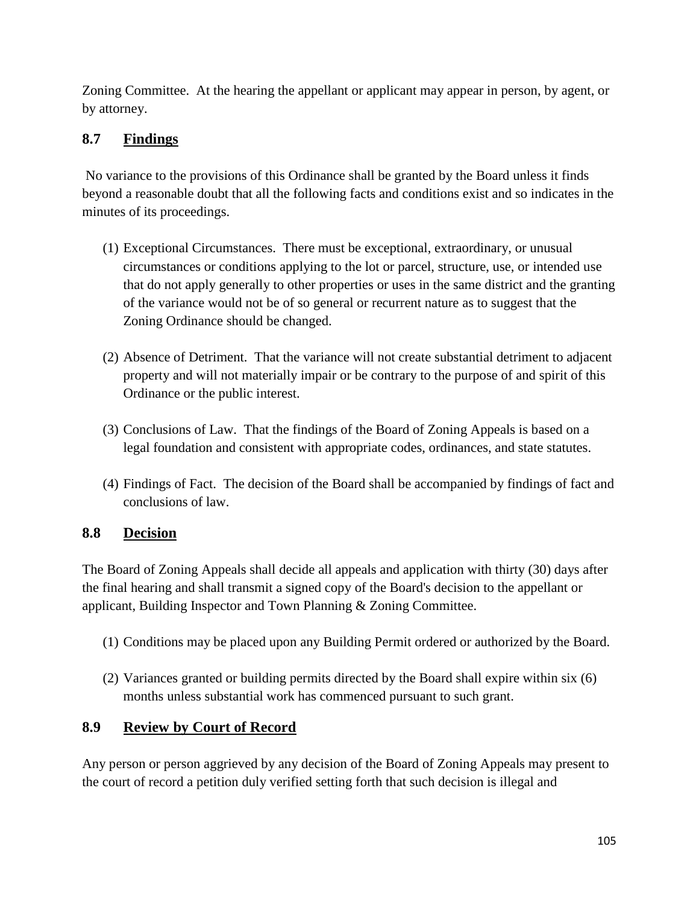Zoning Committee. At the hearing the appellant or applicant may appear in person, by agent, or by attorney.

## 8.7 Findings

No variance to the provisions of this Ordinance shall be granted by the Board unless it finds beyond a reasonable doubt that all the following facts and conditions exist and so indicates in the minutes of its proceedings.

(1) Exceptional Circumstances. There must be exceptional, extraordinary, or unusual circumstances or conditions applying to the lot or parcel, structure, use, or intended use that do not apply generally to other properties or uses in the same district and the granting of the variance would not be of so general or recurrent nature as to suggest that the Zoning Ordinance should be changed.

(2) Absence of Detriment. That the variance will not create substantial detriment to adjacent property and will not materially impair or be contrary to the purpose of and spirit of this Ordinance or the public interest.

(3) Conclusions of Law. That the findings of the Board of Zoning Appeals is based on a legal foundation and consistent with appropriate codes, ordinances, and state statutes.

(4) Findings of Fact. The decision of the Board shall be accompanied by findings of fact and conclusions of law.

## 8.8 Decision

The Board of Zoning Appeals shall decide all appeals and application with thirty (30) days after the final hearing and shall transmit a signed copy of the Board's decision to the appellant or applicant, Building Inspector and Town Planning & Zoning Committee.

(1) Conditions may be placed upon any Building Permit ordered or authorized by the Board.

(2) Variances granted or building permits directed by the Board shall expire within six (6) months unless substantial work has commenced pursuant to such grant.

## 8.9 Review by Court of Record

Any person or person aggrieved by any decision of the Board of Zoning Appeals may present to the court of record a petition duly verified setting forth that such decision is illegal and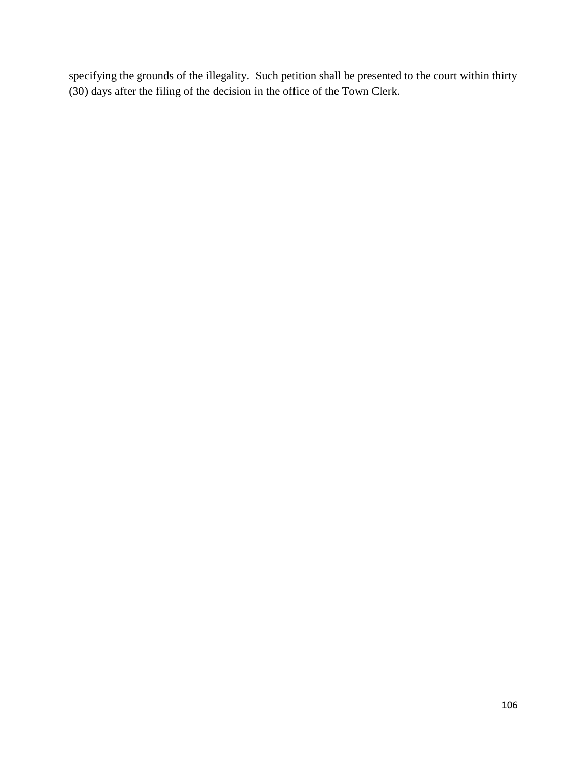specifying the grounds of the illegality. Such petition shall be presented to the court within thirty (30) days after the filing of the decision in the office of the Town Clerk.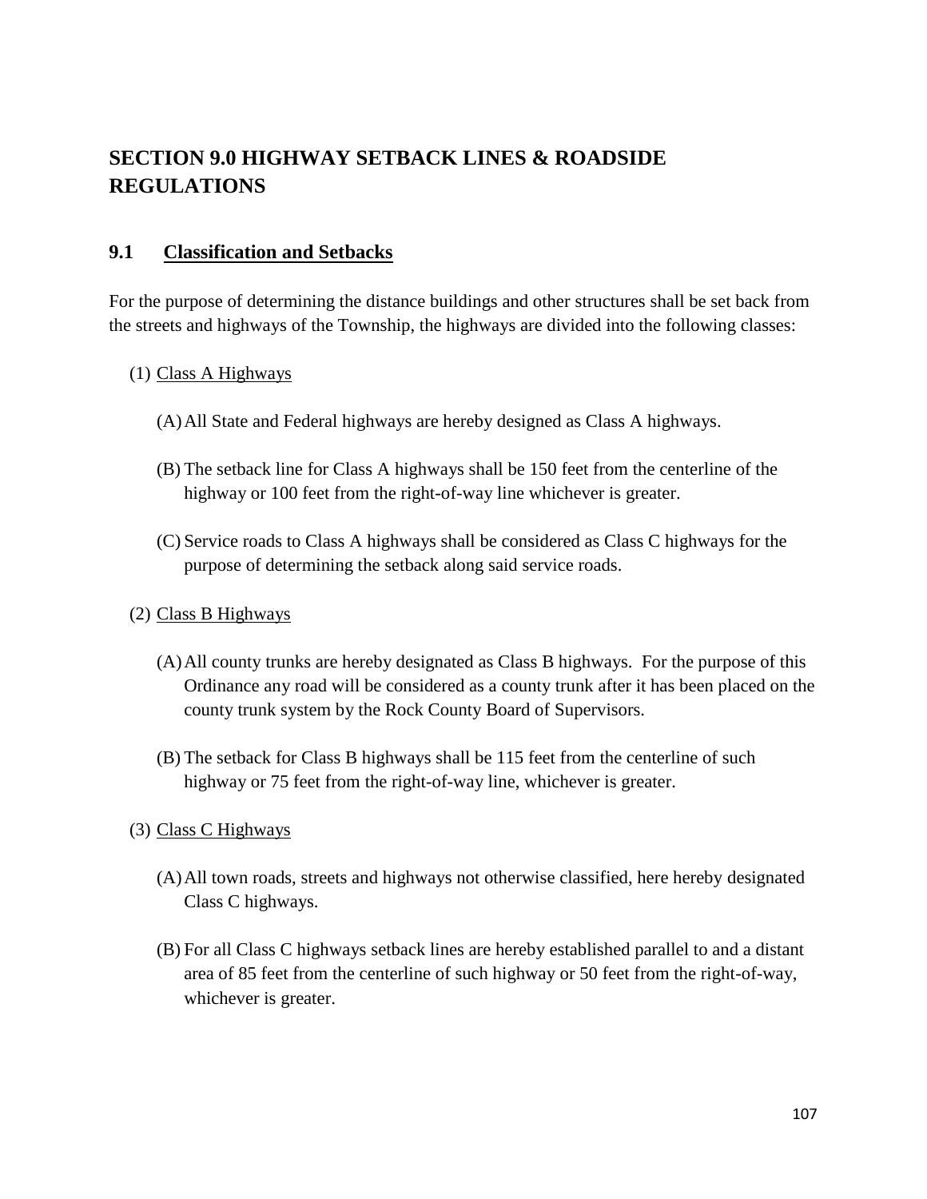# SECTION 9.0 HIGHWAY SETBACK LINES & ROADSIDE REGULATIONS

## 9.1 Classification and Setbacks

For the purpose of determining the distance buildings and other structures shall be set back from the streets and highways of the Township, the highways are divided into the following classes:

(1) Class A Highways

(A) All State and Federal highways are hereby designed as Class A highways.

(B) The setback line for Class A highways shall be 150 feet from the centerline of the highway or 100 feet from the right-of-way line whichever is greater.

(C) Service roads to Class A highways shall be considered as Class C highways for the purpose of determining the setback along said service roads.

(2) Class B Highways

(A) All county trunks are hereby designated as Class B highways. For the purpose of this Ordinance any road will be considered as a county trunk after it has been placed on the county trunk system by the Rock County Board of Supervisors.

(B) The setback for Class B highways shall be 115 feet from the centerline of such highway or 75 feet from the right-of-way line, whichever is greater.

(3) Class C Highways

(A) All town roads, streets and highways not otherwise classified, here hereby designated Class C highways.

(B) For all Class C highways setback lines are hereby established parallel to and a distant area of 85 feet from the centerline of such highway or 50 feet from the right-of-way, whichever is greater.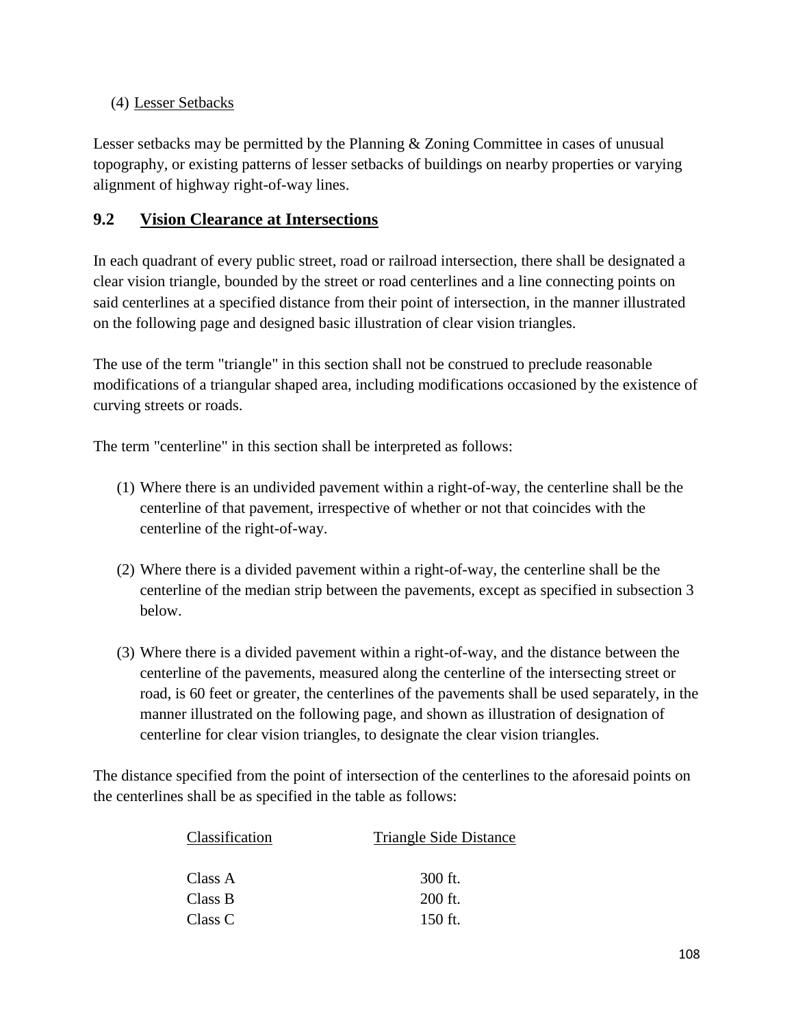(4) Lesser Setbacks

Lesser setbacks may be permitted by the Planning & Zoning Committee in cases of unusual topography, or existing patterns of lesser setbacks of buildings on nearby properties or varying alignment of highway right-of-way lines.

## 9.2 Vision Clearance at Intersections

In each quadrant of every public street, road or railroad intersection, there shall be designated a clear vision triangle, bounded by the street or road centerlines and a line connecting points on said centerlines at a specified distance from their point of intersection, in the manner illustrated on the following page and designed basic illustration of clear vision triangles.

The use of the term "triangle" in this section shall not be construed to preclude reasonable modifications of a triangular shaped area, including modifications occasioned by the existence of curving streets or roads.

The term "centerline" in this section shall be interpreted as follows:

(1) Where there is an undivided pavement within a right-of-way, the centerline shall be the centerline of that pavement, irrespective of whether or not that coincides with the centerline of the right-of-way.

(2) Where there is a divided pavement within a right-of-way, the centerline shall be the centerline of the median strip between the pavements, except as specified in subsection 3 below.

(3) Where there is a divided pavement within a right-of-way, and the distance between the centerline of the pavements, measured along the centerline of the intersecting street or road, is 60 feet or greater, the centerlines of the pavements shall be used separately, in the manner illustrated on the following page, and shown as illustration of designation of centerline for clear vision triangles, to designate the clear vision triangles.

The distance specified from the point of intersection of the centerlines to the aforesaid points on the centerlines shall be as specified in the table as follows:

| Classification | Triangle Side Distance |
| --- | --- |
| Class A | 300 ft. |
| Class B | 200 ft. |
| Class C | 150 ft. |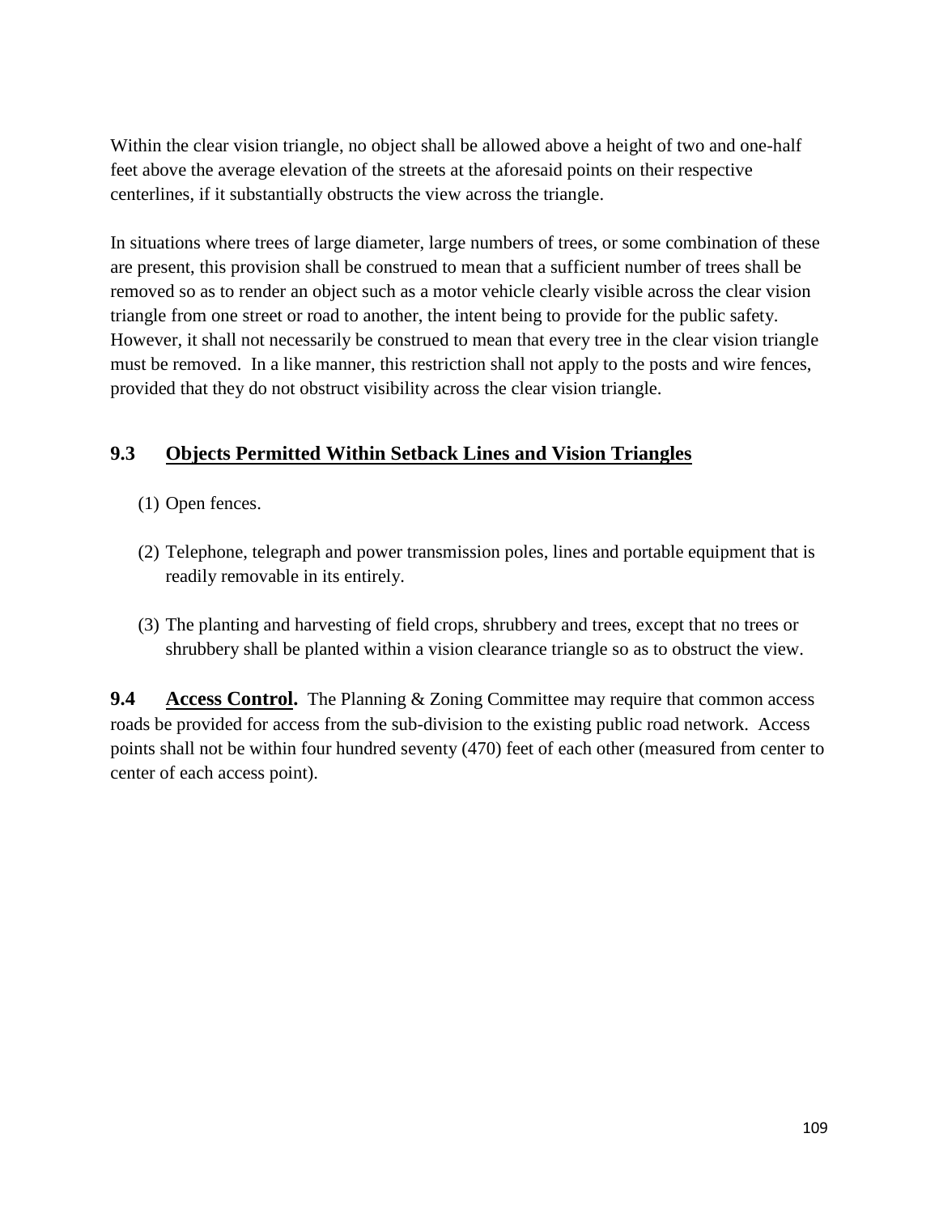Within the clear vision triangle, no object shall be allowed above a height of two and one-half feet above the average elevation of the streets at the aforesaid points on their respective centerlines, if it substantially obstructs the view across the triangle.

In situations where trees of large diameter, large numbers of trees, or some combination of these are present, this provision shall be construed to mean that a sufficient number of trees shall be removed so as to render an object such as a motor vehicle clearly visible across the clear vision triangle from one street or road to another, the intent being to provide for the public safety. However, it shall not necessarily be construed to mean that every tree in the clear vision triangle must be removed. In a like manner, this restriction shall not apply to the posts and wire fences, provided that they do not obstruct visibility across the clear vision triangle.

## 9.3 Objects Permitted Within Setback Lines and Vision Triangles

(1) Open fences.

(2) Telephone, telegraph and power transmission poles, lines and portable equipment that is readily removable in its entirely.

(3) The planting and harvesting of field crops, shrubbery and trees, except that no trees or shrubbery shall be planted within a vision clearance triangle so as to obstruct the view.

**9.4 Access Control.** The Planning & Zoning Committee may require that common access roads be provided for access from the sub-division to the existing public road network. Access points shall not be within four hundred seventy (470) feet of each other (measured from center to center of each access point).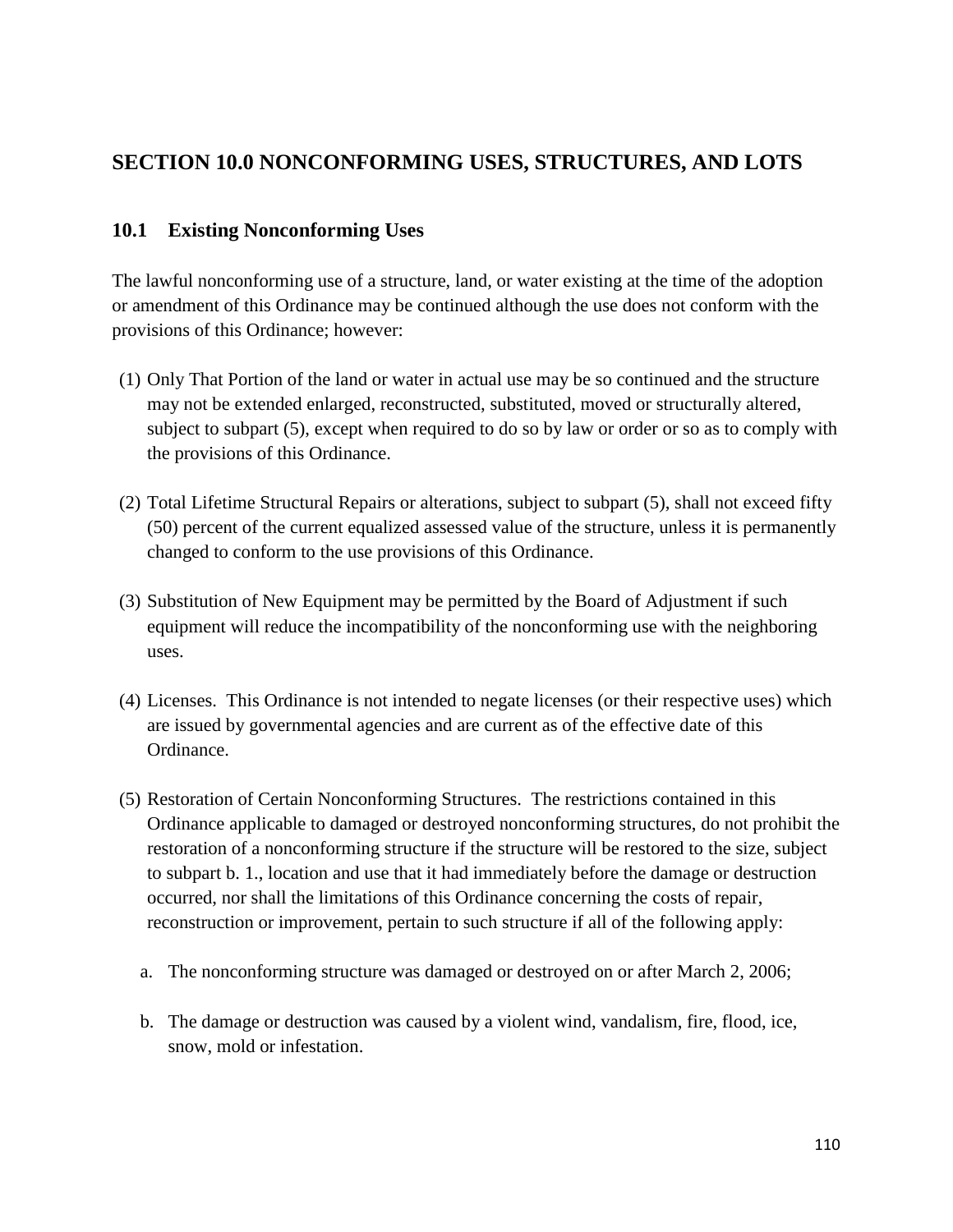## SECTION 10.0 NONCONFORMING USES, STRUCTURES, AND LOTS

### 10.1 Existing Nonconforming Uses

The lawful nonconforming use of a structure, land, or water existing at the time of the adoption or amendment of this Ordinance may be continued although the use does not conform with the provisions of this Ordinance; however:

(1) Only That Portion of the land or water in actual use may be so continued and the structure may not be extended enlarged, reconstructed, substituted, moved or structurally altered, subject to subpart (5), except when required to do so by law or order or so as to comply with the provisions of this Ordinance.

(2) Total Lifetime Structural Repairs or alterations, subject to subpart (5), shall not exceed fifty (50) percent of the current equalized assessed value of the structure, unless it is permanently changed to conform to the use provisions of this Ordinance.

(3) Substitution of New Equipment may be permitted by the Board of Adjustment if such equipment will reduce the incompatibility of the nonconforming use with the neighboring uses.

(4) Licenses. This Ordinance is not intended to negate licenses (or their respective uses) which are issued by governmental agencies and are current as of the effective date of this Ordinance.

(5) Restoration of Certain Nonconforming Structures. The restrictions contained in this Ordinance applicable to damaged or destroyed nonconforming structures, do not prohibit the restoration of a nonconforming structure if the structure will be restored to the size, subject to subpart b. 1., location and use that it had immediately before the damage or destruction occurred, nor shall the limitations of this Ordinance concerning the costs of repair, reconstruction or improvement, pertain to such structure if all of the following apply:

   a. The nonconforming structure was damaged or destroyed on or after March 2, 2006;

   b. The damage or destruction was caused by a violent wind, vandalism, fire, flood, ice, snow, mold or infestation.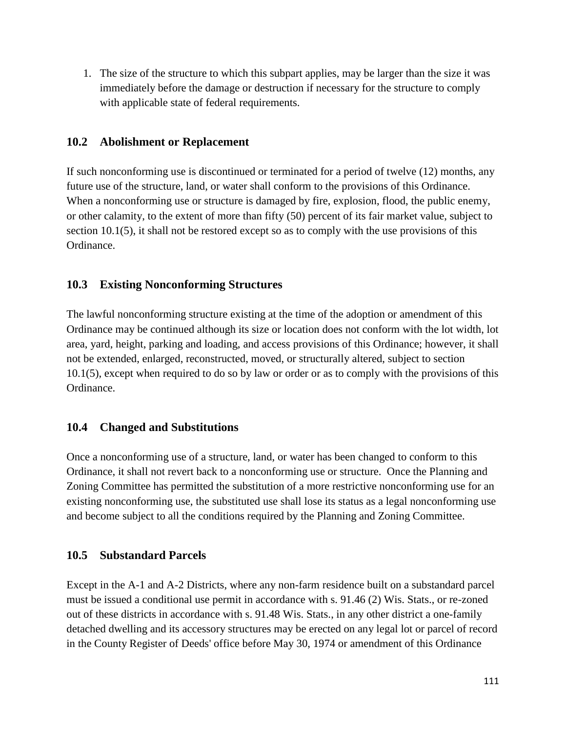1. The size of the structure to which this subpart applies, may be larger than the size it was immediately before the damage or destruction if necessary for the structure to comply with applicable state of federal requirements.

## 10.2 Abolishment or Replacement

If such nonconforming use is discontinued or terminated for a period of twelve (12) months, any future use of the structure, land, or water shall conform to the provisions of this Ordinance. When a nonconforming use or structure is damaged by fire, explosion, flood, the public enemy, or other calamity, to the extent of more than fifty (50) percent of its fair market value, subject to section 10.1(5), it shall not be restored except so as to comply with the use provisions of this Ordinance.

## 10.3 Existing Nonconforming Structures

The lawful nonconforming structure existing at the time of the adoption or amendment of this Ordinance may be continued although its size or location does not conform with the lot width, lot area, yard, height, parking and loading, and access provisions of this Ordinance; however, it shall not be extended, enlarged, reconstructed, moved, or structurally altered, subject to section 10.1(5), except when required to do so by law or order or as to comply with the provisions of this Ordinance.

## 10.4 Changed and Substitutions

Once a nonconforming use of a structure, land, or water has been changed to conform to this Ordinance, it shall not revert back to a nonconforming use or structure. Once the Planning and Zoning Committee has permitted the substitution of a more restrictive nonconforming use for an existing nonconforming use, the substituted use shall lose its status as a legal nonconforming use and become subject to all the conditions required by the Planning and Zoning Committee.

## 10.5 Substandard Parcels

Except in the A-1 and A-2 Districts, where any non-farm residence built on a substandard parcel must be issued a conditional use permit in accordance with s. 91.46 (2) Wis. Stats., or re-zoned out of these districts in accordance with s. 91.48 Wis. Stats., in any other district a one-family detached dwelling and its accessory structures may be erected on any legal lot or parcel of record in the County Register of Deeds' office before May 30, 1974 or amendment of this Ordinance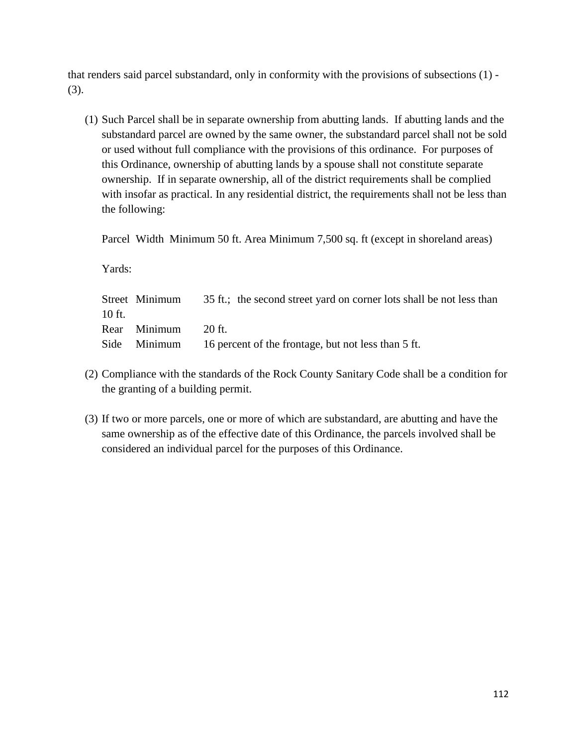that renders said parcel substandard, only in conformity with the provisions of subsections (1) - (3).

(1) Such Parcel shall be in separate ownership from abutting lands. If abutting lands and the substandard parcel are owned by the same owner, the substandard parcel shall not be sold or used without full compliance with the provisions of this ordinance. For purposes of this Ordinance, ownership of abutting lands by a spouse shall not constitute separate ownership. If in separate ownership, all of the district requirements shall be complied with insofar as practical. In any residential district, the requirements shall not be less than the following:

    Parcel Width Minimum 50 ft. Area Minimum 7,500 sq. ft (except in shoreland areas)

    Yards:

    Street Minimum 35 ft.; the second street yard on corner lots shall be not less than 10 ft.
    Rear Minimum 20 ft.
    Side Minimum 16 percent of the frontage, but not less than 5 ft.

(2) Compliance with the standards of the Rock County Sanitary Code shall be a condition for the granting of a building permit.

(3) If two or more parcels, one or more of which are substandard, are abutting and have the same ownership as of the effective date of this Ordinance, the parcels involved shall be considered an individual parcel for the purposes of this Ordinance.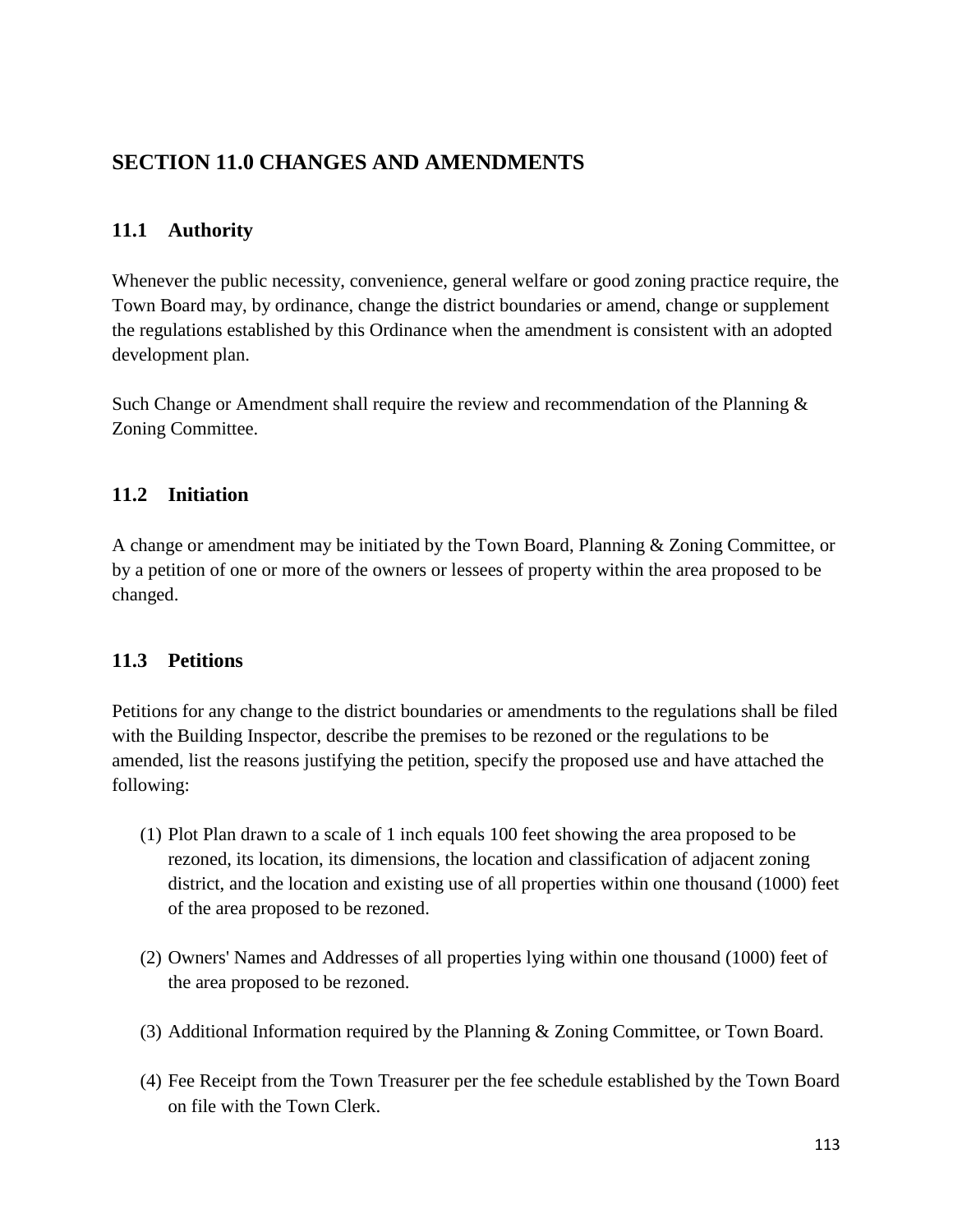## SECTION 11.0 CHANGES AND AMENDMENTS

### 11.1 Authority

Whenever the public necessity, convenience, general welfare or good zoning practice require, the Town Board may, by ordinance, change the district boundaries or amend, change or supplement the regulations established by this Ordinance when the amendment is consistent with an adopted development plan.

Such Change or Amendment shall require the review and recommendation of the Planning & Zoning Committee.

### 11.2 Initiation

A change or amendment may be initiated by the Town Board, Planning & Zoning Committee, or by a petition of one or more of the owners or lessees of property within the area proposed to be changed.

### 11.3 Petitions

Petitions for any change to the district boundaries or amendments to the regulations shall be filed with the Building Inspector, describe the premises to be rezoned or the regulations to be amended, list the reasons justifying the petition, specify the proposed use and have attached the following:

(1) Plot Plan drawn to a scale of 1 inch equals 100 feet showing the area proposed to be rezoned, its location, its dimensions, the location and classification of adjacent zoning district, and the location and existing use of all properties within one thousand (1000) feet of the area proposed to be rezoned.

(2) Owners' Names and Addresses of all properties lying within one thousand (1000) feet of the area proposed to be rezoned.

(3) Additional Information required by the Planning & Zoning Committee, or Town Board.

(4) Fee Receipt from the Town Treasurer per the fee schedule established by the Town Board on file with the Town Clerk.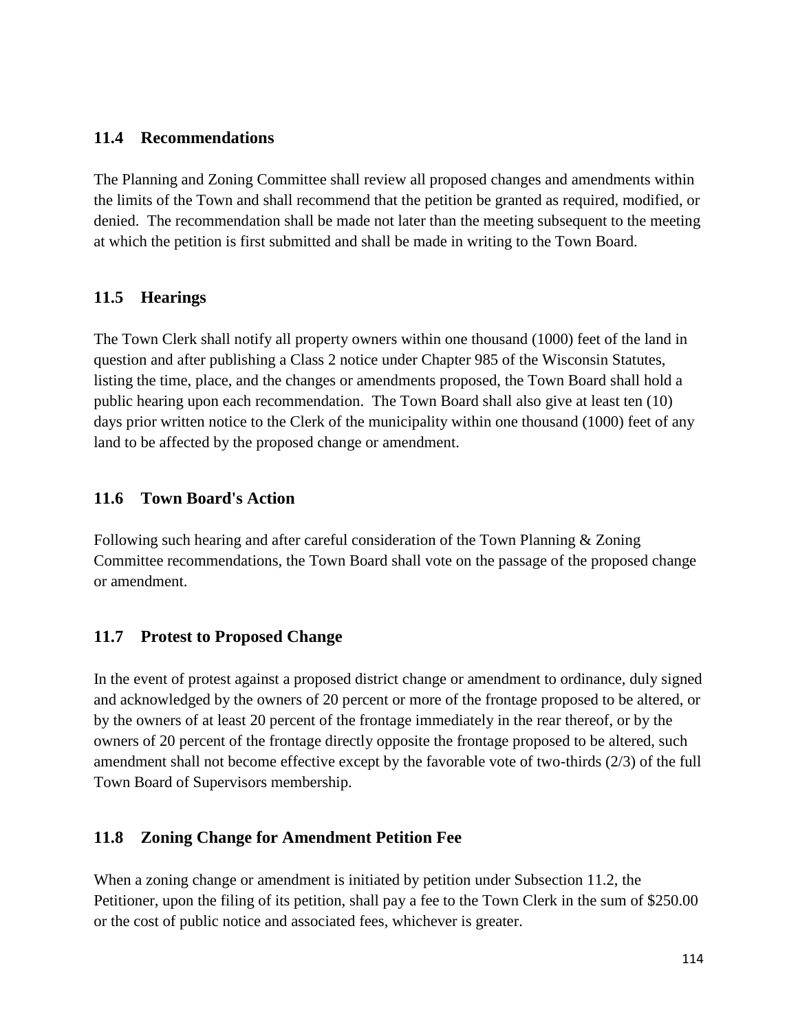## 11.4 Recommendations

The Planning and Zoning Committee shall review all proposed changes and amendments within the limits of the Town and shall recommend that the petition be granted as required, modified, or denied. The recommendation shall be made not later than the meeting subsequent to the meeting at which the petition is first submitted and shall be made in writing to the Town Board.

## 11.5 Hearings

The Town Clerk shall notify all property owners within one thousand (1000) feet of the land in question and after publishing a Class 2 notice under Chapter 985 of the Wisconsin Statutes, listing the time, place, and the changes or amendments proposed, the Town Board shall hold a public hearing upon each recommendation. The Town Board shall also give at least ten (10) days prior written notice to the Clerk of the municipality within one thousand (1000) feet of any land to be affected by the proposed change or amendment.

## 11.6 Town Board's Action

Following such hearing and after careful consideration of the Town Planning & Zoning Committee recommendations, the Town Board shall vote on the passage of the proposed change or amendment.

## 11.7 Protest to Proposed Change

In the event of protest against a proposed district change or amendment to ordinance, duly signed and acknowledged by the owners of 20 percent or more of the frontage proposed to be altered, or by the owners of at least 20 percent of the frontage immediately in the rear thereof, or by the owners of 20 percent of the frontage directly opposite the frontage proposed to be altered, such amendment shall not become effective except by the favorable vote of two-thirds (2/3) of the full Town Board of Supervisors membership.

## 11.8 Zoning Change for Amendment Petition Fee

When a zoning change or amendment is initiated by petition under Subsection 11.2, the Petitioner, upon the filing of its petition, shall pay a fee to the Town Clerk in the sum of $250.00 or the cost of public notice and associated fees, whichever is greater.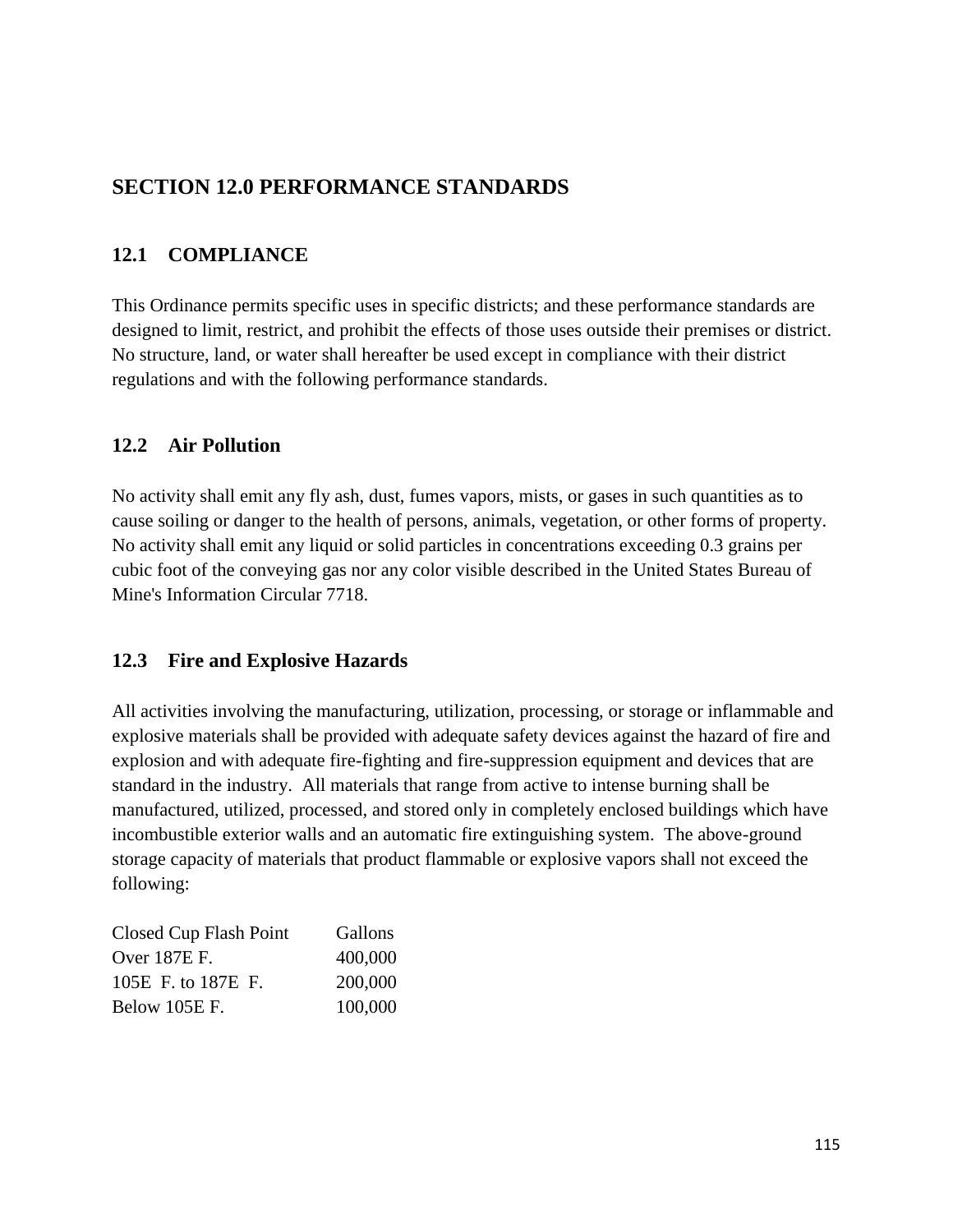## SECTION 12.0 PERFORMANCE STANDARDS

### 12.1 COMPLIANCE

This Ordinance permits specific uses in specific districts; and these performance standards are designed to limit, restrict, and prohibit the effects of those uses outside their premises or district. No structure, land, or water shall hereafter be used except in compliance with their district regulations and with the following performance standards.

### 12.2 Air Pollution

No activity shall emit any fly ash, dust, fumes vapors, mists, or gases in such quantities as to cause soiling or danger to the health of persons, animals, vegetation, or other forms of property. No activity shall emit any liquid or solid particles in concentrations exceeding 0.3 grains per cubic foot of the conveying gas nor any color visible described in the United States Bureau of Mine's Information Circular 7718.

### 12.3 Fire and Explosive Hazards

All activities involving the manufacturing, utilization, processing, or storage or inflammable and explosive materials shall be provided with adequate safety devices against the hazard of fire and explosion and with adequate fire-fighting and fire-suppression equipment and devices that are standard in the industry. All materials that range from active to intense burning shall be manufactured, utilized, processed, and stored only in completely enclosed buildings which have incombustible exterior walls and an automatic fire extinguishing system. The above-ground storage capacity of materials that product flammable or explosive vapors shall not exceed the following:

| Closed Cup Flash Point | Gallons |
|---|---|
| Over 187E F. | 400,000 |
| 105E F. to 187E F. | 200,000 |
| Below 105E F. | 100,000 |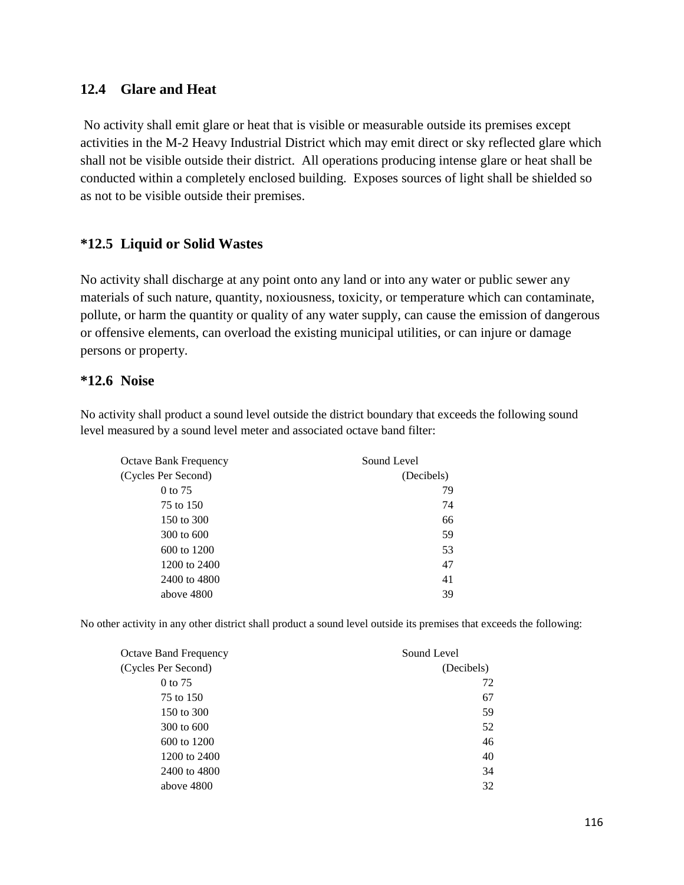## 12.4 Glare and Heat

No activity shall emit glare or heat that is visible or measurable outside its premises except activities in the M-2 Heavy Industrial District which may emit direct or sky reflected glare which shall not be visible outside their district. All operations producing intense glare or heat shall be conducted within a completely enclosed building. Exposes sources of light shall be shielded so as not to be visible outside their premises.

## *12.5 Liquid or Solid Wastes

No activity shall discharge at any point onto any land or into any water or public sewer any materials of such nature, quantity, noxiousness, toxicity, or temperature which can contaminate, pollute, or harm the quantity or quality of any water supply, can cause the emission of dangerous or offensive elements, can overload the existing municipal utilities, or can injure or damage persons or property.

## *12.6 Noise

No activity shall product a sound level outside the district boundary that exceeds the following sound level measured by a sound level meter and associated octave band filter:

| Octave Bank Frequency (Cycles Per Second) | Sound Level (Decibels) |
|---|---|
| 0 to 75 | 79 |
| 75 to 150 | 74 |
| 150 to 300 | 66 |
| 300 to 600 | 59 |
| 600 to 1200 | 53 |
| 1200 to 2400 | 47 |
| 2400 to 4800 | 41 |
| above 4800 | 39 |

No other activity in any other district shall product a sound level outside its premises that exceeds the following:

| Octave Band Frequency (Cycles Per Second) | Sound Level (Decibels) |
|---|---|
| 0 to 75 | 72 |
| 75 to 150 | 67 |
| 150 to 300 | 59 |
| 300 to 600 | 52 |
| 600 to 1200 | 46 |
| 1200 to 2400 | 40 |
| 2400 to 4800 | 34 |
| above 4800 | 32 |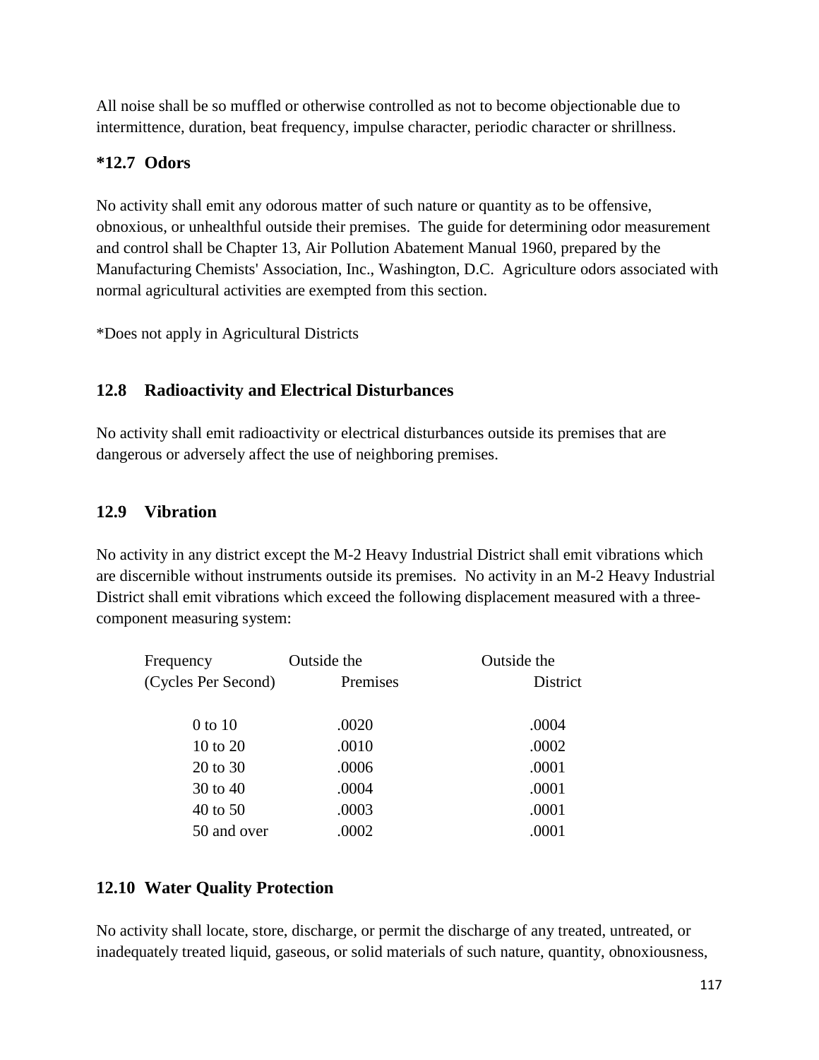All noise shall be so muffled or otherwise controlled as not to become objectionable due to intermittence, duration, beat frequency, impulse character, periodic character or shrillness.

### *12.7 Odors

No activity shall emit any odorous matter of such nature or quantity as to be offensive, obnoxious, or unhealthful outside their premises. The guide for determining odor measurement and control shall be Chapter 13, Air Pollution Abatement Manual 1960, prepared by the Manufacturing Chemists' Association, Inc., Washington, D.C. Agriculture odors associated with normal agricultural activities are exempted from this section.

*Does not apply in Agricultural Districts

### 12.8 Radioactivity and Electrical Disturbances

No activity shall emit radioactivity or electrical disturbances outside its premises that are dangerous or adversely affect the use of neighboring premises.

### 12.9 Vibration

No activity in any district except the M-2 Heavy Industrial District shall emit vibrations which are discernible without instruments outside its premises. No activity in an M-2 Heavy Industrial District shall emit vibrations which exceed the following displacement measured with a three-component measuring system:

| Frequency (Cycles Per Second) | Outside the Premises | Outside the District |
|---|---|---|
| 0 to 10 | .0020 | .0004 |
| 10 to 20 | .0010 | .0002 |
| 20 to 30 | .0006 | .0001 |
| 30 to 40 | .0004 | .0001 |
| 40 to 50 | .0003 | .0001 |
| 50 and over | .0002 | .0001 |

### 12.10 Water Quality Protection

No activity shall locate, store, discharge, or permit the discharge of any treated, untreated, or inadequately treated liquid, gaseous, or solid materials of such nature, quantity, obnoxiousness,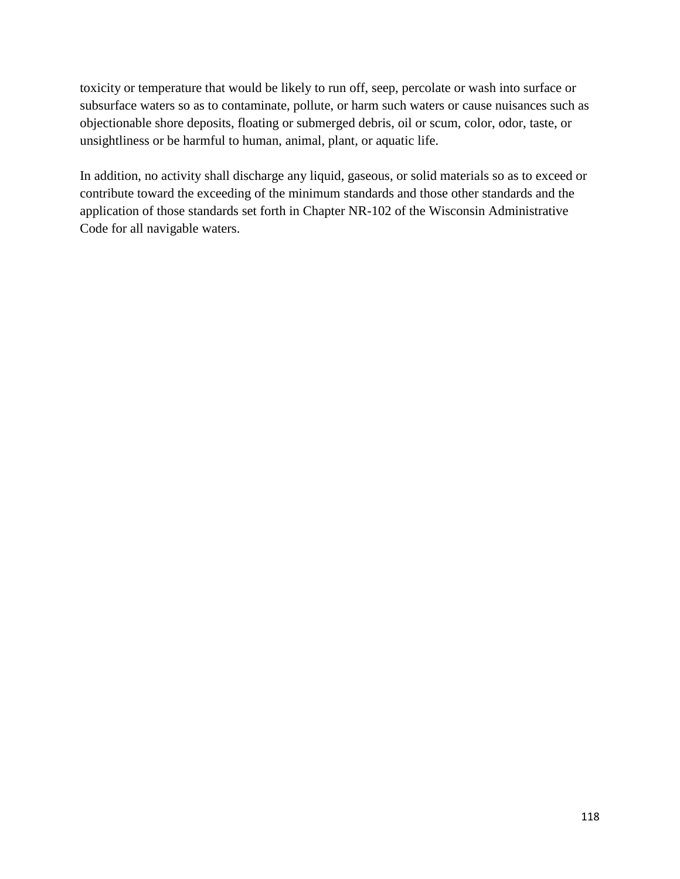toxicity or temperature that would be likely to run off, seep, percolate or wash into surface or subsurface waters so as to contaminate, pollute, or harm such waters or cause nuisances such as objectionable shore deposits, floating or submerged debris, oil or scum, color, odor, taste, or unsightliness or be harmful to human, animal, plant, or aquatic life.

In addition, no activity shall discharge any liquid, gaseous, or solid materials so as to exceed or contribute toward the exceeding of the minimum standards and those other standards and the application of those standards set forth in Chapter NR-102 of the Wisconsin Administrative Code for all navigable waters.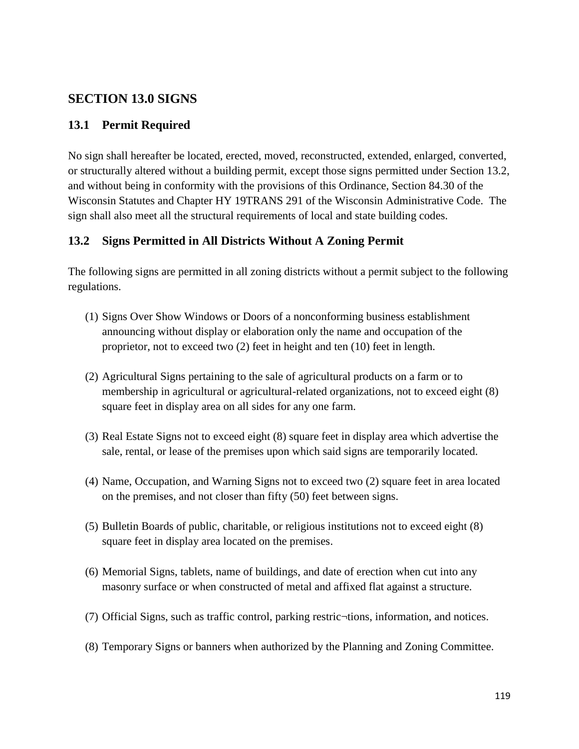## SECTION 13.0 SIGNS

### 13.1 Permit Required

No sign shall hereafter be located, erected, moved, reconstructed, extended, enlarged, converted, or structurally altered without a building permit, except those signs permitted under Section 13.2, and without being in conformity with the provisions of this Ordinance, Section 84.30 of the Wisconsin Statutes and Chapter HY 19TRANS 291 of the Wisconsin Administrative Code. The sign shall also meet all the structural requirements of local and state building codes.

### 13.2 Signs Permitted in All Districts Without A Zoning Permit

The following signs are permitted in all zoning districts without a permit subject to the following regulations.

(1) Signs Over Show Windows or Doors of a nonconforming business establishment announcing without display or elaboration only the name and occupation of the proprietor, not to exceed two (2) feet in height and ten (10) feet in length.

(2) Agricultural Signs pertaining to the sale of agricultural products on a farm or to membership in agricultural or agricultural-related organizations, not to exceed eight (8) square feet in display area on all sides for any one farm.

(3) Real Estate Signs not to exceed eight (8) square feet in display area which advertise the sale, rental, or lease of the premises upon which said signs are temporarily located.

(4) Name, Occupation, and Warning Signs not to exceed two (2) square feet in area located on the premises, and not closer than fifty (50) feet between signs.

(5) Bulletin Boards of public, charitable, or religious institutions not to exceed eight (8) square feet in display area located on the premises.

(6) Memorial Signs, tablets, name of buildings, and date of erection when cut into any masonry surface or when constructed of metal and affixed flat against a structure.

(7) Official Signs, such as traffic control, parking restric¬tions, information, and notices.

(8) Temporary Signs or banners when authorized by the Planning and Zoning Committee.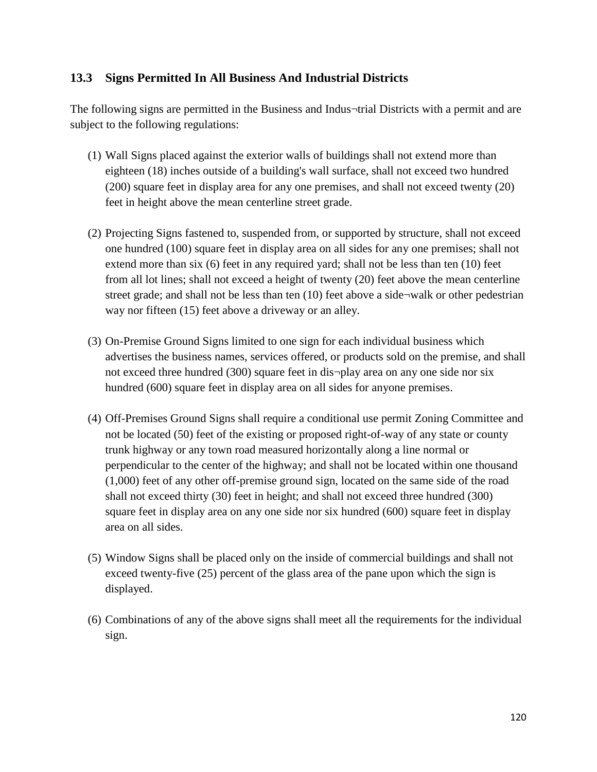## 13.3 Signs Permitted In All Business And Industrial Districts

The following signs are permitted in the Business and Indus¬trial Districts with a permit and are subject to the following regulations:

(1) Wall Signs placed against the exterior walls of buildings shall not extend more than eighteen (18) inches outside of a building's wall surface, shall not exceed two hundred (200) square feet in display area for any one premises, and shall not exceed twenty (20) feet in height above the mean centerline street grade.

(2) Projecting Signs fastened to, suspended from, or supported by structure, shall not exceed one hundred (100) square feet in display area on all sides for any one premises; shall not extend more than six (6) feet in any required yard; shall not be less than ten (10) feet from all lot lines; shall not exceed a height of twenty (20) feet above the mean centerline street grade; and shall not be less than ten (10) feet above a side¬walk or other pedestrian way nor fifteen (15) feet above a driveway or an alley.

(3) On-Premise Ground Signs limited to one sign for each individual business which advertises the business names, services offered, or products sold on the premise, and shall not exceed three hundred (300) square feet in dis¬play area on any one side nor six hundred (600) square feet in display area on all sides for anyone premises.

(4) Off-Premises Ground Signs shall require a conditional use permit Zoning Committee and not be located (50) feet of the existing or proposed right-of-way of any state or county trunk highway or any town road measured horizontally along a line normal or perpendicular to the center of the highway; and shall not be located within one thousand (1,000) feet of any other off-premise ground sign, located on the same side of the road shall not exceed thirty (30) feet in height; and shall not exceed three hundred (300) square feet in display area on any one side nor six hundred (600) square feet in display area on all sides.

(5) Window Signs shall be placed only on the inside of commercial buildings and shall not exceed twenty-five (25) percent of the glass area of the pane upon which the sign is displayed.

(6) Combinations of any of the above signs shall meet all the requirements for the individual sign.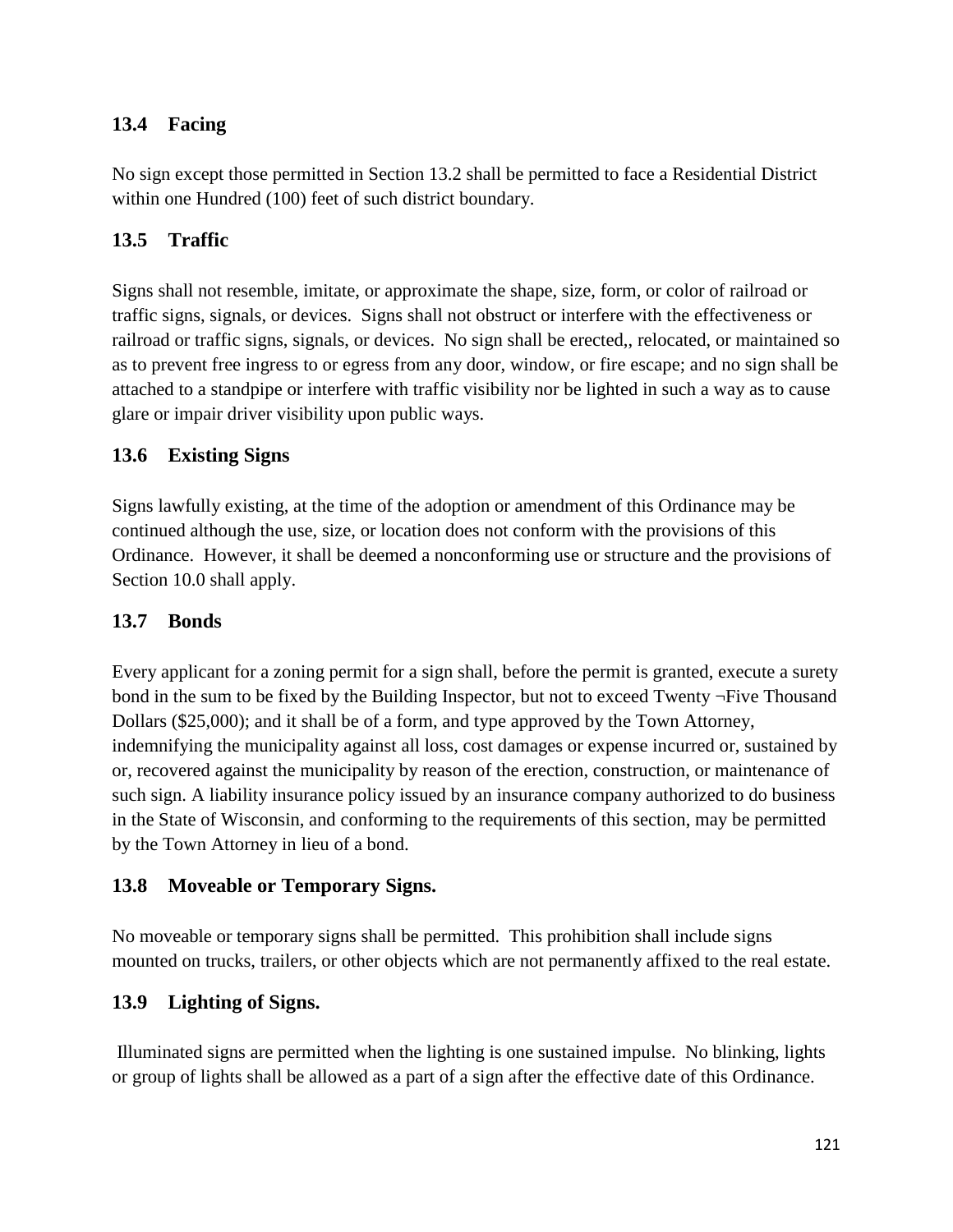## 13.4 Facing

No sign except those permitted in Section 13.2 shall be permitted to face a Residential District within one Hundred (100) feet of such district boundary.

## 13.5 Traffic

Signs shall not resemble, imitate, or approximate the shape, size, form, or color of railroad or traffic signs, signals, or devices. Signs shall not obstruct or interfere with the effectiveness or railroad or traffic signs, signals, or devices. No sign shall be erected,, relocated, or maintained so as to prevent free ingress to or egress from any door, window, or fire escape; and no sign shall be attached to a standpipe or interfere with traffic visibility nor be lighted in such a way as to cause glare or impair driver visibility upon public ways.

## 13.6 Existing Signs

Signs lawfully existing, at the time of the adoption or amendment of this Ordinance may be continued although the use, size, or location does not conform with the provisions of this Ordinance. However, it shall be deemed a nonconforming use or structure and the provisions of Section 10.0 shall apply.

## 13.7 Bonds

Every applicant for a zoning permit for a sign shall, before the permit is granted, execute a surety bond in the sum to be fixed by the Building Inspector, but not to exceed Twenty ¬Five Thousand Dollars ($25,000); and it shall be of a form, and type approved by the Town Attorney, indemnifying the municipality against all loss, cost damages or expense incurred or, sustained by or, recovered against the municipality by reason of the erection, construction, or maintenance of such sign. A liability insurance policy issued by an insurance company authorized to do business in the State of Wisconsin, and conforming to the requirements of this section, may be permitted by the Town Attorney in lieu of a bond.

## 13.8 Moveable or Temporary Signs.

No moveable or temporary signs shall be permitted. This prohibition shall include signs mounted on trucks, trailers, or other objects which are not permanently affixed to the real estate.

## 13.9 Lighting of Signs.

Illuminated signs are permitted when the lighting is one sustained impulse. No blinking, lights or group of lights shall be allowed as a part of a sign after the effective date of this Ordinance.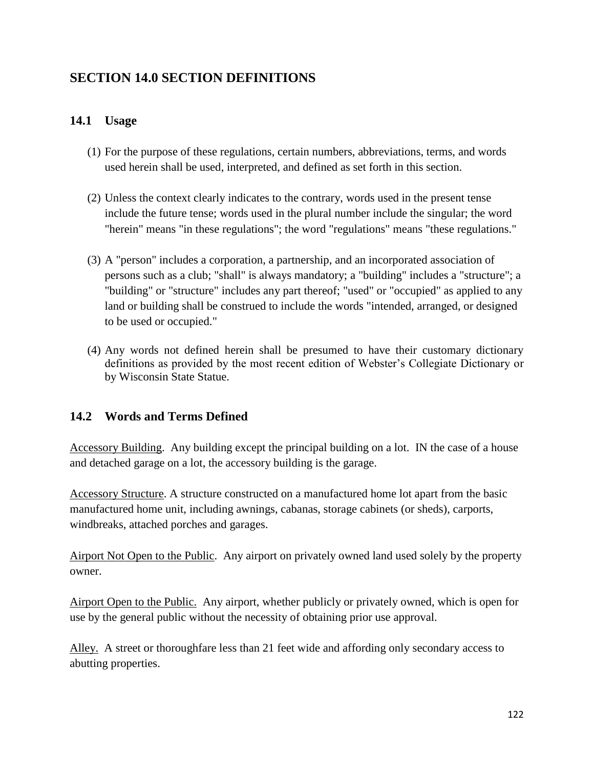## SECTION 14.0 SECTION DEFINITIONS

### 14.1 Usage

(1) For the purpose of these regulations, certain numbers, abbreviations, terms, and words used herein shall be used, interpreted, and defined as set forth in this section.

(2) Unless the context clearly indicates to the contrary, words used in the present tense include the future tense; words used in the plural number include the singular; the word "herein" means "in these regulations"; the word "regulations" means "these regulations."

(3) A "person" includes a corporation, a partnership, and an incorporated association of persons such as a club; "shall" is always mandatory; a "building" includes a "structure"; a "building" or "structure" includes any part thereof; "used" or "occupied" as applied to any land or building shall be construed to include the words "intended, arranged, or designed to be used or occupied."

(4) Any words not defined herein shall be presumed to have their customary dictionary definitions as provided by the most recent edition of Webster's Collegiate Dictionary or by Wisconsin State Statue.

### 14.2 Words and Terms Defined

Accessory Building. Any building except the principal building on a lot. IN the case of a house and detached garage on a lot, the accessory building is the garage.

Accessory Structure. A structure constructed on a manufactured home lot apart from the basic manufactured home unit, including awnings, cabanas, storage cabinets (or sheds), carports, windbreaks, attached porches and garages.

Airport Not Open to the Public. Any airport on privately owned land used solely by the property owner.

Airport Open to the Public. Any airport, whether publicly or privately owned, which is open for use by the general public without the necessity of obtaining prior use approval.

Alley. A street or thoroughfare less than 21 feet wide and affording only secondary access to abutting properties.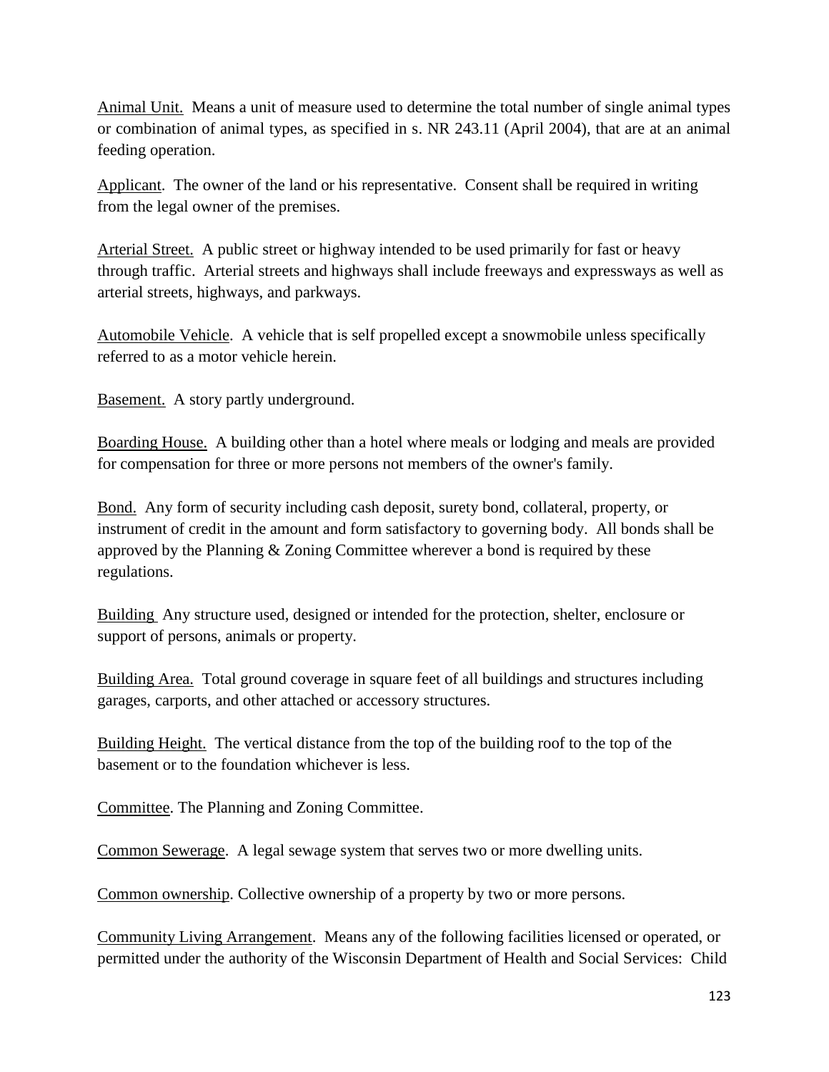Animal Unit. Means a unit of measure used to determine the total number of single animal types or combination of animal types, as specified in s. NR 243.11 (April 2004), that are at an animal feeding operation.

Applicant. The owner of the land or his representative. Consent shall be required in writing from the legal owner of the premises.

Arterial Street. A public street or highway intended to be used primarily for fast or heavy through traffic. Arterial streets and highways shall include freeways and expressways as well as arterial streets, highways, and parkways.

Automobile Vehicle. A vehicle that is self propelled except a snowmobile unless specifically referred to as a motor vehicle herein.

Basement. A story partly underground.

Boarding House. A building other than a hotel where meals or lodging and meals are provided for compensation for three or more persons not members of the owner's family.

Bond. Any form of security including cash deposit, surety bond, collateral, property, or instrument of credit in the amount and form satisfactory to governing body. All bonds shall be approved by the Planning & Zoning Committee wherever a bond is required by these regulations.

Building Any structure used, designed or intended for the protection, shelter, enclosure or support of persons, animals or property.

Building Area. Total ground coverage in square feet of all buildings and structures including garages, carports, and other attached or accessory structures.

Building Height. The vertical distance from the top of the building roof to the top of the basement or to the foundation whichever is less.

Committee. The Planning and Zoning Committee.

Common Sewerage. A legal sewage system that serves two or more dwelling units.

Common ownership. Collective ownership of a property by two or more persons.

Community Living Arrangement. Means any of the following facilities licensed or operated, or permitted under the authority of the Wisconsin Department of Health and Social Services: Child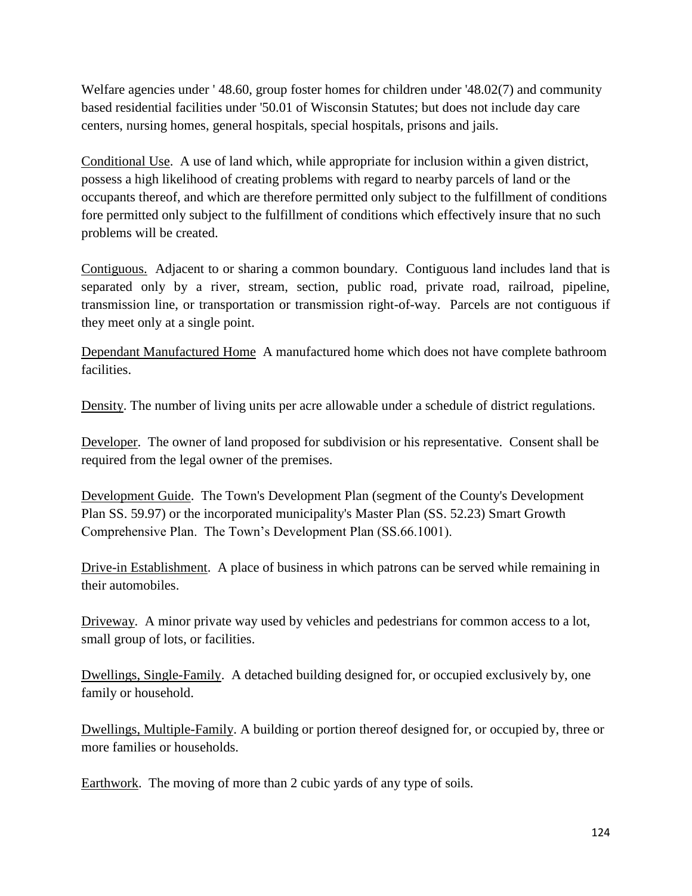Welfare agencies under ' 48.60, group foster homes for children under '48.02(7) and community based residential facilities under '50.01 of Wisconsin Statutes; but does not include day care centers, nursing homes, general hospitals, special hospitals, prisons and jails.

Conditional Use. A use of land which, while appropriate for inclusion within a given district, possess a high likelihood of creating problems with regard to nearby parcels of land or the occupants thereof, and which are therefore permitted only subject to the fulfillment of conditions fore permitted only subject to the fulfillment of conditions which effectively insure that no such problems will be created.

Contiguous. Adjacent to or sharing a common boundary. Contiguous land includes land that is separated only by a river, stream, section, public road, private road, railroad, pipeline, transmission line, or transportation or transmission right-of-way. Parcels are not contiguous if they meet only at a single point.

Dependant Manufactured Home A manufactured home which does not have complete bathroom facilities.

Density. The number of living units per acre allowable under a schedule of district regulations.

Developer. The owner of land proposed for subdivision or his representative. Consent shall be required from the legal owner of the premises.

Development Guide. The Town's Development Plan (segment of the County's Development Plan SS. 59.97) or the incorporated municipality's Master Plan (SS. 52.23) Smart Growth Comprehensive Plan. The Town's Development Plan (SS.66.1001).

Drive-in Establishment. A place of business in which patrons can be served while remaining in their automobiles.

Driveway. A minor private way used by vehicles and pedestrians for common access to a lot, small group of lots, or facilities.

Dwellings, Single-Family. A detached building designed for, or occupied exclusively by, one family or household.

Dwellings, Multiple-Family. A building or portion thereof designed for, or occupied by, three or more families or households.

Earthwork. The moving of more than 2 cubic yards of any type of soils.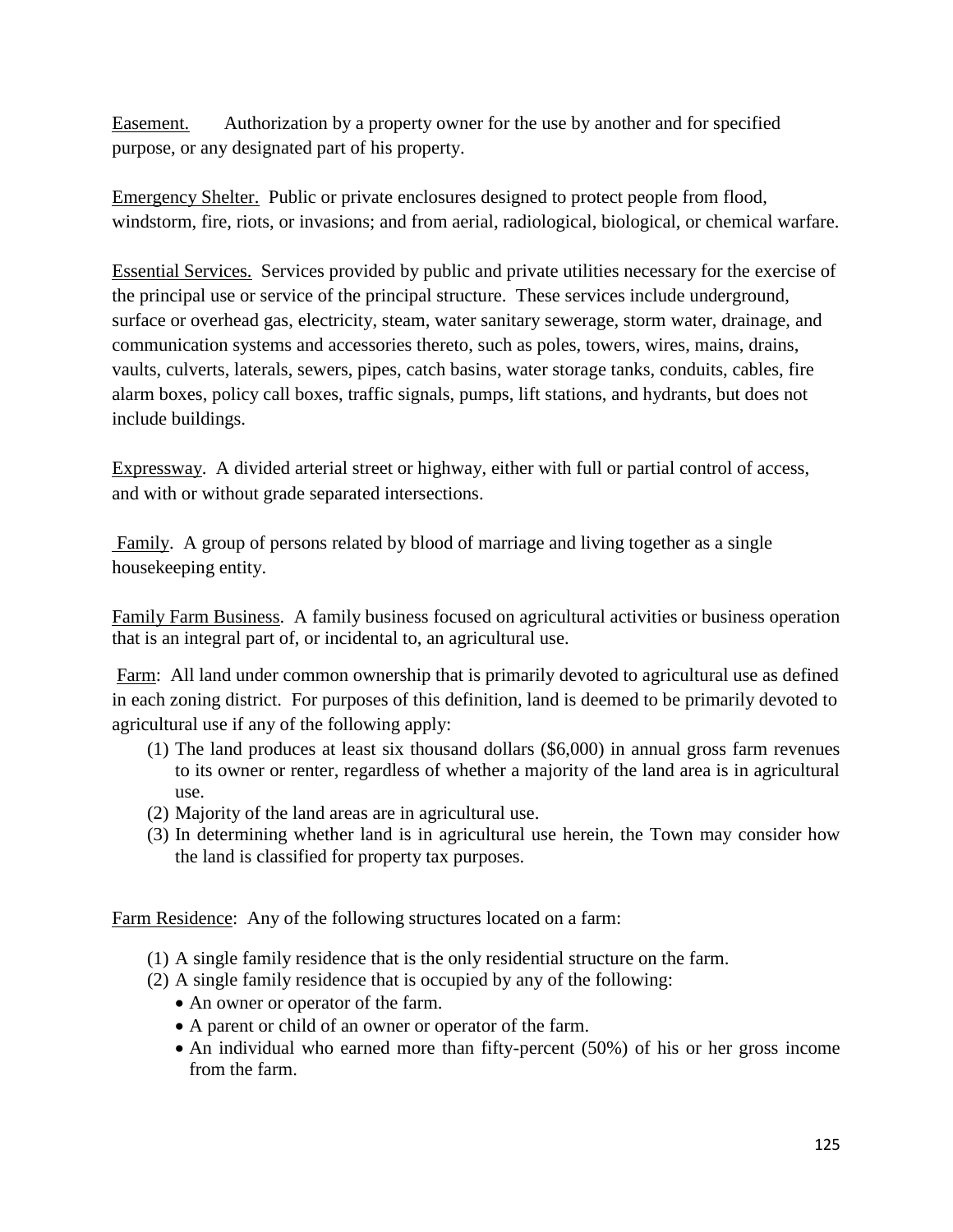Easement. Authorization by a property owner for the use by another and for specified purpose, or any designated part of his property.

Emergency Shelter. Public or private enclosures designed to protect people from flood, windstorm, fire, riots, or invasions; and from aerial, radiological, biological, or chemical warfare.

Essential Services. Services provided by public and private utilities necessary for the exercise of the principal use or service of the principal structure. These services include underground, surface or overhead gas, electricity, steam, water sanitary sewerage, storm water, drainage, and communication systems and accessories thereto, such as poles, towers, wires, mains, drains, vaults, culverts, laterals, sewers, pipes, catch basins, water storage tanks, conduits, cables, fire alarm boxes, policy call boxes, traffic signals, pumps, lift stations, and hydrants, but does not include buildings.

Expressway. A divided arterial street or highway, either with full or partial control of access, and with or without grade separated intersections.

Family. A group of persons related by blood of marriage and living together as a single housekeeping entity.

Family Farm Business. A family business focused on agricultural activities or business operation that is an integral part of, or incidental to, an agricultural use.

Farm: All land under common ownership that is primarily devoted to agricultural use as defined in each zoning district. For purposes of this definition, land is deemed to be primarily devoted to agricultural use if any of the following apply:

(1) The land produces at least six thousand dollars ($6,000) in annual gross farm revenues to its owner or renter, regardless of whether a majority of the land area is in agricultural use.
(2) Majority of the land areas are in agricultural use.
(3) In determining whether land is in agricultural use herein, the Town may consider how the land is classified for property tax purposes.

Farm Residence: Any of the following structures located on a farm:

(1) A single family residence that is the only residential structure on the farm.
(2) A single family residence that is occupied by any of the following:
    - An owner or operator of the farm.
    - A parent or child of an owner or operator of the farm.
    - An individual who earned more than fifty-percent (50%) of his or her gross income from the farm.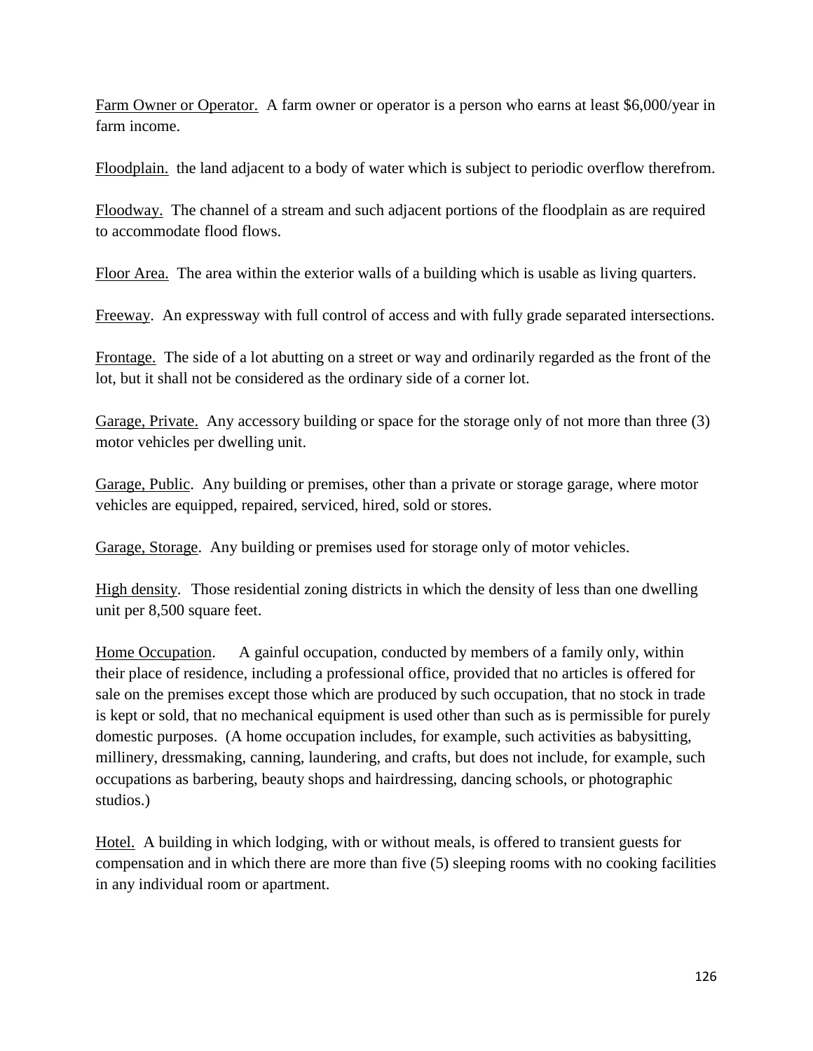<u>Farm Owner or Operator.</u> A farm owner or operator is a person who earns at least $6,000/year in farm income.

<u>Floodplain.</u> the land adjacent to a body of water which is subject to periodic overflow therefrom.

<u>Floodway.</u> The channel of a stream and such adjacent portions of the floodplain as are required to accommodate flood flows.

<u>Floor Area.</u> The area within the exterior walls of a building which is usable as living quarters.

<u>Freeway</u>. An expressway with full control of access and with fully grade separated intersections.

<u>Frontage.</u> The side of a lot abutting on a street or way and ordinarily regarded as the front of the lot, but it shall not be considered as the ordinary side of a corner lot.

<u>Garage, Private.</u> Any accessory building or space for the storage only of not more than three (3) motor vehicles per dwelling unit.

<u>Garage, Public</u>. Any building or premises, other than a private or storage garage, where motor vehicles are equipped, repaired, serviced, hired, sold or stores.

<u>Garage, Storage</u>. Any building or premises used for storage only of motor vehicles.

<u>High density</u>. Those residential zoning districts in which the density of less than one dwelling unit per 8,500 square feet.

<u>Home Occupation</u>. A gainful occupation, conducted by members of a family only, within their place of residence, including a professional office, provided that no articles is offered for sale on the premises except those which are produced by such occupation, that no stock in trade is kept or sold, that no mechanical equipment is used other than such as is permissible for purely domestic purposes. (A home occupation includes, for example, such activities as babysitting, millinery, dressmaking, canning, laundering, and crafts, but does not include, for example, such occupations as barbering, beauty shops and hairdressing, dancing schools, or photographic studios.)

<u>Hotel.</u> A building in which lodging, with or without meals, is offered to transient guests for compensation and in which there are more than five (5) sleeping rooms with no cooking facilities in any individual room or apartment.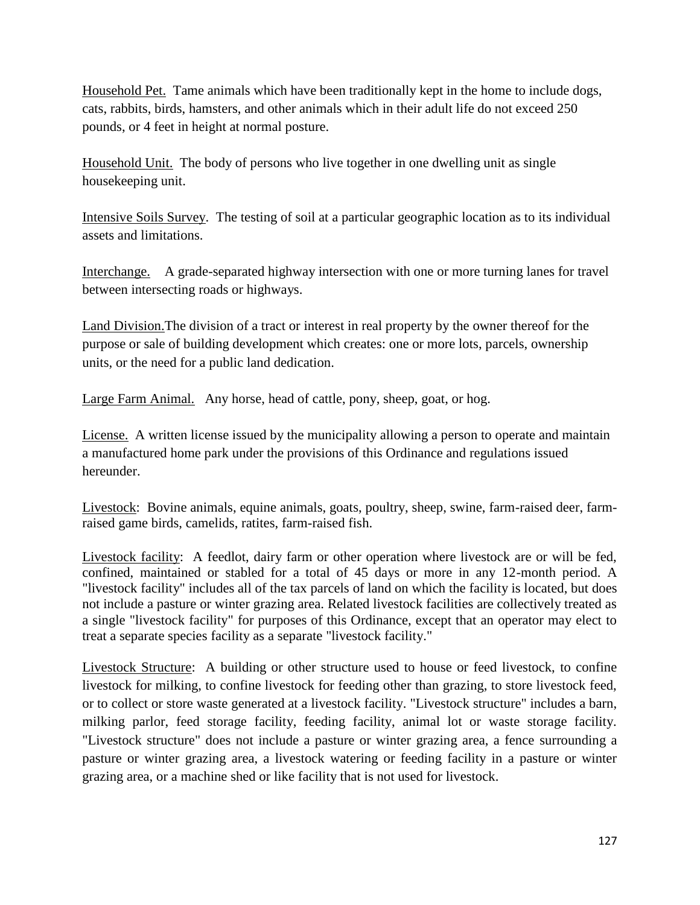<u>Household Pet.</u> Tame animals which have been traditionally kept in the home to include dogs, cats, rabbits, birds, hamsters, and other animals which in their adult life do not exceed 250 pounds, or 4 feet in height at normal posture.

<u>Household Unit.</u> The body of persons who live together in one dwelling unit as single housekeeping unit.

<u>Intensive Soils Survey</u>. The testing of soil at a particular geographic location as to its individual assets and limitations.

<u>Interchange.</u> A grade-separated highway intersection with one or more turning lanes for travel between intersecting roads or highways.

<u>Land Division.</u>The division of a tract or interest in real property by the owner thereof for the purpose or sale of building development which creates: one or more lots, parcels, ownership units, or the need for a public land dedication.

<u>Large Farm Animal.</u> Any horse, head of cattle, pony, sheep, goat, or hog.

<u>License.</u> A written license issued by the municipality allowing a person to operate and maintain a manufactured home park under the provisions of this Ordinance and regulations issued hereunder.

<u>Livestock</u>: Bovine animals, equine animals, goats, poultry, sheep, swine, farm-raised deer, farm-raised game birds, camelids, ratites, farm-raised fish.

<u>Livestock facility</u>: A feedlot, dairy farm or other operation where livestock are or will be fed, confined, maintained or stabled for a total of 45 days or more in any 12-month period. A "livestock facility" includes all of the tax parcels of land on which the facility is located, but does not include a pasture or winter grazing area. Related livestock facilities are collectively treated as a single "livestock facility" for purposes of this Ordinance, except that an operator may elect to treat a separate species facility as a separate "livestock facility."

<u>Livestock Structure</u>: A building or other structure used to house or feed livestock, to confine livestock for milking, to confine livestock for feeding other than grazing, to store livestock feed, or to collect or store waste generated at a livestock facility. "Livestock structure" includes a barn, milking parlor, feed storage facility, feeding facility, animal lot or waste storage facility. "Livestock structure" does not include a pasture or winter grazing area, a fence surrounding a pasture or winter grazing area, a livestock watering or feeding facility in a pasture or winter grazing area, or a machine shed or like facility that is not used for livestock.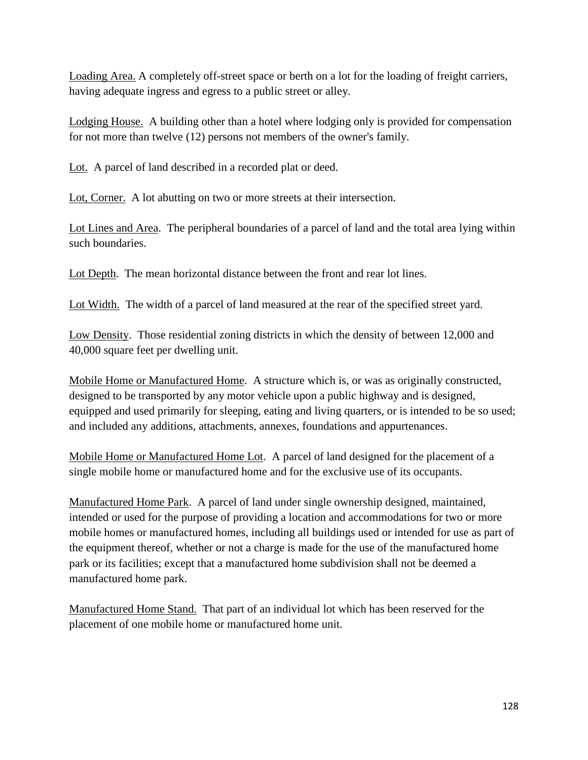<u>Loading Area.</u> A completely off-street space or berth on a lot for the loading of freight carriers, having adequate ingress and egress to a public street or alley.

<u>Lodging House.</u> A building other than a hotel where lodging only is provided for compensation for not more than twelve (12) persons not members of the owner's family.

<u>Lot.</u> A parcel of land described in a recorded plat or deed.

<u>Lot, Corner.</u> A lot abutting on two or more streets at their intersection.

<u>Lot Lines and Area</u>. The peripheral boundaries of a parcel of land and the total area lying within such boundaries.

<u>Lot Depth</u>. The mean horizontal distance between the front and rear lot lines.

<u>Lot Width.</u> The width of a parcel of land measured at the rear of the specified street yard.

<u>Low Density</u>. Those residential zoning districts in which the density of between 12,000 and 40,000 square feet per dwelling unit.

<u>Mobile Home or Manufactured Home</u>. A structure which is, or was as originally constructed, designed to be transported by any motor vehicle upon a public highway and is designed, equipped and used primarily for sleeping, eating and living quarters, or is intended to be so used; and included any additions, attachments, annexes, foundations and appurtenances.

<u>Mobile Home or Manufactured Home Lot</u>. A parcel of land designed for the placement of a single mobile home or manufactured home and for the exclusive use of its occupants.

<u>Manufactured Home Park</u>. A parcel of land under single ownership designed, maintained, intended or used for the purpose of providing a location and accommodations for two or more mobile homes or manufactured homes, including all buildings used or intended for use as part of the equipment thereof, whether or not a charge is made for the use of the manufactured home park or its facilities; except that a manufactured home subdivision shall not be deemed a manufactured home park.

<u>Manufactured Home Stand.</u> That part of an individual lot which has been reserved for the placement of one mobile home or manufactured home unit.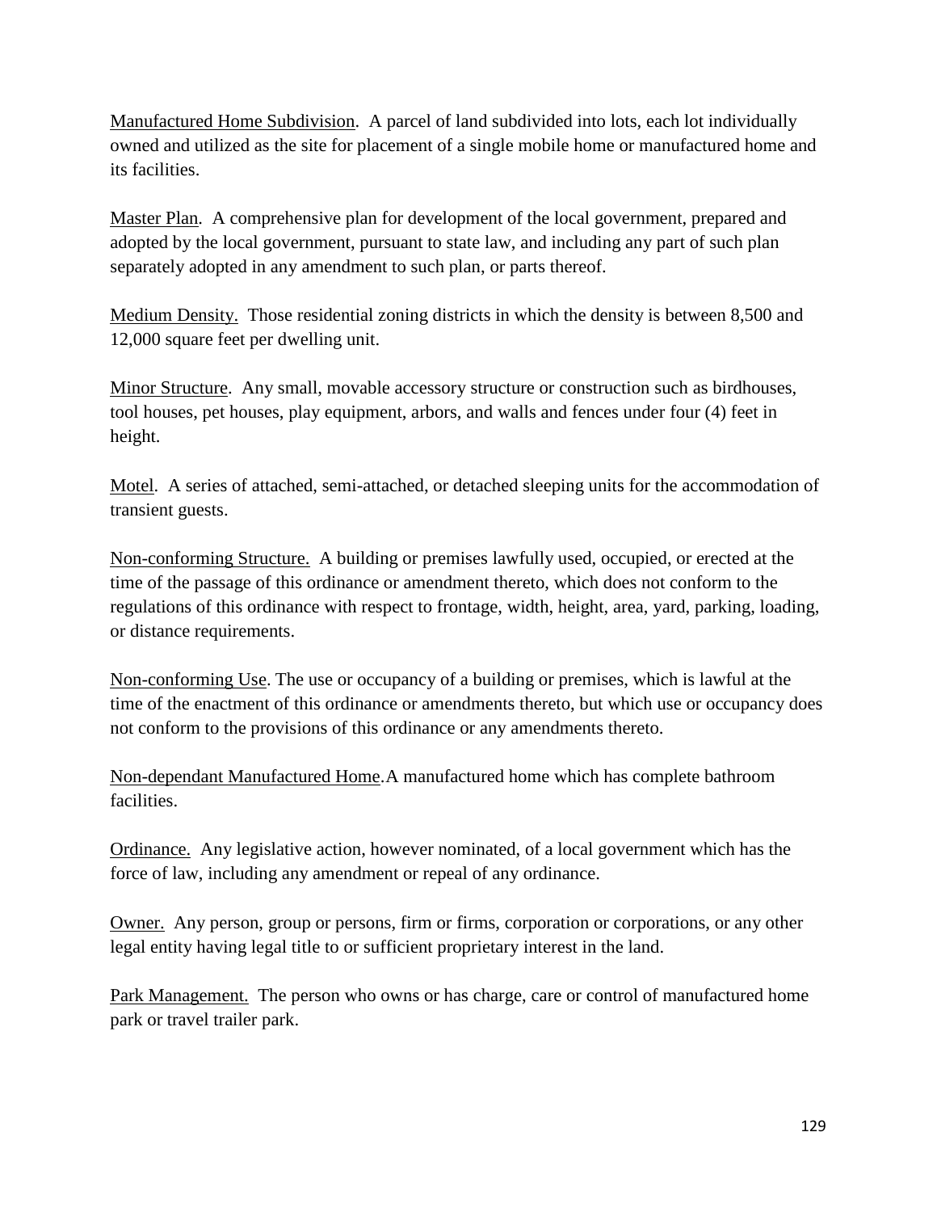<u>Manufactured Home Subdivision</u>. A parcel of land subdivided into lots, each lot individually owned and utilized as the site for placement of a single mobile home or manufactured home and its facilities.

<u>Master Plan</u>. A comprehensive plan for development of the local government, prepared and adopted by the local government, pursuant to state law, and including any part of such plan separately adopted in any amendment to such plan, or parts thereof.

<u>Medium Density.</u> Those residential zoning districts in which the density is between 8,500 and 12,000 square feet per dwelling unit.

<u>Minor Structure</u>. Any small, movable accessory structure or construction such as birdhouses, tool houses, pet houses, play equipment, arbors, and walls and fences under four (4) feet in height.

<u>Motel</u>. A series of attached, semi-attached, or detached sleeping units for the accommodation of transient guests.

<u>Non-conforming Structure.</u> A building or premises lawfully used, occupied, or erected at the time of the passage of this ordinance or amendment thereto, which does not conform to the regulations of this ordinance with respect to frontage, width, height, area, yard, parking, loading, or distance requirements.

<u>Non-conforming Use</u>. The use or occupancy of a building or premises, which is lawful at the time of the enactment of this ordinance or amendments thereto, but which use or occupancy does not conform to the provisions of this ordinance or any amendments thereto.

<u>Non-dependant Manufactured Home</u>.A manufactured home which has complete bathroom facilities.

<u>Ordinance.</u> Any legislative action, however nominated, of a local government which has the force of law, including any amendment or repeal of any ordinance.

<u>Owner.</u> Any person, group or persons, firm or firms, corporation or corporations, or any other legal entity having legal title to or sufficient proprietary interest in the land.

<u>Park Management.</u> The person who owns or has charge, care or control of manufactured home park or travel trailer park.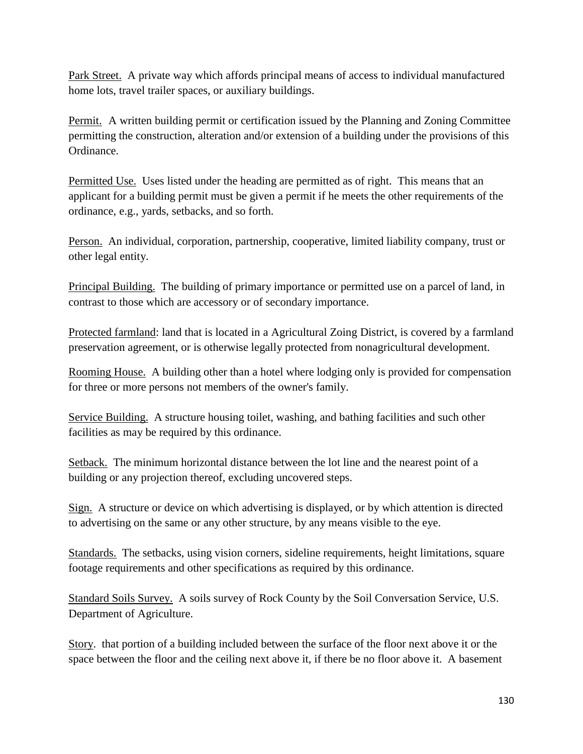<u>Park Street.</u> A private way which affords principal means of access to individual manufactured home lots, travel trailer spaces, or auxiliary buildings.

<u>Permit.</u> A written building permit or certification issued by the Planning and Zoning Committee permitting the construction, alteration and/or extension of a building under the provisions of this Ordinance.

<u>Permitted Use.</u> Uses listed under the heading are permitted as of right. This means that an applicant for a building permit must be given a permit if he meets the other requirements of the ordinance, e.g., yards, setbacks, and so forth.

<u>Person.</u> An individual, corporation, partnership, cooperative, limited liability company, trust or other legal entity.

<u>Principal Building.</u> The building of primary importance or permitted use on a parcel of land, in contrast to those which are accessory or of secondary importance.

<u>Protected farmland</u>: land that is located in a Agricultural Zoing District, is covered by a farmland preservation agreement, or is otherwise legally protected from nonagricultural development.

<u>Rooming House.</u> A building other than a hotel where lodging only is provided for compensation for three or more persons not members of the owner's family.

<u>Service Building.</u> A structure housing toilet, washing, and bathing facilities and such other facilities as may be required by this ordinance.

<u>Setback.</u> The minimum horizontal distance between the lot line and the nearest point of a building or any projection thereof, excluding uncovered steps.

<u>Sign.</u> A structure or device on which advertising is displayed, or by which attention is directed to advertising on the same or any other structure, by any means visible to the eye.

<u>Standards.</u> The setbacks, using vision corners, sideline requirements, height limitations, square footage requirements and other specifications as required by this ordinance.

<u>Standard Soils Survey.</u> A soils survey of Rock County by the Soil Conversation Service, U.S. Department of Agriculture.

<u>Story</u>. that portion of a building included between the surface of the floor next above it or the space between the floor and the ceiling next above it, if there be no floor above it. A basement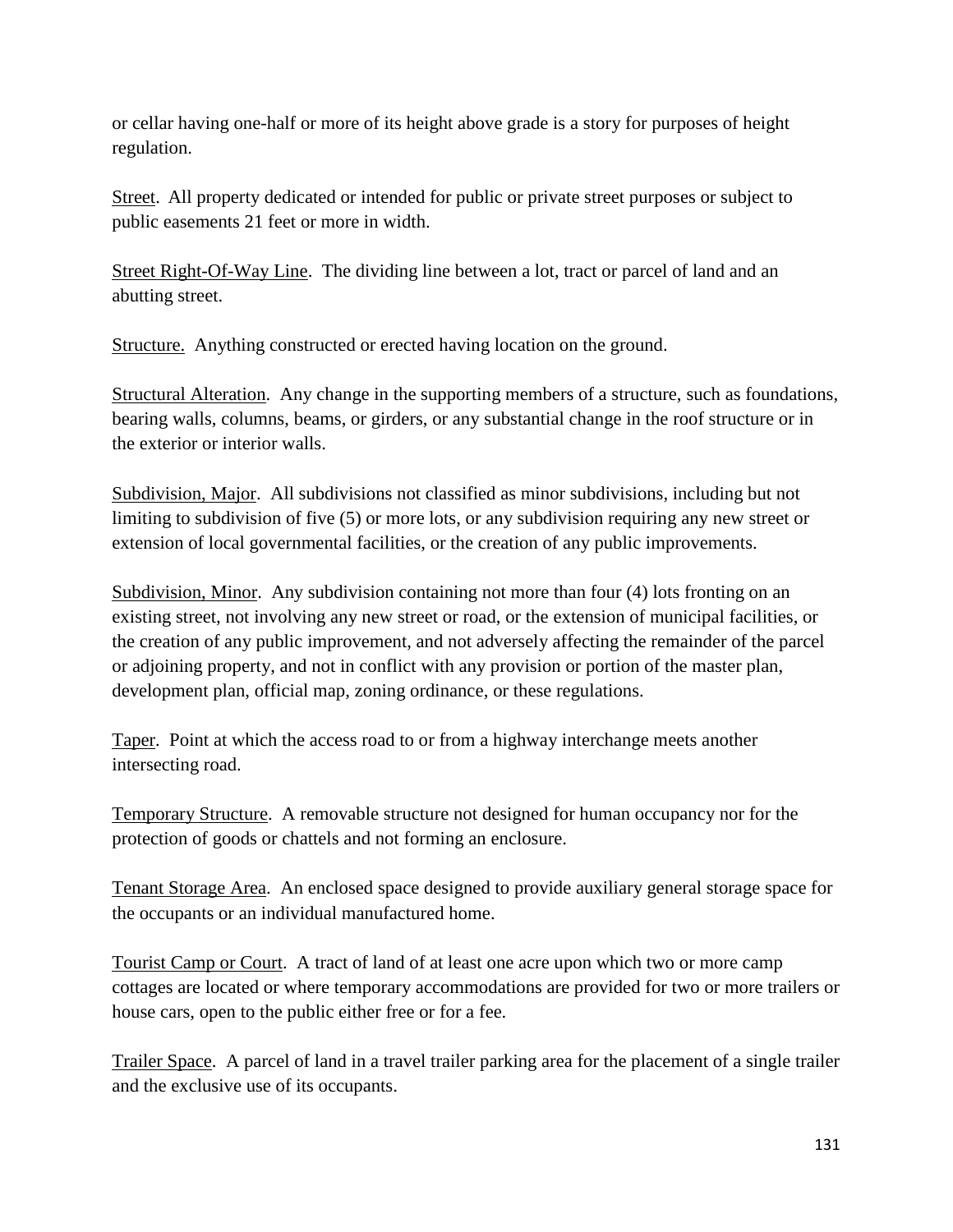or cellar having one-half or more of its height above grade is a story for purposes of height regulation.

<u>Street</u>. All property dedicated or intended for public or private street purposes or subject to public easements 21 feet or more in width.

<u>Street Right-Of-Way Line</u>. The dividing line between a lot, tract or parcel of land and an abutting street.

<u>Structure.</u> Anything constructed or erected having location on the ground.

<u>Structural Alteration</u>. Any change in the supporting members of a structure, such as foundations, bearing walls, columns, beams, or girders, or any substantial change in the roof structure or in the exterior or interior walls.

<u>Subdivision, Major</u>. All subdivisions not classified as minor subdivisions, including but not limiting to subdivision of five (5) or more lots, or any subdivision requiring any new street or extension of local governmental facilities, or the creation of any public improvements.

<u>Subdivision, Minor</u>. Any subdivision containing not more than four (4) lots fronting on an existing street, not involving any new street or road, or the extension of municipal facilities, or the creation of any public improvement, and not adversely affecting the remainder of the parcel or adjoining property, and not in conflict with any provision or portion of the master plan, development plan, official map, zoning ordinance, or these regulations.

<u>Taper</u>. Point at which the access road to or from a highway interchange meets another intersecting road.

<u>Temporary Structure</u>. A removable structure not designed for human occupancy nor for the protection of goods or chattels and not forming an enclosure.

<u>Tenant Storage Area</u>. An enclosed space designed to provide auxiliary general storage space for the occupants or an individual manufactured home.

<u>Tourist Camp or Court</u>. A tract of land of at least one acre upon which two or more camp cottages are located or where temporary accommodations are provided for two or more trailers or house cars, open to the public either free or for a fee.

<u>Trailer Space</u>. A parcel of land in a travel trailer parking area for the placement of a single trailer and the exclusive use of its occupants.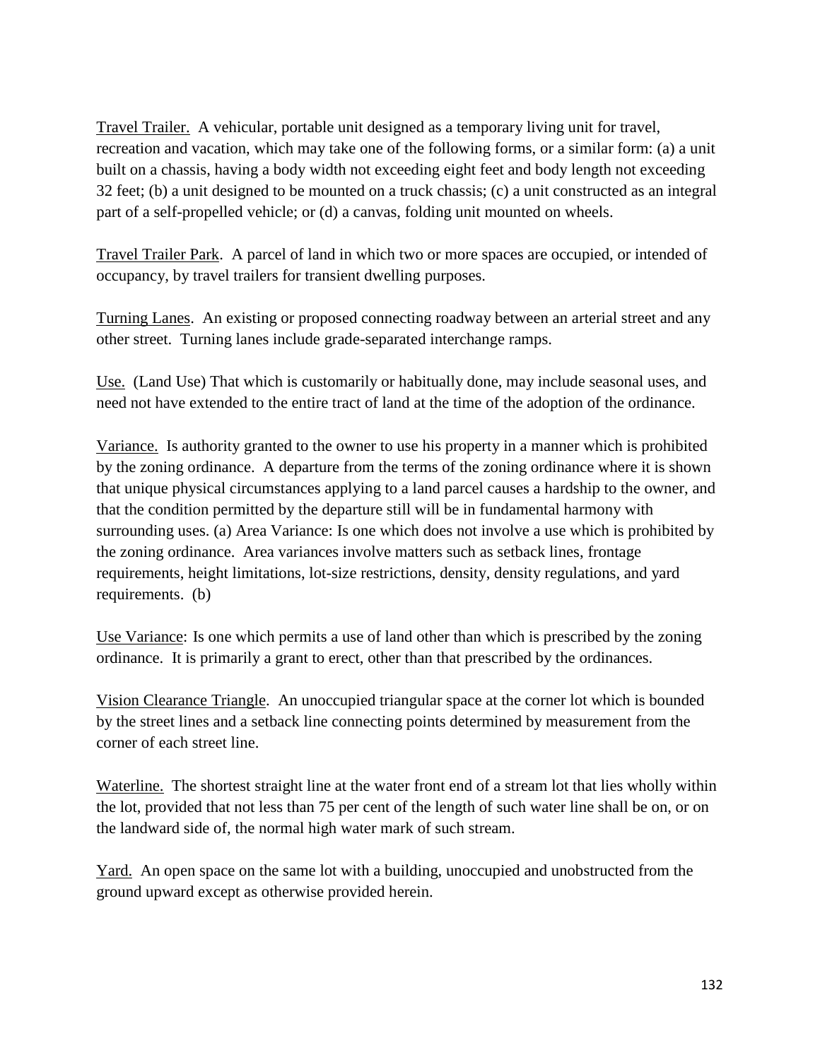<u>Travel Trailer.</u> A vehicular, portable unit designed as a temporary living unit for travel, recreation and vacation, which may take one of the following forms, or a similar form: (a) a unit built on a chassis, having a body width not exceeding eight feet and body length not exceeding 32 feet; (b) a unit designed to be mounted on a truck chassis; (c) a unit constructed as an integral part of a self-propelled vehicle; or (d) a canvas, folding unit mounted on wheels.

<u>Travel Trailer Park</u>. A parcel of land in which two or more spaces are occupied, or intended of occupancy, by travel trailers for transient dwelling purposes.

<u>Turning Lanes</u>. An existing or proposed connecting roadway between an arterial street and any other street. Turning lanes include grade-separated interchange ramps.

<u>Use.</u> (Land Use) That which is customarily or habitually done, may include seasonal uses, and need not have extended to the entire tract of land at the time of the adoption of the ordinance.

<u>Variance.</u> Is authority granted to the owner to use his property in a manner which is prohibited by the zoning ordinance. A departure from the terms of the zoning ordinance where it is shown that unique physical circumstances applying to a land parcel causes a hardship to the owner, and that the condition permitted by the departure still will be in fundamental harmony with surrounding uses. (a) Area Variance: Is one which does not involve a use which is prohibited by the zoning ordinance. Area variances involve matters such as setback lines, frontage requirements, height limitations, lot-size restrictions, density, density regulations, and yard requirements. (b)

<u>Use Variance</u>: Is one which permits a use of land other than which is prescribed by the zoning ordinance. It is primarily a grant to erect, other than that prescribed by the ordinances.

<u>Vision Clearance Triangle</u>. An unoccupied triangular space at the corner lot which is bounded by the street lines and a setback line connecting points determined by measurement from the corner of each street line.

<u>Waterline.</u> The shortest straight line at the water front end of a stream lot that lies wholly within the lot, provided that not less than 75 per cent of the length of such water line shall be on, or on the landward side of, the normal high water mark of such stream.

<u>Yard.</u> An open space on the same lot with a building, unoccupied and unobstructed from the ground upward except as otherwise provided herein.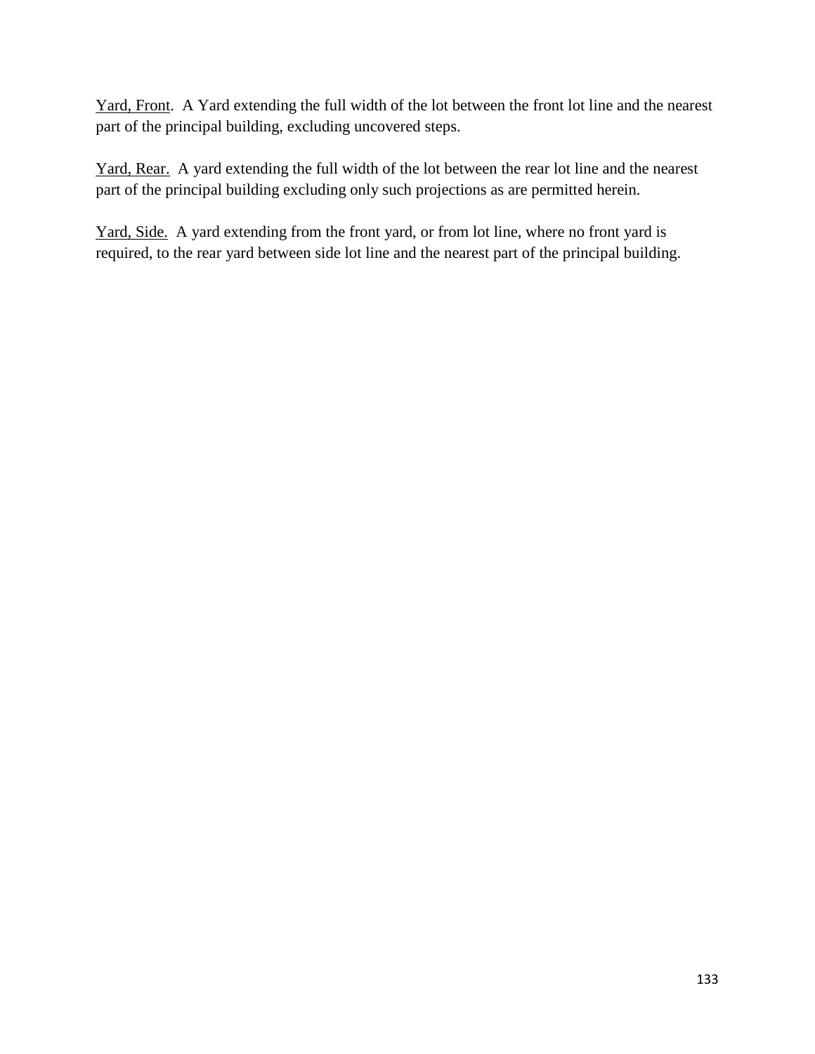<u>Yard, Front</u>. A Yard extending the full width of the lot between the front lot line and the nearest part of the principal building, excluding uncovered steps.

<u>Yard, Rear.</u> A yard extending the full width of the lot between the rear lot line and the nearest part of the principal building excluding only such projections as are permitted herein.

<u>Yard, Side.</u> A yard extending from the front yard, or from lot line, where no front yard is required, to the rear yard between side lot line and the nearest part of the principal building.